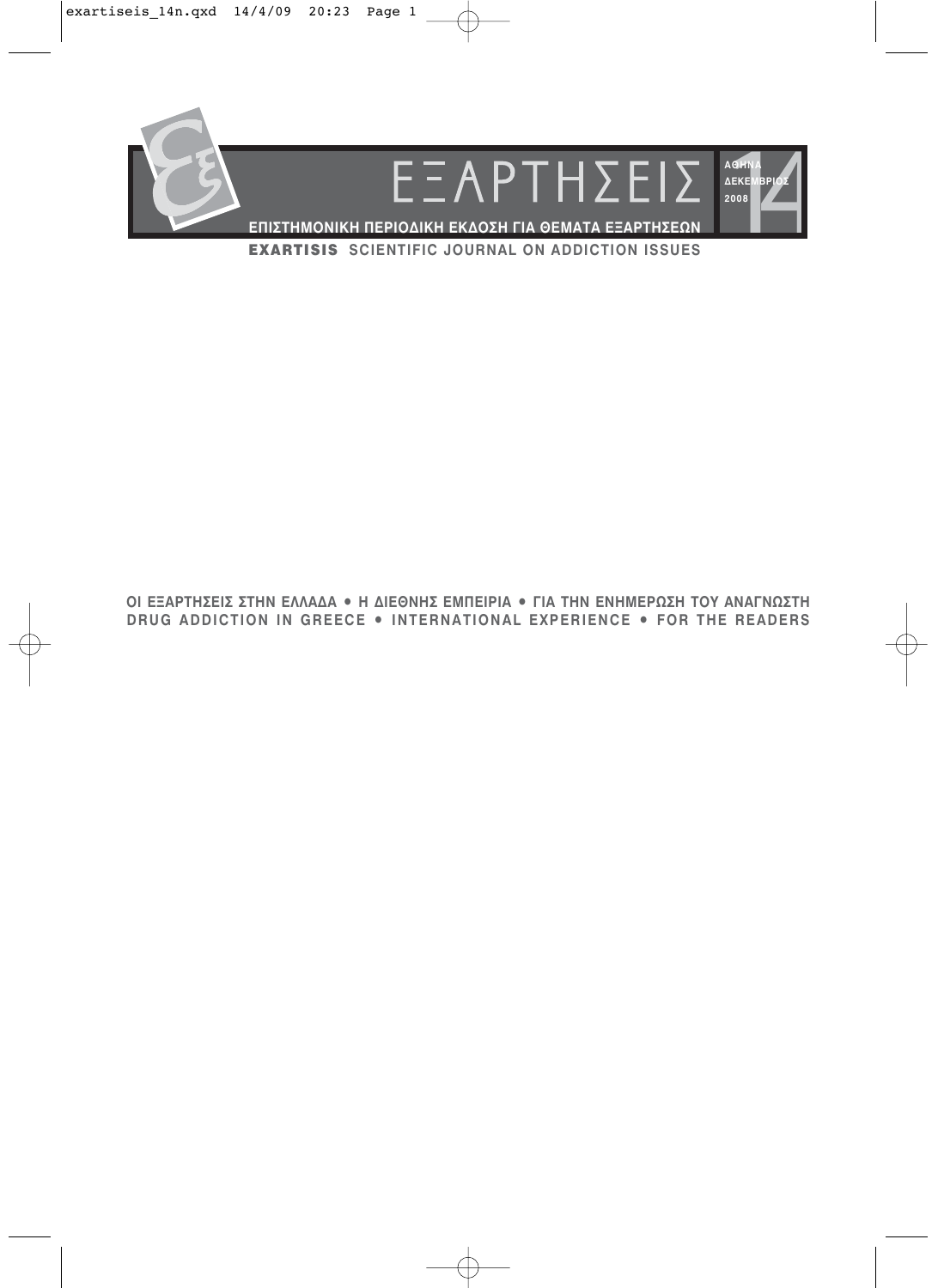# ΕΞΑΡΤΗΣΕΙΣ

ΑΘΗΝΑ
ΔΕΚΕΜΒΡΙΟΣ
2008

14

**ΕΠΙΣΤΗΜΟΝΙΚΗ ΠΕΡΙΟΔΙΚΗ ΕΚΔΟΣΗ ΓΙΑ ΘΕΜΑΤΑ ΕΞΑΡΤΗΣΕΩΝ**

**EXARTISIS** SCIENTIFIC JOURNAL ON ADDICTION ISSUES

**ΟΙ ΕΞΑΡΤΗΣΕΙΣ ΣΤΗΝ ΕΛΛΑΔΑ • Η ΔΙΕΘΝΗΣ ΕΜΠΕΙΡΙΑ • ΓΙΑ ΤΗΝ ΕΝΗΜΕΡΩΣΗ ΤΟΥ ΑΝΑΓΝΩΣΤΗ**
**DRUG ADDICTION IN GREECE • INTERNATIONAL EXPERIENCE • FOR THE READERS**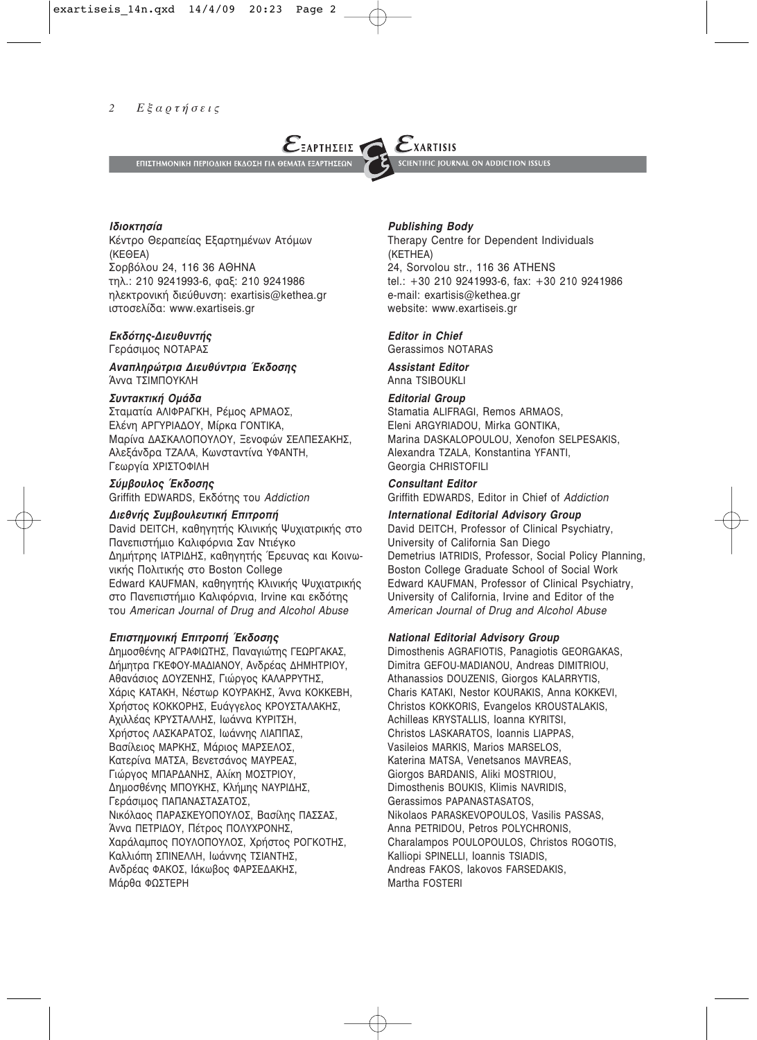**ΕΞΑΡΤΗΣΕΙΣ** — ΕΠΙΣΤΗΜΟΝΙΚΗ ΠΕΡΙΟΔΙΚΗ ΕΚΔΟΣΗ ΓΙΑ ΘΕΜΑΤΑ ΕΞΑΡΤΗΣΕΩΝ

**EXARTISIS** — SCIENTIFIC JOURNAL ON ADDICTION ISSUES

***Ιδιοκτησία***
Κέντρο Θεραπείας Εξαρτημένων Ατόμων (ΚΕΘΕΑ)
Σορβόλου 24, 116 36 ΑΘΗΝΑ
τηλ.: 210 9241993-6, φαξ: 210 9241986
ηλεκτρονική διεύθυνση: exartisis@kethea.gr
ιστοσελίδα: www.exartiseis.gr

***Εκδότης-Διευθυντής***
Γεράσιμος ΝΟΤΑΡΑΣ

***Αναπληρώτρια Διευθύντρια Έκδοσης***
Άννα ΤΣΙΜΠΟΥΚΛΗ

***Συντακτική Ομάδα***
Σταματία ΑΛΙΦΡΑΓΚΗ, Ρέμος ΑΡΜΑΟΣ, Ελένη ΑΡΓΥΡΙΑΔΟΥ, Μίρκα ΓΟΝΤΙΚΑ, Μαρίνα ΔΑΣΚΑΛΟΠΟΥΛΟΥ, Ξενοφών ΣΕΛΠΕΣΑΚΗΣ, Αλεξάνδρα ΤΖΑΛΑ, Κωνσταντίνα ΥΦΑΝΤΗ, Γεωργία ΧΡΙΣΤΟΦΙΛΗ

***Σύμβουλος Έκδοσης***
Griffith EDWARDS, Εκδότης του *Addiction*

***Διεθνής Συμβουλευτική Επιτροπή***
David DEITCH, καθηγητής Κλινικής Ψυχιατρικής στο Πανεπιστήμιο Καλιφόρνια Σαν Ντιέγκο
Δημήτρης ΙΑΤΡΙΔΗΣ, καθηγητής Έρευνας και Κοινωνικής Πολιτικής στο Boston College
Edward KAUFMAN, καθηγητής Κλινικής Ψυχιατρικής στο Πανεπιστήμιο Καλιφόρνια, Irvine και εκδότης του *American Journal of Drug and Alcohol Abuse*

***Επιστημονική Επιτροπή Έκδοσης***
Δημοσθένης ΑΓΡΑΦΙΩΤΗΣ, Παναγιώτης ΓΕΩΡΓΑΚΑΣ, Δήμητρα ΓΚΕΦΟΥ-ΜΑΔΙΑΝΟΥ, Ανδρέας ΔΗΜΗΤΡΙΟΥ, Αθανάσιος ΔΟΥΖΕΝΗΣ, Γιώργος ΚΑΛΑΡΡΥΤΗΣ, Χάρις ΚΑΤΑΚΗ, Νέστωρ ΚΟΥΡΑΚΗΣ, Άννα ΚΟΚΚΕΒΗ, Χρήστος ΚΟΚΚΟΡΗΣ, Ευάγγελος ΚΡΟΥΣΤΑΛΑΚΗΣ, Αχιλλέας ΚΡΥΣΤΑΛΛΗΣ, Ιωάννα ΚΥΡΙΤΣΗ, Χρήστος ΛΑΣΚΑΡΑΤΟΣ, Ιωάννης ΛΙΑΠΠΑΣ, Βασίλειος ΜΑΡΚΗΣ, Μάριος ΜΑΡΣΕΛΟΣ, Κατερίνα ΜΑΤΣΑ, Βενετσάνος ΜΑΥΡΕΑΣ, Γιώργος ΜΠΑΡΔΑΝΗΣ, Αλίκη ΜΟΣΤΡΙΟΥ, Δημοσθένης ΜΠΟΥΚΗΣ, Κλήμης ΝΑΥΡΙΔΗΣ, Γεράσιμος ΠΑΠΑΝΑΣΤΑΣΑΤΟΣ, Νικόλαος ΠΑΡΑΣΚΕΥΟΠΟΥΛΟΣ, Βασίλης ΠΑΣΣΑΣ, Άννα ΠΕΤΡΙΔΟΥ, Πέτρος ΠΟΛΥΧΡΟΝΗΣ, Χαράλαμπος ΠΟΥΛΟΠΟΥΛΟΣ, Χρήστος ΡΟΓΚΟΤΗΣ, Καλλιόπη ΣΠΙΝΕΛΛΗ, Ιωάννης ΤΣΙΑΝΤΗΣ, Ανδρέας ΦΑΚΟΣ, Ιάκωβος ΦΑΡΣΕΔΑΚΗΣ, Μάρθα ΦΩΣΤΕΡΗ

***Publishing Body***
Therapy Centre for Dependent Individuals (KETHEA)
24, Sorvolou str., 116 36 ATHENS
tel.: +30 210 9241993-6, fax: +30 210 9241986
e-mail: exartisis@kethea.gr
website: www.exartiseis.gr

***Editor in Chief***
Gerassimos NOTARAS

***Assistant Editor***
Anna TSIBOUKLI

***Editorial Group***
Stamatia ALIFRAGI, Remos ARMAOS, Eleni ARGYRIADOU, Mirka GONTIKA, Marina DASKALOPOULOU, Xenofon SELPESAKIS, Alexandra TZALA, Konstantina YFANTI, Georgia CHRISTOFILI

***Consultant Editor***
Griffith EDWARDS, Editor in Chief of *Addiction*

***International Editorial Advisory Group***
David DEITCH, Professor of Clinical Psychiatry, University of California San Diego
Demetrius IATRIDIS, Professor, Social Policy Planning, Boston College Graduate School of Social Work
Edward KAUFMAN, Professor of Clinical Psychiatry, University of California, Irvine and Editor of the *American Journal of Drug and Alcohol Abuse*

***National Editorial Advisory Group***
Dimosthenis AGRAFIOTIS, Panagiotis GEORGAKAS, Dimitra GEFOU-MADIANOU, Andreas DIMITRIOU, Athanassios DOUZENIS, Giorgos KALARRYTIS, Charis KATAKI, Nestor KOURAKIS, Anna KOKKEVI, Christos KOKKORIS, Evangelos KROUSTALAKIS, Achilleas KRYSTALLIS, Ioanna KYRITSI, Christos LASKARATOS, Ioannis LIAPPAS, Vasileios MARKIS, Marios MARSELOS, Katerina MATSA, Venetsanos MAVREAS, Giorgos BARDANIS, Aliki MOSTRIOU, Dimosthenis BOUKIS, Klimis NAVRIDIS, Gerassimos PAPANASTASATOS, Nikolaos PARASKEVOPOULOS, Vasilis PASSAS, Anna PETRIDOU, Petros POLYCHRONIS, Charalampos POULOPOULOS, Christos ROGOTIS, Kalliopi SPINELLI, Ioannis TSIADIS, Andreas FAKOS, Iakovos FARSEDAKIS, Martha FOSTERI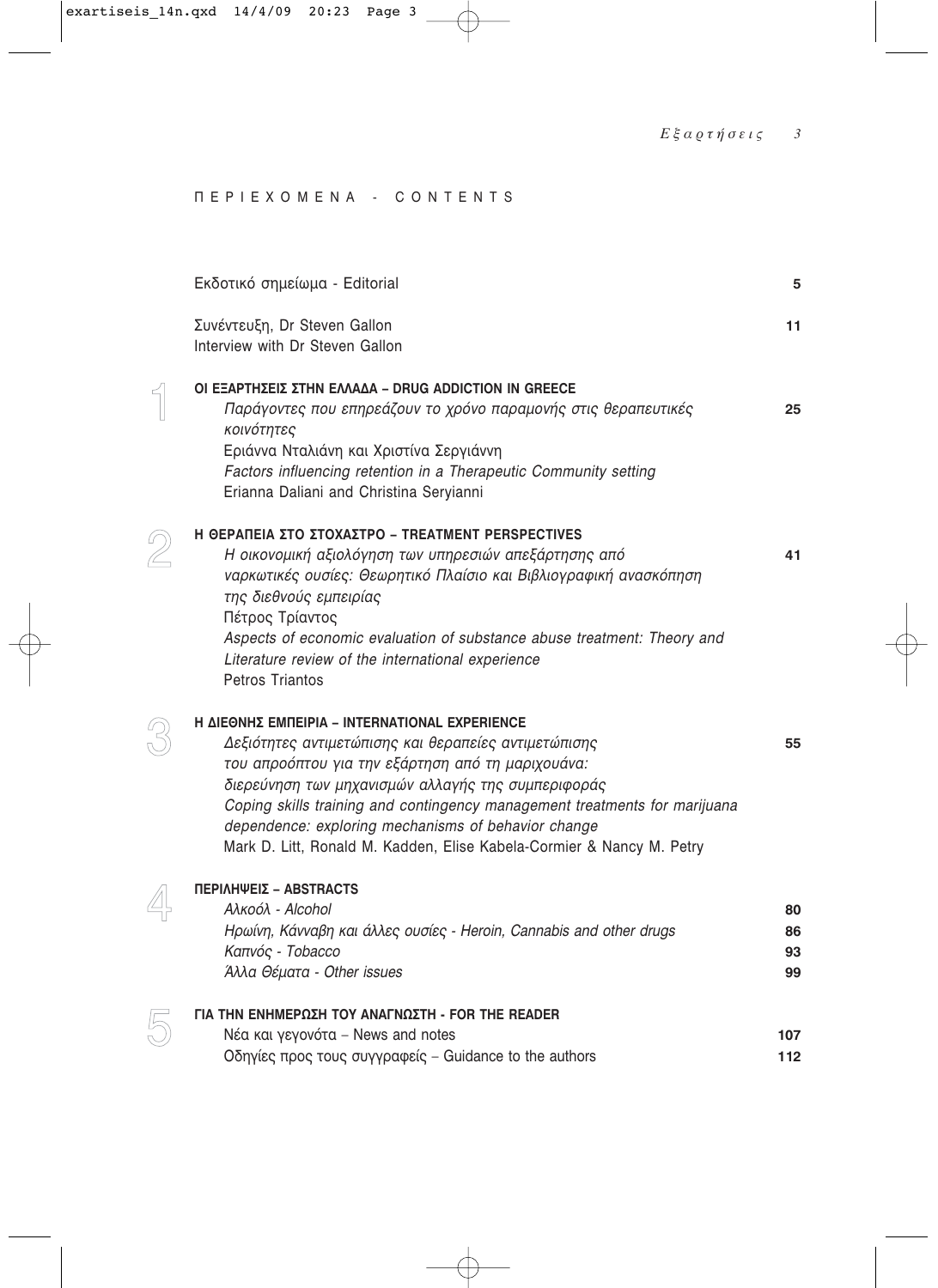# ΠΕΡΙΕΧΟΜΕΝΑ - CONTENTS

Εκδοτικό σημείωμα - Editorial — 5

Συνέντευξη, Dr Steven Gallon
Interview with Dr Steven Gallon — 11

## 1 ΟΙ ΕΞΑΡΤΗΣΕΙΣ ΣΤΗΝ ΕΛΛΑΔΑ – DRUG ADDICTION IN GREECE

*Παράγοντες που επηρεάζουν το χρόνο παραμονής στις θεραπευτικές κοινότητες* — 25
Εριάννα Νταλιάνη και Χριστίνα Σεργιάννη
*Factors influencing retention in a Therapeutic Community setting*
Erianna Daliani and Christina Seryianni

## 2 Η ΘΕΡΑΠΕΙΑ ΣΤΟ ΣΤΟΧΑΣΤΡΟ – TREATMENT PERSPECTIVES

*Η οικονομική αξιολόγηση των υπηρεσιών απεξάρτησης από ναρκωτικές ουσίες: Θεωρητικό Πλαίσιο και Βιβλιογραφική ανασκόπηση της διεθνούς εμπειρίας* — 41
Πέτρος Τρίαντος
*Aspects of economic evaluation of substance abuse treatment: Theory and Literature review of the international experience*
Petros Triantos

## 3 Η ΔΙΕΘΝΗΣ ΕΜΠΕΙΡΙΑ – INTERNATIONAL EXPERIENCE

*Δεξιότητες αντιμετώπισης και θεραπείες αντιμετώπισης του απροόπτου για την εξάρτηση από τη μαριχουάνα: διερεύνηση των μηχανισμών αλλαγής της συμπεριφοράς* — 55
*Coping skills training and contingency management treatments for marijuana dependence: exploring mechanisms of behavior change*
Mark D. Litt, Ronald M. Kadden, Elise Kabela-Cormier & Nancy M. Petry

## 4 ΠΕΡΙΛΗΨΕΙΣ – ABSTRACTS

*Αλκοόλ - Alcohol* — 80
*Ηρωίνη, Κάνναβη και άλλες ουσίες - Heroin, Cannabis and other drugs* — 86
*Καπνός - Tobacco* — 93
*Άλλα Θέματα - Other issues* — 99

## 5 ΓΙΑ ΤΗΝ ΕΝΗΜΕΡΩΣΗ ΤΟΥ ΑΝΑΓΝΩΣΤΗ - FOR THE READER

Νέα και γεγονότα – News and notes — 107
Οδηγίες προς τους συγγραφείς – Guidance to the authors — 112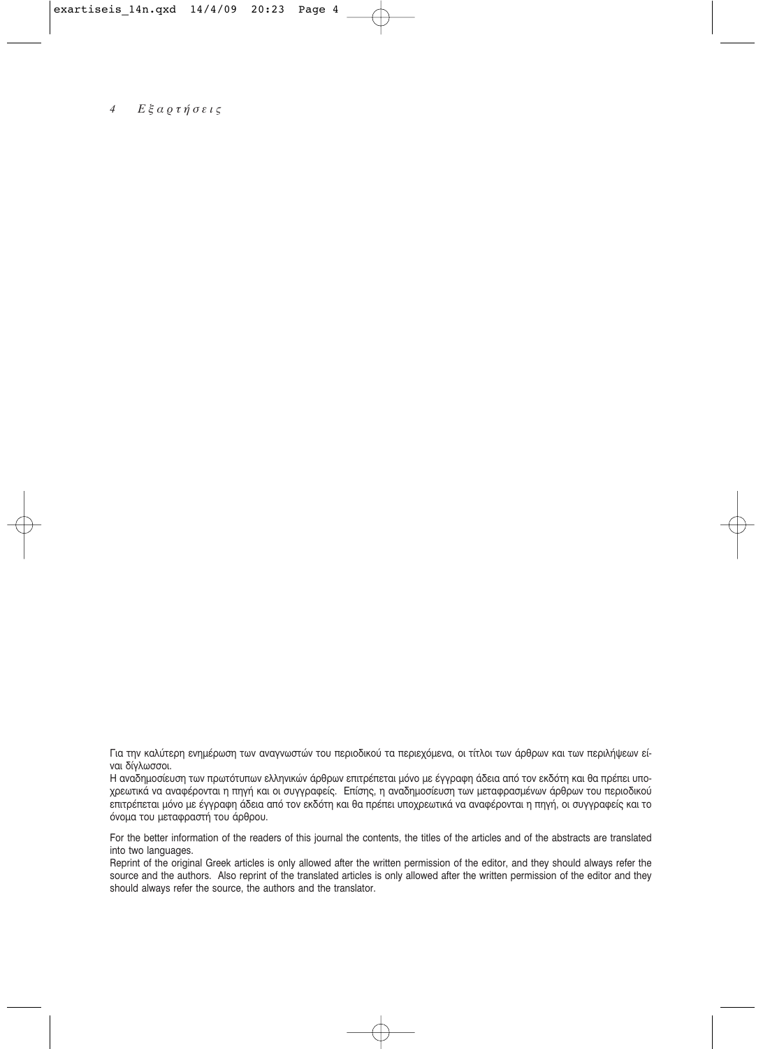Για την καλύτερη ενημέρωση των αναγνωστών του περιοδικού τα περιεχόμενα, οι τίτλοι των άρθρων και των περιλήψεων είναι δίγλωσσοι.

Η αναδημοσίευση των πρωτότυπων ελληνικών άρθρων επιτρέπεται μόνο με έγγραφη άδεια από τον εκδότη και θα πρέπει υποχρεωτικά να αναφέρονται η πηγή και οι συγγραφείς. Επίσης, η αναδημοσίευση των μεταφρασμένων άρθρων του περιοδικού επιτρέπεται μόνο με έγγραφη άδεια από τον εκδότη και θα πρέπει υποχρεωτικά να αναφέρονται η πηγή, οι συγγραφείς και το όνομα του μεταφραστή του άρθρου.

For the better information of the readers of this journal the contents, the titles of the articles and of the abstracts are translated into two languages.

Reprint of the original Greek articles is only allowed after the written permission of the editor, and they should always refer the source and the authors. Also reprint of the translated articles is only allowed after the written permission of the editor and they should always refer the source, the authors and the translator.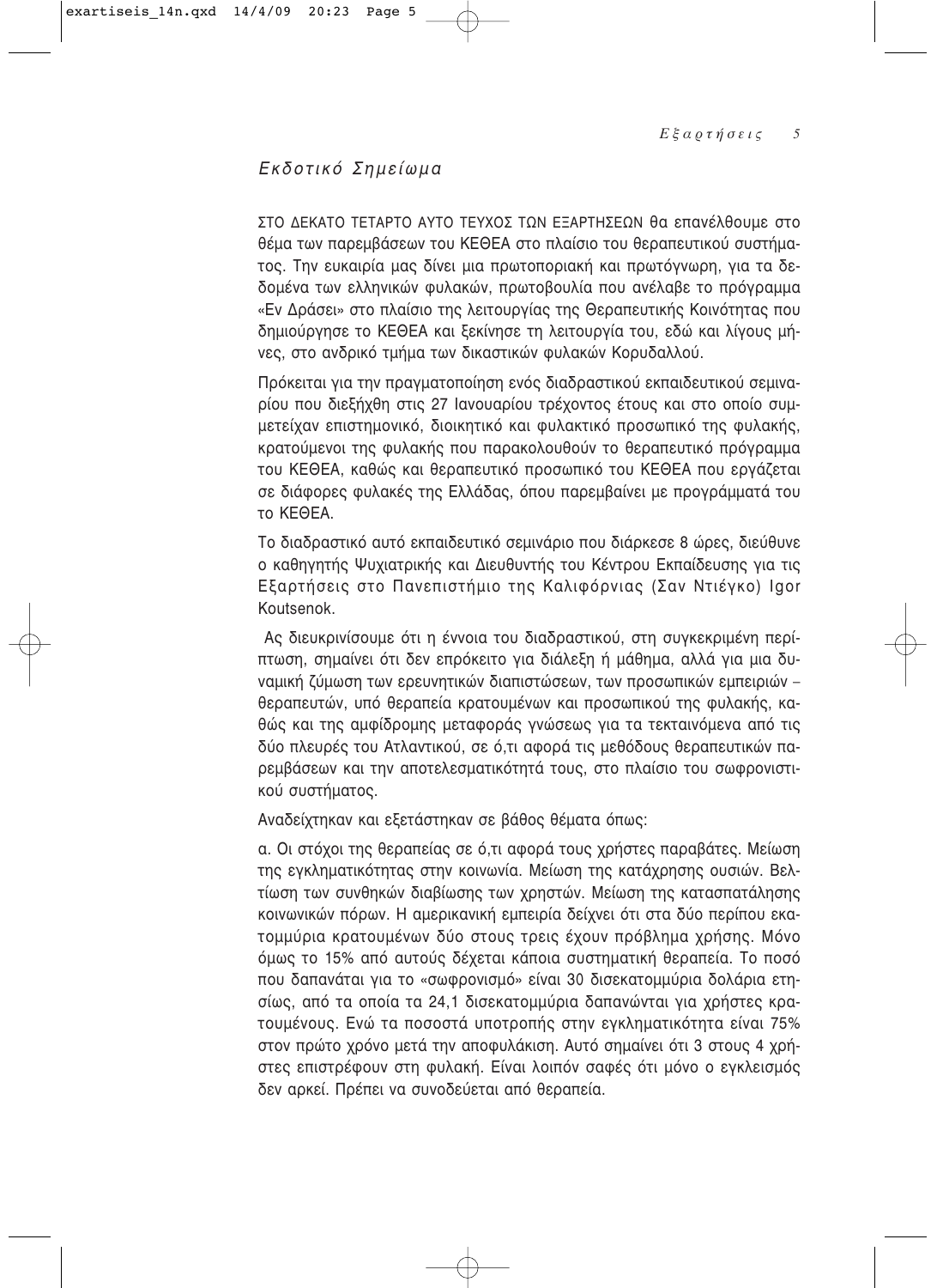## *Εκδοτικό Σημείωμα*

ΣΤΟ ΔΕΚΑΤΟ ΤΕΤΑΡΤΟ ΑΥΤΟ ΤΕΥΧΟΣ ΤΩΝ ΕΞΑΡΤΗΣΕΩΝ θα επανέλθουμε στο θέμα των παρεμβάσεων του ΚΕΘΕΑ στο πλαίσιο του θεραπευτικού συστήματος. Την ευκαιρία μας δίνει μια πρωτοποριακή και πρωτόγνωρη, για τα δεδομένα των ελληνικών φυλακών, πρωτοβουλία που ανέλαβε το πρόγραμμα «Εν Δράσει» στο πλαίσιο της λειτουργίας της Θεραπευτικής Κοινότητας που δημιούργησε το ΚΕΘΕΑ και ξεκίνησε τη λειτουργία του, εδώ και λίγους μήνες, στο ανδρικό τμήμα των δικαστικών φυλακών Κορυδαλλού.

Πρόκειται για την πραγματοποίηση ενός διαδραστικού εκπαιδευτικού σεμιναρίου που διεξήχθη στις 27 Ιανουαρίου τρέχοντος έτους και στο οποίο συμμετείχαν επιστημονικό, διοικητικό και φυλακτικό προσωπικό της φυλακής, κρατούμενοι της φυλακής που παρακολουθούν το θεραπευτικό πρόγραμμα του ΚΕΘΕΑ, καθώς και θεραπευτικό προσωπικό του ΚΕΘΕΑ που εργάζεται σε διάφορες φυλακές της Ελλάδας, όπου παρεμβαίνει με προγράμματά του το ΚΕΘΕΑ.

Το διαδραστικό αυτό εκπαιδευτικό σεμινάριο που διάρκεσε 8 ώρες, διεύθυνε ο καθηγητής Ψυχιατρικής και Διευθυντής του Κέντρου Εκπαίδευσης για τις Εξαρτήσεις στο Πανεπιστήμιο της Καλιφόρνιας (Σαν Ντιέγκο) Igor Koutsenok.

Ας διευκρινίσουμε ότι η έννοια του διαδραστικού, στη συγκεκριμένη περίπτωση, σημαίνει ότι δεν επρόκειτο για διάλεξη ή μάθημα, αλλά για μια δυναμική ζύμωση των ερευνητικών διαπιστώσεων, των προσωπικών εμπειριών – θεραπευτών, υπό θεραπεία κρατουμένων και προσωπικού της φυλακής, καθώς και της αμφίδρομης μεταφοράς γνώσεως για τα τεκταινόμενα από τις δύο πλευρές του Ατλαντικού, σε ό,τι αφορά τις μεθόδους θεραπευτικών παρεμβάσεων και την αποτελεσματικότητά τους, στο πλαίσιο του σωφρονιστικού συστήματος.

Αναδείχτηκαν και εξετάστηκαν σε βάθος θέματα όπως:

α. Οι στόχοι της θεραπείας σε ό,τι αφορά τους χρήστες παραβάτες. Μείωση της εγκληματικότητας στην κοινωνία. Μείωση της κατάχρησης ουσιών. Βελτίωση των συνθηκών διαβίωσης των χρηστών. Μείωση της κατασπατάλησης κοινωνικών πόρων. Η αμερικανική εμπειρία δείχνει ότι στα δύο περίπου εκατομμύρια κρατουμένων δύο στους τρεις έχουν πρόβλημα χρήσης. Μόνο όμως το 15% από αυτούς δέχεται κάποια συστηματική θεραπεία. Το ποσό που δαπανάται για το «σωφρονισμό» είναι 30 δισεκατομμύρια δολάρια ετησίως, από τα οποία τα 24,1 δισεκατομμύρια δαπανώνται για χρήστες κρατουμένους. Ενώ τα ποσοστά υποτροπής στην εγκληματικότητα είναι 75% στον πρώτο χρόνο μετά την αποφυλάκιση. Αυτό σημαίνει ότι 3 στους 4 χρήστες επιστρέφουν στη φυλακή. Είναι λοιπόν σαφές ότι μόνο ο εγκλεισμός δεν αρκεί. Πρέπει να συνοδεύεται από θεραπεία.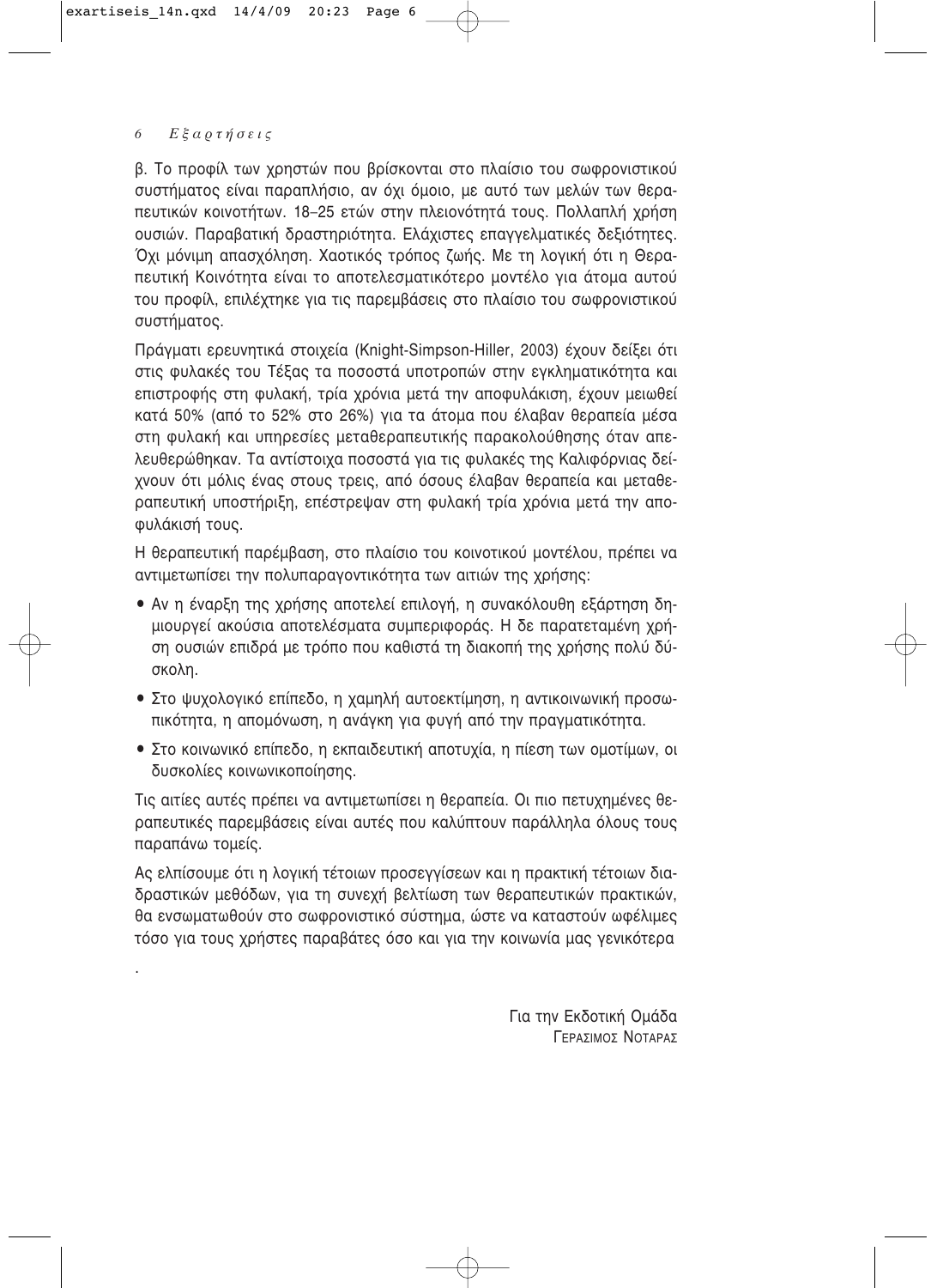β. Το προφίλ των χρηστών που βρίσκονται στο πλαίσιο του σωφρονιστικού συστήματος είναι παραπλήσιο, αν όχι όμοιο, με αυτό των μελών των θεραπευτικών κοινοτήτων. 18–25 ετών στην πλειονότητά τους. Πολλαπλή χρήση ουσιών. Παραβατική δραστηριότητα. Ελάχιστες επαγγελματικές δεξιότητες. Όχι μόνιμη απασχόληση. Χαοτικός τρόπος ζωής. Με τη λογική ότι η Θεραπευτική Κοινότητα είναι το αποτελεσματικότερο μοντέλο για άτομα αυτού του προφίλ, επιλέχτηκε για τις παρεμβάσεις στο πλαίσιο του σωφρονιστικού συστήματος.

Πράγματι ερευνητικά στοιχεία (Knight-Simpson-Hiller, 2003) έχουν δείξει ότι στις φυλακές του Τέξας τα ποσοστά υποτροπών στην εγκληματικότητα και επιστροφής στη φυλακή, τρία χρόνια μετά την αποφυλάκιση, έχουν μειωθεί κατά 50% (από το 52% στο 26%) για τα άτομα που έλαβαν θεραπεία μέσα στη φυλακή και υπηρεσίες μεταθεραπευτικής παρακολούθησης όταν απελευθερώθηκαν. Τα αντίστοιχα ποσοστά για τις φυλακές της Καλιφόρνιας δείχνουν ότι μόλις ένας στους τρεις, από όσους έλαβαν θεραπεία και μεταθεραπευτική υποστήριξη, επέστρεψαν στη φυλακή τρία χρόνια μετά την αποφυλάκισή τους.

Η θεραπευτική παρέμβαση, στο πλαίσιο του κοινοτικού μοντέλου, πρέπει να αντιμετωπίσει την πολυπαραγοντικότητα των αιτιών της χρήσης:

- Αν η έναρξη της χρήσης αποτελεί επιλογή, η συνακόλουθη εξάρτηση δημιουργεί ακούσια αποτελέσματα συμπεριφοράς. Η δε παρατεταμένη χρήση ουσιών επιδρά με τρόπο που καθιστά τη διακοπή της χρήσης πολύ δύσκολη.
- Στο ψυχολογικό επίπεδο, η χαμηλή αυτοεκτίμηση, η αντικοινωνική προσωπικότητα, η απομόνωση, η ανάγκη για φυγή από την πραγματικότητα.
- Στο κοινωνικό επίπεδο, η εκπαιδευτική αποτυχία, η πίεση των ομοτίμων, οι δυσκολίες κοινωνικοποίησης.

Τις αιτίες αυτές πρέπει να αντιμετωπίσει η θεραπεία. Οι πιο πετυχημένες θεραπευτικές παρεμβάσεις είναι αυτές που καλύπτουν παράλληλα όλους τους παραπάνω τομείς.

Ας ελπίσουμε ότι η λογική τέτοιων προσεγγίσεων και η πρακτική τέτοιων διαδραστικών μεθόδων, για τη συνεχή βελτίωση των θεραπευτικών πρακτικών, θα ενσωματωθούν στο σωφρονιστικό σύστημα, ώστε να καταστούν ωφέλιμες τόσο για τους χρήστες παραβάτες όσο και για την κοινωνία μας γενικότερα

.

Για την Εκδοτική Ομάδα
ΓΕΡΑΣΙΜΟΣ ΝΟΤΑΡΑΣ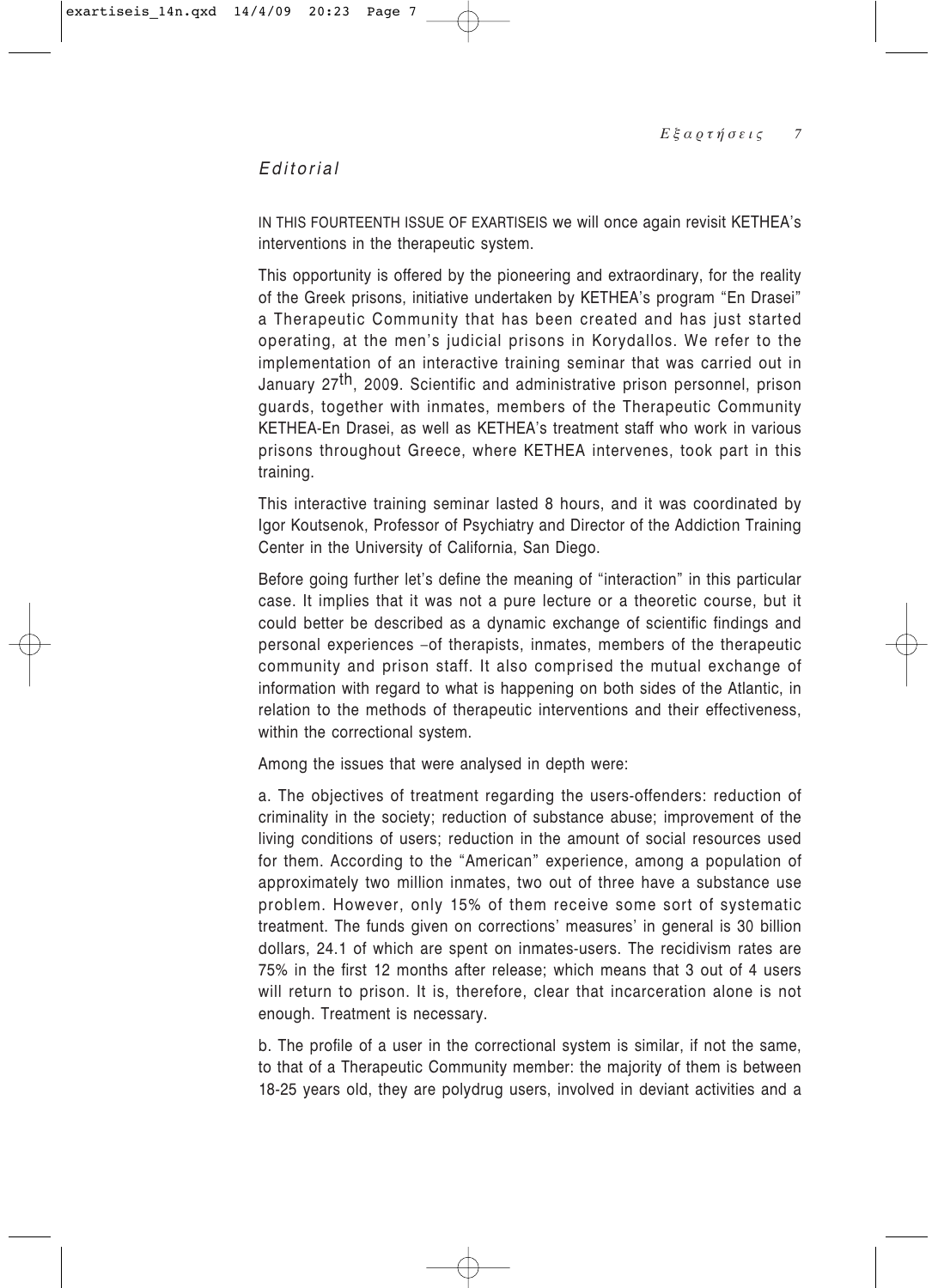*Editorial*

IN THIS FOURTEENTH ISSUE OF EXARTISEIS we will once again revisit KETHEA's interventions in the therapeutic system.

This opportunity is offered by the pioneering and extraordinary, for the reality of the Greek prisons, initiative undertaken by KETHEA's program "En Drasei" a Therapeutic Community that has been created and has just started operating, at the men's judicial prisons in Korydallos. We refer to the implementation of an interactive training seminar that was carried out in January 27th, 2009. Scientific and administrative prison personnel, prison guards, together with inmates, members of the Therapeutic Community KETHEA-En Drasei, as well as KETHEA's treatment staff who work in various prisons throughout Greece, where KETHEA intervenes, took part in this training.

This interactive training seminar lasted 8 hours, and it was coordinated by Igor Koutsenok, Professor of Psychiatry and Director of the Addiction Training Center in the University of California, San Diego.

Before going further let's define the meaning of "interaction" in this particular case. It implies that it was not a pure lecture or a theoretic course, but it could better be described as a dynamic exchange of scientific findings and personal experiences –of therapists, inmates, members of the therapeutic community and prison staff. It also comprised the mutual exchange of information with regard to what is happening on both sides of the Atlantic, in relation to the methods of therapeutic interventions and their effectiveness, within the correctional system.

Among the issues that were analysed in depth were:

a. The objectives of treatment regarding the users-offenders: reduction of criminality in the society; reduction of substance abuse; improvement of the living conditions of users; reduction in the amount of social resources used for them. According to the "American" experience, among a population of approximately two million inmates, two out of three have a substance use problem. However, only 15% of them receive some sort of systematic treatment. The funds given on corrections' measures' in general is 30 billion dollars, 24.1 of which are spent on inmates-users. The recidivism rates are 75% in the first 12 months after release; which means that 3 out of 4 users will return to prison. It is, therefore, clear that incarceration alone is not enough. Treatment is necessary.

b. The profile of a user in the correctional system is similar, if not the same, to that of a Therapeutic Community member: the majority of them is between 18-25 years old, they are polydrug users, involved in deviant activities and a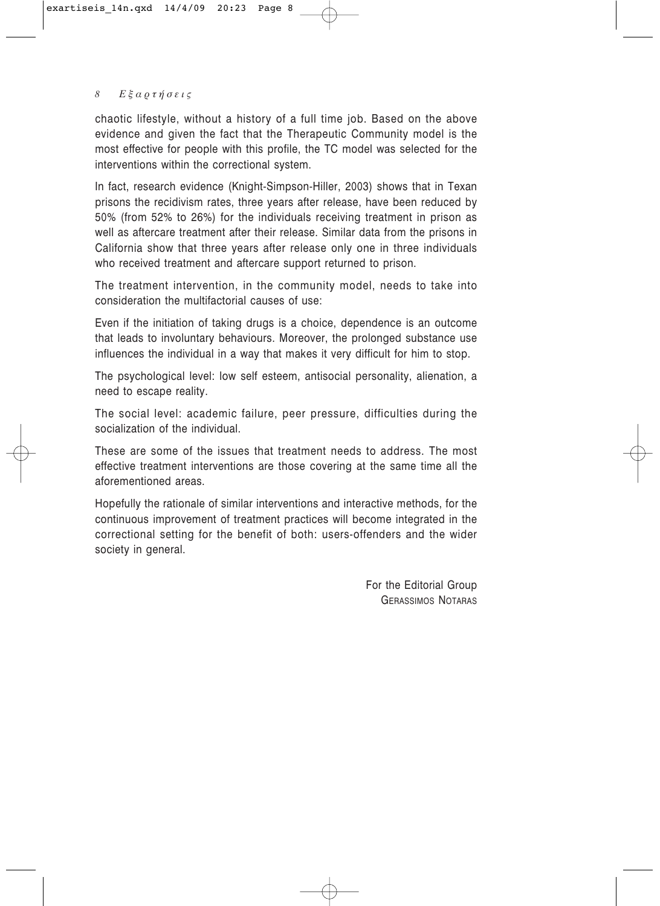chaotic lifestyle, without a history of a full time job. Based on the above evidence and given the fact that the Therapeutic Community model is the most effective for people with this profile, the TC model was selected for the interventions within the correctional system.

In fact, research evidence (Knight-Simpson-Hiller, 2003) shows that in Texan prisons the recidivism rates, three years after release, have been reduced by 50% (from 52% to 26%) for the individuals receiving treatment in prison as well as aftercare treatment after their release. Similar data from the prisons in California show that three years after release only one in three individuals who received treatment and aftercare support returned to prison.

The treatment intervention, in the community model, needs to take into consideration the multifactorial causes of use:

Even if the initiation of taking drugs is a choice, dependence is an outcome that leads to involuntary behaviours. Moreover, the prolonged substance use influences the individual in a way that makes it very difficult for him to stop.

The psychological level: low self esteem, antisocial personality, alienation, a need to escape reality.

The social level: academic failure, peer pressure, difficulties during the socialization of the individual.

These are some of the issues that treatment needs to address. The most effective treatment interventions are those covering at the same time all the aforementioned areas.

Hopefully the rationale of similar interventions and interactive methods, for the continuous improvement of treatment practices will become integrated in the correctional setting for the benefit of both: users-offenders and the wider society in general.

For the Editorial Group
GERASSIMOS NOTARAS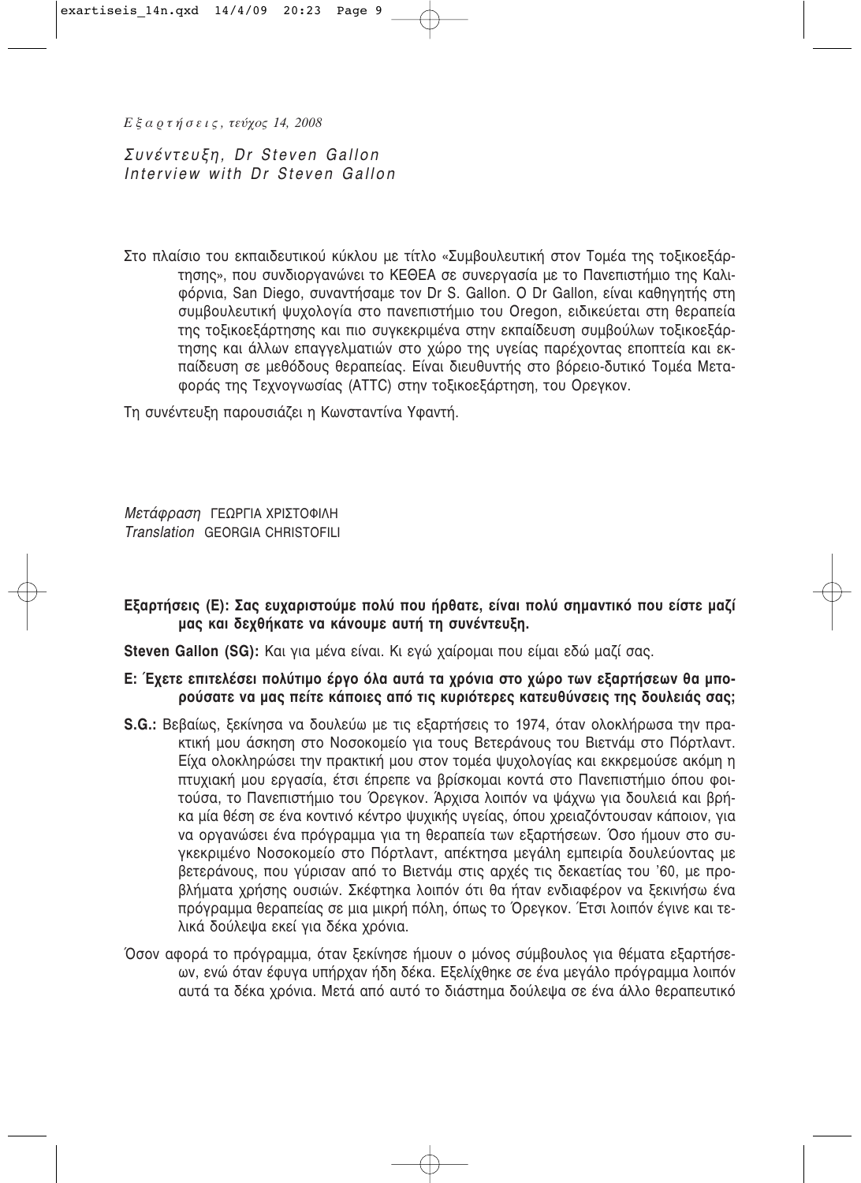*Συνέντευξη, Dr Steven Gallon*
*Interview with Dr Steven Gallon*

Στο πλαίσιο του εκπαιδευτικού κύκλου με τίτλο «Συμβουλευτική στον Τομέα της τοξικοεξάρτησης», που συνδιοργανώνει το ΚΕΘΕΑ σε συνεργασία με το Πανεπιστήμιο της Καλιφόρνια, San Diego, συναντήσαμε τον Dr S. Gallon. O Dr Gallon, είναι καθηγητής στη συμβουλευτική ψυχολογία στο πανεπιστήμιο του Oregon, ειδικεύεται στη θεραπεία της τοξικοεξάρτησης και πιο συγκεκριμένα στην εκπαίδευση συμβούλων τοξικοεξάρτησης και άλλων επαγγελματιών στο χώρο της υγείας παρέχοντας εποπτεία και εκπαίδευση σε μεθόδους θεραπείας. Είναι διευθυντής στο βόρειο-δυτικό Τομέα Μεταφοράς της Τεχνογνωσίας (ATTC) στην τοξικοεξάρτηση, του Ορεγκον.

Τη συνέντευξη παρουσιάζει η Κωνσταντίνα Υφαντή.

*Μετάφραση* ΓΕΩΡΓΙΑ ΧΡΙΣΤΟΦΙΛΗ
*Translation* GEORGIA CHRISTOFILI

**Εξαρτήσεις (Ε): Σας ευχαριστούμε πολύ που ήρθατε, είναι πολύ σημαντικό που είστε μαζί μας και δεχθήκατε να κάνουμε αυτή τη συνέντευξη.**

**Steven Gallon (SG):** Και για μένα είναι. Κι εγώ χαίρομαι που είμαι εδώ μαζί σας.

**Ε: Έχετε επιτελέσει πολύτιμο έργο όλα αυτά τα χρόνια στο χώρο των εξαρτήσεων θα μπορούσατε να μας πείτε κάποιες από τις κυριότερες κατευθύνσεις της δουλειάς σας;**

**S.G.:** Βεβαίως, ξεκίνησα να δουλεύω με τις εξαρτήσεις το 1974, όταν ολοκλήρωσα την πρακτική μου άσκηση στο Νοσοκομείο για τους Βετεράνους του Βιετνάμ στο Πόρτλαντ. Είχα ολοκληρώσει την πρακτική μου στον τομέα ψυχολογίας και εκκρεμούσε ακόμη η πτυχιακή μου εργασία, έτσι έπρεπε να βρίσκομαι κοντά στο Πανεπιστήμιο όπου φοιτούσα, το Πανεπιστήμιο του Όρεγκον. Άρχισα λοιπόν να ψάχνω για δουλειά και βρήκα μία θέση σε ένα κοντινό κέντρο ψυχικής υγείας, όπου χρειαζόντουσαν κάποιον, για να οργανώσει ένα πρόγραμμα για τη θεραπεία των εξαρτήσεων. Όσο ήμουν στο συγκεκριμένο Νοσοκομείο στο Πόρτλαντ, απέκτησα μεγάλη εμπειρία δουλεύοντας με βετεράνους, που γύρισαν από το Βιετνάμ στις αρχές τις δεκαετίας του '60, με προβλήματα χρήσης ουσιών. Σκέφτηκα λοιπόν ότι θα ήταν ενδιαφέρον να ξεκινήσω ένα πρόγραμμα θεραπείας σε μια μικρή πόλη, όπως το Όρεγκον. Έτσι λοιπόν έγινε και τελικά δούλεψα εκεί για δέκα χρόνια.

Όσον αφορά το πρόγραμμα, όταν ξεκίνησε ήμουν ο μόνος σύμβουλος για θέματα εξαρτήσεων, ενώ όταν έφυγα υπήρχαν ήδη δέκα. Εξελίχθηκε σε ένα μεγάλο πρόγραμμα λοιπόν αυτά τα δέκα χρόνια. Μετά από αυτό το διάστημα δούλεψα σε ένα άλλο θεραπευτικό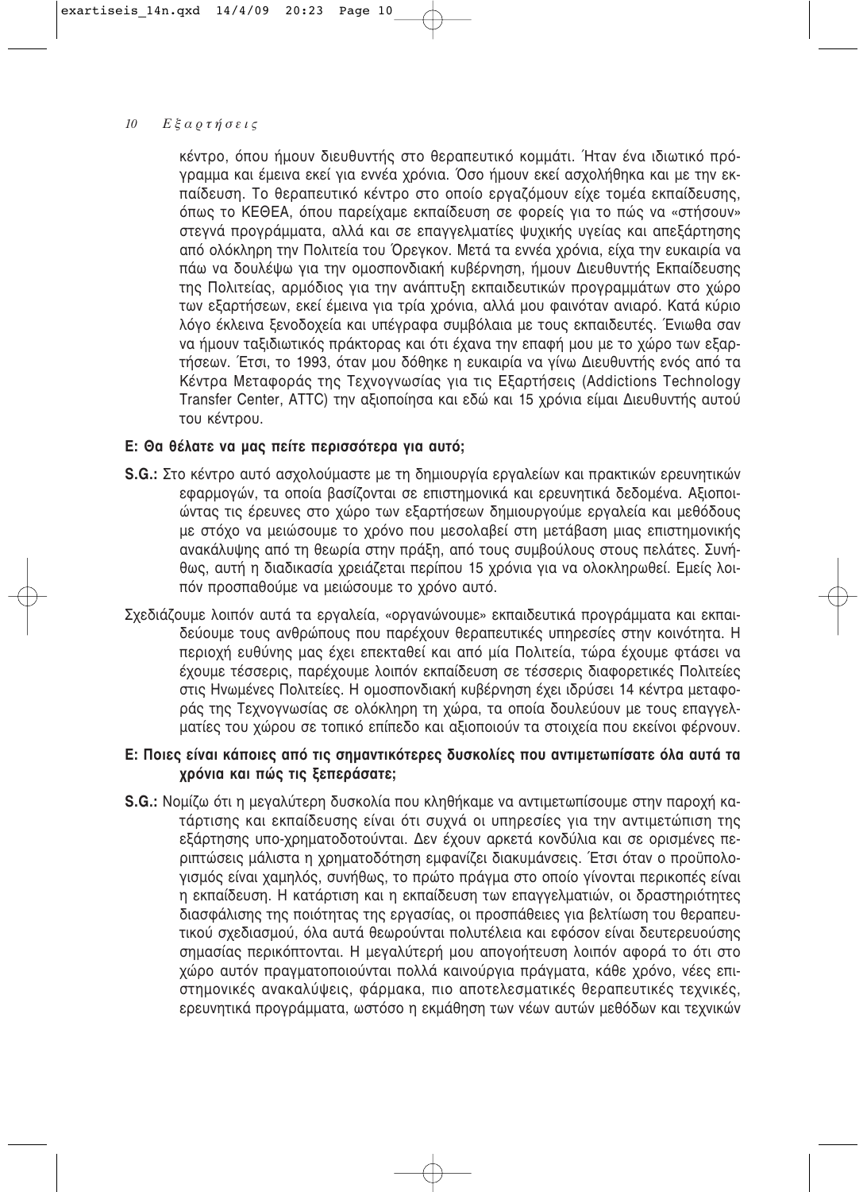κέντρο, όπου ήμουν διευθυντής στο θεραπευτικό κομμάτι. Ήταν ένα ιδιωτικό πρόγραμμα και έμεινα εκεί για εννέα χρόνια. Όσο ήμουν εκεί ασχολήθηκα και με την εκπαίδευση. Το θεραπευτικό κέντρο στο οποίο εργαζόμουν είχε τομέα εκπαίδευσης, όπως το ΚΕΘΕΑ, όπου παρείχαμε εκπαίδευση σε φορείς για το πώς να «στήσουν» στεγνά προγράμματα, αλλά και σε επαγγελματίες ψυχικής υγείας και απεξάρτησης από ολόκληρη την Πολιτεία του Όρεγκον. Μετά τα εννέα χρόνια, είχα την ευκαιρία να πάω να δουλέψω για την ομοσπονδιακή κυβέρνηση, ήμουν Διευθυντής Εκπαίδευσης της Πολιτείας, αρμόδιος για την ανάπτυξη εκπαιδευτικών προγραμμάτων στο χώρο των εξαρτήσεων, εκεί έμεινα για τρία χρόνια, αλλά μου φαινόταν ανιαρό. Κατά κύριο λόγο έκλεινα ξενοδοχεία και υπέγραφα συμβόλαια με τους εκπαιδευτές. Ένιωθα σαν να ήμουν ταξιδιωτικός πράκτορας και ότι έχανα την επαφή μου με το χώρο των εξαρτήσεων. Έτσι, το 1993, όταν μου δόθηκε η ευκαιρία να γίνω Διευθυντής ενός από τα Κέντρα Μεταφοράς της Τεχνογνωσίας για τις Εξαρτήσεις (Addictions Technology Transfer Center, ATTC) την αξιοποίησα και εδώ και 15 χρόνια είμαι Διευθυντής αυτού του κέντρου.

**Ε: Θα θέλατε να μας πείτε περισσότερα για αυτό;**

**S.G.:** Στο κέντρο αυτό ασχολούμαστε με τη δημιουργία εργαλείων και πρακτικών ερευνητικών εφαρμογών, τα οποία βασίζονται σε επιστημονικά και ερευνητικά δεδομένα. Αξιοποιώντας τις έρευνες στο χώρο των εξαρτήσεων δημιουργούμε εργαλεία και μεθόδους με στόχο να μειώσουμε το χρόνο που μεσολαβεί στη μετάβαση μιας επιστημονικής ανακάλυψης από τη θεωρία στην πράξη, από τους συμβούλους στους πελάτες. Συνήθως, αυτή η διαδικασία χρειάζεται περίπου 15 χρόνια για να ολοκληρωθεί. Εμείς λοιπόν προσπαθούμε να μειώσουμε το χρόνο αυτό.

Σχεδιάζουμε λοιπόν αυτά τα εργαλεία, «οργανώνουμε» εκπαιδευτικά προγράμματα και εκπαιδεύουμε τους ανθρώπους που παρέχουν θεραπευτικές υπηρεσίες στην κοινότητα. Η περιοχή ευθύνης μας έχει επεκταθεί και από μία Πολιτεία, τώρα έχουμε φτάσει να έχουμε τέσσερις, παρέχουμε λοιπόν εκπαίδευση σε τέσσερις διαφορετικές Πολιτείες στις Ηνωμένες Πολιτείες. Η ομοσπονδιακή κυβέρνηση έχει ιδρύσει 14 κέντρα μεταφοράς της Τεχνογνωσίας σε ολόκληρη τη χώρα, τα οποία δουλεύουν με τους επαγγελματίες του χώρου σε τοπικό επίπεδο και αξιοποιούν τα στοιχεία που εκείνοι φέρνουν.

**Ε: Ποιες είναι κάποιες από τις σημαντικότερες δυσκολίες που αντιμετωπίσατε όλα αυτά τα χρόνια και πώς τις ξεπεράσατε;**

**S.G.:** Νομίζω ότι η μεγαλύτερη δυσκολία που κληθήκαμε να αντιμετωπίσουμε στην παροχή κατάρτισης και εκπαίδευσης είναι ότι συχνά οι υπηρεσίες για την αντιμετώπιση της εξάρτησης υπο-χρηματοδοτούνται. Δεν έχουν αρκετά κονδύλια και σε ορισμένες περιπτώσεις μάλιστα η χρηματοδότηση εμφανίζει διακυμάνσεις. Έτσι όταν ο προϋπολογισμός είναι χαμηλός, συνήθως, το πρώτο πράγμα στο οποίο γίνονται περικοπές είναι η εκπαίδευση. Η κατάρτιση και η εκπαίδευση των επαγγελματιών, οι δραστηριότητες διασφάλισης της ποιότητας της εργασίας, οι προσπάθειες για βελτίωση του θεραπευτικού σχεδιασμού, όλα αυτά θεωρούνται πολυτέλεια και εφόσον είναι δευτερευούσης σημασίας περικόπτονται. Η μεγαλύτερή μου απογοήτευση λοιπόν αφορά το ότι στο χώρο αυτόν πραγματοποιούνται πολλά καινούργια πράγματα, κάθε χρόνο, νέες επιστημονικές ανακαλύψεις, φάρμακα, πιο αποτελεσματικές θεραπευτικές τεχνικές, ερευνητικά προγράμματα, ωστόσο η εκμάθηση των νέων αυτών μεθόδων και τεχνικών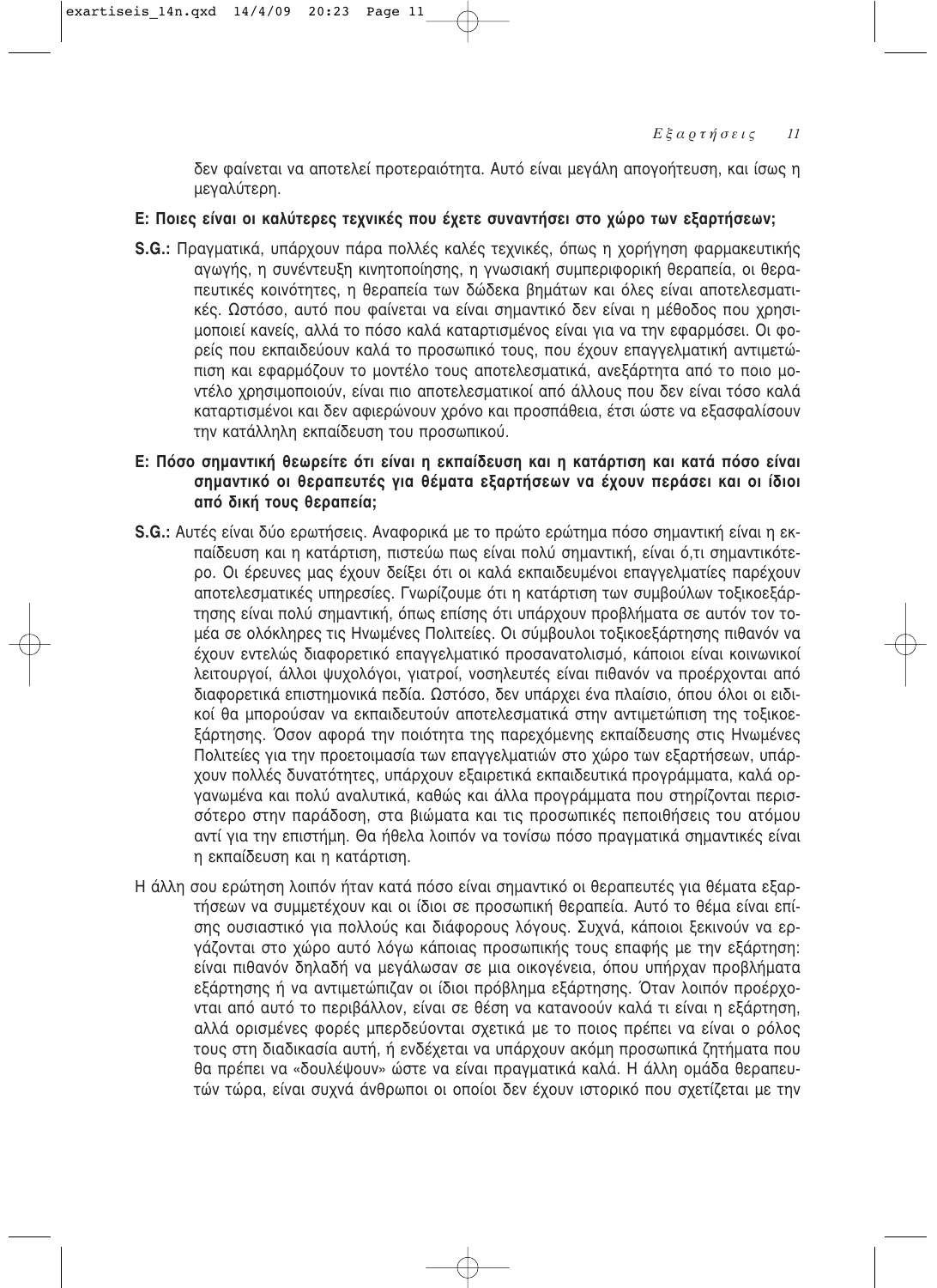δεν φαίνεται να αποτελεί προτεραιότητα. Αυτό είναι μεγάλη απογοήτευση, και ίσως η μεγαλύτερη.

**Ε: Ποιες είναι οι καλύτερες τεχνικές που έχετε συναντήσει στο χώρο των εξαρτήσεων;**

**S.G.:** Πραγματικά, υπάρχουν πάρα πολλές καλές τεχνικές, όπως η χορήγηση φαρμακευτικής αγωγής, η συνέντευξη κινητοποίησης, η γνωσιακή συμπεριφορική θεραπεία, οι θεραπευτικές κοινότητες, η θεραπεία των δώδεκα βημάτων και όλες είναι αποτελεσματικές. Ωστόσο, αυτό που φαίνεται να είναι σημαντικό δεν είναι η μέθοδος που χρησιμοποιεί κανείς, αλλά το πόσο καλά καταρτισμένος είναι για να την εφαρμόσει. Οι φορείς που εκπαιδεύουν καλά το προσωπικό τους, που έχουν επαγγελματική αντιμετώπιση και εφαρμόζουν το μοντέλο τους αποτελεσματικά, ανεξάρτητα από το ποιο μοντέλο χρησιμοποιούν, είναι πιο αποτελεσματικοί από άλλους που δεν είναι τόσο καλά καταρτισμένοι και δεν αφιερώνουν χρόνο και προσπάθεια, έτσι ώστε να εξασφαλίσουν την κατάλληλη εκπαίδευση του προσωπικού.

**Ε: Πόσο σημαντική θεωρείτε ότι είναι η εκπαίδευση και η κατάρτιση και κατά πόσο είναι σημαντικό οι θεραπευτές για θέματα εξαρτήσεων να έχουν περάσει και οι ίδιοι από δική τους θεραπεία;**

**S.G.:** Αυτές είναι δύο ερωτήσεις. Αναφορικά με το πρώτο ερώτημα πόσο σημαντική είναι η εκπαίδευση και η κατάρτιση, πιστεύω πως είναι πολύ σημαντική, είναι ό,τι σημαντικότερο. Οι έρευνες μας έχουν δείξει ότι οι καλά εκπαιδευμένοι επαγγελματίες παρέχουν αποτελεσματικές υπηρεσίες. Γνωρίζουμε ότι η κατάρτιση των συμβούλων τοξικοεξάρτησης είναι πολύ σημαντική, όπως επίσης ότι υπάρχουν προβλήματα σε αυτόν τον τομέα σε ολόκληρες τις Ηνωμένες Πολιτείες. Οι σύμβουλοι τοξικοεξάρτησης πιθανόν να έχουν εντελώς διαφορετικό επαγγελματικό προσανατολισμό, κάποιοι είναι κοινωνικοί λειτουργοί, άλλοι ψυχολόγοι, γιατροί, νοσηλευτές είναι πιθανόν να προέρχονται από διαφορετικά επιστημονικά πεδία. Ωστόσο, δεν υπάρχει ένα πλαίσιο, όπου όλοι οι ειδικοί θα μπορούσαν να εκπαιδευτούν αποτελεσματικά στην αντιμετώπιση της τοξικοεξάρτησης. Όσον αφορά την ποιότητα της παρεχόμενης εκπαίδευσης στις Ηνωμένες Πολιτείες για την προετοιμασία των επαγγελματιών στο χώρο των εξαρτήσεων, υπάρχουν πολλές δυνατότητες, υπάρχουν εξαιρετικά εκπαιδευτικά προγράμματα, καλά οργανωμένα και πολύ αναλυτικά, καθώς και άλλα προγράμματα που στηρίζονται περισσότερο στην παράδοση, στα βιώματα και τις προσωπικές πεποιθήσεις του ατόμου αντί για την επιστήμη. Θα ήθελα λοιπόν να τονίσω πόσο πραγματικά σημαντικές είναι η εκπαίδευση και η κατάρτιση.

Η άλλη σου ερώτηση λοιπόν ήταν κατά πόσο είναι σημαντικό οι θεραπευτές για θέματα εξαρτήσεων να συμμετέχουν και οι ίδιοι σε προσωπική θεραπεία. Αυτό το θέμα είναι επίσης ουσιαστικό για πολλούς και διάφορους λόγους. Συχνά, κάποιοι ξεκινούν να εργάζονται στο χώρο αυτό λόγω κάποιας προσωπικής τους επαφής με την εξάρτηση: είναι πιθανόν δηλαδή να μεγάλωσαν σε μια οικογένεια, όπου υπήρχαν προβλήματα εξάρτησης ή να αντιμετώπιζαν οι ίδιοι πρόβλημα εξάρτησης. Όταν λοιπόν προέρχονται από αυτό το περιβάλλον, είναι σε θέση να κατανοούν καλά τι είναι η εξάρτηση, αλλά ορισμένες φορές μπερδεύονται σχετικά με το ποιος πρέπει να είναι ο ρόλος τους στη διαδικασία αυτή, ή ενδέχεται να υπάρχουν ακόμη προσωπικά ζητήματα που θα πρέπει να «δουλέψουν» ώστε να είναι πραγματικά καλά. Η άλλη ομάδα θεραπευτών τώρα, είναι συχνά άνθρωποι οι οποίοι δεν έχουν ιστορικό που σχετίζεται με την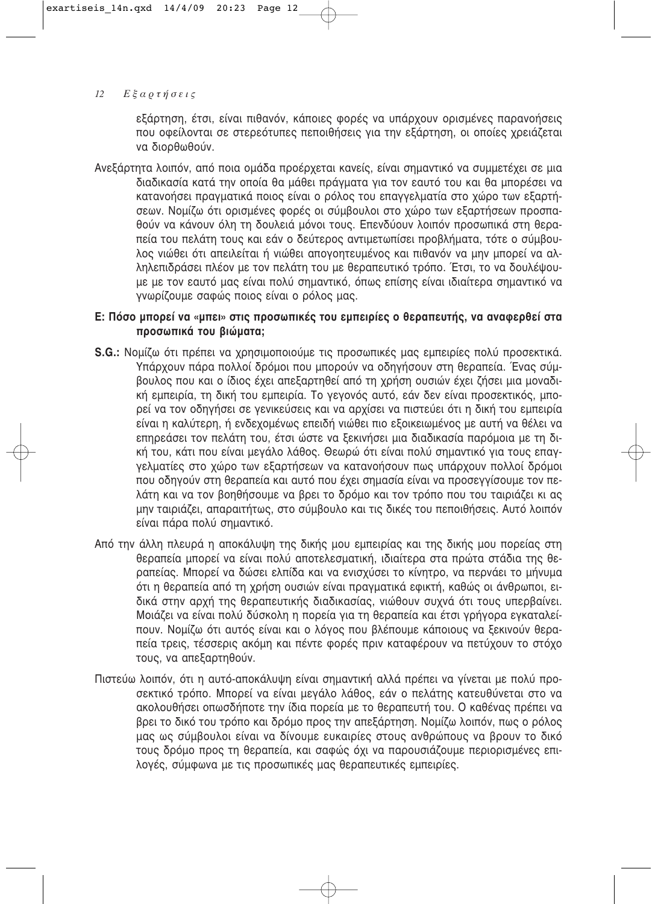εξάρτηση, έτσι, είναι πιθανόν, κάποιες φορές να υπάρχουν ορισμένες παρανοήσεις που οφείλονται σε στερεότυπες πεποιθήσεις για την εξάρτηση, οι οποίες χρειάζεται να διορθωθούν.

Ανεξάρτητα λοιπόν, από ποια ομάδα προέρχεται κανείς, είναι σημαντικό να συμμετέχει σε μια διαδικασία κατά την οποία θα μάθει πράγματα για τον εαυτό του και θα μπορέσει να κατανοήσει πραγματικά ποιος είναι ο ρόλος του επαγγελματία στο χώρο των εξαρτήσεων. Νομίζω ότι ορισμένες φορές οι σύμβουλοι στο χώρο των εξαρτήσεων προσπαθούν να κάνουν όλη τη δουλειά μόνοι τους. Επενδύουν λοιπόν προσωπικά στη θεραπεία του πελάτη τους και εάν ο δεύτερος αντιμετωπίσει προβλήματα, τότε ο σύμβουλος νιώθει ότι απειλείται ή νιώθει απογοητευμένος και πιθανόν να μην μπορεί να αλληλεπιδράσει πλέον με τον πελάτη του με θεραπευτικό τρόπο. Έτσι, το να δουλέψουμε με τον εαυτό μας είναι πολύ σημαντικό, όπως επίσης είναι ιδιαίτερα σημαντικό να γνωρίζουμε σαφώς ποιος είναι ο ρόλος μας.

**Ε: Πόσο μπορεί να «μπει» στις προσωπικές του εμπειρίες ο θεραπευτής, να αναφερθεί στα προσωπικά του βιώματα;**

**S.G.:** Νομίζω ότι πρέπει να χρησιμοποιούμε τις προσωπικές μας εμπειρίες πολύ προσεκτικά. Υπάρχουν πάρα πολλοί δρόμοι που μπορούν να οδηγήσουν στη θεραπεία. Ένας σύμβουλος που και ο ίδιος έχει απεξαρτηθεί από τη χρήση ουσιών έχει ζήσει μια μοναδική εμπειρία, τη δική του εμπειρία. Το γεγονός αυτό, εάν δεν είναι προσεκτικός, μπορεί να τον οδηγήσει σε γενικεύσεις και να αρχίσει να πιστεύει ότι η δική του εμπειρία είναι η καλύτερη, ή ενδεχομένως επειδή νιώθει πιο εξοικειωμένος με αυτή να θέλει να επηρεάσει τον πελάτη του, έτσι ώστε να ξεκινήσει μια διαδικασία παρόμοια με τη δική του, κάτι που είναι μεγάλο λάθος. Θεωρώ ότι είναι πολύ σημαντικό για τους επαγγελματίες στο χώρο των εξαρτήσεων να κατανοήσουν πως υπάρχουν πολλοί δρόμοι που οδηγούν στη θεραπεία και αυτό που έχει σημασία είναι να προσεγγίσουμε τον πελάτη και να τον βοηθήσουμε να βρει το δρόμο και τον τρόπο που του ταιριάζει κι ας μην ταιριάζει, απαραιτήτως, στο σύμβουλο και τις δικές του πεποιθήσεις. Αυτό λοιπόν είναι πάρα πολύ σημαντικό.

Από την άλλη πλευρά η αποκάλυψη της δικής μου εμπειρίας και της δικής μου πορείας στη θεραπεία μπορεί να είναι πολύ αποτελεσματική, ιδιαίτερα στα πρώτα στάδια της θεραπείας. Μπορεί να δώσει ελπίδα και να ενισχύσει το κίνητρο, να περνάει το μήνυμα ότι η θεραπεία από τη χρήση ουσιών είναι πραγματικά εφικτή, καθώς οι άνθρωποι, ειδικά στην αρχή της θεραπευτικής διαδικασίας, νιώθουν συχνά ότι τους υπερβαίνει. Μοιάζει να είναι πολύ δύσκολη η πορεία για τη θεραπεία και έτσι γρήγορα εγκαταλείπουν. Νομίζω ότι αυτός είναι και ο λόγος που βλέπουμε κάποιους να ξεκινούν θεραπεία τρεις, τέσσερις ακόμη και πέντε φορές πριν καταφέρουν να πετύχουν το στόχο τους, να απεξαρτηθούν.

Πιστεύω λοιπόν, ότι η αυτό-αποκάλυψη είναι σημαντική αλλά πρέπει να γίνεται με πολύ προσεκτικό τρόπο. Μπορεί να είναι μεγάλο λάθος, εάν ο πελάτης κατευθύνεται στο να ακολουθήσει οπωσδήποτε την ίδια πορεία με το θεραπευτή του. Ο καθένας πρέπει να βρει το δικό του τρόπο και δρόμο προς την απεξάρτηση. Νομίζω λοιπόν, πως ο ρόλος μας ως σύμβουλοι είναι να δίνουμε ευκαιρίες στους ανθρώπους να βρουν το δικό τους δρόμο προς τη θεραπεία, και σαφώς όχι να παρουσιάζουμε περιορισμένες επιλογές, σύμφωνα με τις προσωπικές μας θεραπευτικές εμπειρίες.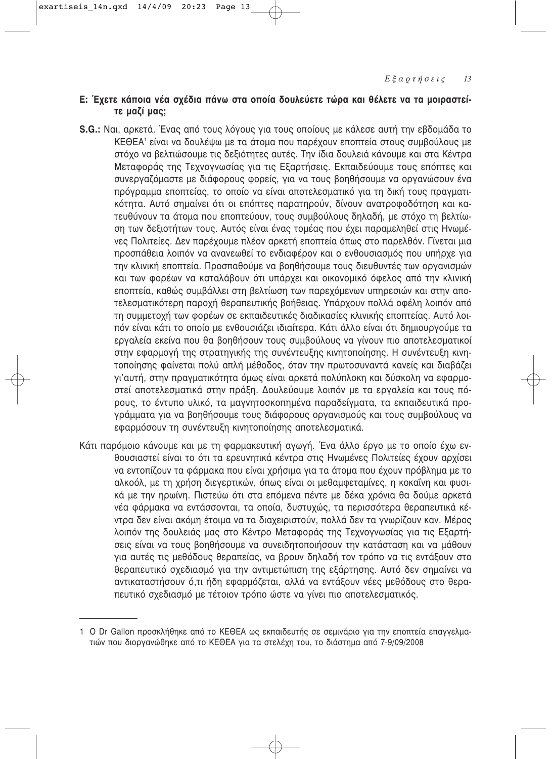**Ε: Έχετε κάποια νέα σχέδια πάνω στα οποία δουλεύετε τώρα και θέλετε να τα μοιραστείτε μαζί μας;**

**S.G.:** Ναι, αρκετά. Ένας από τους λόγους για τους οποίους με κάλεσε αυτή την εβδομάδα το ΚΕΘΕΑ[1] είναι να δουλέψω με τα άτομα που παρέχουν εποπτεία στους συμβούλους με στόχο να βελτιώσουμε τις δεξιότητες αυτές. Την ίδια δουλειά κάνουμε και στα Κέντρα Μεταφοράς της Τεχνογνωσίας για τις Εξαρτήσεις. Εκπαιδεύουμε τους επόπτες και συνεργαζόμαστε με διάφορους φορείς, για να τους βοηθήσουμε να οργανώσουν ένα πρόγραμμα εποπτείας, το οποίο να είναι αποτελεσματικό για τη δική τους πραγματικότητα. Αυτό σημαίνει ότι οι επόπτες παρατηρούν, δίνουν ανατροφοδότηση και κατευθύνουν τα άτομα που εποπτεύουν, τους συμβούλους δηλαδή, με στόχο τη βελτίωση των δεξιοτήτων τους. Αυτός είναι ένας τομέας που έχει παραμεληθεί στις Ηνωμένες Πολιτείες. Δεν παρέχουμε πλέον αρκετή εποπτεία όπως στο παρελθόν. Γίνεται μια προσπάθεια λοιπόν να ανανεωθεί το ενδιαφέρον και ο ενθουσιασμός που υπήρχε για την κλινική εποπτεία. Προσπαθούμε να βοηθήσουμε τους διευθυντές των οργανισμών και των φορέων να καταλάβουν ότι υπάρχει και οικονομικό όφελος από την κλινική εποπτεία, καθώς συμβάλλει στη βελτίωση των παρεχόμενων υπηρεσιών και στην αποτελεσματικότερη παροχή θεραπευτικής βοήθειας. Υπάρχουν πολλά οφέλη λοιπόν από τη συμμετοχή των φορέων σε εκπαιδευτικές διαδικασίες κλινικής εποπτείας. Αυτό λοιπόν είναι κάτι το οποίο με ενθουσιάζει ιδιαίτερα. Κάτι άλλο είναι ότι δημιουργούμε τα εργαλεία εκείνα που θα βοηθήσουν τους συμβούλους να γίνουν πιο αποτελεσματικοί στην εφαρμογή της στρατηγικής της συνέντευξης κινητοποίησης. Η συνέντευξη κινητοποίησης φαίνεται πολύ απλή μέθοδος, όταν την πρωτοσυναντά κανείς και διαβάζει γι'αυτή, στην πραγματικότητα όμως είναι αρκετά πολύπλοκη και δύσκολη να εφαρμοστεί αποτελεσματικά στην πράξη. Δουλεύουμε λοιπόν με τα εργαλεία και τους πόρους, το έντυπο υλικό, τα μαγνητοσκοπημένα παραδείγματα, τα εκπαιδευτικά προγράμματα για να βοηθήσουμε τους διάφορους οργανισμούς και τους συμβούλους να εφαρμόσουν τη συνέντευξη κινητοποίησης αποτελεσματικά.

Κάτι παρόμοιο κάνουμε και με τη φαρμακευτική αγωγή. Ένα άλλο έργο με το οποίο έχω ενθουσιαστεί είναι το ότι τα ερευνητικά κέντρα στις Ηνωμένες Πολιτείες έχουν αρχίσει να εντοπίζουν τα φάρμακα που είναι χρήσιμα για τα άτομα που έχουν πρόβλημα με το αλκοόλ, με τη χρήση διεγερτικών, όπως είναι οι μεθαμφεταμίνες, η κοκαΐνη και φυσικά με την ηρωίνη. Πιστεύω ότι στα επόμενα πέντε με δέκα χρόνια θα δούμε αρκετά νέα φάρμακα να εντάσσονται, τα οποία, δυστυχώς, τα περισσότερα θεραπευτικά κέντρα δεν είναι ακόμη έτοιμα να τα διαχειριστούν, πολλά δεν τα γνωρίζουν καν. Μέρος λοιπόν της δουλειάς μας στο Κέντρο Μεταφοράς της Τεχνογνωσίας για τις Εξαρτήσεις είναι να τους βοηθήσουμε να συνειδητοποιήσουν την κατάσταση και να μάθουν για αυτές τις μεθόδους θεραπείας, να βρουν δηλαδή τον τρόπο να τις εντάξουν στο θεραπευτικό σχεδιασμό για την αντιμετώπιση της εξάρτησης. Αυτό δεν σημαίνει να αντικαταστήσουν ό,τι ήδη εφαρμόζεται, αλλά να εντάξουν νέες μεθόδους στο θεραπευτικό σχεδιασμό με τέτοιον τρόπο ώστε να γίνει πιο αποτελεσματικός.

---

[1] Ο Dr Gallon προσκλήθηκε από το ΚΕΘΕΑ ως εκπαιδευτής σε σεμινάριο για την εποπτεία επαγγελματιών που διοργανώθηκε από το ΚΕΘΕΑ για τα στελέχη του, το διάστημα από 7-9/09/2008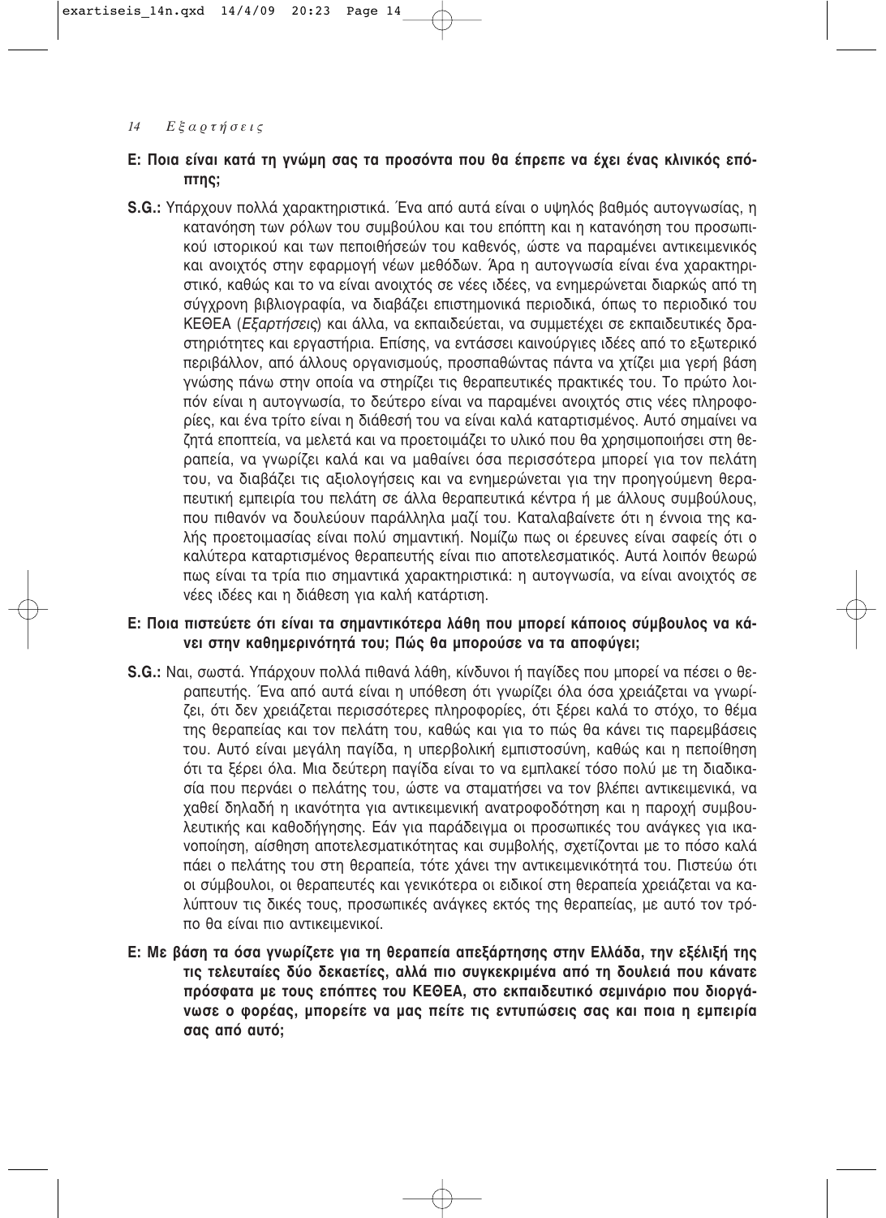**Ε: Ποια είναι κατά τη γνώμη σας τα προσόντα που θα έπρεπε να έχει ένας κλινικός επόπτης;**

**S.G.:** Υπάρχουν πολλά χαρακτηριστικά. Ένα από αυτά είναι ο υψηλός βαθμός αυτογνωσίας, η κατανόηση των ρόλων του συμβούλου και του επόπτη και η κατανόηση του προσωπικού ιστορικού και των πεποιθήσεών του καθενός, ώστε να παραμένει αντικειμενικός και ανοιχτός στην εφαρμογή νέων μεθόδων. Άρα η αυτογνωσία είναι ένα χαρακτηριστικό, καθώς και το να είναι ανοιχτός σε νέες ιδέες, να ενημερώνεται διαρκώς από τη σύγχρονη βιβλιογραφία, να διαβάζει επιστημονικά περιοδικά, όπως το περιοδικό του ΚΕΘΕΑ (*Εξαρτήσεις*) και άλλα, να εκπαιδεύεται, να συμμετέχει σε εκπαιδευτικές δραστηριότητες και εργαστήρια. Επίσης, να εντάσσει καινούργιες ιδέες από το εξωτερικό περιβάλλον, από άλλους οργανισμούς, προσπαθώντας πάντα να χτίζει μια γερή βάση γνώσης πάνω στην οποία να στηρίζει τις θεραπευτικές πρακτικές του. Το πρώτο λοιπόν είναι η αυτογνωσία, το δεύτερο είναι να παραμένει ανοιχτός στις νέες πληροφορίες, και ένα τρίτο είναι η διάθεσή του να είναι καλά καταρτισμένος. Αυτό σημαίνει να ζητά εποπτεία, να μελετά και να προετοιμάζει το υλικό που θα χρησιμοποιήσει στη θεραπεία, να γνωρίζει καλά και να μαθαίνει όσα περισσότερα μπορεί για τον πελάτη του, να διαβάζει τις αξιολογήσεις και να ενημερώνεται για την προηγούμενη θεραπευτική εμπειρία του πελάτη σε άλλα θεραπευτικά κέντρα ή με άλλους συμβούλους, που πιθανόν να δουλεύουν παράλληλα μαζί του. Καταλαβαίνετε ότι η έννοια της καλής προετοιμασίας είναι πολύ σημαντική. Νομίζω πως οι έρευνες είναι σαφείς ότι ο καλύτερα καταρτισμένος θεραπευτής είναι πιο αποτελεσματικός. Αυτά λοιπόν θεωρώ πως είναι τα τρία πιο σημαντικά χαρακτηριστικά: η αυτογνωσία, να είναι ανοιχτός σε νέες ιδέες και η διάθεση για καλή κατάρτιση.

**Ε: Ποια πιστεύετε ότι είναι τα σημαντικότερα λάθη που μπορεί κάποιος σύμβουλος να κάνει στην καθημερινότητά του; Πώς θα μπορούσε να τα αποφύγει;**

**S.G.:** Ναι, σωστά. Υπάρχουν πολλά πιθανά λάθη, κίνδυνοι ή παγίδες που μπορεί να πέσει ο θεραπευτής. Ένα από αυτά είναι η υπόθεση ότι γνωρίζει όλα όσα χρειάζεται να γνωρίζει, ότι δεν χρειάζεται περισσότερες πληροφορίες, ότι ξέρει καλά το στόχο, το θέμα της θεραπείας και τον πελάτη του, καθώς και για το πώς θα κάνει τις παρεμβάσεις του. Αυτό είναι μεγάλη παγίδα, η υπερβολική εμπιστοσύνη, καθώς και η πεποίθηση ότι τα ξέρει όλα. Μια δεύτερη παγίδα είναι το να εμπλακεί τόσο πολύ με τη διαδικασία που περνάει ο πελάτης του, ώστε να σταματήσει να τον βλέπει αντικειμενικά, να χαθεί δηλαδή η ικανότητα για αντικειμενική ανατροφοδότηση και η παροχή συμβουλευτικής και καθοδήγησης. Εάν για παράδειγμα οι προσωπικές του ανάγκες για ικανοποίηση, αίσθηση αποτελεσματικότητας και συμβολής, σχετίζονται με το πόσο καλά πάει ο πελάτης του στη θεραπεία, τότε χάνει την αντικειμενικότητά του. Πιστεύω ότι οι σύμβουλοι, οι θεραπευτές και γενικότερα οι ειδικοί στη θεραπεία χρειάζεται να καλύπτουν τις δικές τους, προσωπικές ανάγκες εκτός της θεραπείας, με αυτό τον τρόπο θα είναι πιο αντικειμενικοί.

**Ε: Με βάση τα όσα γνωρίζετε για τη θεραπεία απεξάρτησης στην Ελλάδα, την εξέλιξή της τις τελευταίες δύο δεκαετίες, αλλά πιο συγκεκριμένα από τη δουλειά που κάνατε πρόσφατα με τους επόπτες του ΚΕΘΕΑ, στο εκπαιδευτικό σεμινάριο που διοργάνωσε ο φορέας, μπορείτε να μας πείτε τις εντυπώσεις σας και ποια η εμπειρία σας από αυτό;**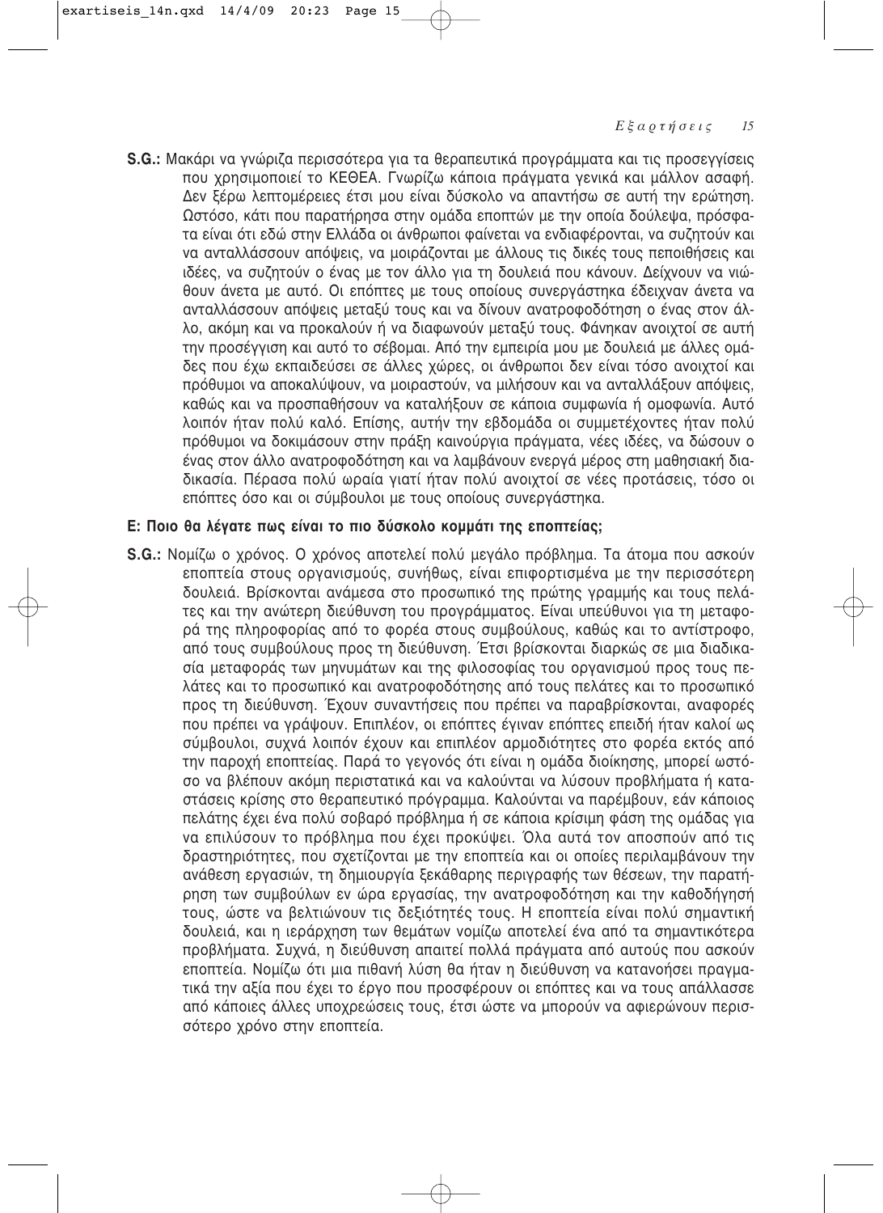**S.G.:** Μακάρι να γνώριζα περισσότερα για τα θεραπευτικά προγράμματα και τις προσεγγίσεις που χρησιμοποιεί το ΚΕΘΕΑ. Γνωρίζω κάποια πράγματα γενικά και μάλλον ασαφή. Δεν ξέρω λεπτομέρειες έτσι μου είναι δύσκολο να απαντήσω σε αυτή την ερώτηση. Ωστόσο, κάτι που παρατήρησα στην ομάδα εποπτών με την οποία δούλεψα, πρόσφατα είναι ότι εδώ στην Ελλάδα οι άνθρωποι φαίνεται να ενδιαφέρονται, να συζητούν και να ανταλλάσσουν απόψεις, να μοιράζονται με άλλους τις δικές τους πεποιθήσεις και ιδέες, να συζητούν ο ένας με τον άλλο για τη δουλειά που κάνουν. Δείχνουν να νιώθουν άνετα με αυτό. Οι επόπτες με τους οποίους συνεργάστηκα έδειχναν άνετα να ανταλλάσσουν απόψεις μεταξύ τους και να δίνουν ανατροφοδότηση ο ένας στον άλλο, ακόμη και να προκαλούν ή να διαφωνούν μεταξύ τους. Φάνηκαν ανοιχτοί σε αυτή την προσέγγιση και αυτό το σέβομαι. Από την εμπειρία μου με δουλειά με άλλες ομάδες που έχω εκπαιδεύσει σε άλλες χώρες, οι άνθρωποι δεν είναι τόσο ανοιχτοί και πρόθυμοι να αποκαλύψουν, να μοιραστούν, να μιλήσουν και να ανταλλάξουν απόψεις, καθώς και να προσπαθήσουν να καταλήξουν σε κάποια συμφωνία ή ομοφωνία. Αυτό λοιπόν ήταν πολύ καλό. Επίσης, αυτήν την εβδομάδα οι συμμετέχοντες ήταν πολύ πρόθυμοι να δοκιμάσουν στην πράξη καινούργια πράγματα, νέες ιδέες, να δώσουν ο ένας στον άλλο ανατροφοδότηση και να λαμβάνουν ενεργά μέρος στη μαθησιακή διαδικασία. Πέρασα πολύ ωραία γιατί ήταν πολύ ανοιχτοί σε νέες προτάσεις, τόσο οι επόπτες όσο και οι σύμβουλοι με τους οποίους συνεργάστηκα.

**Ε: Ποιο θα λέγατε πως είναι το πιο δύσκολο κομμάτι της εποπτείας;**

**S.G.:** Νομίζω ο χρόνος. Ο χρόνος αποτελεί πολύ μεγάλο πρόβλημα. Τα άτομα που ασκούν εποπτεία στους οργανισμούς, συνήθως, είναι επιφορτισμένα με την περισσότερη δουλειά. Βρίσκονται ανάμεσα στο προσωπικό της πρώτης γραμμής και τους πελάτες και την ανώτερη διεύθυνση του προγράμματος. Είναι υπεύθυνοι για τη μεταφορά της πληροφορίας από το φορέα στους συμβούλους, καθώς και το αντίστροφο, από τους συμβούλους προς τη διεύθυνση. Έτσι βρίσκονται διαρκώς σε μια διαδικασία μεταφοράς των μηνυμάτων και της φιλοσοφίας του οργανισμού προς τους πελάτες και το προσωπικό και ανατροφοδότησης από τους πελάτες και το προσωπικό προς τη διεύθυνση. Έχουν συναντήσεις που πρέπει να παραβρίσκονται, αναφορές που πρέπει να γράψουν. Επιπλέον, οι επόπτες έγιναν επόπτες επειδή ήταν καλοί ως σύμβουλοι, συχνά λοιπόν έχουν και επιπλέον αρμοδιότητες στο φορέα εκτός από την παροχή εποπτείας. Παρά το γεγονός ότι είναι η ομάδα διοίκησης, μπορεί ωστόσο να βλέπουν ακόμη περιστατικά και να καλούνται να λύσουν προβλήματα ή καταστάσεις κρίσης στο θεραπευτικό πρόγραμμα. Καλούνται να παρέμβουν, εάν κάποιος πελάτης έχει ένα πολύ σοβαρό πρόβλημα ή σε κάποια κρίσιμη φάση της ομάδας για να επιλύσουν το πρόβλημα που έχει προκύψει. Όλα αυτά τον αποσπούν από τις δραστηριότητες, που σχετίζονται με την εποπτεία και οι οποίες περιλαμβάνουν την ανάθεση εργασιών, τη δημιουργία ξεκάθαρης περιγραφής των θέσεων, την παρατήρηση των συμβούλων εν ώρα εργασίας, την ανατροφοδότηση και την καθοδήγησή τους, ώστε να βελτιώνουν τις δεξιότητές τους. Η εποπτεία είναι πολύ σημαντική δουλειά, και η ιεράρχηση των θεμάτων νομίζω αποτελεί ένα από τα σημαντικότερα προβλήματα. Συχνά, η διεύθυνση απαιτεί πολλά πράγματα από αυτούς που ασκούν εποπτεία. Νομίζω ότι μια πιθανή λύση θα ήταν η διεύθυνση να κατανοήσει πραγματικά την αξία που έχει το έργο που προσφέρουν οι επόπτες και να τους απάλλασσε από κάποιες άλλες υποχρεώσεις τους, έτσι ώστε να μπορούν να αφιερώνουν περισσότερο χρόνο στην εποπτεία.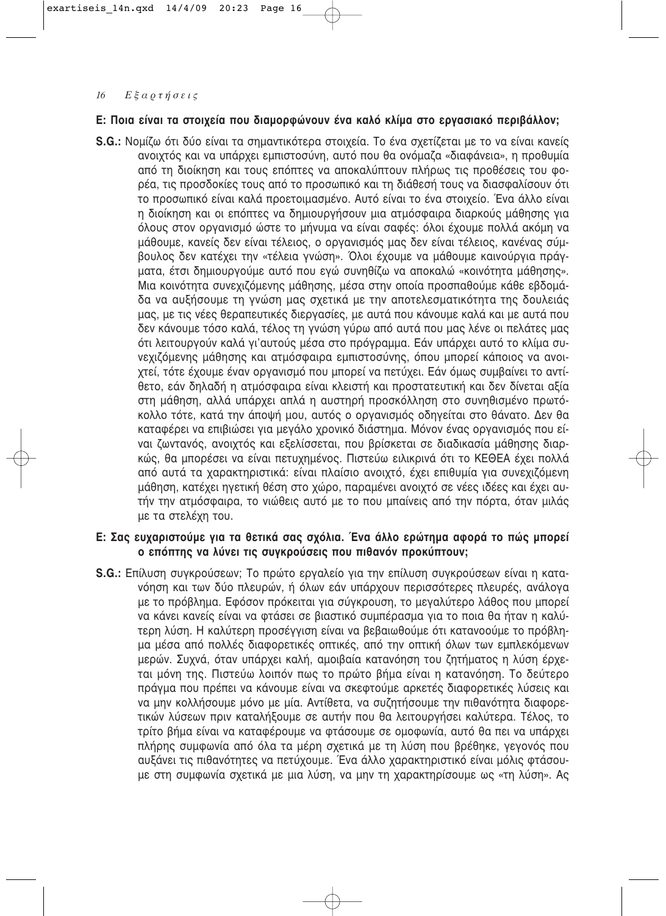**Ε: Ποια είναι τα στοιχεία που διαμορφώνουν ένα καλό κλίμα στο εργασιακό περιβάλλον;**

**S.G.:** Νομίζω ότι δύο είναι τα σημαντικότερα στοιχεία. Το ένα σχετίζεται με το να είναι κανείς ανοιχτός και να υπάρχει εμπιστοσύνη, αυτό που θα ονόμαζα «διαφάνεια», η προθυμία από τη διοίκηση και τους επόπτες να αποκαλύπτουν πλήρως τις προθέσεις του φορέα, τις προσδοκίες τους από το προσωπικό και τη διάθεσή τους να διασφαλίσουν ότι το προσωπικό είναι καλά προετοιμασμένο. Αυτό είναι το ένα στοιχείο. Ένα άλλο είναι η διοίκηση και οι επόπτες να δημιουργήσουν μια ατμόσφαιρα διαρκούς μάθησης για όλους στον οργανισμό ώστε το μήνυμα να είναι σαφές: όλοι έχουμε πολλά ακόμη να μάθουμε, κανείς δεν είναι τέλειος, ο οργανισμός μας δεν είναι τέλειος, κανένας σύμβουλος δεν κατέχει την «τέλεια γνώση». Όλοι έχουμε να μάθουμε καινούργια πράγματα, έτσι δημιουργούμε αυτό που εγώ συνηθίζω να αποκαλώ «κοινότητα μάθησης». Μια κοινότητα συνεχιζόμενης μάθησης, μέσα στην οποία προσπαθούμε κάθε εβδομάδα να αυξήσουμε τη γνώση μας σχετικά με την αποτελεσματικότητα της δουλειάς μας, με τις νέες θεραπευτικές διεργασίες, με αυτά που κάνουμε καλά και με αυτά που δεν κάνουμε τόσο καλά, τέλος τη γνώση γύρω από αυτά που μας λένε οι πελάτες μας ότι λειτουργούν καλά γι'αυτούς μέσα στο πρόγραμμα. Εάν υπάρχει αυτό το κλίμα συνεχιζόμενης μάθησης και ατμόσφαιρα εμπιστοσύνης, όπου μπορεί κάποιος να ανοιχτεί, τότε έχουμε έναν οργανισμό που μπορεί να πετύχει. Εάν όμως συμβαίνει το αντίθετο, εάν δηλαδή η ατμόσφαιρα είναι κλειστή και προστατευτική και δεν δίνεται αξία στη μάθηση, αλλά υπάρχει απλά η αυστηρή προσκόλληση στο συνηθισμένο πρωτόκολλο τότε, κατά την άποψή μου, αυτός ο οργανισμός οδηγείται στο θάνατο. Δεν θα καταφέρει να επιβιώσει για μεγάλο χρονικό διάστημα. Μόνον ένας οργανισμός που είναι ζωντανός, ανοιχτός και εξελίσσεται, που βρίσκεται σε διαδικασία μάθησης διαρκώς, θα μπορέσει να είναι πετυχημένος. Πιστεύω ειλικρινά ότι το ΚΕΘΕΑ έχει πολλά από αυτά τα χαρακτηριστικά: είναι πλαίσιο ανοιχτό, έχει επιθυμία για συνεχιζόμενη μάθηση, κατέχει ηγετική θέση στο χώρο, παραμένει ανοιχτό σε νέες ιδέες και έχει αυτήν την ατμόσφαιρα, το νιώθεις αυτό με το που μπαίνεις από την πόρτα, όταν μιλάς με τα στελέχη του.

**Ε: Σας ευχαριστούμε για τα θετικά σας σχόλια. Ένα άλλο ερώτημα αφορά το πώς μπορεί ο επόπτης να λύνει τις συγκρούσεις που πιθανόν προκύπτουν;**

**S.G.:** Επίλυση συγκρούσεων; Το πρώτο εργαλείο για την επίλυση συγκρούσεων είναι η κατανόηση και των δύο πλευρών, ή όλων εάν υπάρχουν περισσότερες πλευρές, ανάλογα με το πρόβλημα. Εφόσον πρόκειται για σύγκρουση, το μεγαλύτερο λάθος που μπορεί να κάνει κανείς είναι να φτάσει σε βιαστικό συμπέρασμα για το ποια θα ήταν η καλύτερη λύση. Η καλύτερη προσέγγιση είναι να βεβαιωθούμε ότι κατανοούμε το πρόβλημα μέσα από πολλές διαφορετικές οπτικές, από την οπτική όλων των εμπλεκόμενων μερών. Συχνά, όταν υπάρχει καλή, αμοιβαία κατανόηση του ζητήματος η λύση έρχεται μόνη της. Πιστεύω λοιπόν πως το πρώτο βήμα είναι η κατανόηση. Το δεύτερο πράγμα που πρέπει να κάνουμε είναι να σκεφτούμε αρκετές διαφορετικές λύσεις και να μην κολλήσουμε μόνο με μία. Αντίθετα, να συζητήσουμε την πιθανότητα διαφορετικών λύσεων πριν καταλήξουμε σε αυτήν που θα λειτουργήσει καλύτερα. Τέλος, το τρίτο βήμα είναι να καταφέρουμε να φτάσουμε σε ομοφωνία, αυτό θα πει να υπάρχει πλήρης συμφωνία από όλα τα μέρη σχετικά με τη λύση που βρέθηκε, γεγονός που αυξάνει τις πιθανότητες να πετύχουμε. Ένα άλλο χαρακτηριστικό είναι μόλις φτάσουμε στη συμφωνία σχετικά με μια λύση, να μην τη χαρακτηρίσουμε ως «τη λύση». Ας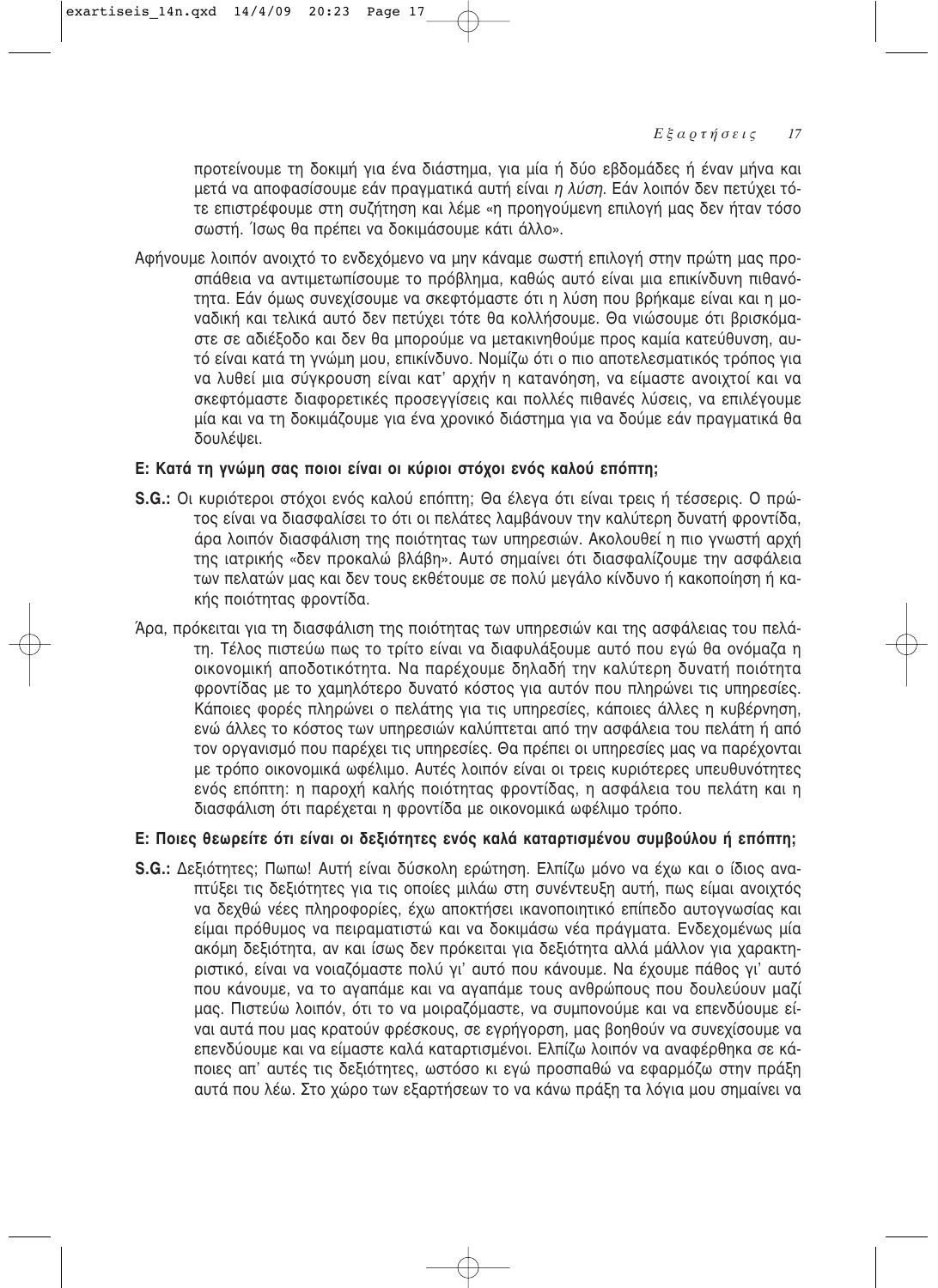προτείνουμε τη δοκιμή για ένα διάστημα, για μία ή δύο εβδομάδες ή έναν μήνα και μετά να αποφασίσουμε εάν πραγματικά αυτή είναι *η λύση*. Εάν λοιπόν δεν πετύχει τότε επιστρέφουμε στη συζήτηση και λέμε «η προηγούμενη επιλογή μας δεν ήταν τόσο σωστή. Ίσως θα πρέπει να δοκιμάσουμε κάτι άλλο».

Αφήνουμε λοιπόν ανοιχτό το ενδεχόμενο να μην κάναμε σωστή επιλογή στην πρώτη μας προσπάθεια να αντιμετωπίσουμε το πρόβλημα, καθώς αυτό είναι μια επικίνδυνη πιθανότητα. Εάν όμως συνεχίσουμε να σκεφτόμαστε ότι η λύση που βρήκαμε είναι και η μοναδική και τελικά αυτό δεν πετύχει τότε θα κολλήσουμε. Θα νιώσουμε ότι βρισκόμαστε σε αδιέξοδο και δεν θα μπορούμε να μετακινηθούμε προς καμία κατεύθυνση, αυτό είναι κατά τη γνώμη μου, επικίνδυνο. Νομίζω ότι ο πιο αποτελεσματικός τρόπος για να λυθεί μια σύγκρουση είναι κατ' αρχήν η κατανόηση, να είμαστε ανοιχτοί και να σκεφτόμαστε διαφορετικές προσεγγίσεις και πολλές πιθανές λύσεις, να επιλέγουμε μία και να τη δοκιμάζουμε για ένα χρονικό διάστημα για να δούμε εάν πραγματικά θα δουλέψει.

**Ε: Κατά τη γνώμη σας ποιοι είναι οι κύριοι στόχοι ενός καλού επόπτη;**

**S.G.:** Οι κυριότεροι στόχοι ενός καλού επόπτη; Θα έλεγα ότι είναι τρεις ή τέσσερις. Ο πρώτος είναι να διασφαλίσει το ότι οι πελάτες λαμβάνουν την καλύτερη δυνατή φροντίδα, άρα λοιπόν διασφάλιση της ποιότητας των υπηρεσιών. Ακολουθεί η πιο γνωστή αρχή της ιατρικής «δεν προκαλώ βλάβη». Αυτό σημαίνει ότι διασφαλίζουμε την ασφάλεια των πελατών μας και δεν τους εκθέτουμε σε πολύ μεγάλο κίνδυνο ή κακοποίηση ή κακής ποιότητας φροντίδα.

Άρα, πρόκειται για τη διασφάλιση της ποιότητας των υπηρεσιών και της ασφάλειας του πελάτη. Τέλος πιστεύω πως το τρίτο είναι να διαφυλάξουμε αυτό που εγώ θα ονόμαζα η οικονομική αποδοτικότητα. Να παρέχουμε δηλαδή την καλύτερη δυνατή ποιότητα φροντίδας με το χαμηλότερο δυνατό κόστος για αυτόν που πληρώνει τις υπηρεσίες. Κάποιες φορές πληρώνει ο πελάτης για τις υπηρεσίες, κάποιες άλλες η κυβέρνηση, ενώ άλλες το κόστος των υπηρεσιών καλύπτεται από την ασφάλεια του πελάτη ή από τον οργανισμό που παρέχει τις υπηρεσίες. Θα πρέπει οι υπηρεσίες μας να παρέχονται με τρόπο οικονομικά ωφέλιμο. Αυτές λοιπόν είναι οι τρεις κυριότερες υπευθυνότητες ενός επόπτη: η παροχή καλής ποιότητας φροντίδας, η ασφάλεια του πελάτη και η διασφάλιση ότι παρέχεται η φροντίδα με οικονομικά ωφέλιμο τρόπο.

**Ε: Ποιες θεωρείτε ότι είναι οι δεξιότητες ενός καλά καταρτισμένου συμβούλου ή επόπτη;**

**S.G.:** Δεξιότητες; Πωπω! Αυτή είναι δύσκολη ερώτηση. Ελπίζω μόνο να έχω και ο ίδιος αναπτύξει τις δεξιότητες για τις οποίες μιλάω στη συνέντευξη αυτή, πως είμαι ανοιχτός να δεχθώ νέες πληροφορίες, έχω αποκτήσει ικανοποιητικό επίπεδο αυτογνωσίας και είμαι πρόθυμος να πειραματιστώ και να δοκιμάσω νέα πράγματα. Ενδεχομένως μία ακόμη δεξιότητα, αν και ίσως δεν πρόκειται για δεξιότητα αλλά μάλλον για χαρακτηριστικό, είναι να νοιαζόμαστε πολύ γι' αυτό που κάνουμε. Να έχουμε πάθος γι' αυτό που κάνουμε, να το αγαπάμε και να αγαπάμε τους ανθρώπους που δουλεύουν μαζί μας. Πιστεύω λοιπόν, ότι το να μοιραζόμαστε, να συμπονούμε και να επενδύουμε είναι αυτά που μας κρατούν φρέσκους, σε εγρήγορση, μας βοηθούν να συνεχίσουμε να επενδύουμε και να είμαστε καλά καταρτισμένοι. Ελπίζω λοιπόν να αναφέρθηκα σε κάποιες απ' αυτές τις δεξιότητες, ωστόσο κι εγώ προσπαθώ να εφαρμόζω στην πράξη αυτά που λέω. Στο χώρο των εξαρτήσεων το να κάνω πράξη τα λόγια μου σημαίνει να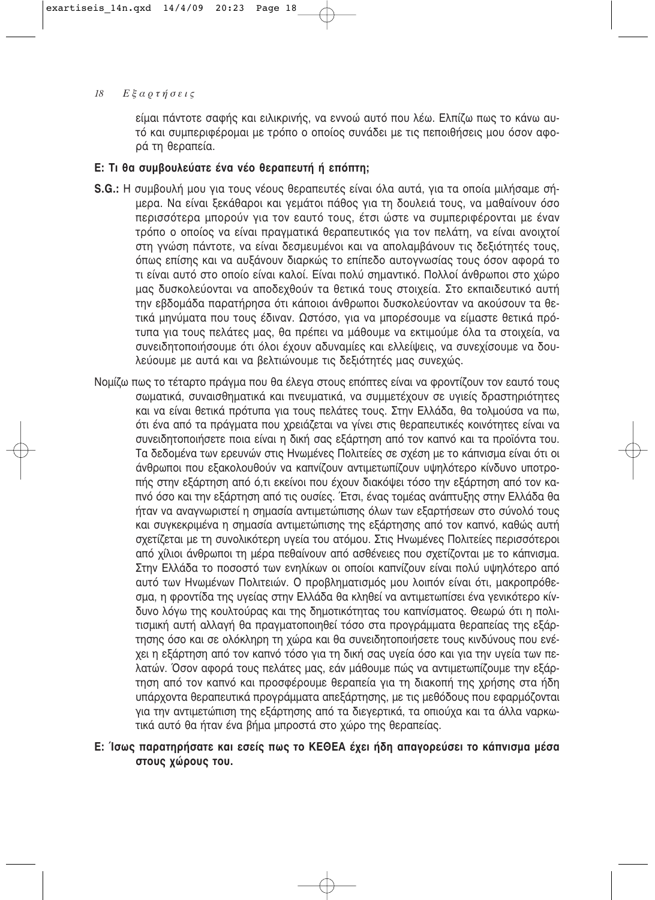είμαι πάντοτε σαφής και ειλικρινής, να εννοώ αυτό που λέω. Ελπίζω πως το κάνω αυτό και συμπεριφέρομαι με τρόπο ο οποίος συνάδει με τις πεποιθήσεις μου όσον αφορά τη θεραπεία.

**Ε: Τι θα συμβουλεύατε ένα νέο θεραπευτή ή επόπτη;**

**S.G.:** Η συμβουλή μου για τους νέους θεραπευτές είναι όλα αυτά, για τα οποία μιλήσαμε σήμερα. Να είναι ξεκάθαροι και γεμάτοι πάθος για τη δουλειά τους, να μαθαίνουν όσο περισσότερα μπορούν για τον εαυτό τους, έτσι ώστε να συμπεριφέρονται με έναν τρόπο ο οποίος να είναι πραγματικά θεραπευτικός για τον πελάτη, να είναι ανοιχτοί στη γνώση πάντοτε, να είναι δεσμευμένοι και να απολαμβάνουν τις δεξιότητές τους, όπως επίσης και να αυξάνουν διαρκώς το επίπεδο αυτογνωσίας τους όσον αφορά το τι είναι αυτό στο οποίο είναι καλοί. Είναι πολύ σημαντικό. Πολλοί άνθρωποι στο χώρο μας δυσκολεύονται να αποδεχθούν τα θετικά τους στοιχεία. Στο εκπαιδευτικό αυτή την εβδομάδα παρατήρησα ότι κάποιοι άνθρωποι δυσκολεύονταν να ακούσουν τα θετικά μηνύματα που τους έδιναν. Ωστόσο, για να μπορέσουμε να είμαστε θετικά πρότυπα για τους πελάτες μας, θα πρέπει να μάθουμε να εκτιμούμε όλα τα στοιχεία, να συνειδητοποιήσουμε ότι όλοι έχουν αδυναμίες και ελλείψεις, να συνεχίσουμε να δουλεύουμε με αυτά και να βελτιώνουμε τις δεξιότητές μας συνεχώς.

Νομίζω πως το τέταρτο πράγμα που θα έλεγα στους επόπτες είναι να φροντίζουν τον εαυτό τους σωματικά, συναισθηματικά και πνευματικά, να συμμετέχουν σε υγιείς δραστηριότητες και να είναι θετικά πρότυπα για τους πελάτες τους. Στην Ελλάδα, θα τολμούσα να πω, ότι ένα από τα πράγματα που χρειάζεται να γίνει στις θεραπευτικές κοινότητες είναι να συνειδητοποιήσετε ποια είναι η δική σας εξάρτηση από τον καπνό και τα προϊόντα του. Τα δεδομένα των ερευνών στις Ηνωμένες Πολιτείες σε σχέση με το κάπνισμα είναι ότι οι άνθρωποι που εξακολουθούν να καπνίζουν αντιμετωπίζουν υψηλότερο κίνδυνο υποτροπής στην εξάρτηση από ό,τι εκείνοι που έχουν διακόψει τόσο την εξάρτηση από τον καπνό όσο και την εξάρτηση από τις ουσίες. Έτσι, ένας τομέας ανάπτυξης στην Ελλάδα θα ήταν να αναγνωριστεί η σημασία αντιμετώπισης όλων των εξαρτήσεων στο σύνολό τους και συγκεκριμένα η σημασία αντιμετώπισης της εξάρτησης από τον καπνό, καθώς αυτή σχετίζεται με τη συνολικότερη υγεία του ατόμου. Στις Ηνωμένες Πολιτείες περισσότεροι από χίλιοι άνθρωποι τη μέρα πεθαίνουν από ασθένειες που σχετίζονται με το κάπνισμα. Στην Ελλάδα το ποσοστό των ενηλίκων οι οποίοι καπνίζουν είναι πολύ υψηλότερο από αυτό των Ηνωμένων Πολιτειών. Ο προβληματισμός μου λοιπόν είναι ότι, μακροπρόθεσμα, η φροντίδα της υγείας στην Ελλάδα θα κληθεί να αντιμετωπίσει ένα γενικότερο κίνδυνο λόγω της κουλτούρας και της δημοτικότητας του καπνίσματος. Θεωρώ ότι η πολιτισμική αυτή αλλαγή θα πραγματοποιηθεί τόσο στα προγράμματα θεραπείας της εξάρτησης όσο και σε ολόκληρη τη χώρα και θα συνειδητοποιήσετε τους κινδύνους που ενέχει η εξάρτηση από τον καπνό τόσο για τη δική σας υγεία όσο και για την υγεία των πελατών. Όσον αφορά τους πελάτες μας, εάν μάθουμε πώς να αντιμετωπίζουμε την εξάρτηση από τον καπνό και προσφέρουμε θεραπεία για τη διακοπή της χρήσης στα ήδη υπάρχοντα θεραπευτικά προγράμματα απεξάρτησης, με τις μεθόδους που εφαρμόζονται για την αντιμετώπιση της εξάρτησης από τα διεγερτικά, τα οπιούχα και τα άλλα ναρκωτικά αυτό θα ήταν ένα βήμα μπροστά στο χώρο της θεραπείας.

**Ε: Ίσως παρατηρήσατε και εσείς πως το ΚΕΘΕΑ έχει ήδη απαγορεύσει το κάπνισμα μέσα στους χώρους του.**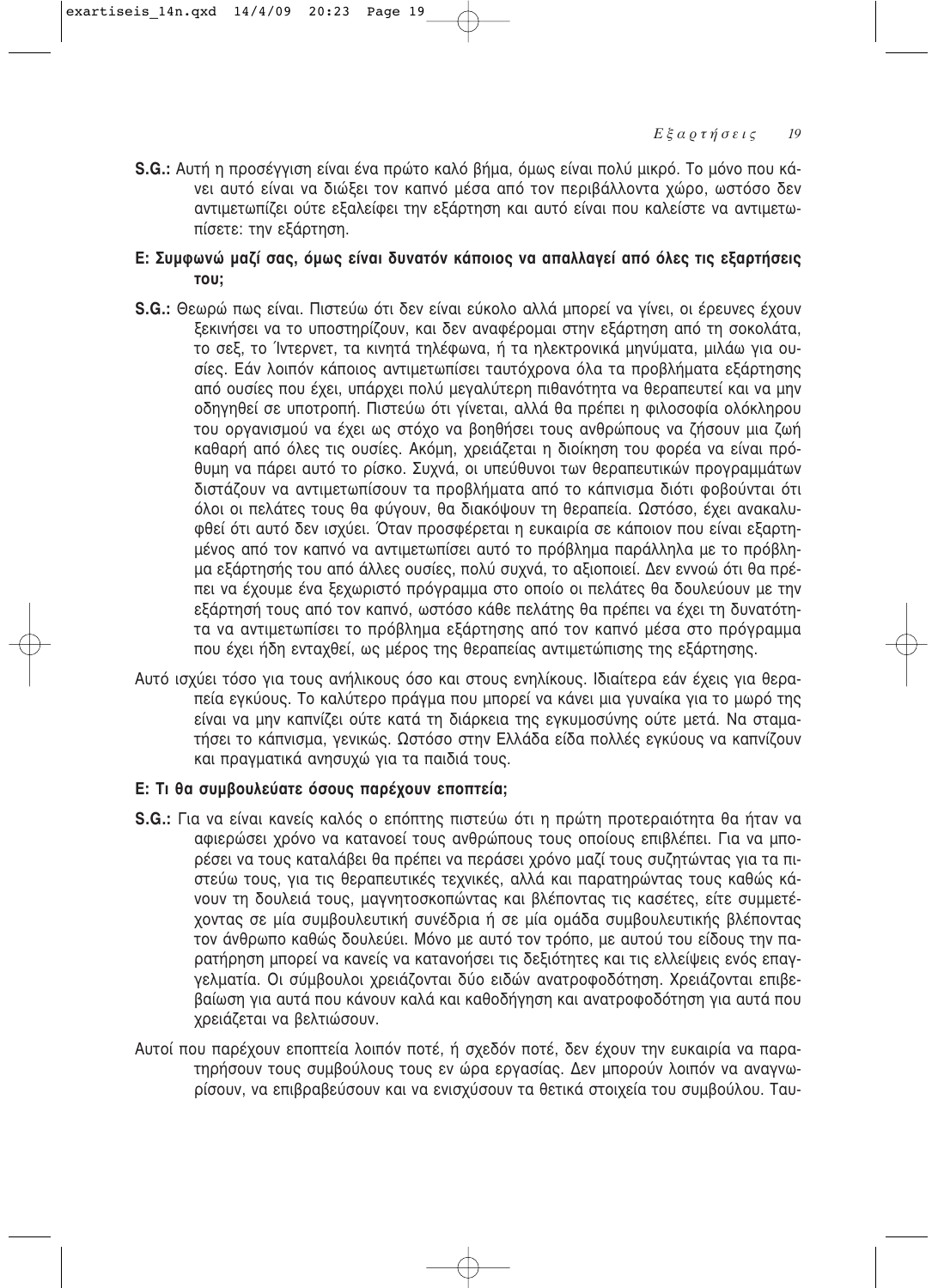**S.G.:** Αυτή η προσέγγιση είναι ένα πρώτο καλό βήμα, όμως είναι πολύ μικρό. Το μόνο που κάνει αυτό είναι να διώξει τον καπνό μέσα από τον περιβάλλοντα χώρο, ωστόσο δεν αντιμετωπίζει ούτε εξαλείφει την εξάρτηση και αυτό είναι που καλείστε να αντιμετωπίσετε: την εξάρτηση.

**Ε: Συμφωνώ μαζί σας, όμως είναι δυνατόν κάποιος να απαλλαγεί από όλες τις εξαρτήσεις του;**

**S.G.:** Θεωρώ πως είναι. Πιστεύω ότι δεν είναι εύκολο αλλά μπορεί να γίνει, οι έρευνες έχουν ξεκινήσει να το υποστηρίζουν, και δεν αναφέρομαι στην εξάρτηση από τη σοκολάτα, το σεξ, το Ίντερνετ, τα κινητά τηλέφωνα, ή τα ηλεκτρονικά μηνύματα, μιλάω για ουσίες. Εάν λοιπόν κάποιος αντιμετωπίσει ταυτόχρονα όλα τα προβλήματα εξάρτησης από ουσίες που έχει, υπάρχει πολύ μεγαλύτερη πιθανότητα να θεραπευτεί και να μην οδηγηθεί σε υποτροπή. Πιστεύω ότι γίνεται, αλλά θα πρέπει η φιλοσοφία ολόκληρου του οργανισμού να έχει ως στόχο να βοηθήσει τους ανθρώπους να ζήσουν μια ζωή καθαρή από όλες τις ουσίες. Ακόμη, χρειάζεται η διοίκηση του φορέα να είναι πρόθυμη να πάρει αυτό το ρίσκο. Συχνά, οι υπεύθυνοι των θεραπευτικών προγραμμάτων διστάζουν να αντιμετωπίσουν τα προβλήματα από το κάπνισμα διότι φοβούνται ότι όλοι οι πελάτες τους θα φύγουν, θα διακόψουν τη θεραπεία. Ωστόσο, έχει ανακαλυφθεί ότι αυτό δεν ισχύει. Όταν προσφέρεται η ευκαιρία σε κάποιον που είναι εξαρτημένος από τον καπνό να αντιμετωπίσει αυτό το πρόβλημα παράλληλα με το πρόβλημα εξάρτησής του από άλλες ουσίες, πολύ συχνά, το αξιοποιεί. Δεν εννοώ ότι θα πρέπει να έχουμε ένα ξεχωριστό πρόγραμμα στο οποίο οι πελάτες θα δουλεύουν με την εξάρτησή τους από τον καπνό, ωστόσο κάθε πελάτης θα πρέπει να έχει τη δυνατότητα να αντιμετωπίσει το πρόβλημα εξάρτησης από τον καπνό μέσα στο πρόγραμμα που έχει ήδη ενταχθεί, ως μέρος της θεραπείας αντιμετώπισης της εξάρτησης.

Αυτό ισχύει τόσο για τους ανήλικους όσο και στους ενηλίκους. Ιδιαίτερα εάν έχεις για θεραπεία εγκύους. Το καλύτερο πράγμα που μπορεί να κάνει μια γυναίκα για το μωρό της είναι να μην καπνίζει ούτε κατά τη διάρκεια της εγκυμοσύνης ούτε μετά. Να σταματήσει το κάπνισμα, γενικώς. Ωστόσο στην Ελλάδα είδα πολλές εγκύους να καπνίζουν και πραγματικά ανησυχώ για τα παιδιά τους.

**Ε: Τι θα συμβουλεύατε όσους παρέχουν εποπτεία;**

**S.G.:** Για να είναι κανείς καλός ο επόπτης πιστεύω ότι η πρώτη προτεραιότητα θα ήταν να αφιερώσει χρόνο να κατανοεί τους ανθρώπους τους οποίους επιβλέπει. Για να μπορέσει να τους καταλάβει θα πρέπει να περάσει χρόνο μαζί τους συζητώντας για τα πιστεύω τους, για τις θεραπευτικές τεχνικές, αλλά και παρατηρώντας τους καθώς κάνουν τη δουλειά τους, μαγνητοσκοπώντας και βλέποντας τις κασέτες, είτε συμμετέχοντας σε μία συμβουλευτική συνέδρια ή σε μία ομάδα συμβουλευτικής βλέποντας τον άνθρωπο καθώς δουλεύει. Μόνο με αυτό τον τρόπο, με αυτού του είδους την παρατήρηση μπορεί να κανείς να κατανοήσει τις δεξιότητες και τις ελλείψεις ενός επαγγελματία. Οι σύμβουλοι χρειάζονται δύο ειδών ανατροφοδότηση. Χρειάζονται επιβεβαίωση για αυτά που κάνουν καλά και καθοδήγηση και ανατροφοδότηση για αυτά που χρειάζεται να βελτιώσουν.

Αυτοί που παρέχουν εποπτεία λοιπόν ποτέ, ή σχεδόν ποτέ, δεν έχουν την ευκαιρία να παρατηρήσουν τους συμβούλους τους εν ώρα εργασίας. Δεν μπορούν λοιπόν να αναγνωρίσουν, να επιβραβεύσουν και να ενισχύσουν τα θετικά στοιχεία του συμβούλου. Ταυ-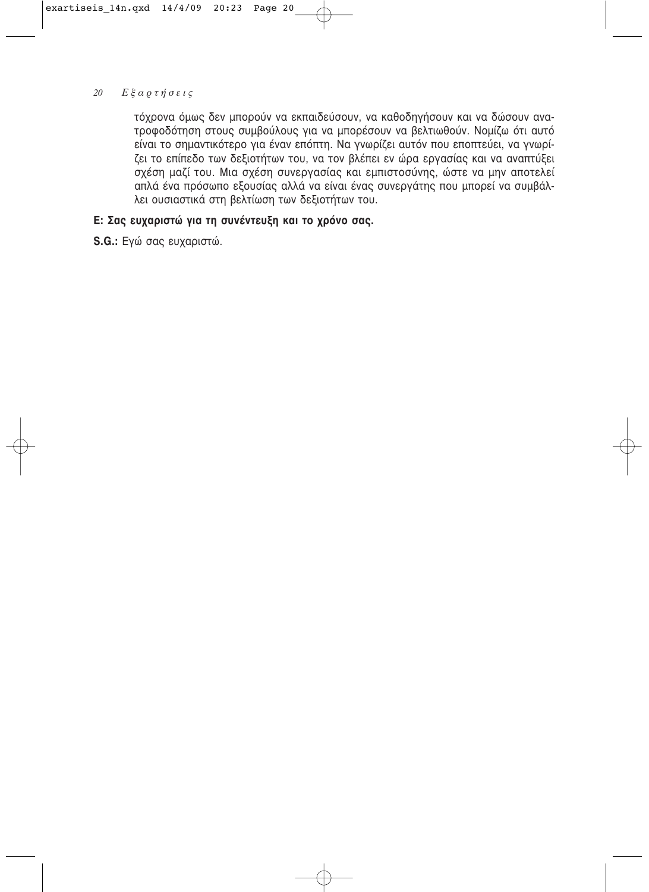τόχρονα όμως δεν μπορούν να εκπαιδεύσουν, να καθοδηγήσουν και να δώσουν ανατροφοδότηση στους συμβούλους για να μπορέσουν να βελτιωθούν. Νομίζω ότι αυτό είναι το σημαντικότερο για έναν επόπτη. Να γνωρίζει αυτόν που εποπτεύει, να γνωρίζει το επίπεδο των δεξιοτήτων του, να τον βλέπει εν ώρα εργασίας και να αναπτύξει σχέση μαζί του. Μια σχέση συνεργασίας και εμπιστοσύνης, ώστε να μην αποτελεί απλά ένα πρόσωπο εξουσίας αλλά να είναι ένας συνεργάτης που μπορεί να συμβάλλει ουσιαστικά στη βελτίωση των δεξιοτήτων του.

**Ε: Σας ευχαριστώ για τη συνέντευξη και το χρόνο σας.**

**S.G.:** Εγώ σας ευχαριστώ.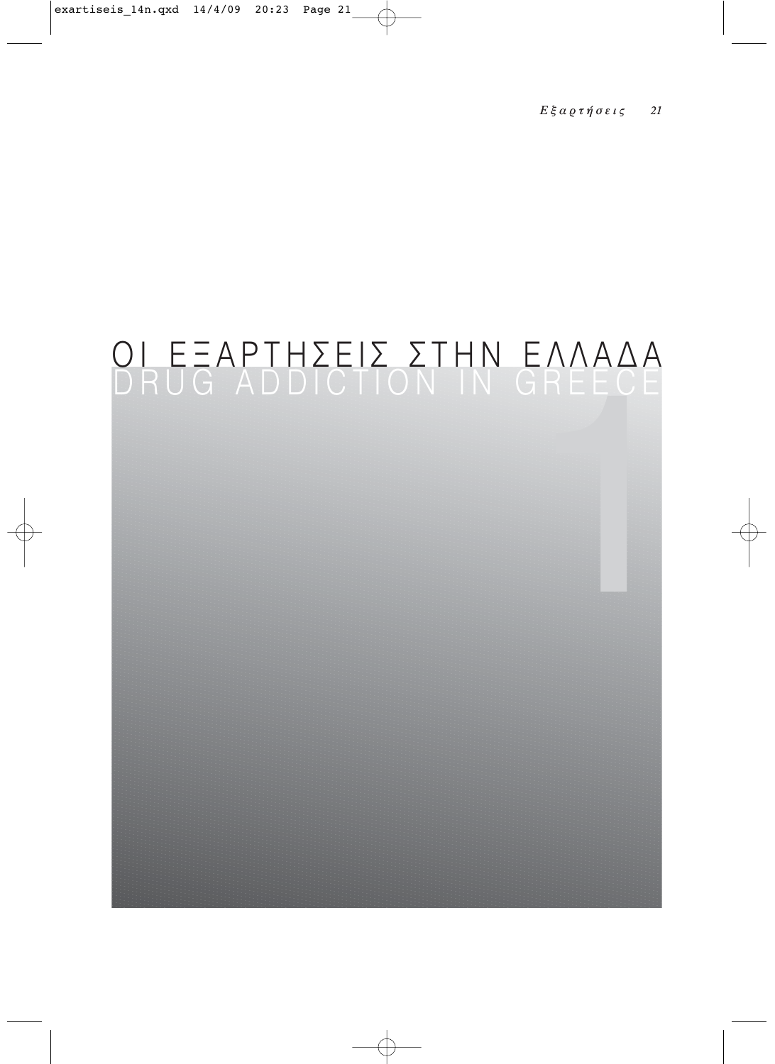# ΟΙ ΕΞΑΡΤΗΣΕΙΣ ΣΤΗΝ ΕΛΛΑΔΑ
# DRUG ADDICTION IN GREECE

1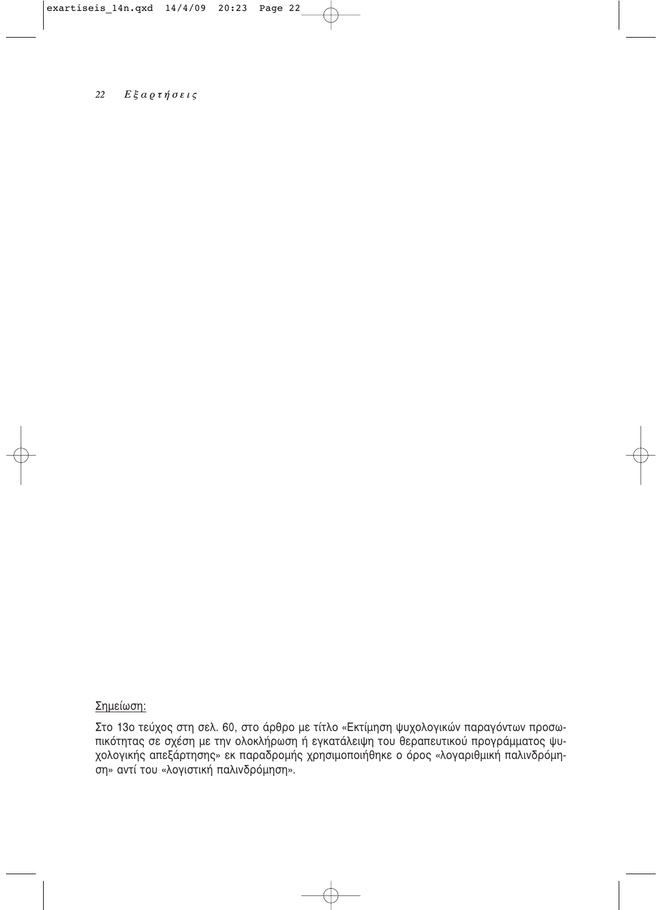<u>Σημείωση:</u>

Στο 13ο τεύχος στη σελ. 60, στο άρθρο με τίτλο «Εκτίμηση ψυχολογικών παραγόντων προσωπικότητας σε σχέση με την ολοκλήρωση ή εγκατάλειψη του θεραπευτικού προγράμματος ψυχολογικής απεξάρτησης» εκ παραδρομής χρησιμοποιήθηκε ο όρος «λογαριθμική παλινδρόμηση» αντί του «λογιστική παλινδρόμηση».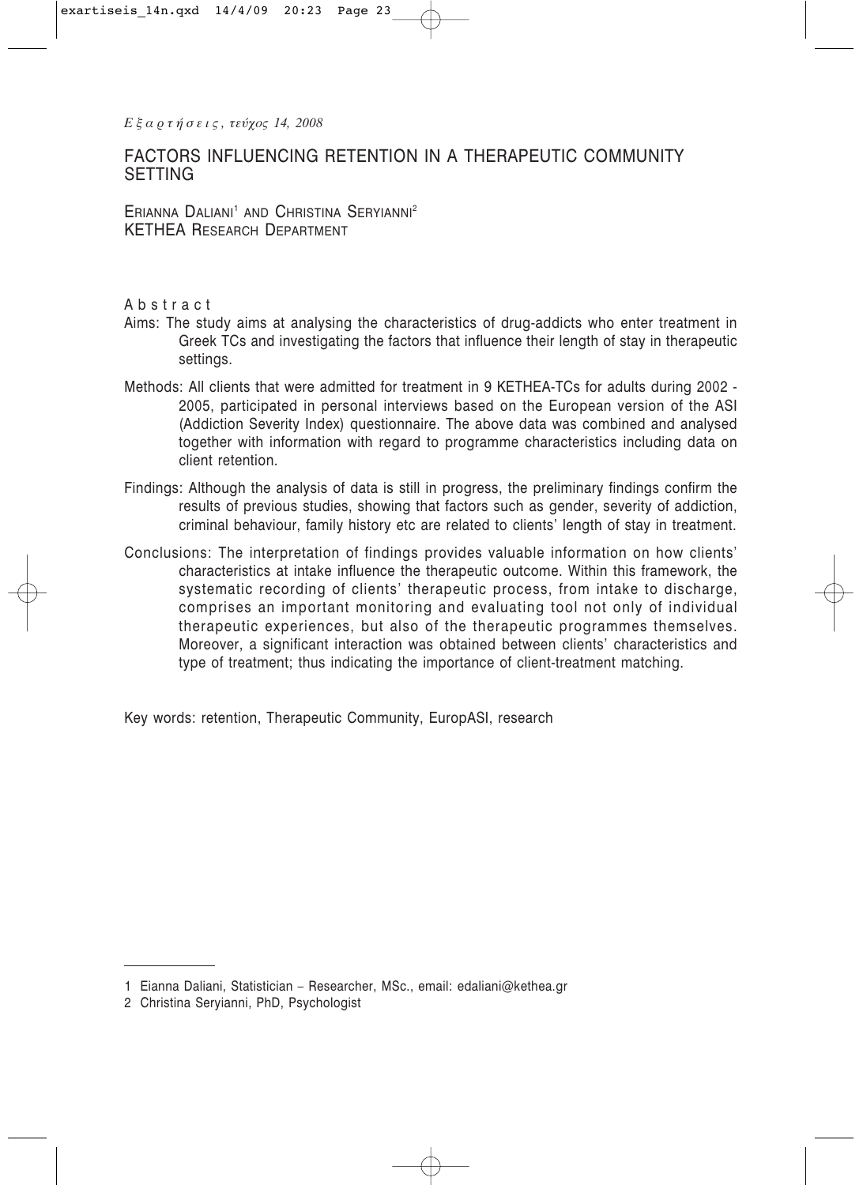# FACTORS INFLUENCING RETENTION IN A THERAPEUTIC COMMUNITY SETTING

ERIANNA DALIANI[1] AND CHRISTINA SERYIANNI[2]
KETHEA RESEARCH DEPARTMENT

## Abstract

Aims: The study aims at analysing the characteristics of drug-addicts who enter treatment in Greek TCs and investigating the factors that influence their length of stay in therapeutic settings.

Methods: All clients that were admitted for treatment in 9 KETHEA-TCs for adults during 2002 - 2005, participated in personal interviews based on the European version of the ASI (Addiction Severity Index) questionnaire. The above data was combined and analysed together with information with regard to programme characteristics including data on client retention.

Findings: Although the analysis of data is still in progress, the preliminary findings confirm the results of previous studies, showing that factors such as gender, severity of addiction, criminal behaviour, family history etc are related to clients' length of stay in treatment.

Conclusions: The interpretation of findings provides valuable information on how clients' characteristics at intake influence the therapeutic outcome. Within this framework, the systematic recording of clients' therapeutic process, from intake to discharge, comprises an important monitoring and evaluating tool not only of individual therapeutic experiences, but also of the therapeutic programmes themselves. Moreover, a significant interaction was obtained between clients' characteristics and type of treatment; thus indicating the importance of client-treatment matching.

Key words: retention, Therapeutic Community, EuropASI, research

---

1 Eianna Daliani, Statistician – Researcher, MSc., email: edaliani@kethea.gr

2 Christina Seryianni, PhD, Psychologist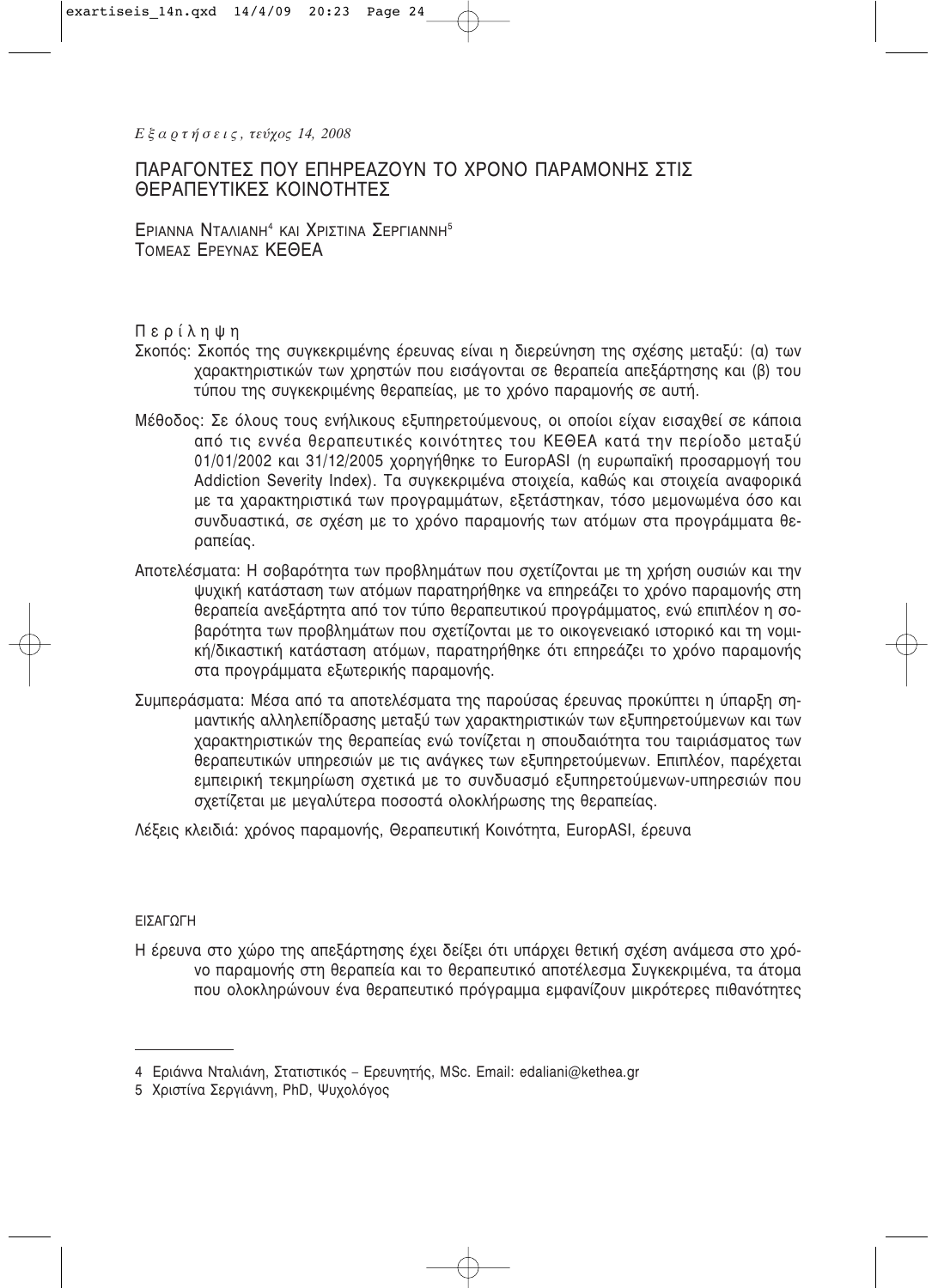# ΠΑΡΑΓΟΝΤΕΣ ΠΟΥ ΕΠΗΡΕΑΖΟΥΝ ΤΟ ΧΡΟΝΟ ΠΑΡΑΜΟΝΗΣ ΣΤΙΣ ΘΕΡΑΠΕΥΤΙΚΕΣ ΚΟΙΝΟΤΗΤΕΣ

ΕΡΙΑΝΝΑ ΝΤΑΛΙΑΝΗ[4] ΚΑΙ ΧΡΙΣΤΙΝΑ ΣΕΡΓΙΑΝΝΗ[5]
ΤΟΜΕΑΣ ΕΡΕΥΝΑΣ ΚΕΘΕΑ

## Περίληψη

Σκοπός: Σκοπός της συγκεκριμένης έρευνας είναι η διερεύνηση της σχέσης μεταξύ: (α) των χαρακτηριστικών των χρηστών που εισάγονται σε θεραπεία απεξάρτησης και (β) του τύπου της συγκεκριμένης θεραπείας, με το χρόνο παραμονής σε αυτή.

Μέθοδος: Σε όλους τους ενήλικους εξυπηρετούμενους, οι οποίοι είχαν εισαχθεί σε κάποια από τις εννέα θεραπευτικές κοινότητες του ΚΕΘΕΑ κατά την περίοδο μεταξύ 01/01/2002 και 31/12/2005 χορηγήθηκε το EuropASI (η ευρωπαϊκή προσαρμογή του Addiction Severity Index). Τα συγκεκριμένα στοιχεία, καθώς και στοιχεία αναφορικά με τα χαρακτηριστικά των προγραμμάτων, εξετάστηκαν, τόσο μεμονωμένα όσο και συνδυαστικά, σε σχέση με το χρόνο παραμονής των ατόμων στα προγράμματα θεραπείας.

Αποτελέσματα: Η σοβαρότητα των προβλημάτων που σχετίζονται με τη χρήση ουσιών και την ψυχική κατάσταση των ατόμων παρατηρήθηκε να επηρεάζει το χρόνο παραμονής στη θεραπεία ανεξάρτητα από τον τύπο θεραπευτικού προγράμματος, ενώ επιπλέον η σοβαρότητα των προβλημάτων που σχετίζονται με το οικογενειακό ιστορικό και τη νομική/δικαστική κατάσταση ατόμων, παρατηρήθηκε ότι επηρεάζει το χρόνο παραμονής στα προγράμματα εξωτερικής παραμονής.

Συμπεράσματα: Μέσα από τα αποτελέσματα της παρούσας έρευνας προκύπτει η ύπαρξη σημαντικής αλληλεπίδρασης μεταξύ των χαρακτηριστικών των εξυπηρετούμενων και των χαρακτηριστικών της θεραπείας ενώ τονίζεται η σπουδαιότητα του ταιριάσματος των θεραπευτικών υπηρεσιών με τις ανάγκες των εξυπηρετούμενων. Επιπλέον, παρέχεται εμπειρική τεκμηρίωση σχετικά με το συνδυασμό εξυπηρετούμενων-υπηρεσιών που σχετίζεται με μεγαλύτερα ποσοστά ολοκλήρωσης της θεραπείας.

Λέξεις κλειδιά: χρόνος παραμονής, Θεραπευτική Κοινότητα, EuropASI, έρευνα

## ΕΙΣΑΓΩΓΗ

Η έρευνα στο χώρο της απεξάρτησης έχει δείξει ότι υπάρχει θετική σχέση ανάμεσα στο χρόνο παραμονής στη θεραπεία και το θεραπευτικό αποτέλεσμα Συγκεκριμένα, τα άτομα που ολοκληρώνουν ένα θεραπευτικό πρόγραμμα εμφανίζουν μικρότερες πιθανότητες

---

[4] Εριάννα Νταλιάνη, Στατιστικός – Ερευνητής, MSc. Email: edaliani@kethea.gr

[5] Χριστίνα Σεργιάννη, PhD, Ψυχολόγος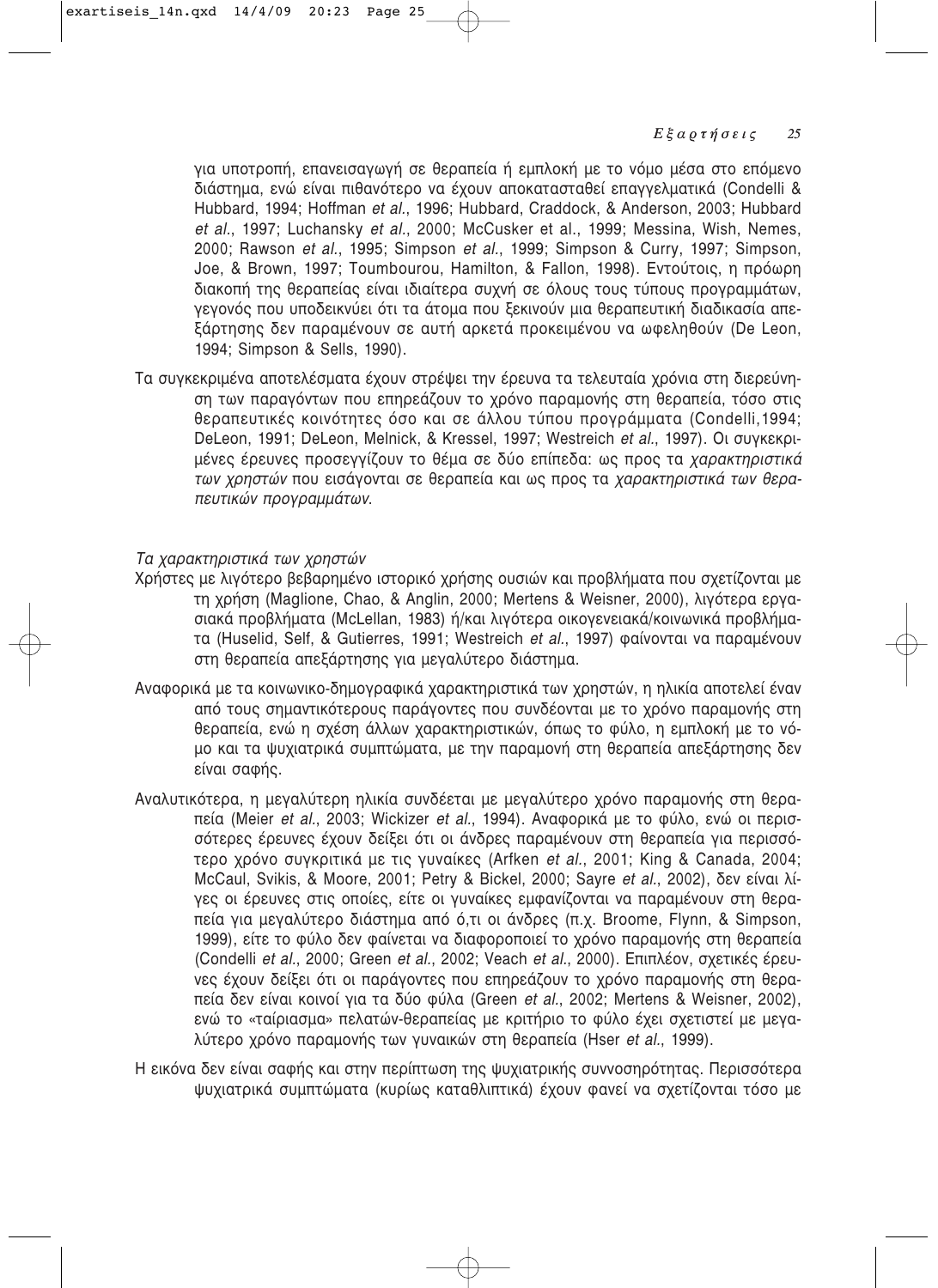για υποτροπή, επανεισαγωγή σε θεραπεία ή εμπλοκή με το νόμο μέσα στο επόμενο διάστημα, ενώ είναι πιθανότερο να έχουν αποκατασταθεί επαγγελματικά (Condelli & Hubbard, 1994; Hoffman *et al.*, 1996; Hubbard, Craddock, & Anderson, 2003; Hubbard *et al.*, 1997; Luchansky *et al.*, 2000; McCusker et al., 1999; Messina, Wish, Nemes, 2000; Rawson *et al.*, 1995; Simpson *et al.*, 1999; Simpson & Curry, 1997; Simpson, Joe, & Brown, 1997; Toumbourou, Hamilton, & Fallon, 1998). Εντούτοις, η πρόωρη διακοπή της θεραπείας είναι ιδιαίτερα συχνή σε όλους τους τύπους προγραμμάτων, γεγονός που υποδεικνύει ότι τα άτομα που ξεκινούν μια θεραπευτική διαδικασία απεξάρτησης δεν παραμένουν σε αυτή αρκετά προκειμένου να ωφεληθούν (De Leon, 1994; Simpson & Sells, 1990).

Τα συγκεκριμένα αποτελέσματα έχουν στρέψει την έρευνα τα τελευταία χρόνια στη διερεύνηση των παραγόντων που επηρεάζουν το χρόνο παραμονής στη θεραπεία, τόσο στις θεραπευτικές κοινότητες όσο και σε άλλου τύπου προγράμματα (Condelli,1994; DeLeon, 1991; DeLeon, Melnick, & Kressel, 1997; Westreich *et al.*, 1997). Οι συγκεκριμένες έρευνες προσεγγίζουν το θέμα σε δύο επίπεδα: ως προς τα *χαρακτηριστικά των χρηστών* που εισάγονται σε θεραπεία και ως προς τα *χαρακτηριστικά των θεραπευτικών προγραμμάτων*.

*Τα χαρακτηριστικά των χρηστών*

Χρήστες με λιγότερο βεβαρημένο ιστορικό χρήσης ουσιών και προβλήματα που σχετίζονται με τη χρήση (Maglione, Chao, & Anglin, 2000; Mertens & Weisner, 2000), λιγότερα εργασιακά προβλήματα (McLellan, 1983) ή/και λιγότερα οικογενειακά/κοινωνικά προβλήματα (Huselid, Self, & Gutierres, 1991; Westreich *et al.*, 1997) φαίνονται να παραμένουν στη θεραπεία απεξάρτησης για μεγαλύτερο διάστημα.

Αναφορικά με τα κοινωνικο-δημογραφικά χαρακτηριστικά των χρηστών, η ηλικία αποτελεί έναν από τους σημαντικότερους παράγοντες που συνδέονται με το χρόνο παραμονής στη θεραπεία, ενώ η σχέση άλλων χαρακτηριστικών, όπως το φύλο, η εμπλοκή με το νόμο και τα ψυχιατρικά συμπτώματα, με την παραμονή στη θεραπεία απεξάρτησης δεν είναι σαφής.

Αναλυτικότερα, η μεγαλύτερη ηλικία συνδέεται με μεγαλύτερο χρόνο παραμονής στη θεραπεία (Meier *et al.*, 2003; Wickizer *et al.*, 1994). Αναφορικά με το φύλο, ενώ οι περισσότερες έρευνες έχουν δείξει ότι οι άνδρες παραμένουν στη θεραπεία για περισσότερο χρόνο συγκριτικά με τις γυναίκες (Arfken *et al.*, 2001; King & Canada, 2004; McCaul, Svikis, & Moore, 2001; Petry & Bickel, 2000; Sayre *et al.*, 2002), δεν είναι λίγες οι έρευνες στις οποίες, είτε οι γυναίκες εμφανίζονται να παραμένουν στη θεραπεία για μεγαλύτερο διάστημα από ό,τι οι άνδρες (π.χ. Broome, Flynn, & Simpson, 1999), είτε το φύλο δεν φαίνεται να διαφοροποιεί το χρόνο παραμονής στη θεραπεία (Condelli *et al.*, 2000; Green *et al.*, 2002; Veach *et al.*, 2000). Επιπλέον, σχετικές έρευνες έχουν δείξει ότι οι παράγοντες που επηρεάζουν το χρόνο παραμονής στη θεραπεία δεν είναι κοινοί για τα δύο φύλα (Green *et al.*, 2002; Mertens & Weisner, 2002), ενώ το «ταίριασμα» πελατών-θεραπείας με κριτήριο το φύλο έχει σχετιστεί με μεγαλύτερο χρόνο παραμονής των γυναικών στη θεραπεία (Hser *et al.*, 1999).

Η εικόνα δεν είναι σαφής και στην περίπτωση της ψυχιατρικής συννοσηρότητας. Περισσότερα ψυχιατρικά συμπτώματα (κυρίως καταθλιπτικά) έχουν φανεί να σχετίζονται τόσο με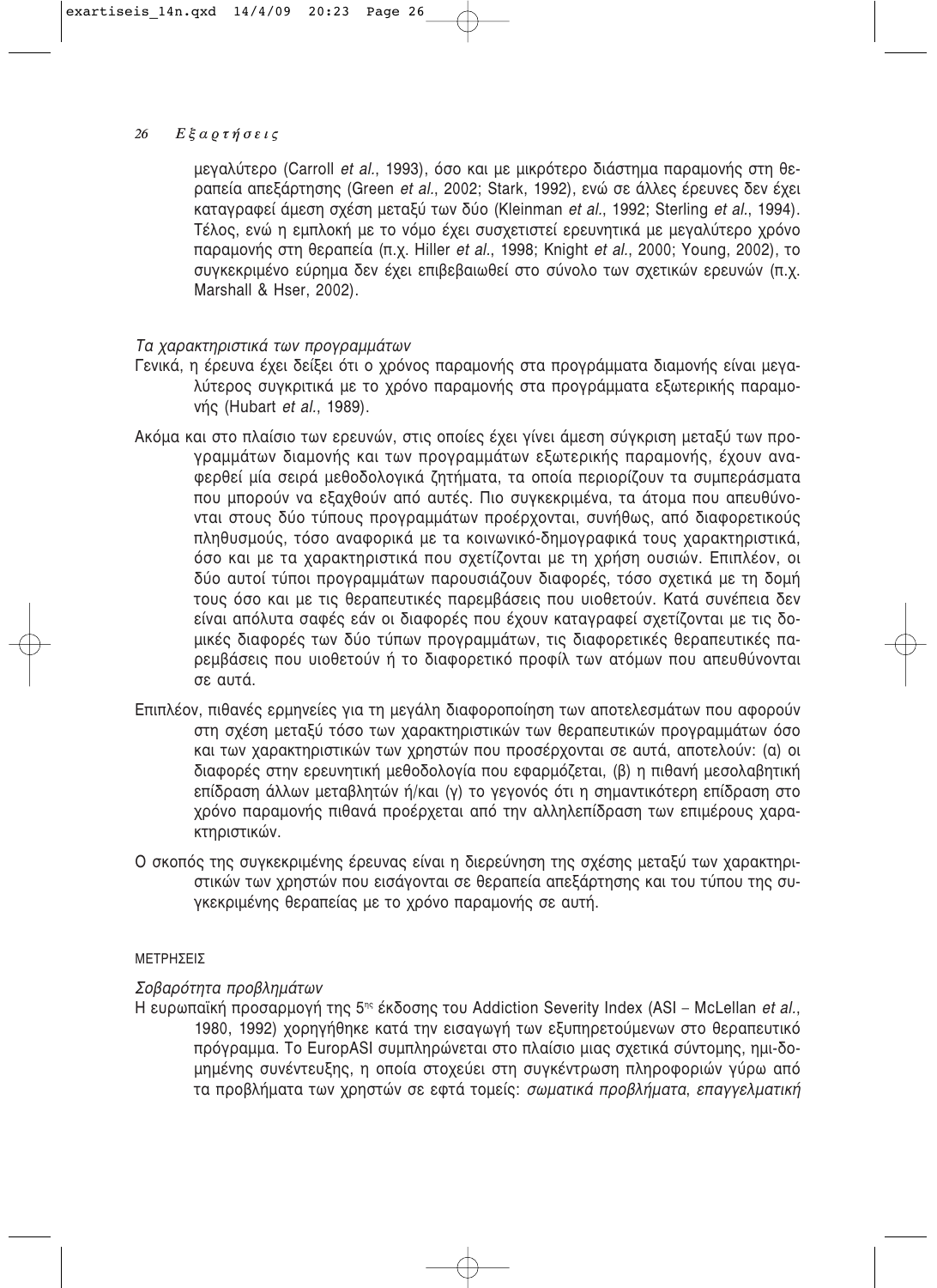μεγαλύτερο (Carroll *et al.*, 1993), όσο και με μικρότερο διάστημα παραμονής στη θεραπεία απεξάρτησης (Green *et al.*, 2002; Stark, 1992), ενώ σε άλλες έρευνες δεν έχει καταγραφεί άμεση σχέση μεταξύ των δύο (Kleinman *et al.*, 1992; Sterling *et al.*, 1994). Τέλος, ενώ η εμπλοκή με το νόμο έχει συσχετιστεί ερευνητικά με μεγαλύτερο χρόνο παραμονής στη θεραπεία (π.χ. Hiller *et al.*, 1998; Knight *et al.*, 2000; Young, 2002), το συγκεκριμένο εύρημα δεν έχει επιβεβαιωθεί στο σύνολο των σχετικών ερευνών (π.χ. Marshall & Hser, 2002).

*Τα χαρακτηριστικά των προγραμμάτων*

Γενικά, η έρευνα έχει δείξει ότι ο χρόνος παραμονής στα προγράμματα διαμονής είναι μεγαλύτερος συγκριτικά με το χρόνο παραμονής στα προγράμματα εξωτερικής παραμονής (Hubart *et al.*, 1989).

Ακόμα και στο πλαίσιο των ερευνών, στις οποίες έχει γίνει άμεση σύγκριση μεταξύ των προγραμμάτων διαμονής και των προγραμμάτων εξωτερικής παραμονής, έχουν αναφερθεί μία σειρά μεθοδολογικά ζητήματα, τα οποία περιορίζουν τα συμπεράσματα που μπορούν να εξαχθούν από αυτές. Πιο συγκεκριμένα, τα άτομα που απευθύνονται στους δύο τύπους προγραμμάτων προέρχονται, συνήθως, από διαφορετικούς πληθυσμούς, τόσο αναφορικά με τα κοινωνικό-δημογραφικά τους χαρακτηριστικά, όσο και με τα χαρακτηριστικά που σχετίζονται με τη χρήση ουσιών. Επιπλέον, οι δύο αυτοί τύποι προγραμμάτων παρουσιάζουν διαφορές, τόσο σχετικά με τη δομή τους όσο και με τις θεραπευτικές παρεμβάσεις που υιοθετούν. Κατά συνέπεια δεν είναι απόλυτα σαφές εάν οι διαφορές που έχουν καταγραφεί σχετίζονται με τις δομικές διαφορές των δύο τύπων προγραμμάτων, τις διαφορετικές θεραπευτικές παρεμβάσεις που υιοθετούν ή το διαφορετικό προφίλ των ατόμων που απευθύνονται σε αυτά.

Επιπλέον, πιθανές ερμηνείες για τη μεγάλη διαφοροποίηση των αποτελεσμάτων που αφορούν στη σχέση μεταξύ τόσο των χαρακτηριστικών των θεραπευτικών προγραμμάτων όσο και των χαρακτηριστικών των χρηστών που προσέρχονται σε αυτά, αποτελούν: (α) οι διαφορές στην ερευνητική μεθοδολογία που εφαρμόζεται, (β) η πιθανή μεσολαβητική επίδραση άλλων μεταβλητών ή/και (γ) το γεγονός ότι η σημαντικότερη επίδραση στο χρόνο παραμονής πιθανά προέρχεται από την αλληλεπίδραση των επιμέρους χαρακτηριστικών.

Ο σκοπός της συγκεκριμένης έρευνας είναι η διερεύνηση της σχέσης μεταξύ των χαρακτηριστικών των χρηστών που εισάγονται σε θεραπεία απεξάρτησης και του τύπου της συγκεκριμένης θεραπείας με το χρόνο παραμονής σε αυτή.

## ΜΕΤΡΗΣΕΙΣ

*Σοβαρότητα προβλημάτων*

Η ευρωπαϊκή προσαρμογή της 5[ης] έκδοσης του Addiction Severity Index (ASI – McLellan *et al.*, 1980, 1992) χορηγήθηκε κατά την εισαγωγή των εξυπηρετούμενων στο θεραπευτικό πρόγραμμα. Το EuropASI συμπληρώνεται στο πλαίσιο μιας σχετικά σύντομης, ημι-δομημένης συνέντευξης, η οποία στοχεύει στη συγκέντρωση πληροφοριών γύρω από τα προβλήματα των χρηστών σε εφτά τομείς: *σωματικά προβλήματα*, *επαγγελματική*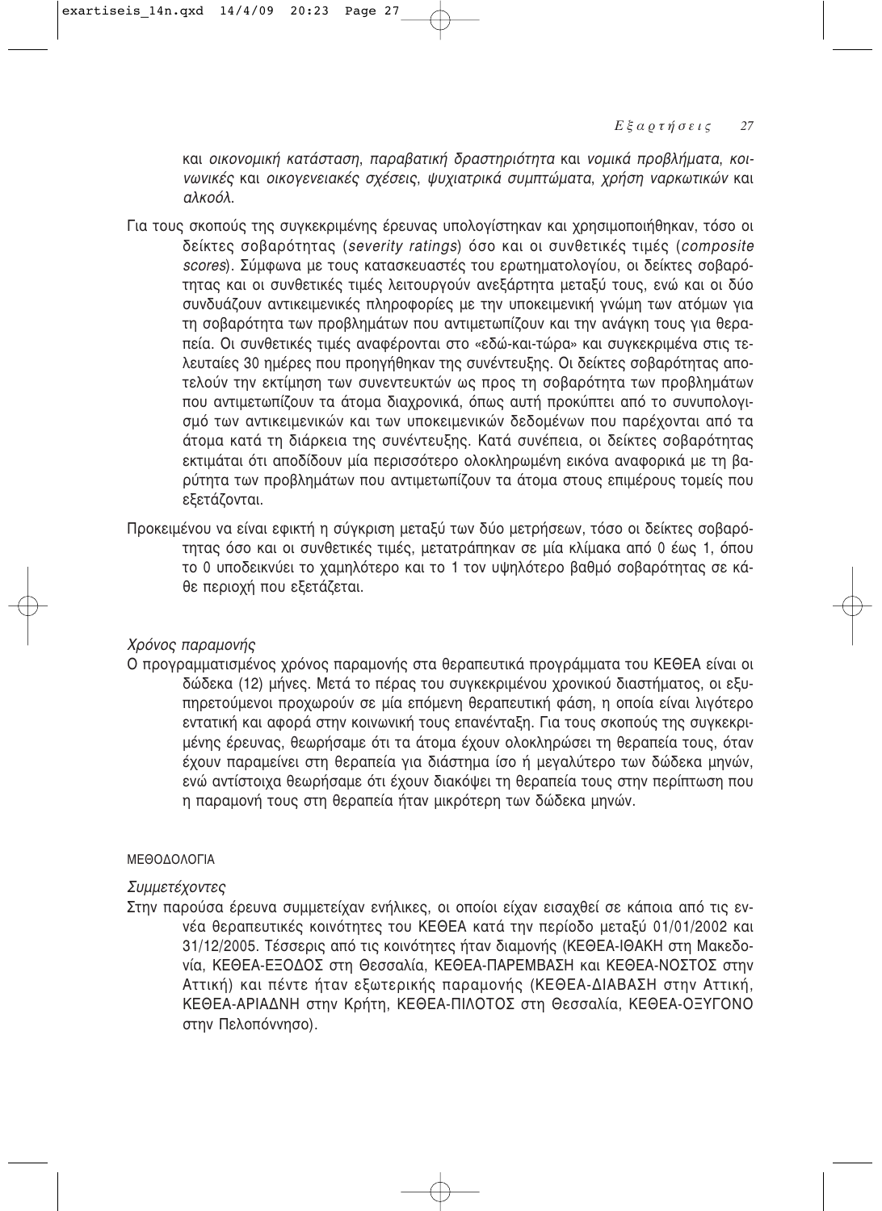και *οικονομική κατάσταση*, *παραβατική δραστηριότητα* και *νομικά προβλήματα*, *κοινωνικές* και *οικογενειακές σχέσεις*, *ψυχιατρικά συμπτώματα*, *χρήση ναρκωτικών* και *αλκοόλ*.

Για τους σκοπούς της συγκεκριμένης έρευνας υπολογίστηκαν και χρησιμοποιήθηκαν, τόσο οι δείκτες σοβαρότητας (*severity ratings*) όσο και οι συνθετικές τιμές (*composite scores*). Σύμφωνα με τους κατασκευαστές του ερωτηματολογίου, οι δείκτες σοβαρότητας και οι συνθετικές τιμές λειτουργούν ανεξάρτητα μεταξύ τους, ενώ και οι δύο συνδυάζουν αντικειμενικές πληροφορίες με την υποκειμενική γνώμη των ατόμων για τη σοβαρότητα των προβλημάτων που αντιμετωπίζουν και την ανάγκη τους για θεραπεία. Οι συνθετικές τιμές αναφέρονται στο «εδώ-και-τώρα» και συγκεκριμένα στις τελευταίες 30 ημέρες που προηγήθηκαν της συνέντευξης. Οι δείκτες σοβαρότητας αποτελούν την εκτίμηση των συνεντευκτών ως προς τη σοβαρότητα των προβλημάτων που αντιμετωπίζουν τα άτομα διαχρονικά, όπως αυτή προκύπτει από το συνυπολογισμό των αντικειμενικών και των υποκειμενικών δεδομένων που παρέχονται από τα άτομα κατά τη διάρκεια της συνέντευξης. Κατά συνέπεια, οι δείκτες σοβαρότητας εκτιμάται ότι αποδίδουν μία περισσότερο ολοκληρωμένη εικόνα αναφορικά με τη βαρύτητα των προβλημάτων που αντιμετωπίζουν τα άτομα στους επιμέρους τομείς που εξετάζονται.

Προκειμένου να είναι εφικτή η σύγκριση μεταξύ των δύο μετρήσεων, τόσο οι δείκτες σοβαρότητας όσο και οι συνθετικές τιμές, μετατράπηκαν σε μία κλίμακα από 0 έως 1, όπου το 0 υποδεικνύει το χαμηλότερο και το 1 τον υψηλότερο βαθμό σοβαρότητας σε κάθε περιοχή που εξετάζεται.

*Χρόνος παραμονής*

Ο προγραμματισμένος χρόνος παραμονής στα θεραπευτικά προγράμματα του ΚΕΘΕΑ είναι οι δώδεκα (12) μήνες. Μετά το πέρας του συγκεκριμένου χρονικού διαστήματος, οι εξυπηρετούμενοι προχωρούν σε μία επόμενη θεραπευτική φάση, η οποία είναι λιγότερο εντατική και αφορά στην κοινωνική τους επανένταξη. Για τους σκοπούς της συγκεκριμένης έρευνας, θεωρήσαμε ότι τα άτομα έχουν ολοκληρώσει τη θεραπεία τους, όταν έχουν παραμείνει στη θεραπεία για διάστημα ίσο ή μεγαλύτερο των δώδεκα μηνών, ενώ αντίστοιχα θεωρήσαμε ότι έχουν διακόψει τη θεραπεία τους στην περίπτωση που η παραμονή τους στη θεραπεία ήταν μικρότερη των δώδεκα μηνών.

## ΜΕΘΟΔΟΛΟΓΙΑ

*Συμμετέχοντες*

Στην παρούσα έρευνα συμμετείχαν ενήλικες, οι οποίοι είχαν εισαχθεί σε κάποια από τις εννέα θεραπευτικές κοινότητες του ΚΕΘΕΑ κατά την περίοδο μεταξύ 01/01/2002 και 31/12/2005. Τέσσερις από τις κοινότητες ήταν διαμονής (ΚΕΘΕΑ-ΙΘΑΚΗ στη Μακεδονία, ΚΕΘΕΑ-ΕΞΟΔΟΣ στη Θεσσαλία, ΚΕΘΕΑ-ΠΑΡΕΜΒΑΣΗ και ΚΕΘΕΑ-ΝΟΣΤΟΣ στην Αττική) και πέντε ήταν εξωτερικής παραμονής (ΚΕΘΕΑ-ΔΙΑΒΑΣΗ στην Αττική, ΚΕΘΕΑ-ΑΡΙΑΔΝΗ στην Κρήτη, ΚΕΘΕΑ-ΠΙΛΟΤΟΣ στη Θεσσαλία, ΚΕΘΕΑ-ΟΞΥΓΟΝΟ στην Πελοπόννησο).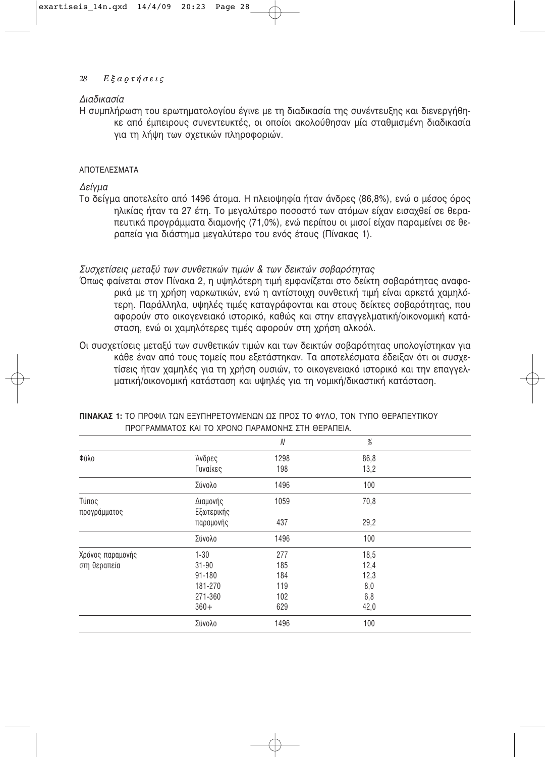*Διαδικασία*

Η συμπλήρωση του ερωτηματολογίου έγινε με τη διαδικασία της συνέντευξης και διενεργήθηκε από έμπειρους συνεντευκτές, οι οποίοι ακολούθησαν μία σταθμισμένη διαδικασία για τη λήψη των σχετικών πληροφοριών.

## ΑΠΟΤΕΛΕΣΜΑΤΑ

*Δείγμα*

Το δείγμα αποτελείτο από 1496 άτομα. Η πλειοψηφία ήταν άνδρες (86,8%), ενώ ο μέσος όρος ηλικίας ήταν τα 27 έτη. Το μεγαλύτερο ποσοστό των ατόμων είχαν εισαχθεί σε θεραπευτικά προγράμματα διαμονής (71,0%), ενώ περίπου οι μισοί είχαν παραμείνει σε θεραπεία για διάστημα μεγαλύτερο του ενός έτους (Πίνακας 1).

*Συσχετίσεις μεταξύ των συνθετικών τιμών & των δεικτών σοβαρότητας*

Όπως φαίνεται στον Πίνακα 2, η υψηλότερη τιμή εμφανίζεται στο δείκτη σοβαρότητας αναφορικά με τη χρήση ναρκωτικών, ενώ η αντίστοιχη συνθετική τιμή είναι αρκετά χαμηλότερη. Παράλληλα, υψηλές τιμές καταγράφονται και στους δείκτες σοβαρότητας, που αφορούν στο οικογενειακό ιστορικό, καθώς και στην επαγγελματική/οικονομική κατάσταση, ενώ οι χαμηλότερες τιμές αφορούν στη χρήση αλκοόλ.

Οι συσχετίσεις μεταξύ των συνθετικών τιμών και των δεικτών σοβαρότητας υπολογίστηκαν για κάθε έναν από τους τομείς που εξετάστηκαν. Τα αποτελέσματα έδειξαν ότι οι συσχετίσεις ήταν χαμηλές για τη χρήση ουσιών, το οικογενειακό ιστορικό και την επαγγελματική/οικονομική κατάσταση και υψηλές για τη νομική/δικαστική κατάσταση.

**ΠΙΝΑΚΑΣ 1:** ΤΟ ΠΡΟΦΙΛ ΤΩΝ ΕΞΥΠΗΡΕΤΟΥΜΕΝΩΝ ΩΣ ΠΡΟΣ ΤΟ ΦΥΛΟ, ΤΟΝ ΤΥΠΟ ΘΕΡΑΠΕΥΤΙΚΟΥ ΠΡΟΓΡΑΜΜΑΤΟΣ ΚΑΙ ΤΟ ΧΡΟΝΟ ΠΑΡΑΜΟΝΗΣ ΣΤΗ ΘΕΡΑΠΕΙΑ.

| | | N | % |
|---|---|---|---|
| Φύλο | Άνδρες | 1298 | 86,8 |
| | Γυναίκες | 198 | 13,2 |
| | Σύνολο | 1496 | 100 |
| Τύπος προγράμματος | Διαμονής | 1059 | 70,8 |
| | Εξωτερικής παραμονής | 437 | 29,2 |
| | Σύνολο | 1496 | 100 |
| Χρόνος παραμονής στη θεραπεία | 1-30 | 277 | 18,5 |
| | 31-90 | 185 | 12,4 |
| | 91-180 | 184 | 12,3 |
| | 181-270 | 119 | 8,0 |
| | 271-360 | 102 | 6,8 |
| | 360+ | 629 | 42,0 |
| | Σύνολο | 1496 | 100 |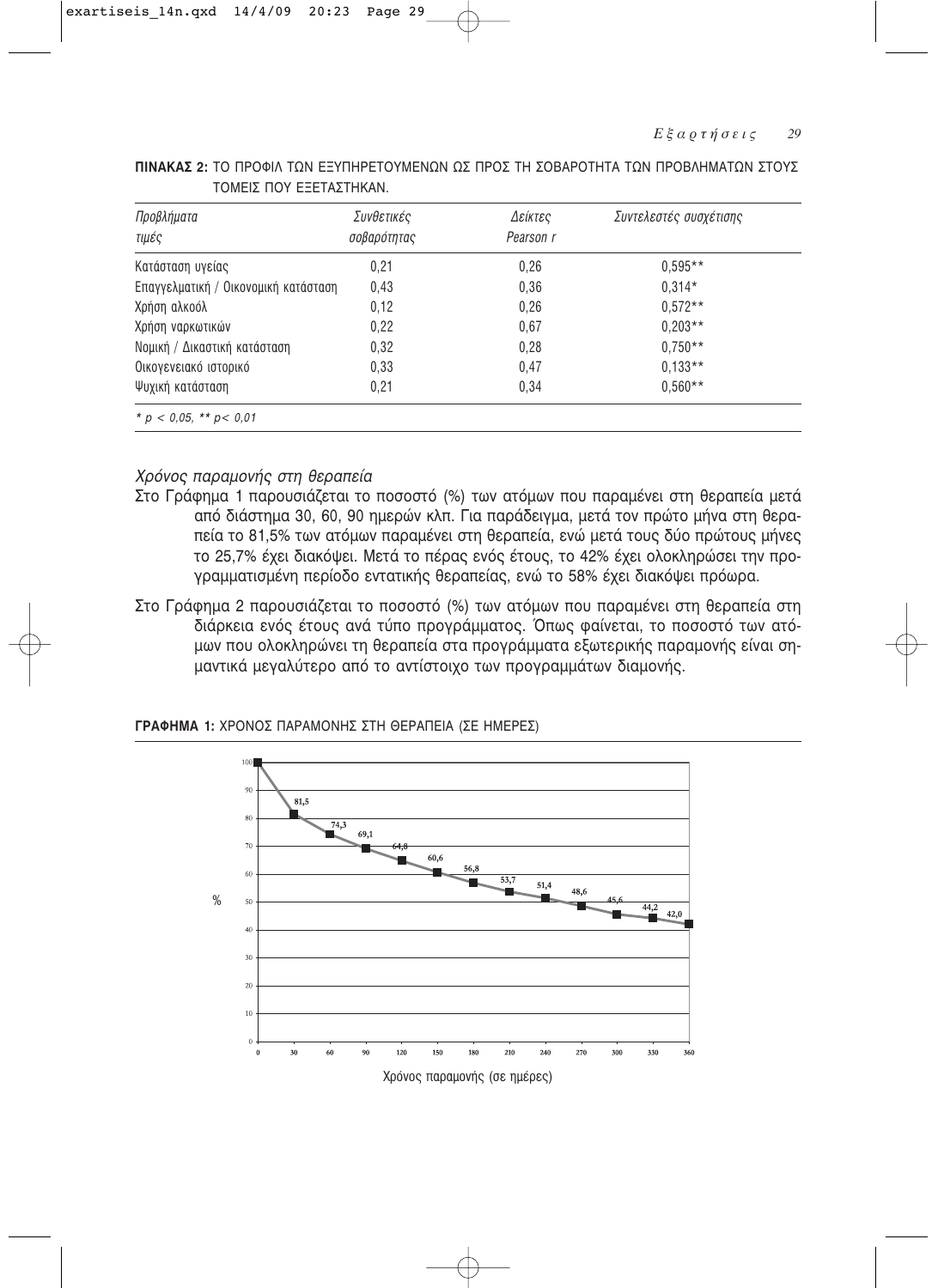**ΠΙΝΑΚΑΣ 2:** ΤΟ ΠΡΟΦΙΛ ΤΩΝ ΕΞΥΠΗΡΕΤΟΥΜΕΝΩΝ ΩΣ ΠΡΟΣ ΤΗ ΣΟΒΑΡΟΤΗΤΑ ΤΩΝ ΠΡΟΒΛΗΜΑΤΩΝ ΣΤΟΥΣ ΤΟΜΕΙΣ ΠΟΥ ΕΞΕΤΑΣΤΗΚΑΝ.

| *Προβλήματα τιμές* | *Συνθετικές σοβαρότητας* | *Δείκτες Pearson r* | *Συντελεστές συσχέτισης* |
|---|---|---|---|
| Κατάσταση υγείας | 0,21 | 0,26 | 0,595** |
| Επαγγελματική / Οικονομική κατάσταση | 0,43 | 0,36 | 0,314* |
| Χρήση αλκοόλ | 0,12 | 0,26 | 0,572** |
| Χρήση ναρκωτικών | 0,22 | 0,67 | 0,203** |
| Νομική / Δικαστική κατάσταση | 0,32 | 0,28 | 0,750** |
| Οικογενειακό ιστορικό | 0,33 | 0,47 | 0,133** |
| Ψυχική κατάσταση | 0,21 | 0,34 | 0,560** |

*$* p < 0,05$, $** p < 0,01$*

### *Χρόνος παραμονής στη θεραπεία*

Στο Γράφημα 1 παρουσιάζεται το ποσοστό (%) των ατόμων που παραμένει στη θεραπεία μετά από διάστημα 30, 60, 90 ημερών κλπ. Για παράδειγμα, μετά τον πρώτο μήνα στη θεραπεία το 81,5% των ατόμων παραμένει στη θεραπεία, ενώ μετά τους δύο πρώτους μήνες το 25,7% έχει διακόψει. Μετά το πέρας ενός έτους, το 42% έχει ολοκληρώσει την προγραμματισμένη περίοδο εντατικής θεραπείας, ενώ το 58% έχει διακόψει πρόωρα.

Στο Γράφημα 2 παρουσιάζεται το ποσοστό (%) των ατόμων που παραμένει στη θεραπεία στη διάρκεια ενός έτους ανά τύπο προγράμματος. Όπως φαίνεται, το ποσοστό των ατόμων που ολοκληρώνει τη θεραπεία στα προγράμματα εξωτερικής παραμονής είναι σημαντικά μεγαλύτερο από το αντίστοιχο των προγραμμάτων διαμονής.

**ΓΡΑΦΗΜΑ 1:** ΧΡΟΝΟΣ ΠΑΡΑΜΟΝΗΣ ΣΤΗ ΘΕΡΑΠΕΙΑ (ΣΕ ΗΜΕΡΕΣ)

| Χρόνος παραμονής (σε ημέρες) | % |
|---|---|
| 0 | 100 |
| 30 | 81,5 |
| 60 | 74,3 |
| 90 | 69,1 |
| 120 | 64,8 |
| 150 | 60,6 |
| 180 | 56,8 |
| 210 | 53,7 |
| 240 | 51,4 |
| 270 | 48,6 |
| 300 | 45,6 |
| 330 | 44,2 |
| 360 | 42,0 |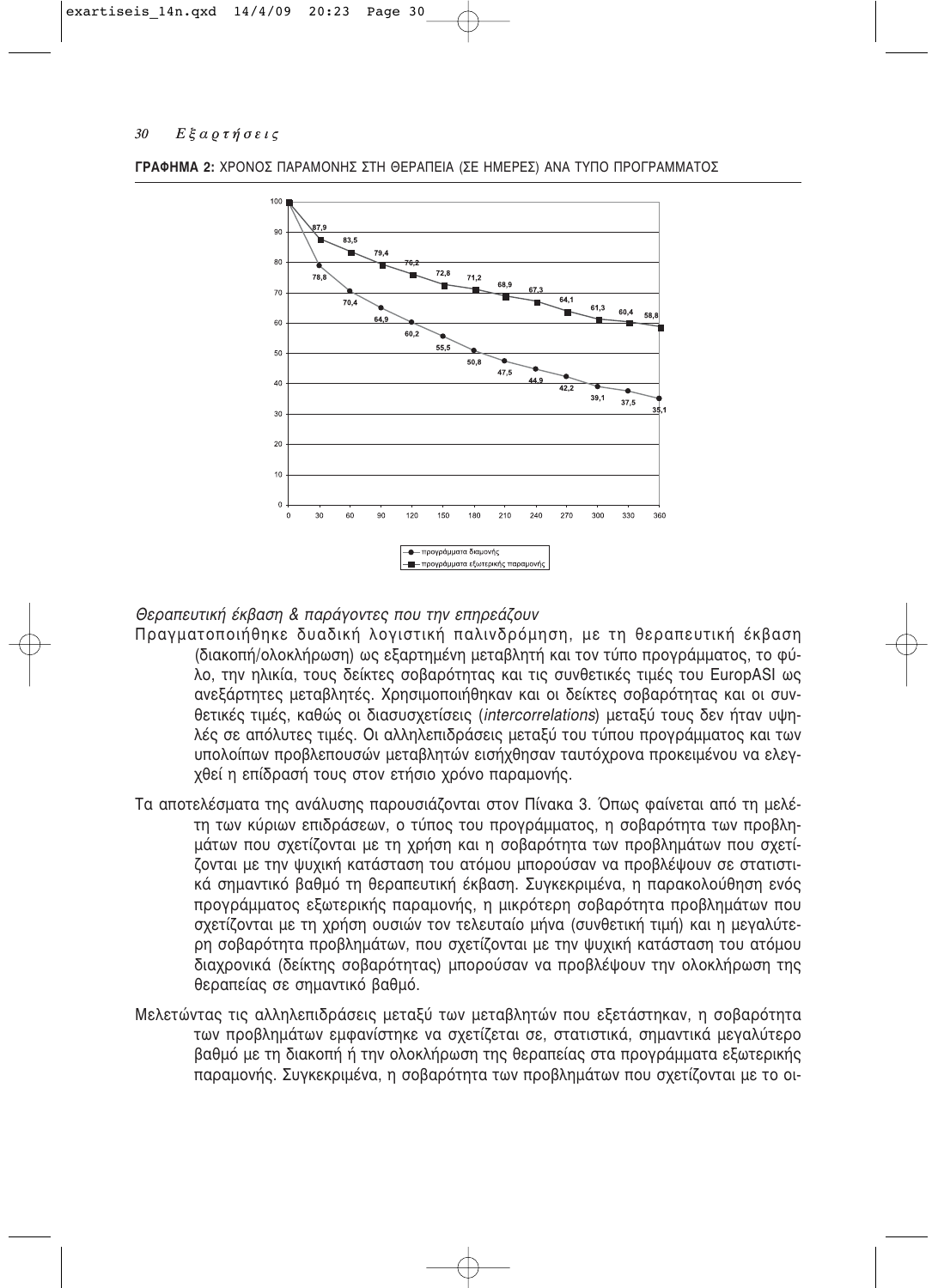**ΓΡΑΦΗΜΑ 2:** ΧΡΟΝΟΣ ΠΑΡΑΜΟΝΗΣ ΣΤΗ ΘΕΡΑΠΕΙΑ (ΣΕ ΗΜΕΡΕΣ) ΑΝΑ ΤΥΠΟ ΠΡΟΓΡΑΜΜΑΤΟΣ

| Ημέρες | προγράμματα διαμονής | προγράμματα εξωτερικής παραμονής |
|---|---|---|
| 0 | 100 | 100 |
| 30 | 78,8 | 87,9 |
| 60 | 70,4 | 83,5 |
| 90 | 64,9 | 79,4 |
| 120 | 60,2 | 76,2 |
| 150 | 55,5 | 72,8 |
| 180 | 50,8 | 71,2 |
| 210 | 47,5 | 68,9 |
| 240 | 44,9 | 67,3 |
| 270 | 42,2 | 64,1 |
| 300 | 39,1 | 61,3 |
| 330 | 37,5 | 60,4 |
| 360 | 35,1 | 58,8 |

*Θεραπευτική έκβαση & παράγοντες που την επηρεάζουν*

Πραγματοποιήθηκε δυαδική λογιστική παλινδρόμηση, με τη θεραπευτική έκβαση (διακοπή/ολοκλήρωση) ως εξαρτημένη μεταβλητή και τον τύπο προγράμματος, το φύλο, την ηλικία, τους δείκτες σοβαρότητας και τις συνθετικές τιμές του EuropASI ως ανεξάρτητες μεταβλητές. Χρησιμοποιήθηκαν και οι δείκτες σοβαρότητας και οι συνθετικές τιμές, καθώς οι διασυσχετίσεις (*intercorrelations*) μεταξύ τους δεν ήταν υψηλές σε απόλυτες τιμές. Οι αλληλεπιδράσεις μεταξύ του τύπου προγράμματος και των υπολοίπων προβλεπουσών μεταβλητών εισήχθησαν ταυτόχρονα προκειμένου να ελεγχθεί η επίδρασή τους στον ετήσιο χρόνο παραμονής.

Τα αποτελέσματα της ανάλυσης παρουσιάζονται στον Πίνακα 3. Όπως φαίνεται από τη μελέτη των κύριων επιδράσεων, ο τύπος του προγράμματος, η σοβαρότητα των προβλημάτων που σχετίζονται με τη χρήση και η σοβαρότητα των προβλημάτων που σχετίζονται με την ψυχική κατάσταση του ατόμου μπορούσαν να προβλέψουν σε στατιστικά σημαντικό βαθμό τη θεραπευτική έκβαση. Συγκεκριμένα, η παρακολούθηση ενός προγράμματος εξωτερικής παραμονής, η μικρότερη σοβαρότητα προβλημάτων που σχετίζονται με τη χρήση ουσιών τον τελευταίο μήνα (συνθετική τιμή) και η μεγαλύτερη σοβαρότητα προβλημάτων, που σχετίζονται με την ψυχική κατάσταση του ατόμου διαχρονικά (δείκτης σοβαρότητας) μπορούσαν να προβλέψουν την ολοκλήρωση της θεραπείας σε σημαντικό βαθμό.

Μελετώντας τις αλληλεπιδράσεις μεταξύ των μεταβλητών που εξετάστηκαν, η σοβαρότητα των προβλημάτων εμφανίστηκε να σχετίζεται σε, στατιστικά, σημαντικά μεγαλύτερο βαθμό με τη διακοπή ή την ολοκλήρωση της θεραπείας στα προγράμματα εξωτερικής παραμονής. Συγκεκριμένα, η σοβαρότητα των προβλημάτων που σχετίζονται με το οι-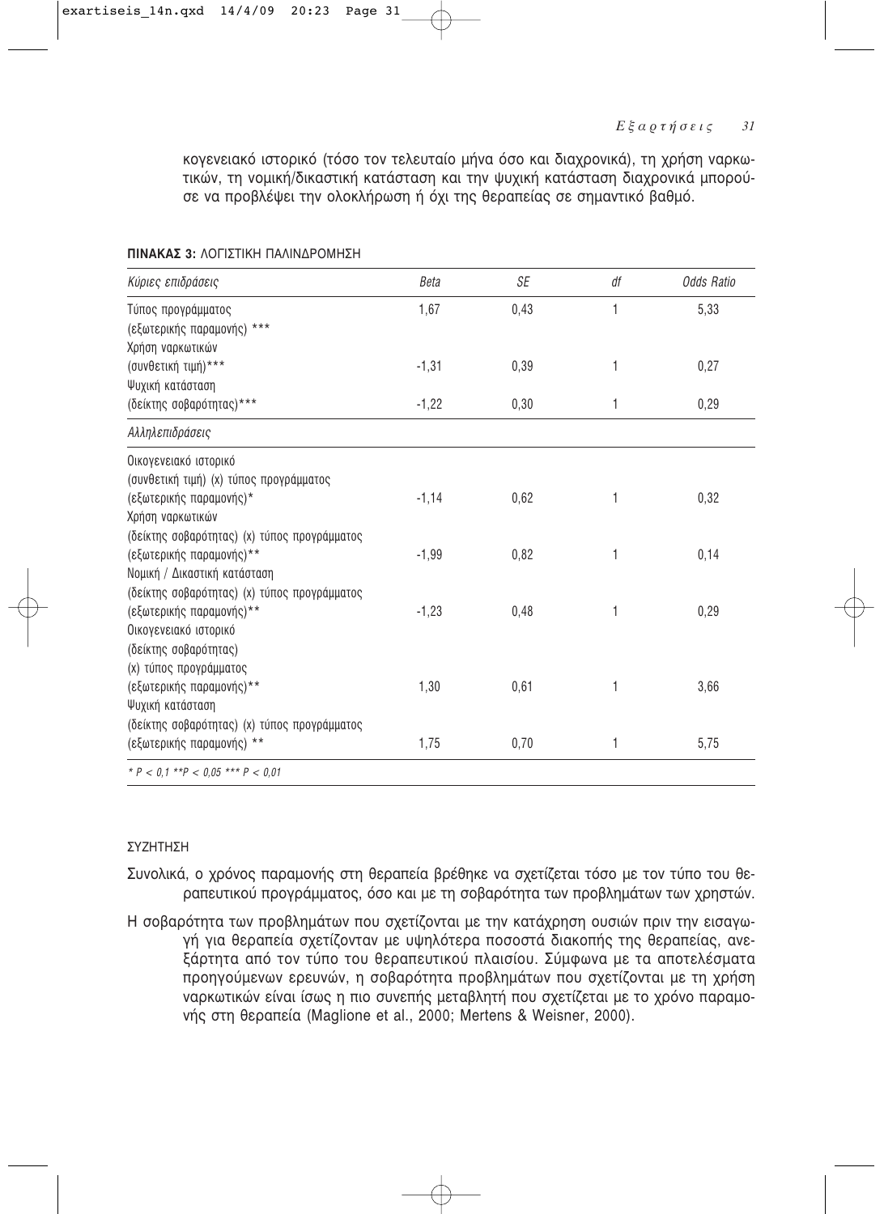κογενειακό ιστορικό (τόσο τον τελευταίο μήνα όσο και διαχρονικά), τη χρήση ναρκωτικών, τη νομική/δικαστική κατάσταση και την ψυχική κατάσταση διαχρονικά μπορούσε να προβλέψει την ολοκλήρωση ή όχι της θεραπείας σε σημαντικό βαθμό.

**ΠΙΝΑΚΑΣ 3:** ΛΟΓΙΣΤΙΚΗ ΠΑΛΙΝΔΡΟΜΗΣΗ

| *Κύριες επιδράσεις* | *Beta* | *SE* | *df* | *Odds Ratio* |
|---|---|---|---|---|
| Τύπος προγράμματος (εξωτερικής παραμονής) *** | 1,67 | 0,43 | 1 | 5,33 |
| Χρήση ναρκωτικών (συνθετική τιμή)*** | -1,31 | 0,39 | 1 | 0,27 |
| Ψυχική κατάσταση (δείκτης σοβαρότητας)*** | -1,22 | 0,30 | 1 | 0,29 |
| *Αλληλεπιδράσεις* | | | | |
| Οικογενειακό ιστορικό (συνθετική τιμή) (x) τύπος προγράμματος (εξωτερικής παραμονής)* | -1,14 | 0,62 | 1 | 0,32 |
| Χρήση ναρκωτικών (δείκτης σοβαρότητας) (x) τύπος προγράμματος (εξωτερικής παραμονής)** | -1,99 | 0,82 | 1 | 0,14 |
| Νομική / Δικαστική κατάσταση (δείκτης σοβαρότητας) (x) τύπος προγράμματος (εξωτερικής παραμονής)** | -1,23 | 0,48 | 1 | 0,29 |
| Οικογενειακό ιστορικό (δείκτης σοβαρότητας) (x) τύπος προγράμματος (εξωτερικής παραμονής)** | 1,30 | 0,61 | 1 | 3,66 |
| Ψυχική κατάσταση (δείκτης σοβαρότητας) (x) τύπος προγράμματος (εξωτερικής παραμονής) ** | 1,75 | 0,70 | 1 | 5,75 |

*\* P < 0,1 \*\*P < 0,05 \*\*\* P < 0,01*

## ΣΥΖΗΤΗΣΗ

Συνολικά, ο χρόνος παραμονής στη θεραπεία βρέθηκε να σχετίζεται τόσο με τον τύπο του θεραπευτικού προγράμματος, όσο και με τη σοβαρότητα των προβλημάτων των χρηστών.

Η σοβαρότητα των προβλημάτων που σχετίζονται με την κατάχρηση ουσιών πριν την εισαγωγή για θεραπεία σχετίζονταν με υψηλότερα ποσοστά διακοπής της θεραπείας, ανεξάρτητα από τον τύπο του θεραπευτικού πλαισίου. Σύμφωνα με τα αποτελέσματα προηγούμενων ερευνών, η σοβαρότητα προβλημάτων που σχετίζονται με τη χρήση ναρκωτικών είναι ίσως η πιο συνεπής μεταβλητή που σχετίζεται με το χρόνο παραμονής στη θεραπεία (Maglione et al., 2000; Mertens & Weisner, 2000).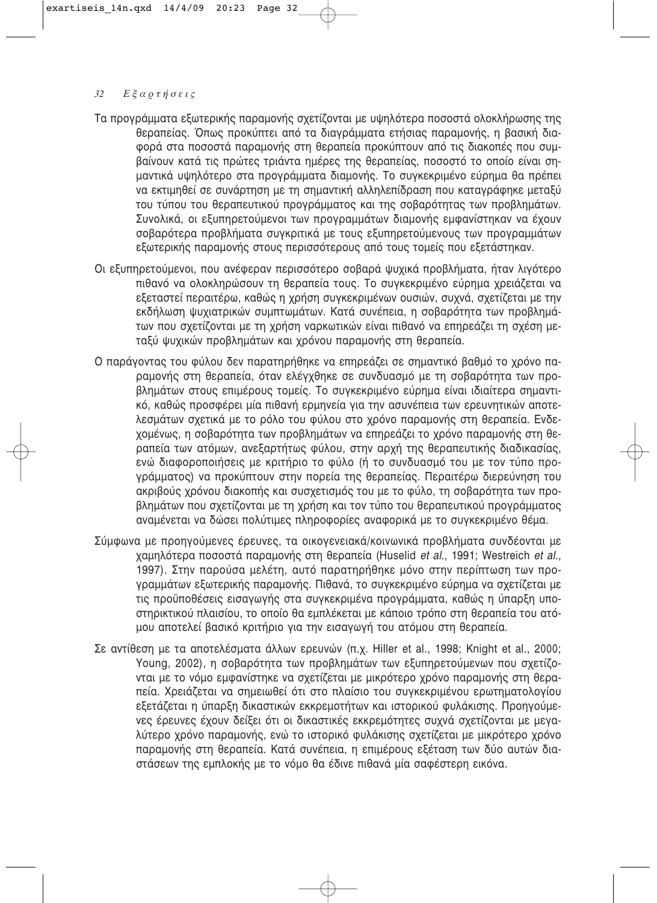Τα προγράμματα εξωτερικής παραμονής σχετίζονται με υψηλότερα ποσοστά ολοκλήρωσης της θεραπείας. Όπως προκύπτει από τα διαγράμματα ετήσιας παραμονής, η βασική διαφορά στα ποσοστά παραμονής στη θεραπεία προκύπτουν από τις διακοπές που συμβαίνουν κατά τις πρώτες τριάντα ημέρες της θεραπείας, ποσοστό το οποίο είναι σημαντικά υψηλότερο στα προγράμματα διαμονής. Το συγκεκριμένο εύρημα θα πρέπει να εκτιμηθεί σε συνάρτηση με τη σημαντική αλληλεπίδραση που καταγράφηκε μεταξύ του τύπου του θεραπευτικού προγράμματος και της σοβαρότητας των προβλημάτων. Συνολικά, οι εξυπηρετούμενοι των προγραμμάτων διαμονής εμφανίστηκαν να έχουν σοβαρότερα προβλήματα συγκριτικά με τους εξυπηρετούμενους των προγραμμάτων εξωτερικής παραμονής στους περισσότερους από τους τομείς που εξετάστηκαν.

Οι εξυπηρετούμενοι, που ανέφεραν περισσότερο σοβαρά ψυχικά προβλήματα, ήταν λιγότερο πιθανό να ολοκληρώσουν τη θεραπεία τους. Το συγκεκριμένο εύρημα χρειάζεται να εξεταστεί περαιτέρω, καθώς η χρήση συγκεκριμένων ουσιών, συχνά, σχετίζεται με την εκδήλωση ψυχιατρικών συμπτωμάτων. Κατά συνέπεια, η σοβαρότητα των προβλημάτων που σχετίζονται με τη χρήση ναρκωτικών είναι πιθανό να επηρεάζει τη σχέση μεταξύ ψυχικών προβλημάτων και χρόνου παραμονής στη θεραπεία.

Ο παράγοντας του φύλου δεν παρατηρήθηκε να επηρεάζει σε σημαντικό βαθμό το χρόνο παραμονής στη θεραπεία, όταν ελέγχθηκε σε συνδυασμό με τη σοβαρότητα των προβλημάτων στους επιμέρους τομείς. Το συγκεκριμένο εύρημα είναι ιδιαίτερα σημαντικό, καθώς προσφέρει μία πιθανή ερμηνεία για την ασυνέπεια των ερευνητικών αποτελεσμάτων σχετικά με το ρόλο του φύλου στο χρόνο παραμονής στη θεραπεία. Ενδεχομένως, η σοβαρότητα των προβλημάτων να επηρεάζει το χρόνο παραμονής στη θεραπεία των ατόμων, ανεξαρτήτως φύλου, στην αρχή της θεραπευτικής διαδικασίας, ενώ διαφοροποιήσεις με κριτήριο το φύλο (ή το συνδυασμό του με τον τύπο προγράμματος) να προκύπτουν στην πορεία της θεραπείας. Περαιτέρω διερεύνηση του ακριβούς χρόνου διακοπής και συσχετισμός του με το φύλο, τη σοβαρότητα των προβλημάτων που σχετίζονται με τη χρήση και τον τύπο του θεραπευτικού προγράμματος αναμένεται να δώσει πολύτιμες πληροφορίες αναφορικά με το συγκεκριμένο θέμα.

Σύμφωνα με προηγούμενες έρευνες, τα οικογενειακά/κοινωνικά προβλήματα συνδέονται με χαμηλότερα ποσοστά παραμονής στη θεραπεία (Huselid *et al.*, 1991; Westreich *et al.*, 1997). Στην παρούσα μελέτη, αυτό παρατηρήθηκε μόνο στην περίπτωση των προγραμμάτων εξωτερικής παραμονής. Πιθανά, το συγκεκριμένο εύρημα να σχετίζεται με τις προϋποθέσεις εισαγωγής στα συγκεκριμένα προγράμματα, καθώς η ύπαρξη υποστηρικτικού πλαισίου, το οποίο θα εμπλέκεται με κάποιο τρόπο στη θεραπεία του ατόμου αποτελεί βασικό κριτήριο για την εισαγωγή του ατόμου στη θεραπεία.

Σε αντίθεση με τα αποτελέσματα άλλων ερευνών (π.χ. Hiller et al., 1998; Knight et al., 2000; Young, 2002), η σοβαρότητα των προβλημάτων των εξυπηρετούμενων που σχετίζονται με το νόμο εμφανίστηκε να σχετίζεται με μικρότερο χρόνο παραμονής στη θεραπεία. Χρειάζεται να σημειωθεί ότι στο πλαίσιο του συγκεκριμένου ερωτηματολογίου εξετάζεται η ύπαρξη δικαστικών εκκρεμοτήτων και ιστορικού φυλάκισης. Προηγούμενες έρευνες έχουν δείξει ότι οι δικαστικές εκκρεμότητες συχνά σχετίζονται με μεγαλύτερο χρόνο παραμονής, ενώ το ιστορικό φυλάκισης σχετίζεται με μικρότερο χρόνο παραμονής στη θεραπεία. Κατά συνέπεια, η επιμέρους εξέταση των δύο αυτών διαστάσεων της εμπλοκής με το νόμο θα έδινε πιθανά μία σαφέστερη εικόνα.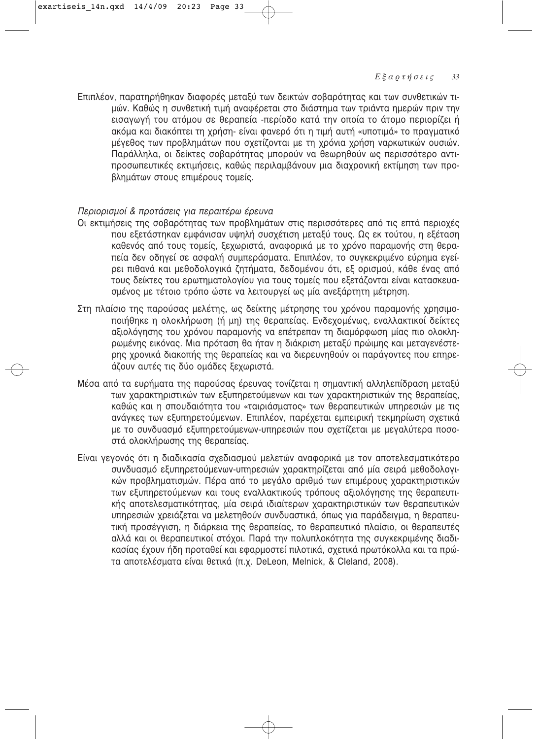Επιπλέον, παρατηρήθηκαν διαφορές μεταξύ των δεικτών σοβαρότητας και των συνθετικών τιμών. Καθώς η συνθετική τιμή αναφέρεται στο διάστημα των τριάντα ημερών πριν την εισαγωγή του ατόμου σε θεραπεία -περίοδο κατά την οποία το άτομο περιορίζει ή ακόμα και διακόπτει τη χρήση- είναι φανερό ότι η τιμή αυτή «υποτιμά» το πραγματικό μέγεθος των προβλημάτων που σχετίζονται με τη χρόνια χρήση ναρκωτικών ουσιών. Παράλληλα, οι δείκτες σοβαρότητας μπορούν να θεωρηθούν ως περισσότερο αντιπροσωπευτικές εκτιμήσεις, καθώς περιλαμβάνουν μια διαχρονική εκτίμηση των προβλημάτων στους επιμέρους τομείς.

*Περιορισμοί & προτάσεις για περαιτέρω έρευνα*

Οι εκτιμήσεις της σοβαρότητας των προβλημάτων στις περισσότερες από τις επτά περιοχές που εξετάστηκαν εμφάνισαν υψηλή συσχέτιση μεταξύ τους. Ως εκ τούτου, η εξέταση καθενός από τους τομείς, ξεχωριστά, αναφορικά με το χρόνο παραμονής στη θεραπεία δεν οδηγεί σε ασφαλή συμπεράσματα. Επιπλέον, το συγκεκριμένο εύρημα εγείρει πιθανά και μεθοδολογικά ζητήματα, δεδομένου ότι, εξ ορισμού, κάθε ένας από τους δείκτες του ερωτηματολογίου για τους τομείς που εξετάζονται είναι κατασκευασμένος με τέτοιο τρόπο ώστε να λειτουργεί ως μία ανεξάρτητη μέτρηση.

Στη πλαίσιο της παρούσας μελέτης, ως δείκτης μέτρησης του χρόνου παραμονής χρησιμοποιήθηκε η ολοκλήρωση (ή μη) της θεραπείας. Ενδεχομένως, εναλλακτικοί δείκτες αξιολόγησης του χρόνου παραμονής να επέτρεπαν τη διαμόρφωση μίας πιο ολοκληρωμένης εικόνας. Μια πρόταση θα ήταν η διάκριση μεταξύ πρώιμης και μεταγενέστερης χρονικά διακοπής της θεραπείας και να διερευνηθούν οι παράγοντες που επηρεάζουν αυτές τις δύο ομάδες ξεχωριστά.

Μέσα από τα ευρήματα της παρούσας έρευνας τονίζεται η σημαντική αλληλεπίδραση μεταξύ των χαρακτηριστικών των εξυπηρετούμενων και των χαρακτηριστικών της θεραπείας, καθώς και η σπουδαιότητα του «ταιριάσματος» των θεραπευτικών υπηρεσιών με τις ανάγκες των εξυπηρετούμενων. Επιπλέον, παρέχεται εμπειρική τεκμηρίωση σχετικά με το συνδυασμό εξυπηρετούμενων-υπηρεσιών που σχετίζεται με μεγαλύτερα ποσοστά ολοκλήρωσης της θεραπείας.

Είναι γεγονός ότι η διαδικασία σχεδιασμού μελετών αναφορικά με τον αποτελεσματικότερο συνδυασμό εξυπηρετούμενων-υπηρεσιών χαρακτηρίζεται από μία σειρά μεθοδολογικών προβληματισμών. Πέρα από το μεγάλο αριθμό των επιμέρους χαρακτηριστικών των εξυπηρετούμενων και τους εναλλακτικούς τρόπους αξιολόγησης της θεραπευτικής αποτελεσματικότητας, μία σειρά ιδιαίτερων χαρακτηριστικών των θεραπευτικών υπηρεσιών χρειάζεται να μελετηθούν συνδυαστικά, όπως για παράδειγμα, η θεραπευτική προσέγγιση, η διάρκεια της θεραπείας, το θεραπευτικό πλαίσιο, οι θεραπευτές αλλά και οι θεραπευτικοί στόχοι. Παρά την πολυπλοκότητα της συγκεκριμένης διαδικασίας έχουν ήδη προταθεί και εφαρμοστεί πιλοτικά, σχετικά πρωτόκολλα και τα πρώτα αποτελέσματα είναι θετικά (π.χ. DeLeon, Melnick, & Cleland, 2008).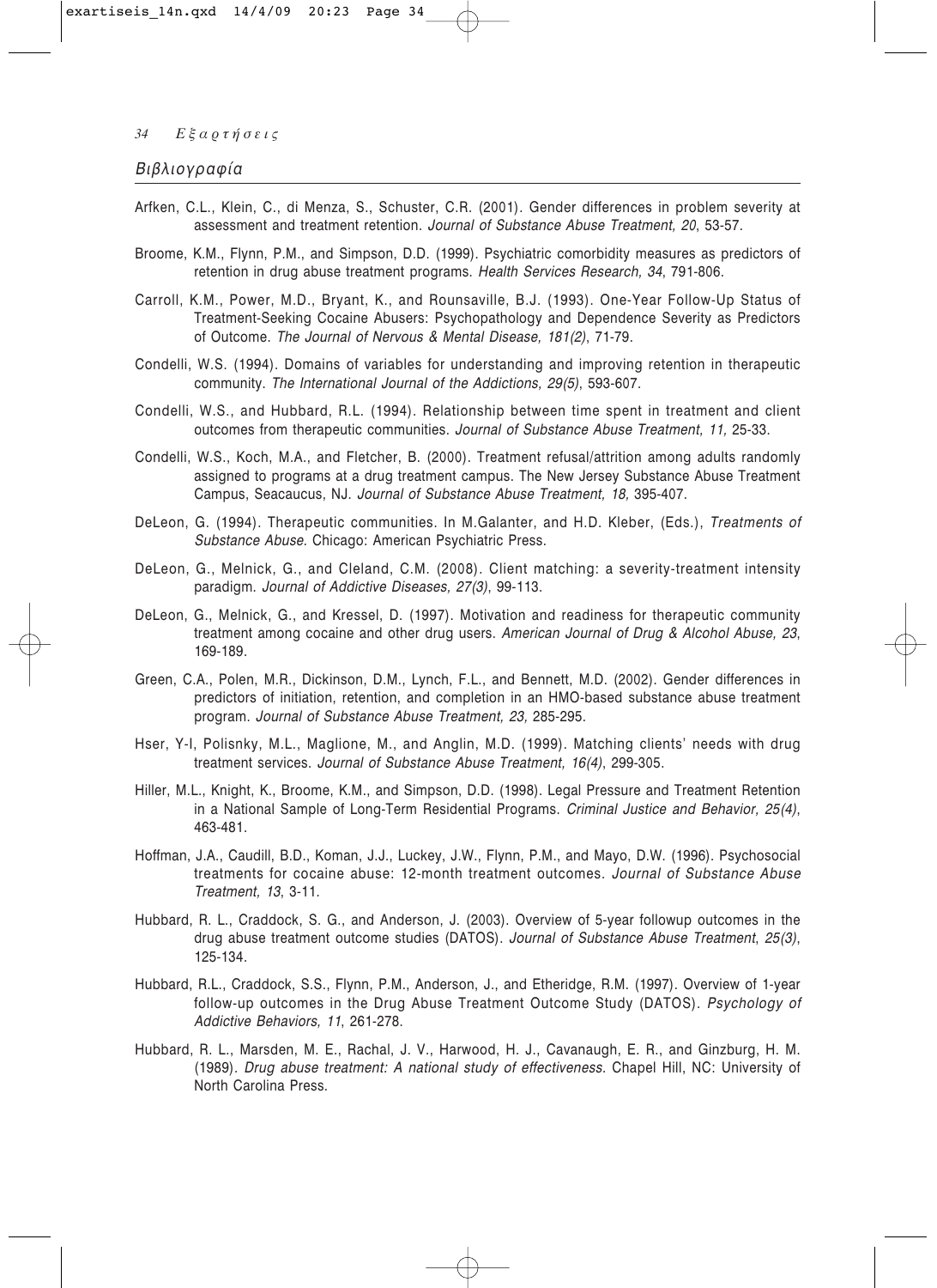## Βιβλιογραφία

Arfken, C.L., Klein, C., di Menza, S., Schuster, C.R. (2001). Gender differences in problem severity at assessment and treatment retention. *Journal of Substance Abuse Treatment, 20*, 53-57.

Broome, K.M., Flynn, P.M., and Simpson, D.D. (1999). Psychiatric comorbidity measures as predictors of retention in drug abuse treatment programs. *Health Services Research, 34*, 791-806.

Carroll, K.M., Power, M.D., Bryant, K., and Rounsaville, B.J. (1993). One-Year Follow-Up Status of Treatment-Seeking Cocaine Abusers: Psychopathology and Dependence Severity as Predictors of Outcome. *The Journal of Nervous & Mental Disease, 181(2)*, 71-79.

Condelli, W.S. (1994). Domains of variables for understanding and improving retention in therapeutic community. *The International Journal of the Addictions, 29(5)*, 593-607.

Condelli, W.S., and Hubbard, R.L. (1994). Relationship between time spent in treatment and client outcomes from therapeutic communities. *Journal of Substance Abuse Treatment, 11,* 25-33.

Condelli, W.S., Koch, M.A., and Fletcher, B. (2000). Treatment refusal/attrition among adults randomly assigned to programs at a drug treatment campus. The New Jersey Substance Abuse Treatment Campus, Seacaucus, NJ. *Journal of Substance Abuse Treatment, 18,* 395-407.

DeLeon, G. (1994). Therapeutic communities. In M.Galanter, and H.D. Kleber, (Eds.), *Treatments of Substance Abuse*. Chicago: American Psychiatric Press.

DeLeon, G., Melnick, G., and Cleland, C.M. (2008). Client matching: a severity-treatment intensity paradigm. *Journal of Addictive Diseases, 27(3)*, 99-113.

DeLeon, G., Melnick, G., and Kressel, D. (1997). Motivation and readiness for therapeutic community treatment among cocaine and other drug users. *American Journal of Drug & Alcohol Abuse, 23*, 169-189.

Green, C.A., Polen, M.R., Dickinson, D.M., Lynch, F.L., and Bennett, M.D. (2002). Gender differences in predictors of initiation, retention, and completion in an HMO-based substance abuse treatment program. *Journal of Substance Abuse Treatment, 23,* 285-295.

Hser, Y-I, Polisnky, M.L., Maglione, M., and Anglin, M.D. (1999). Matching clients' needs with drug treatment services. *Journal of Substance Abuse Treatment, 16(4)*, 299-305.

Hiller, M.L., Knight, K., Broome, K.M., and Simpson, D.D. (1998). Legal Pressure and Treatment Retention in a National Sample of Long-Term Residential Programs. *Criminal Justice and Behavior, 25(4)*, 463-481.

Hoffman, J.A., Caudill, B.D., Koman, J.J., Luckey, J.W., Flynn, P.M., and Mayo, D.W. (1996). Psychosocial treatments for cocaine abuse: 12-month treatment outcomes. *Journal of Substance Abuse Treatment, 13*, 3-11.

Hubbard, R. L., Craddock, S. G., and Anderson, J. (2003). Overview of 5-year followup outcomes in the drug abuse treatment outcome studies (DATOS). *Journal of Substance Abuse Treatment*, *25(3)*, 125-134.

Hubbard, R.L., Craddock, S.S., Flynn, P.M., Anderson, J., and Etheridge, R.M. (1997). Overview of 1-year follow-up outcomes in the Drug Abuse Treatment Outcome Study (DATOS). *Psychology of Addictive Behaviors, 11*, 261-278.

Hubbard, R. L., Marsden, M. E., Rachal, J. V., Harwood, H. J., Cavanaugh, E. R., and Ginzburg, H. M. (1989). *Drug abuse treatment: A national study of effectiveness*. Chapel Hill, NC: University of North Carolina Press.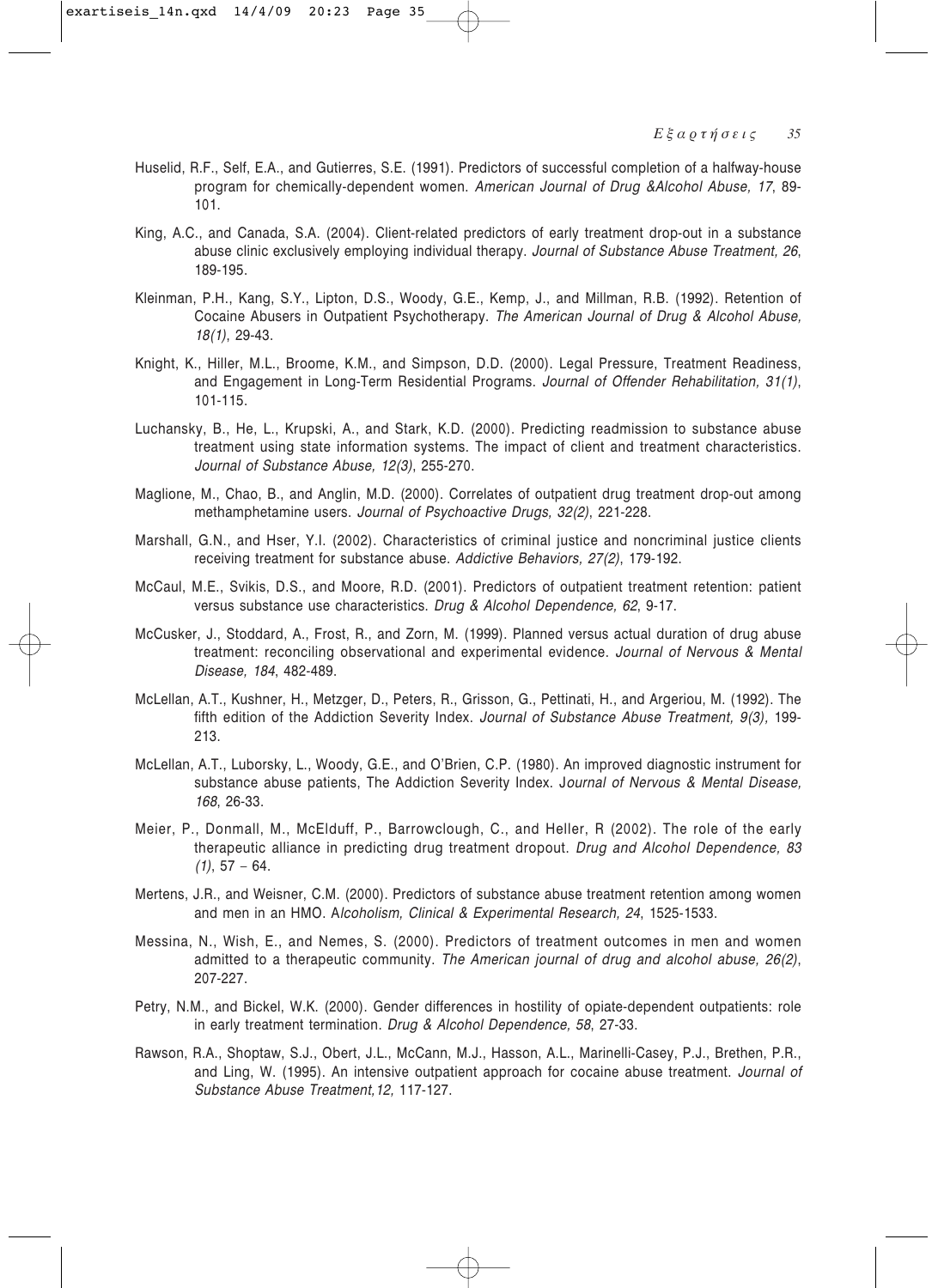Huselid, R.F., Self, E.A., and Gutierres, S.E. (1991). Predictors of successful completion of a halfway-house program for chemically-dependent women. *American Journal of Drug &Alcohol Abuse, 17*, 89-101.

King, A.C., and Canada, S.A. (2004). Client-related predictors of early treatment drop-out in a substance abuse clinic exclusively employing individual therapy. *Journal of Substance Abuse Treatment, 26*, 189-195.

Kleinman, P.H., Kang, S.Y., Lipton, D.S., Woody, G.E., Kemp, J., and Millman, R.B. (1992). Retention of Cocaine Abusers in Outpatient Psychotherapy. *The American Journal of Drug & Alcohol Abuse, 18(1)*, 29-43.

Knight, K., Hiller, M.L., Broome, K.M., and Simpson, D.D. (2000). Legal Pressure, Treatment Readiness, and Engagement in Long-Term Residential Programs. *Journal of Offender Rehabilitation, 31(1)*, 101-115.

Luchansky, B., He, L., Krupski, A., and Stark, K.D. (2000). Predicting readmission to substance abuse treatment using state information systems. The impact of client and treatment characteristics. *Journal of Substance Abuse, 12(3)*, 255-270.

Maglione, M., Chao, B., and Anglin, M.D. (2000). Correlates of outpatient drug treatment drop-out among methamphetamine users. *Journal of Psychoactive Drugs, 32(2)*, 221-228.

Marshall, G.N., and Hser, Y.I. (2002). Characteristics of criminal justice and noncriminal justice clients receiving treatment for substance abuse. *Addictive Behaviors, 27(2)*, 179-192.

McCaul, M.E., Svikis, D.S., and Moore, R.D. (2001). Predictors of outpatient treatment retention: patient versus substance use characteristics. *Drug & Alcohol Dependence, 62*, 9-17.

McCusker, J., Stoddard, A., Frost, R., and Zorn, M. (1999). Planned versus actual duration of drug abuse treatment: reconciling observational and experimental evidence. *Journal of Nervous & Mental Disease, 184*, 482-489.

McLellan, A.T., Kushner, H., Metzger, D., Peters, R., Grisson, G., Pettinati, H., and Argeriou, M. (1992). The fifth edition of the Addiction Severity Index. *Journal of Substance Abuse Treatment, 9(3),* 199-213.

McLellan, A.T., Luborsky, L., Woody, G.E., and O'Brien, C.P. (1980). An improved diagnostic instrument for substance abuse patients, The Addiction Severity Index. J*ournal of Nervous & Mental Disease, 168*, 26-33.

Meier, P., Donmall, M., McElduff, P., Barrowclough, C., and Heller, R (2002). The role of the early therapeutic alliance in predicting drug treatment dropout. *Drug and Alcohol Dependence, 83 (1)*, 57 – 64.

Mertens, J.R., and Weisner, C.M. (2000). Predictors of substance abuse treatment retention among women and men in an HMO. A*lcoholism, Clinical & Experimental Research, 24*, 1525-1533.

Messina, N., Wish, E., and Nemes, S. (2000). Predictors of treatment outcomes in men and women admitted to a therapeutic community. *The American journal of drug and alcohol abuse, 26(2)*, 207-227.

Petry, N.M., and Bickel, W.K. (2000). Gender differences in hostility of opiate-dependent outpatients: role in early treatment termination. *Drug & Alcohol Dependence, 58*, 27-33.

Rawson, R.A., Shoptaw, S.J., Obert, J.L., McCann, M.J., Hasson, A.L., Marinelli-Casey, P.J., Brethen, P.R., and Ling, W. (1995). An intensive outpatient approach for cocaine abuse treatment. *Journal of Substance Abuse Treatment,12,* 117-127.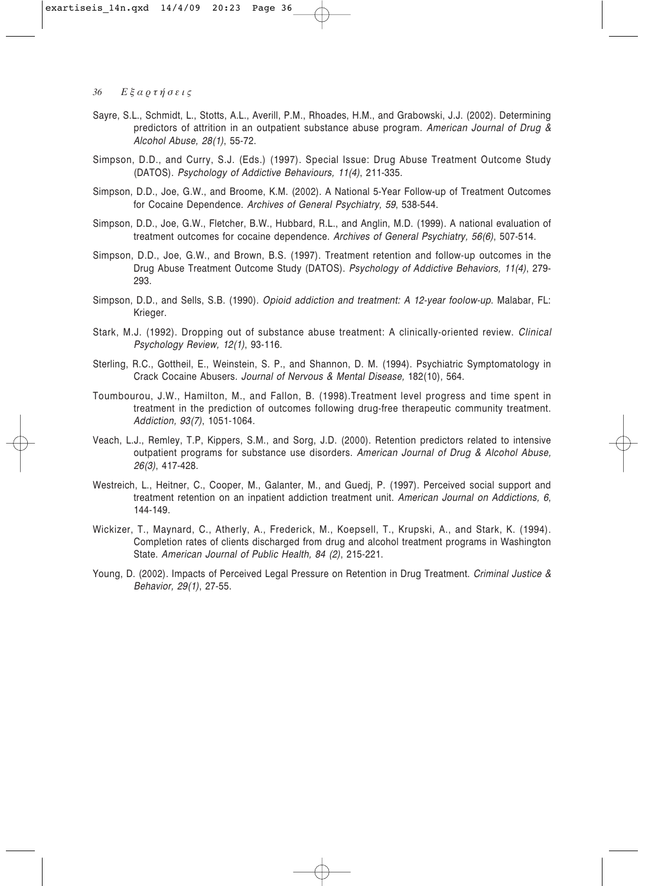Sayre, S.L., Schmidt, L., Stotts, A.L., Averill, P.M., Rhoades, H.M., and Grabowski, J.J. (2002). Determining predictors of attrition in an outpatient substance abuse program. *American Journal of Drug & Alcohol Abuse, 28(1)*, 55-72.

Simpson, D.D., and Curry, S.J. (Eds.) (1997). Special Issue: Drug Abuse Treatment Outcome Study (DATOS). *Psychology of Addictive Behaviours, 11(4)*, 211-335.

Simpson, D.D., Joe, G.W., and Broome, K.M. (2002). A National 5-Year Follow-up of Treatment Outcomes for Cocaine Dependence. *Archives of General Psychiatry, 59*, 538-544.

Simpson, D.D., Joe, G.W., Fletcher, B.W., Hubbard, R.L., and Anglin, M.D. (1999). A national evaluation of treatment outcomes for cocaine dependence. *Archives of General Psychiatry, 56(6)*, 507-514.

Simpson, D.D., Joe, G.W., and Brown, B.S. (1997). Treatment retention and follow-up outcomes in the Drug Abuse Treatment Outcome Study (DATOS). *Psychology of Addictive Behaviors, 11(4)*, 279-293.

Simpson, D.D., and Sells, S.B. (1990). *Opioid addiction and treatment: A 12-year foolow-up*. Malabar, FL: Krieger.

Stark, M.J. (1992). Dropping out of substance abuse treatment: A clinically-oriented review. *Clinical Psychology Review, 12(1)*, 93-116.

Sterling, R.C., Gottheil, E., Weinstein, S. P., and Shannon, D. M. (1994). Psychiatric Symptomatology in Crack Cocaine Abusers. *Journal of Nervous & Mental Disease,* 182(10), 564.

Toumbourou, J.W., Hamilton, M., and Fallon, B. (1998).Treatment level progress and time spent in treatment in the prediction of outcomes following drug-free therapeutic community treatment. *Addiction, 93(7)*, 1051-1064.

Veach, L.J., Remley, T.P, Kippers, S.M., and Sorg, J.D. (2000). Retention predictors related to intensive outpatient programs for substance use disorders. *American Journal of Drug & Alcohol Abuse, 26(3)*, 417-428.

Westreich, L., Heitner, C., Cooper, M., Galanter, M., and Guedj, P. (1997). Perceived social support and treatment retention on an inpatient addiction treatment unit. *American Journal on Addictions, 6*, 144-149.

Wickizer, T., Maynard, C., Atherly, A., Frederick, M., Koepsell, T., Krupski, A., and Stark, K. (1994). Completion rates of clients discharged from drug and alcohol treatment programs in Washington State. *American Journal of Public Health, 84 (2)*, 215-221.

Young, D. (2002). Impacts of Perceived Legal Pressure on Retention in Drug Treatment. *Criminal Justice & Behavior, 29(1)*, 27-55.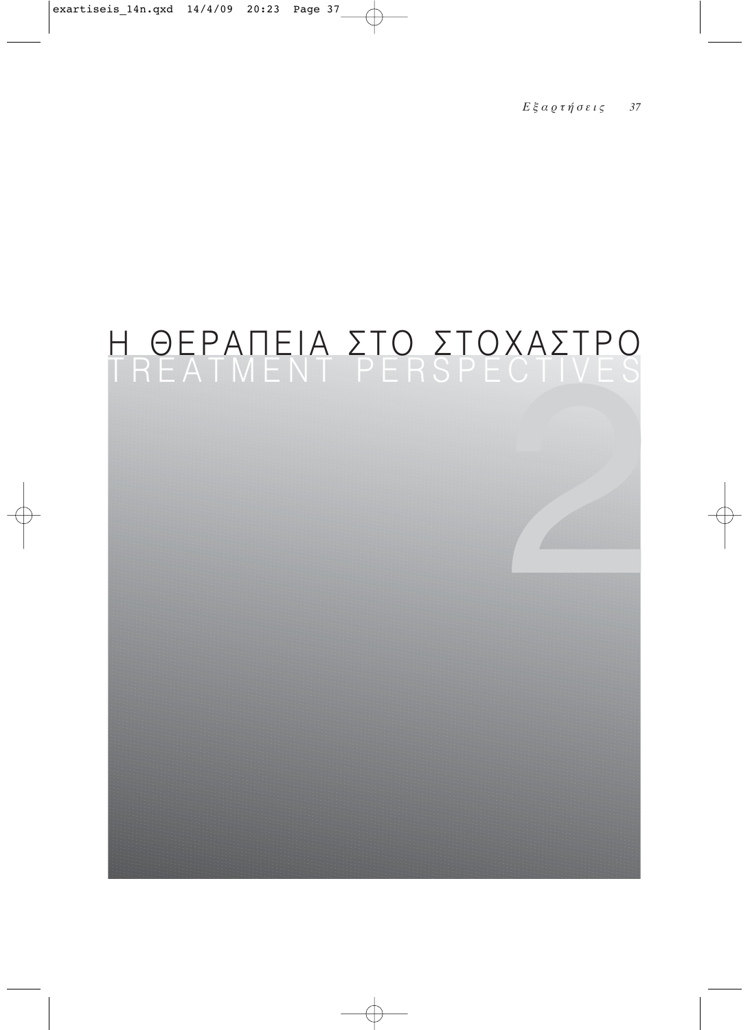# Η ΘΕΡΑΠΕΙΑ ΣΤΟ ΣΤΟΧΑΣΤΡΟ
# TREATMENT PERSPECTIVES

2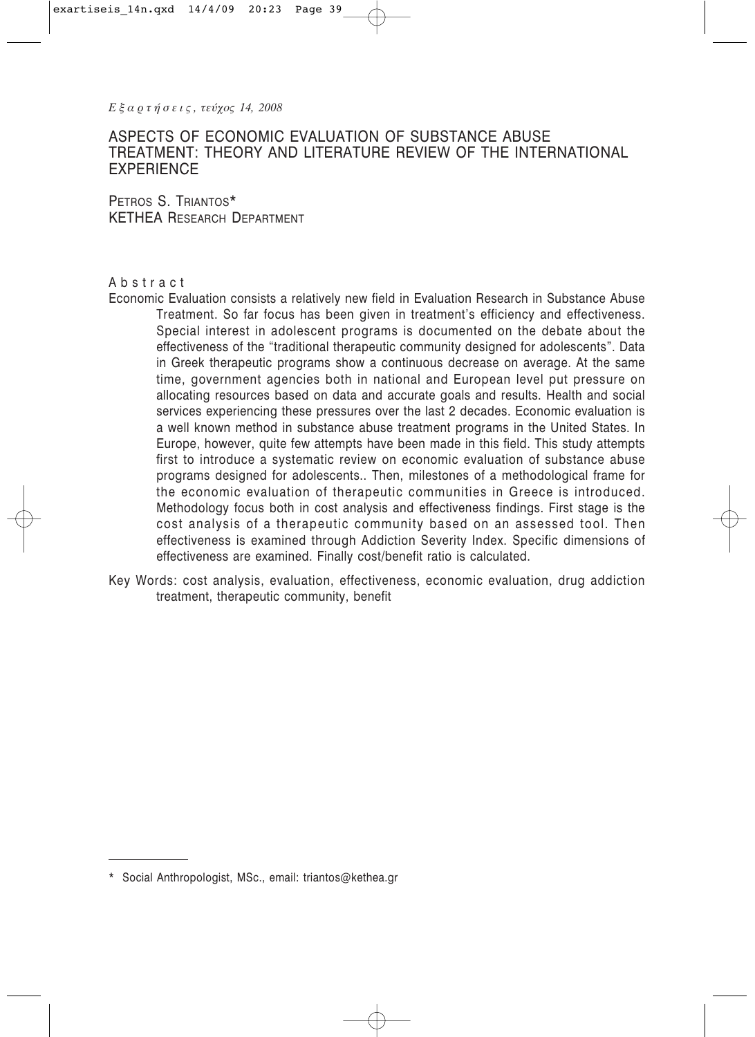# ASPECTS OF ECONOMIC EVALUATION OF SUBSTANCE ABUSE TREATMENT: THEORY AND LITERATURE REVIEW OF THE INTERNATIONAL EXPERIENCE

PETROS S. TRIANTOS*
KETHEA RESEARCH DEPARTMENT

## Abstract

Economic Evaluation consists a relatively new field in Evaluation Research in Substance Abuse Treatment. So far focus has been given in treatment's efficiency and effectiveness. Special interest in adolescent programs is documented on the debate about the effectiveness of the "traditional therapeutic community designed for adolescents". Data in Greek therapeutic programs show a continuous decrease on average. At the same time, government agencies both in national and European level put pressure on allocating resources based on data and accurate goals and results. Health and social services experiencing these pressures over the last 2 decades. Economic evaluation is a well known method in substance abuse treatment programs in the United States. In Europe, however, quite few attempts have been made in this field. This study attempts first to introduce a systematic review on economic evaluation of substance abuse programs designed for adolescents.. Then, milestones of a methodological frame for the economic evaluation of therapeutic communities in Greece is introduced. Methodology focus both in cost analysis and effectiveness findings. First stage is the cost analysis of a therapeutic community based on an assessed tool. Then effectiveness is examined through Addiction Severity Index. Specific dimensions of effectiveness are examined. Finally cost/benefit ratio is calculated.

Key Words: cost analysis, evaluation, effectiveness, economic evaluation, drug addiction treatment, therapeutic community, benefit

---

\* Social Anthropologist, MSc., email: triantos@kethea.gr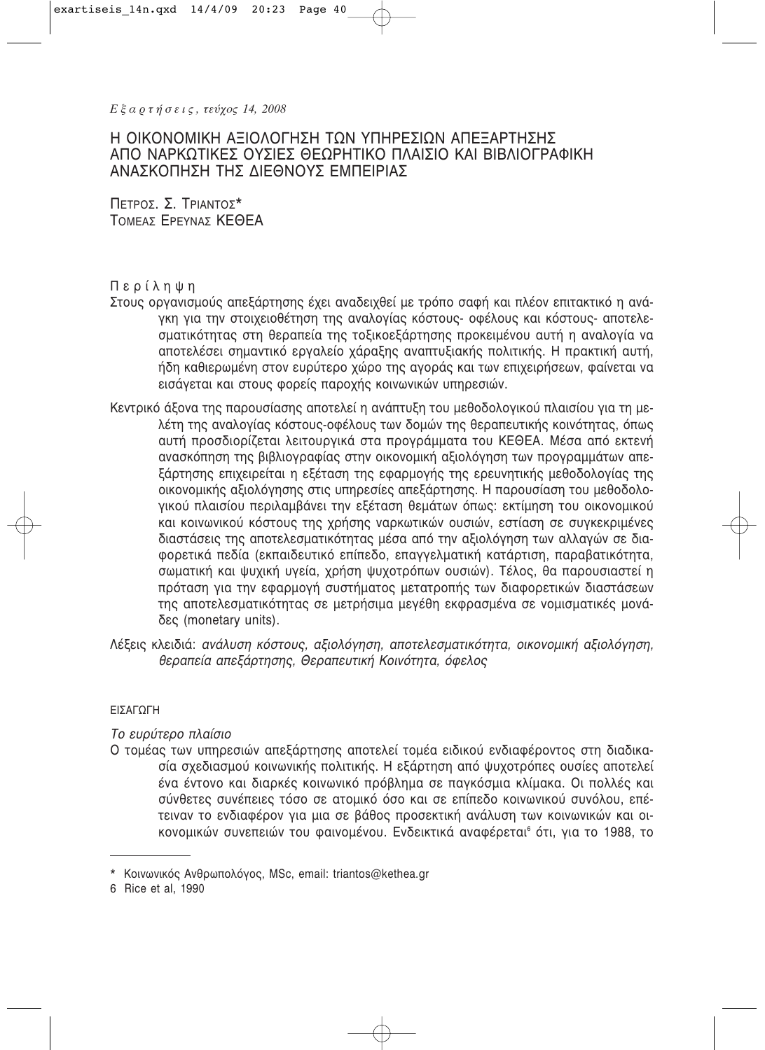# Η ΟΙΚΟΝΟΜΙΚΗ ΑΞΙΟΛΟΓΗΣΗ ΤΩΝ ΥΠΗΡΕΣΙΩΝ ΑΠΕΞΑΡΤΗΣΗΣ ΑΠΟ ΝΑΡΚΩΤΙΚΕΣ ΟΥΣΙΕΣ ΘΕΩΡΗΤΙΚΟ ΠΛΑΙΣΙΟ ΚΑΙ ΒΙΒΛΙΟΓΡΑΦΙΚΗ ΑΝΑΣΚΟΠΗΣΗ ΤΗΣ ΔΙΕΘΝΟΥΣ ΕΜΠΕΙΡΙΑΣ

ΠΕΤΡΟΣ. Σ. ΤΡΙΑΝΤΟΣ*
ΤΟΜΕΑΣ ΕΡΕΥΝΑΣ ΚΕΘΕΑ

## Περίληψη

Στους οργανισμούς απεξάρτησης έχει αναδειχθεί με τρόπο σαφή και πλέον επιτακτικό η ανάγκη για την στοιχειοθέτηση της αναλογίας κόστους- οφέλους και κόστους- αποτελεσματικότητας στη θεραπεία της τοξικοεξάρτησης προκειμένου αυτή η αναλογία να αποτελέσει σημαντικό εργαλείο χάραξης αναπτυξιακής πολιτικής. Η πρακτική αυτή, ήδη καθιερωμένη στον ευρύτερο χώρο της αγοράς και των επιχειρήσεων, φαίνεται να εισάγεται και στους φορείς παροχής κοινωνικών υπηρεσιών.

Κεντρικό άξονα της παρουσίασης αποτελεί η ανάπτυξη του μεθοδολογικού πλαισίου για τη μελέτη της αναλογίας κόστους-οφέλους των δομών της θεραπευτικής κοινότητας, όπως αυτή προσδιορίζεται λειτουργικά στα προγράμματα του ΚΕΘΕΑ. Μέσα από εκτενή ανασκόπηση της βιβλιογραφίας στην οικονομική αξιολόγηση των προγραμμάτων απεξάρτησης επιχειρείται η εξέταση της εφαρμογής της ερευνητικής μεθοδολογίας της οικονομικής αξιολόγησης στις υπηρεσίες απεξάρτησης. Η παρουσίαση του μεθοδολογικού πλαισίου περιλαμβάνει την εξέταση θεμάτων όπως: εκτίμηση του οικονομικού και κοινωνικού κόστους της χρήσης ναρκωτικών ουσιών, εστίαση σε συγκεκριμένες διαστάσεις της αποτελεσματικότητας μέσα από την αξιολόγηση των αλλαγών σε διαφορετικά πεδία (εκπαιδευτικό επίπεδο, επαγγελματική κατάρτιση, παραβατικότητα, σωματική και ψυχική υγεία, χρήση ψυχοτρόπων ουσιών). Τέλος, θα παρουσιαστεί η πρόταση για την εφαρμογή συστήματος μετατροπής των διαφορετικών διαστάσεων της αποτελεσματικότητας σε μετρήσιμα μεγέθη εκφρασμένα σε νομισματικές μονάδες (monetary units).

Λέξεις κλειδιά: *ανάλυση κόστους, αξιολόγηση, αποτελεσματικότητα, οικονομική αξιολόγηση, θεραπεία απεξάρτησης, Θεραπευτική Κοινότητα, όφελος*

## ΕΙΣΑΓΩΓΗ

### *Το ευρύτερο πλαίσιο*

Ο τομέας των υπηρεσιών απεξάρτησης αποτελεί τομέα ειδικού ενδιαφέροντος στη διαδικασία σχεδιασμού κοινωνικής πολιτικής. Η εξάρτηση από ψυχοτρόπες ουσίες αποτελεί ένα έντονο και διαρκές κοινωνικό πρόβλημα σε παγκόσμια κλίμακα. Οι πολλές και σύνθετες συνέπειες τόσο σε ατομικό όσο και σε επίπεδο κοινωνικού συνόλου, επέτειναν το ενδιαφέρον για μια σε βάθος προσεκτική ανάλυση των κοινωνικών και οικονομικών συνεπειών του φαινομένου. Ενδεικτικά αναφέρεται[6] ότι, για το 1988, το

---

\* Κοινωνικός Ανθρωπολόγος, MSc, email: triantos@kethea.gr

6 Rice et al, 1990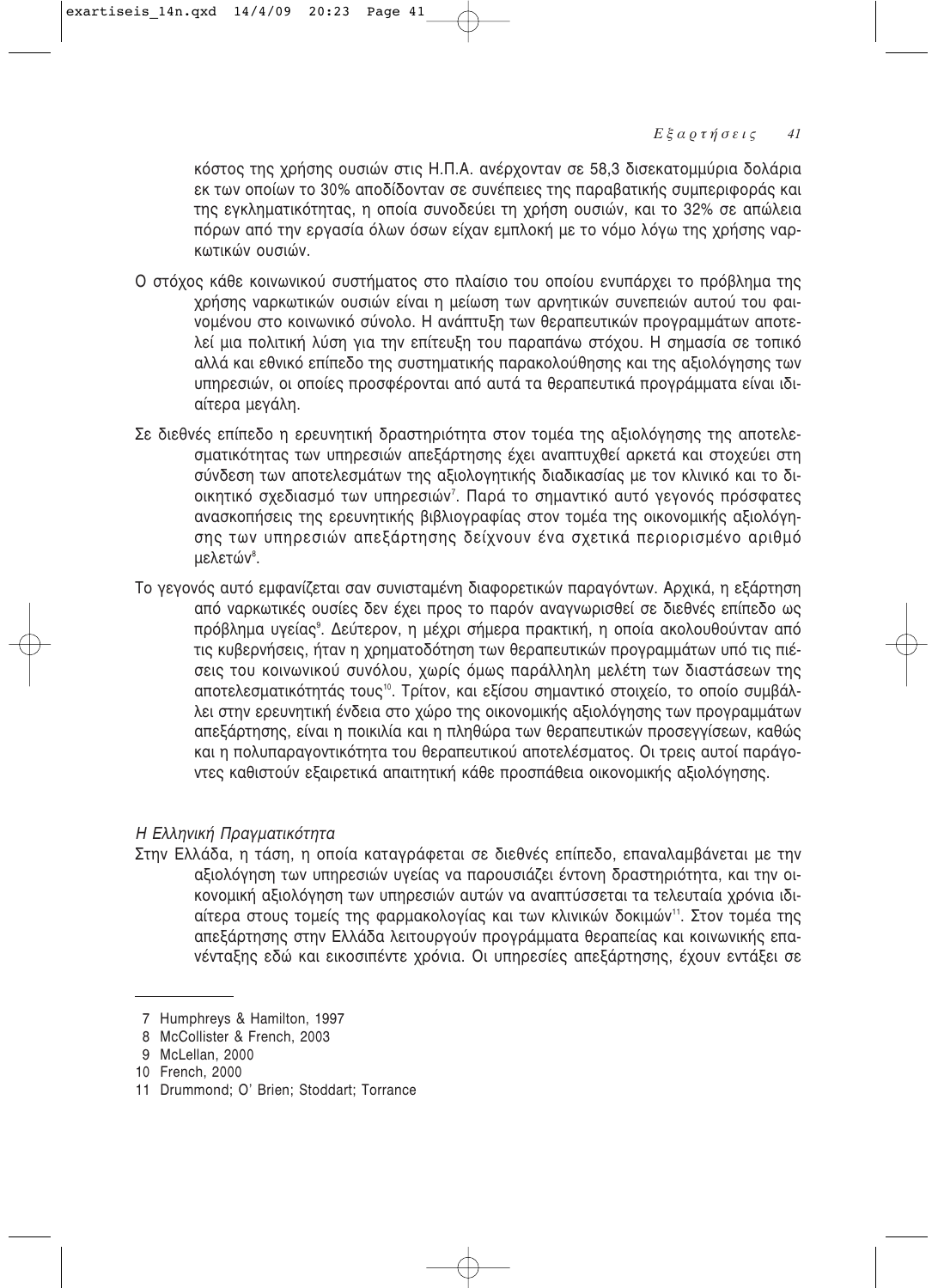κόστος της χρήσης ουσιών στις Η.Π.Α. ανέρχονταν σε 58,3 δισεκατομμύρια δολάρια εκ των οποίων το 30% αποδίδονταν σε συνέπειες της παραβατικής συμπεριφοράς και της εγκληματικότητας, η οποία συνοδεύει τη χρήση ουσιών, και το 32% σε απώλεια πόρων από την εργασία όλων όσων είχαν εμπλοκή με το νόμο λόγω της χρήσης ναρκωτικών ουσιών.

Ο στόχος κάθε κοινωνικού συστήματος στο πλαίσιο του οποίου ενυπάρχει το πρόβλημα της χρήσης ναρκωτικών ουσιών είναι η μείωση των αρνητικών συνεπειών αυτού του φαινομένου στο κοινωνικό σύνολο. Η ανάπτυξη των θεραπευτικών προγραμμάτων αποτελεί μια πολιτική λύση για την επίτευξη του παραπάνω στόχου. Η σημασία σε τοπικό αλλά και εθνικό επίπεδο της συστηματικής παρακολούθησης και της αξιολόγησης των υπηρεσιών, οι οποίες προσφέρονται από αυτά τα θεραπευτικά προγράμματα είναι ιδιαίτερα μεγάλη.

Σε διεθνές επίπεδο η ερευνητική δραστηριότητα στον τομέα της αξιολόγησης της αποτελεσματικότητας των υπηρεσιών απεξάρτησης έχει αναπτυχθεί αρκετά και στοχεύει στη σύνδεση των αποτελεσμάτων της αξιολογητικής διαδικασίας με τον κλινικό και το διοικητικό σχεδιασμό των υπηρεσιών[7]. Παρά το σημαντικό αυτό γεγονός πρόσφατες ανασκοπήσεις της ερευνητικής βιβλιογραφίας στον τομέα της οικονομικής αξιολόγησης των υπηρεσιών απεξάρτησης δείχνουν ένα σχετικά περιορισμένο αριθμό μελετών[8].

Το γεγονός αυτό εμφανίζεται σαν συνισταμένη διαφορετικών παραγόντων. Αρχικά, η εξάρτηση από ναρκωτικές ουσίες δεν έχει προς το παρόν αναγνωρισθεί σε διεθνές επίπεδο ως πρόβλημα υγείας[9]. Δεύτερον, η μέχρι σήμερα πρακτική, η οποία ακολουθούνταν από τις κυβερνήσεις, ήταν η χρηματοδότηση των θεραπευτικών προγραμμάτων υπό τις πιέσεις του κοινωνικού συνόλου, χωρίς όμως παράλληλη μελέτη των διαστάσεων της αποτελεσματικότητάς τους[10]. Τρίτον, και εξίσου σημαντικό στοιχείο, το οποίο συμβάλλει στην ερευνητική ένδεια στο χώρο της οικονομικής αξιολόγησης των προγραμμάτων απεξάρτησης, είναι η ποικιλία και η πληθώρα των θεραπευτικών προσεγγίσεων, καθώς και η πολυπαραγοντικότητα του θεραπευτικού αποτελέσματος. Οι τρεις αυτοί παράγοντες καθιστούν εξαιρετικά απαιτητική κάθε προσπάθεια οικονομικής αξιολόγησης.

### *Η Ελληνική Πραγματικότητα*

Στην Ελλάδα, η τάση, η οποία καταγράφεται σε διεθνές επίπεδο, επαναλαμβάνεται με την αξιολόγηση των υπηρεσιών υγείας να παρουσιάζει έντονη δραστηριότητα, και την οικονομική αξιολόγηση των υπηρεσιών αυτών να αναπτύσσεται τα τελευταία χρόνια ιδιαίτερα στους τομείς της φαρμακολογίας και των κλινικών δοκιμών[11]. Στον τομέα της απεξάρτησης στην Ελλάδα λειτουργούν προγράμματα θεραπείας και κοινωνικής επανένταξης εδώ και εικοσιπέντε χρόνια. Οι υπηρεσίες απεξάρτησης, έχουν εντάξει σε

---

7 Humphreys & Hamilton, 1997

8 McCollister & French, 2003

9 McLellan, 2000

10 French, 2000

11 Drummond; O' Brien; Stoddart; Torrance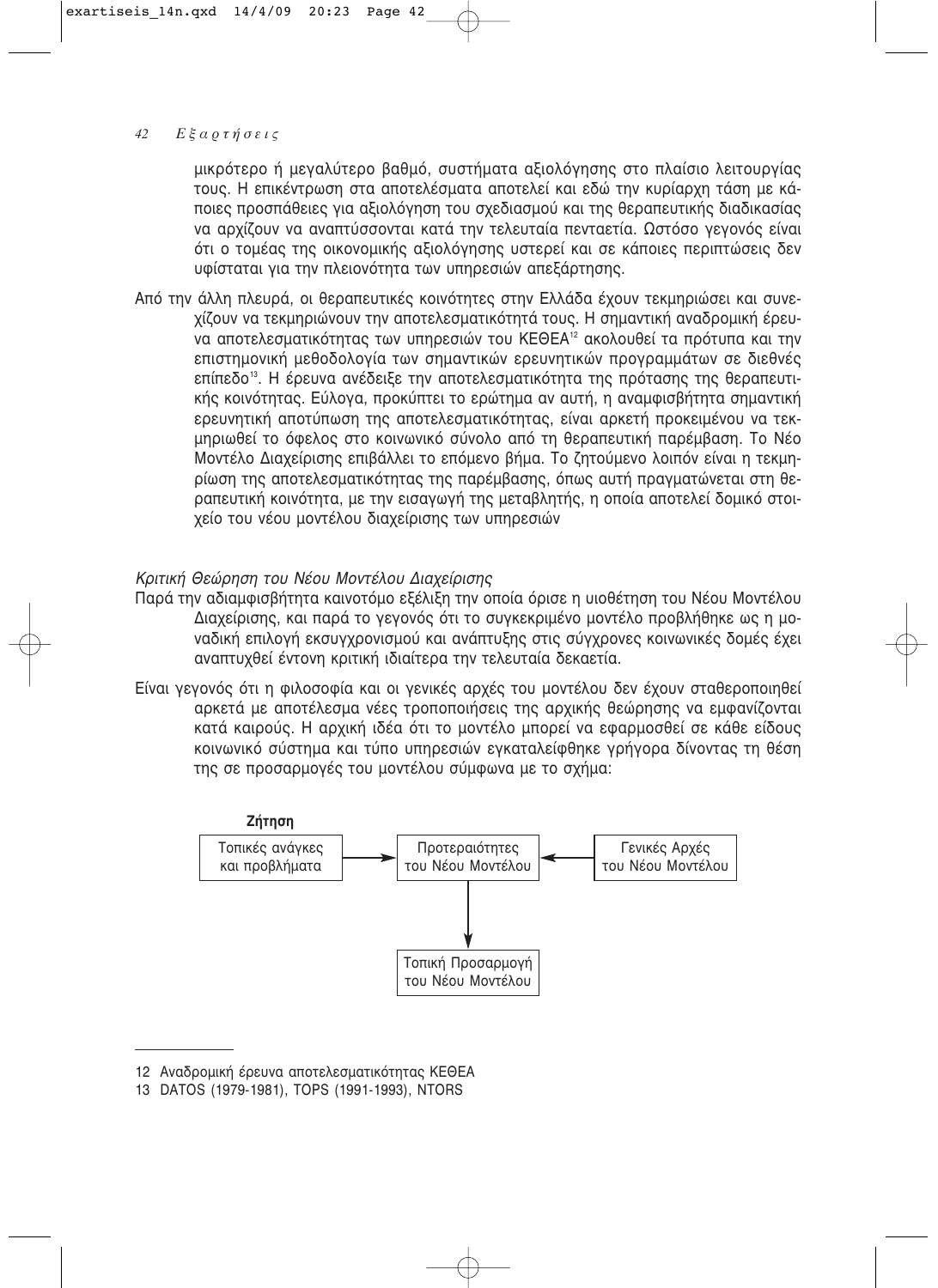μικρότερο ή μεγαλύτερο βαθμό, συστήματα αξιολόγησης στο πλαίσιο λειτουργίας τους. Η επικέντρωση στα αποτελέσματα αποτελεί και εδώ την κυρίαρχη τάση με κάποιες προσπάθειες για αξιολόγηση του σχεδιασμού και της θεραπευτικής διαδικασίας να αρχίζουν να αναπτύσσονται κατά την τελευταία πενταετία. Ωστόσο γεγονός είναι ότι ο τομέας της οικονομικής αξιολόγησης υστερεί και σε κάποιες περιπτώσεις δεν υφίσταται για την πλειονότητα των υπηρεσιών απεξάρτησης.

Από την άλλη πλευρά, οι θεραπευτικές κοινότητες στην Ελλάδα έχουν τεκμηριώσει και συνεχίζουν να τεκμηριώνουν την αποτελεσματικότητά τους. Η σημαντική αναδρομική έρευνα αποτελεσματικότητας των υπηρεσιών του ΚΕΘΕΑ[12] ακολουθεί τα πρότυπα και την επιστημονική μεθοδολογία των σημαντικών ερευνητικών προγραμμάτων σε διεθνές επίπεδο[13]. Η έρευνα ανέδειξε την αποτελεσματικότητα της πρότασης της θεραπευτικής κοινότητας. Εύλογα, προκύπτει το ερώτημα αν αυτή, η αναμφισβήτητα σημαντική ερευνητική αποτύπωση της αποτελεσματικότητας, είναι αρκετή προκειμένου να τεκμηριωθεί το όφελος στο κοινωνικό σύνολο από τη θεραπευτική παρέμβαση. Το Νέο Μοντέλο Διαχείρισης επιβάλλει το επόμενο βήμα. Το ζητούμενο λοιπόν είναι η τεκμηρίωση της αποτελεσματικότητας της παρέμβασης, όπως αυτή πραγματώνεται στη θεραπευτική κοινότητα, με την εισαγωγή της μεταβλητής, η οποία αποτελεί δομικό στοιχείο του νέου μοντέλου διαχείρισης των υπηρεσιών

*Κριτική Θεώρηση του Νέου Μοντέλου Διαχείρισης*

Παρά την αδιαμφισβήτητα καινοτόμο εξέλιξη την οποία όρισε η υιοθέτηση του Νέου Μοντέλου Διαχείρισης, και παρά το γεγονός ότι το συγκεκριμένο μοντέλο προβλήθηκε ως η μοναδική επιλογή εκσυγχρονισμού και ανάπτυξης στις σύγχρονες κοινωνικές δομές έχει αναπτυχθεί έντονη κριτική ιδιαίτερα την τελευταία δεκαετία.

Είναι γεγονός ότι η φιλοσοφία και οι γενικές αρχές του μοντέλου δεν έχουν σταθεροποιηθεί αρκετά με αποτέλεσμα νέες τροποποιήσεις της αρχικής θεώρησης να εμφανίζονται κατά καιρούς. Η αρχική ιδέα ότι το μοντέλο μπορεί να εφαρμοσθεί σε κάθε είδους κοινωνικό σύστημα και τύπο υπηρεσιών εγκαταλείφθηκε γρήγορα δίνοντας τη θέση της σε προσαρμογές του μοντέλου σύμφωνα με το σχήμα:

**Ζήτηση**

Τοπικές ανάγκες και προβλήματα → Προτεραιότητες του Νέου Μοντέλου ← Γενικές Αρχές του Νέου Μοντέλου

Προτεραιότητες του Νέου Μοντέλου → Τοπική Προσαρμογή του Νέου Μοντέλου

---

12 Αναδρομική έρευνα αποτελεσματικότητας ΚΕΘΕΑ

13 DATOS (1979-1981), TOPS (1991-1993), NTORS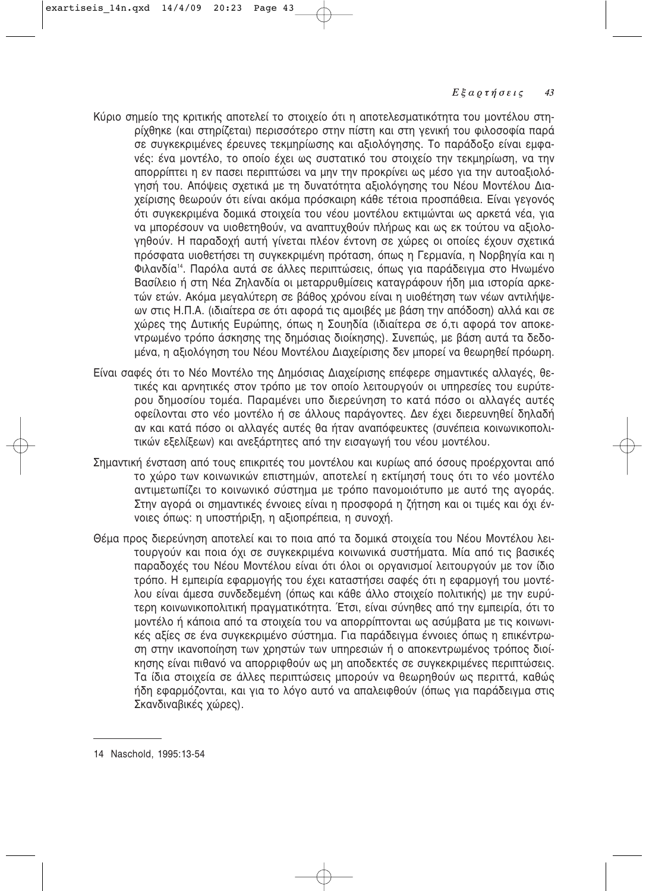Κύριο σημείο της κριτικής αποτελεί το στοιχείο ότι η αποτελεσματικότητα του μοντέλου στηρίχθηκε (και στηρίζεται) περισσότερο στην πίστη και στη γενική του φιλοσοφία παρά σε συγκεκριμένες έρευνες τεκμηρίωσης και αξιολόγησης. Το παράδοξο είναι εμφανές: ένα μοντέλο, το οποίο έχει ως συστατικό του στοιχείο την τεκμηρίωση, να την απορρίπτει η εν πασει περιπτώσει να μην την προκρίνει ως μέσο για την αυτοαξιολόγησή του. Απόψεις σχετικά με τη δυνατότητα αξιολόγησης του Νέου Μοντέλου Διαχείρισης θεωρούν ότι είναι ακόμα πρόσκαιρη κάθε τέτοια προσπάθεια. Είναι γεγονός ότι συγκεκριμένα δομικά στοιχεία του νέου μοντέλου εκτιμώνται ως αρκετά νέα, για να μπορέσουν να υιοθετηθούν, να αναπτυχθούν πλήρως και ως εκ τούτου να αξιολογηθούν. Η παραδοχή αυτή γίνεται πλέον έντονη σε χώρες οι οποίες έχουν σχετικά πρόσφατα υιοθετήσει τη συγκεκριμένη πρόταση, όπως η Γερμανία, η Νορβηγία και η Φιλανδία[14]. Παρόλα αυτά σε άλλες περιπτώσεις, όπως για παράδειγμα στο Ηνωμένο Βασίλειο ή στη Νέα Ζηλανδία οι μεταρρυθμίσεις καταγράφουν ήδη μια ιστορία αρκετών ετών. Ακόμα μεγαλύτερη σε βάθος χρόνου είναι η υιοθέτηση των νέων αντιλήψεων στις Η.Π.Α. (ιδιαίτερα σε ότι αφορά τις αμοιβές με βάση την απόδοση) αλλά και σε χώρες της Δυτικής Ευρώπης, όπως η Σουηδία (ιδιαίτερα σε ό,τι αφορά τον αποκεντρωμένο τρόπο άσκησης της δημόσιας διοίκησης). Συνεπώς, με βάση αυτά τα δεδομένα, η αξιολόγηση του Νέου Μοντέλου Διαχείρισης δεν μπορεί να θεωρηθεί πρόωρη.

Είναι σαφές ότι το Νέο Μοντέλο της Δημόσιας Διαχείρισης επέφερε σημαντικές αλλαγές, θετικές και αρνητικές στον τρόπο με τον οποίο λειτουργούν οι υπηρεσίες του ευρύτερου δημοσίου τομέα. Παραμένει υπο διερεύνηση το κατά πόσο οι αλλαγές αυτές οφείλονται στο νέο μοντέλο ή σε άλλους παράγοντες. Δεν έχει διερευνηθεί δηλαδή αν και κατά πόσο οι αλλαγές αυτές θα ήταν αναπόφευκτες (συνέπεια κοινωνικοπολιτικών εξελίξεων) και ανεξάρτητες από την εισαγωγή του νέου μοντέλου.

Σημαντική ένσταση από τους επικριτές του μοντέλου και κυρίως από όσους προέρχονται από το χώρο των κοινωνικών επιστημών, αποτελεί η εκτίμησή τους ότι το νέο μοντέλο αντιμετωπίζει το κοινωνικό σύστημα με τρόπο πανομοιότυπο με αυτό της αγοράς. Στην αγορά οι σημαντικές έννοιες είναι η προσφορά η ζήτηση και οι τιμές και όχι έννοιες όπως: η υποστήριξη, η αξιοπρέπεια, η συνοχή.

Θέμα προς διερεύνηση αποτελεί και το ποια από τα δομικά στοιχεία του Νέου Μοντέλου λειτουργούν και ποια όχι σε συγκεκριμένα κοινωνικά συστήματα. Μία από τις βασικές παραδοχές του Νέου Μοντέλου είναι ότι όλοι οι οργανισμοί λειτουργούν με τον ίδιο τρόπο. Η εμπειρία εφαρμογής του έχει καταστήσει σαφές ότι η εφαρμογή του μοντέλου είναι άμεσα συνδεδεμένη (όπως και κάθε άλλο στοιχείο πολιτικής) με την ευρύτερη κοινωνικοπολιτική πραγματικότητα. Έτσι, είναι σύνηθες από την εμπειρία, ότι το μοντέλο ή κάποια από τα στοιχεία του να απορρίπτονται ως ασύμβατα με τις κοινωνικές αξίες σε ένα συγκεκριμένο σύστημα. Για παράδειγμα έννοιες όπως η επικέντρωση στην ικανοποίηση των χρηστών των υπηρεσιών ή ο αποκεντρωμένος τρόπος διοίκησης είναι πιθανό να απορριφθούν ως μη αποδεκτές σε συγκεκριμένες περιπτώσεις. Τα ίδια στοιχεία σε άλλες περιπτώσεις μπορούν να θεωρηθούν ως περιττά, καθώς ήδη εφαρμόζονται, και για το λόγο αυτό να απαλειφθούν (όπως για παράδειγμα στις Σκανδιναβικές χώρες).

---

14 Naschold, 1995:13-54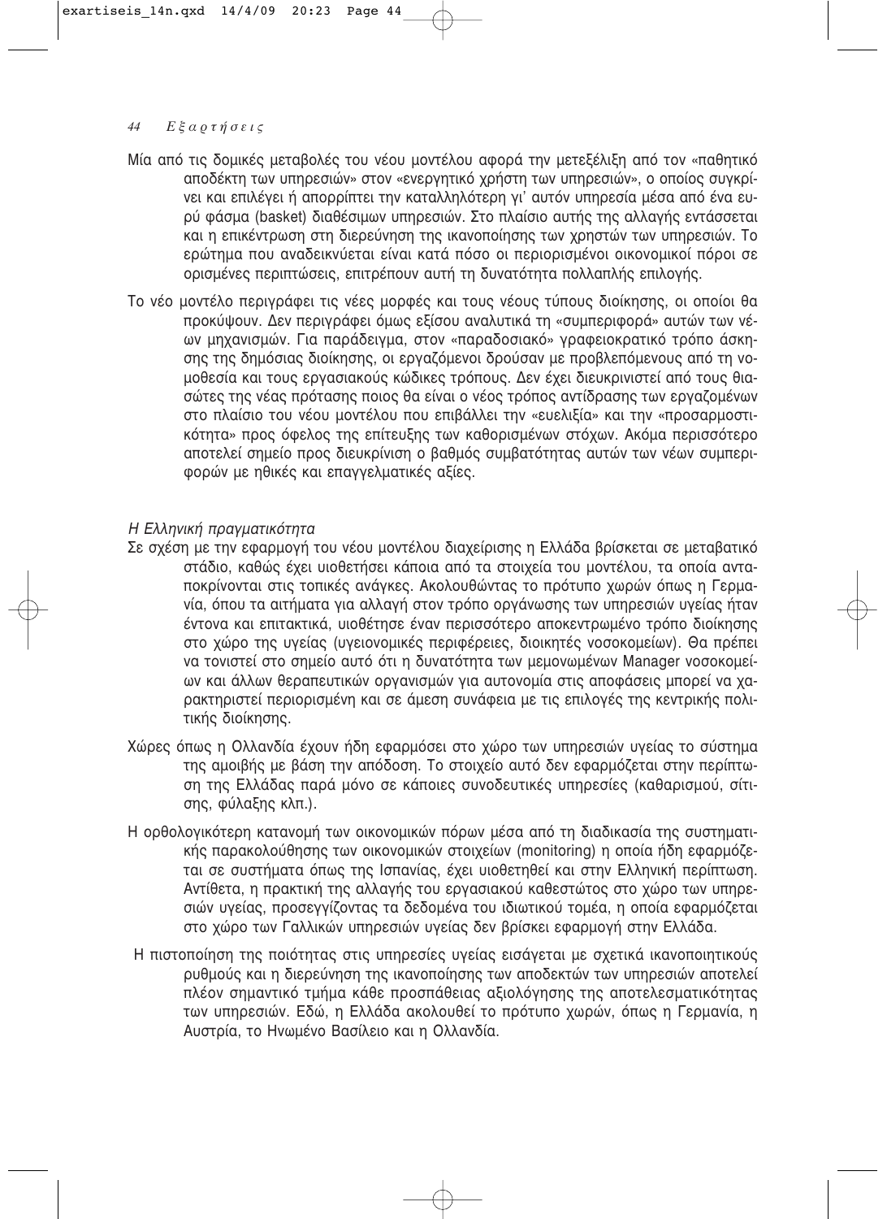Μία από τις δομικές μεταβολές του νέου μοντέλου αφορά την μετεξέλιξη από τον «παθητικό αποδέκτη των υπηρεσιών» στον «ενεργητικό χρήστη των υπηρεσιών», ο οποίος συγκρίνει και επιλέγει ή απορρίπτει την καταλληλότερη γι' αυτόν υπηρεσία μέσα από ένα ευρύ φάσμα (basket) διαθέσιμων υπηρεσιών. Στο πλαίσιο αυτής της αλλαγής εντάσσεται και η επικέντρωση στη διερεύνηση της ικανοποίησης των χρηστών των υπηρεσιών. Το ερώτημα που αναδεικνύεται είναι κατά πόσο οι περιορισμένοι οικονομικοί πόροι σε ορισμένες περιπτώσεις, επιτρέπουν αυτή τη δυνατότητα πολλαπλής επιλογής.

Το νέο μοντέλο περιγράφει τις νέες μορφές και τους νέους τύπους διοίκησης, οι οποίοι θα προκύψουν. Δεν περιγράφει όμως εξίσου αναλυτικά τη «συμπεριφορά» αυτών των νέων μηχανισμών. Για παράδειγμα, στον «παραδοσιακό» γραφειοκρατικό τρόπο άσκησης της δημόσιας διοίκησης, οι εργαζόμενοι δρούσαν με προβλεπόμενους από τη νομοθεσία και τους εργασιακούς κώδικες τρόπους. Δεν έχει διευκρινιστεί από τους θιασώτες της νέας πρότασης ποιος θα είναι ο νέος τρόπος αντίδρασης των εργαζομένων στο πλαίσιο του νέου μοντέλου που επιβάλλει την «ευελιξία» και την «προσαρμοστικότητα» προς όφελος της επίτευξης των καθορισμένων στόχων. Ακόμα περισσότερο αποτελεί σημείο προς διευκρίνιση ο βαθμός συμβατότητας αυτών των νέων συμπεριφορών με ηθικές και επαγγελματικές αξίες.

*Η Ελληνική πραγματικότητα*

Σε σχέση με την εφαρμογή του νέου μοντέλου διαχείρισης η Ελλάδα βρίσκεται σε μεταβατικό στάδιο, καθώς έχει υιοθετήσει κάποια από τα στοιχεία του μοντέλου, τα οποία ανταποκρίνονται στις τοπικές ανάγκες. Ακολουθώντας το πρότυπο χωρών όπως η Γερμανία, όπου τα αιτήματα για αλλαγή στον τρόπο οργάνωσης των υπηρεσιών υγείας ήταν έντονα και επιτακτικά, υιοθέτησε έναν περισσότερο αποκεντρωμένο τρόπο διοίκησης στο χώρο της υγείας (υγειονομικές περιφέρειες, διοικητές νοσοκομείων). Θα πρέπει να τονιστεί στο σημείο αυτό ότι η δυνατότητα των μεμονωμένων Manager νοσοκομείων και άλλων θεραπευτικών οργανισμών για αυτονομία στις αποφάσεις μπορεί να χαρακτηριστεί περιορισμένη και σε άμεση συνάφεια με τις επιλογές της κεντρικής πολιτικής διοίκησης.

Χώρες όπως η Ολλανδία έχουν ήδη εφαρμόσει στο χώρο των υπηρεσιών υγείας το σύστημα της αμοιβής με βάση την απόδοση. Το στοιχείο αυτό δεν εφαρμόζεται στην περίπτωση της Ελλάδας παρά μόνο σε κάποιες συνοδευτικές υπηρεσίες (καθαρισμού, σίτισης, φύλαξης κλπ.).

Η ορθολογικότερη κατανομή των οικονομικών πόρων μέσα από τη διαδικασία της συστηματικής παρακολούθησης των οικονομικών στοιχείων (monitoring) η οποία ήδη εφαρμόζεται σε συστήματα όπως της Ισπανίας, έχει υιοθετηθεί και στην Ελληνική περίπτωση. Αντίθετα, η πρακτική της αλλαγής του εργασιακού καθεστώτος στο χώρο των υπηρεσιών υγείας, προσεγγίζοντας τα δεδομένα του ιδιωτικού τομέα, η οποία εφαρμόζεται στο χώρο των Γαλλικών υπηρεσιών υγείας δεν βρίσκει εφαρμογή στην Ελλάδα.

Η πιστοποίηση της ποιότητας στις υπηρεσίες υγείας εισάγεται με σχετικά ικανοποιητικούς ρυθμούς και η διερεύνηση της ικανοποίησης των αποδεκτών των υπηρεσιών αποτελεί πλέον σημαντικό τμήμα κάθε προσπάθειας αξιολόγησης της αποτελεσματικότητας των υπηρεσιών. Εδώ, η Ελλάδα ακολουθεί το πρότυπο χωρών, όπως η Γερμανία, η Αυστρία, το Ηνωμένο Βασίλειο και η Ολλανδία.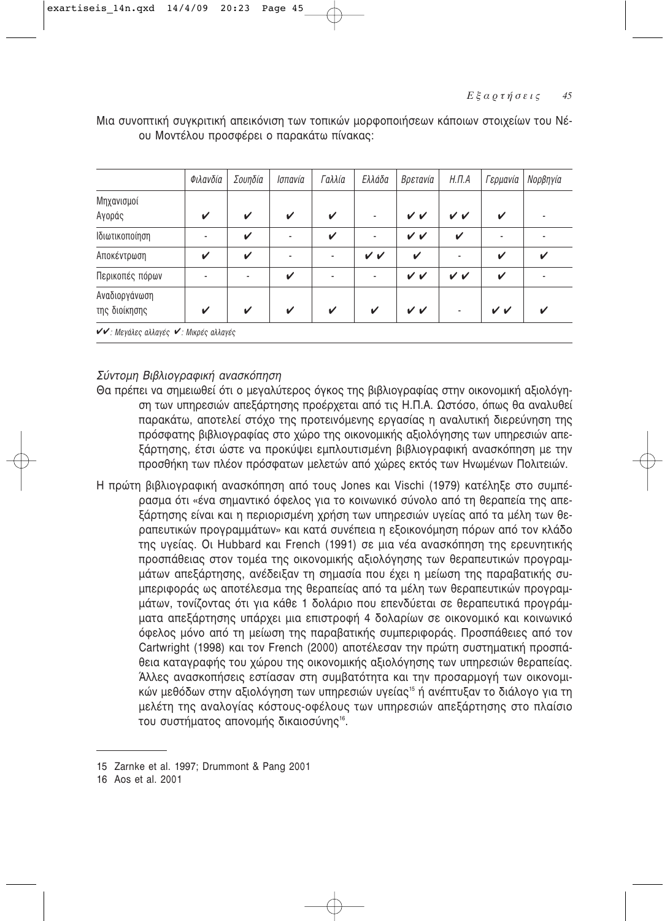Μια συνοπτική συγκριτική απεικόνιση των τοπικών μορφοποιήσεων κάποιων στοιχείων του Νέου Μοντέλου προσφέρει ο παρακάτω πίνακας:

| | *Φιλανδία* | *Σουηδία* | *Ισπανία* | *Γαλλία* | *Ελλάδα* | *Βρετανία* | *Η.Π.Α* | *Γερμανία* | *Νορβηγία* |
|---|---|---|---|---|---|---|---|---|---|
| Μηχανισμοί Αγοράς | ✔ | ✔ | ✔ | ✔ | - | ✔✔ | ✔✔ | ✔ | - |
| Ιδιωτικοποίηση | - | ✔ | - | ✔ | - | ✔✔ | ✔ | - | - |
| Αποκέντρωση | ✔ | ✔ | - | - | ✔✔ | ✔ | - | ✔ | ✔ |
| Περικοπές πόρων | - | - | ✔ | - | - | ✔✔ | ✔✔ | ✔ | - |
| Αναδιοργάνωση της διοίκησης | ✔ | ✔ | ✔ | ✔ | ✔ | ✔✔ | - | ✔✔ | ✔ |

*✔✔: Μεγάλες αλλαγές ✔: Μικρές αλλαγές*

*Σύντομη Βιβλιογραφική ανασκόπηση*

Θα πρέπει να σημειωθεί ότι ο μεγαλύτερος όγκος της βιβλιογραφίας στην οικονομική αξιολόγηση των υπηρεσιών απεξάρτησης προέρχεται από τις Η.Π.Α. Ωστόσο, όπως θα αναλυθεί παρακάτω, αποτελεί στόχο της προτεινόμενης εργασίας η αναλυτική διερεύνηση της πρόσφατης βιβλιογραφίας στο χώρο της οικονομικής αξιολόγησης των υπηρεσιών απεξάρτησης, έτσι ώστε να προκύψει εμπλουτισμένη βιβλιογραφική ανασκόπηση με την προσθήκη των πλέον πρόσφατων μελετών από χώρες εκτός των Ηνωμένων Πολιτειών.

Η πρώτη βιβλιογραφική ανασκόπηση από τους Jones και Vischi (1979) κατέληξε στο συμπέρασμα ότι «ένα σημαντικό όφελος για το κοινωνικό σύνολο από τη θεραπεία της απεξάρτησης είναι και η περιορισμένη χρήση των υπηρεσιών υγείας από τα μέλη των θεραπευτικών προγραμμάτων» και κατά συνέπεια η εξοικονόμηση πόρων από τον κλάδο της υγείας. Οι Hubbard και French (1991) σε μια νέα ανασκόπηση της ερευνητικής προσπάθειας στον τομέα της οικονομικής αξιολόγησης των θεραπευτικών προγραμμάτων απεξάρτησης, ανέδειξαν τη σημασία που έχει η μείωση της παραβατικής συμπεριφοράς ως αποτέλεσμα της θεραπείας από τα μέλη των θεραπευτικών προγραμμάτων, τονίζοντας ότι για κάθε 1 δολάριο που επενδύεται σε θεραπευτικά προγράμματα απεξάρτησης υπάρχει μια επιστροφή 4 δολαρίων σε οικονομικό και κοινωνικό όφελος μόνο από τη μείωση της παραβατικής συμπεριφοράς. Προσπάθειες από τον Cartwright (1998) και τον French (2000) αποτέλεσαν την πρώτη συστηματική προσπάθεια καταγραφής του χώρου της οικονομικής αξιολόγησης των υπηρεσιών θεραπείας. Άλλες ανασκοπήσεις εστίασαν στη συμβατότητα και την προσαρμογή των οικονομικών μεθόδων στην αξιολόγηση των υπηρεσιών υγείας[15] ή ανέπτυξαν το διάλογο για τη μελέτη της αναλογίας κόστους-οφέλους των υπηρεσιών απεξάρτησης στο πλαίσιο του συστήματος απονομής δικαιοσύνης[16].

---

15 Zarnke et al. 1997; Drummont & Pang 2001

16 Aos et al. 2001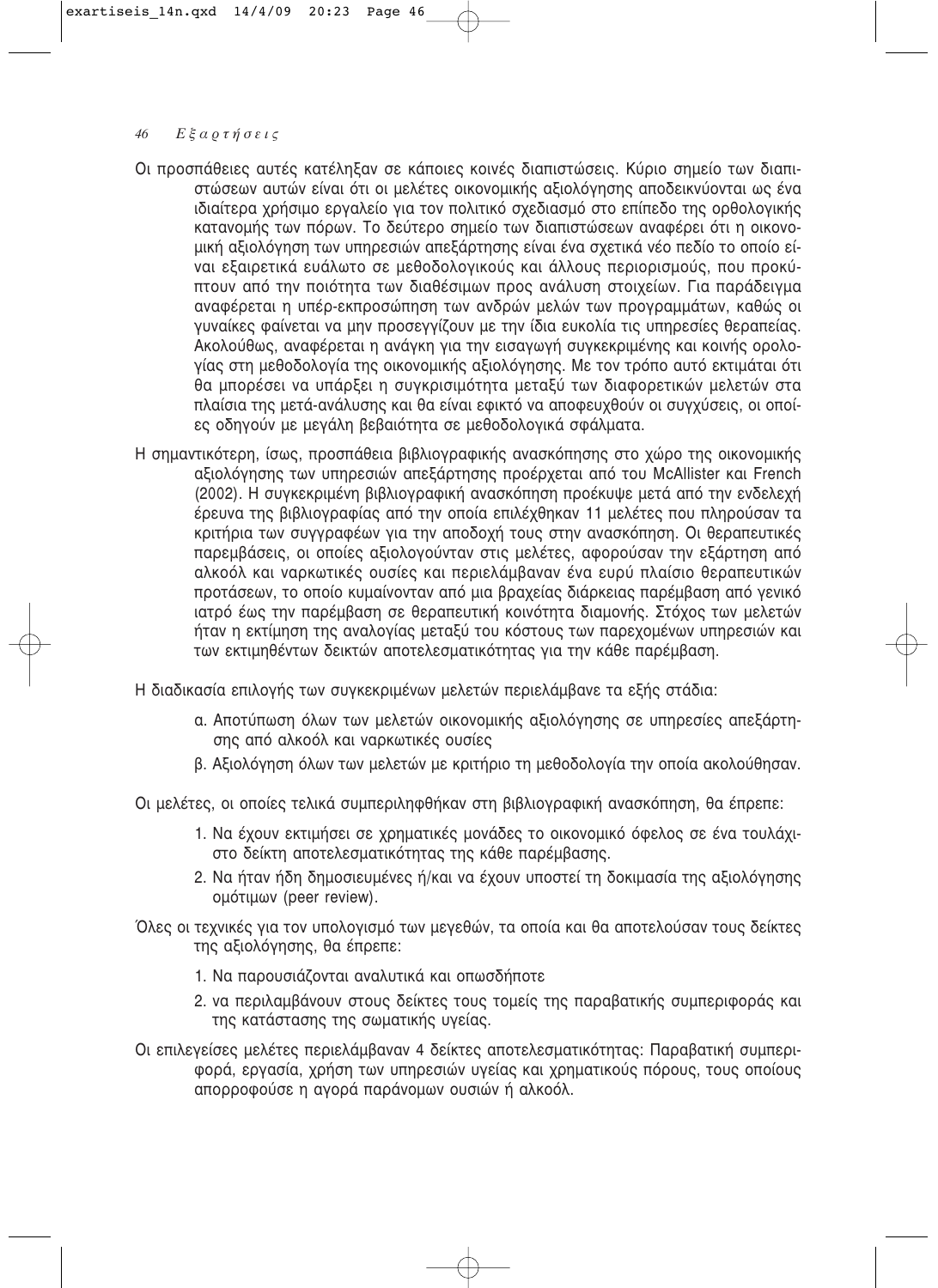Οι προσπάθειες αυτές κατέληξαν σε κάποιες κοινές διαπιστώσεις. Κύριο σημείο των διαπιστώσεων αυτών είναι ότι οι μελέτες οικονομικής αξιολόγησης αποδεικνύονται ως ένα ιδιαίτερα χρήσιμο εργαλείο για τον πολιτικό σχεδιασμό στο επίπεδο της ορθολογικής κατανομής των πόρων. Το δεύτερο σημείο των διαπιστώσεων αναφέρει ότι η οικονομική αξιολόγηση των υπηρεσιών απεξάρτησης είναι ένα σχετικά νέο πεδίο το οποίο είναι εξαιρετικά ευάλωτο σε μεθοδολογικούς και άλλους περιορισμούς, που προκύπτουν από την ποιότητα των διαθέσιμων προς ανάλυση στοιχείων. Για παράδειγμα αναφέρεται η υπέρ-εκπροσώπηση των ανδρών μελών των προγραμμάτων, καθώς οι γυναίκες φαίνεται να μην προσεγγίζουν με την ίδια ευκολία τις υπηρεσίες θεραπείας. Ακολούθως, αναφέρεται η ανάγκη για την εισαγωγή συγκεκριμένης και κοινής ορολογίας στη μεθοδολογία της οικονομικής αξιολόγησης. Με τον τρόπο αυτό εκτιμάται ότι θα μπορέσει να υπάρξει η συγκρισιμότητα μεταξύ των διαφορετικών μελετών στα πλαίσια της μετά-ανάλυσης και θα είναι εφικτό να αποφευχθούν οι συγχύσεις, οι οποίες οδηγούν με μεγάλη βεβαιότητα σε μεθοδολογικά σφάλματα.

Η σημαντικότερη, ίσως, προσπάθεια βιβλιογραφικής ανασκόπησης στο χώρο της οικονομικής αξιολόγησης των υπηρεσιών απεξάρτησης προέρχεται από του McAllister και French (2002). Η συγκεκριμένη βιβλιογραφική ανασκόπηση προέκυψε μετά από την ενδελεχή έρευνα της βιβλιογραφίας από την οποία επιλέχθηκαν 11 μελέτες που πληρούσαν τα κριτήρια των συγγραφέων για την αποδοχή τους στην ανασκόπηση. Οι θεραπευτικές παρεμβάσεις, οι οποίες αξιολογούνταν στις μελέτες, αφορούσαν την εξάρτηση από αλκοόλ και ναρκωτικές ουσίες και περιελάμβαναν ένα ευρύ πλαίσιο θεραπευτικών προτάσεων, το οποίο κυμαίνονταν από μια βραχείας διάρκειας παρέμβαση από γενικό ιατρό έως την παρέμβαση σε θεραπευτική κοινότητα διαμονής. Στόχος των μελετών ήταν η εκτίμηση της αναλογίας μεταξύ του κόστους των παρεχομένων υπηρεσιών και των εκτιμηθέντων δεικτών αποτελεσματικότητας για την κάθε παρέμβαση.

Η διαδικασία επιλογής των συγκεκριμένων μελετών περιελάμβανε τα εξής στάδια:

α. Αποτύπωση όλων των μελετών οικονομικής αξιολόγησης σε υπηρεσίες απεξάρτησης από αλκοόλ και ναρκωτικές ουσίες

β. Αξιολόγηση όλων των μελετών με κριτήριο τη μεθοδολογία την οποία ακολούθησαν.

Οι μελέτες, οι οποίες τελικά συμπεριληφθήκαν στη βιβλιογραφική ανασκόπηση, θα έπρεπε:

1. Να έχουν εκτιμήσει σε χρηματικές μονάδες το οικονομικό όφελος σε ένα τουλάχιστο δείκτη αποτελεσματικότητας της κάθε παρέμβασης.
2. Να ήταν ήδη δημοσιευμένες ή/και να έχουν υποστεί τη δοκιμασία της αξιολόγησης ομότιμων (peer review).

Όλες οι τεχνικές για τον υπολογισμό των μεγεθών, τα οποία και θα αποτελούσαν τους δείκτες της αξιολόγησης, θα έπρεπε:

1. Να παρουσιάζονται αναλυτικά και οπωσδήποτε
2. να περιλαμβάνουν στους δείκτες τους τομείς της παραβατικής συμπεριφοράς και της κατάστασης της σωματικής υγείας.

Οι επιλεγείσες μελέτες περιελάμβαναν 4 δείκτες αποτελεσματικότητας: Παραβατική συμπεριφορά, εργασία, χρήση των υπηρεσιών υγείας και χρηματικούς πόρους, τους οποίους απορροφούσε η αγορά παράνομων ουσιών ή αλκοόλ.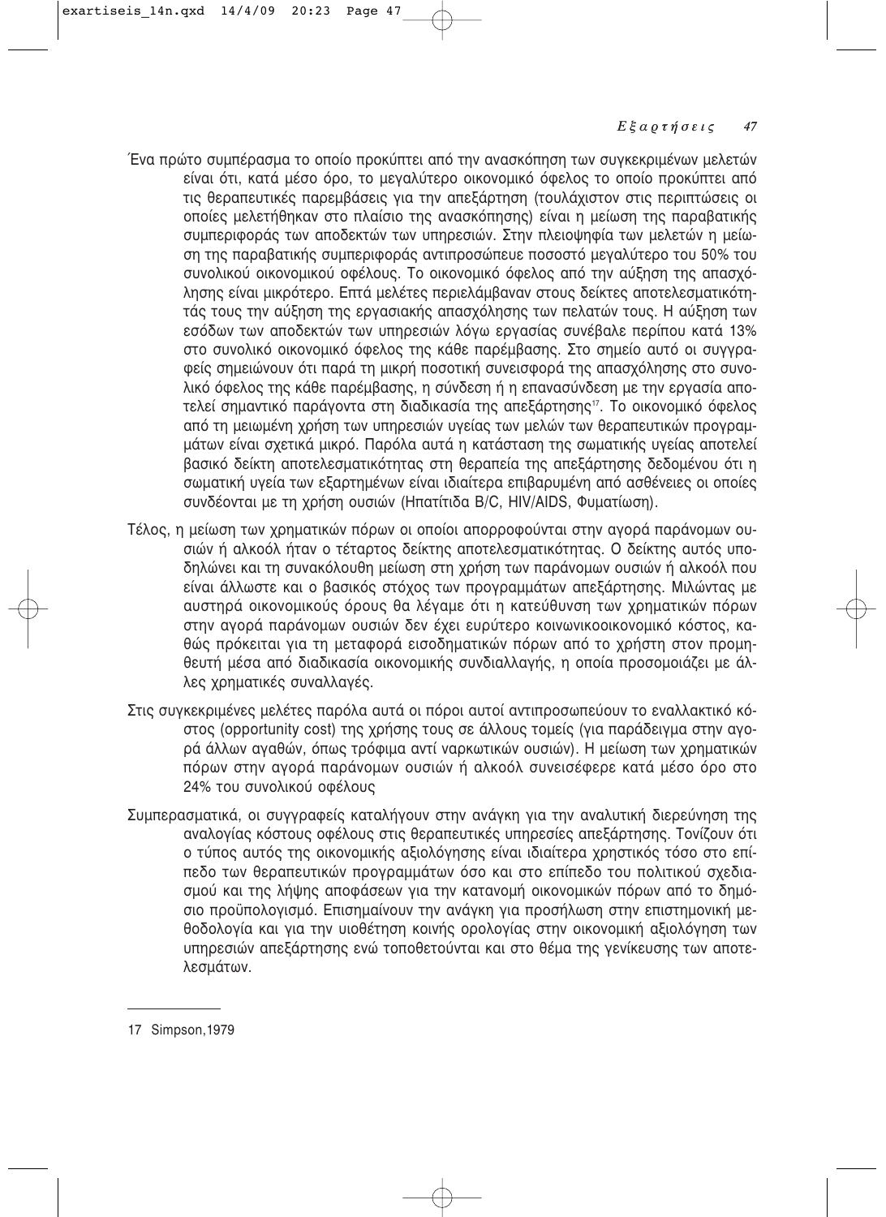Ένα πρώτο συμπέρασμα το οποίο προκύπτει από την ανασκόπηση των συγκεκριμένων μελετών είναι ότι, κατά μέσο όρο, το μεγαλύτερο οικονομικό όφελος το οποίο προκύπτει από τις θεραπευτικές παρεμβάσεις για την απεξάρτηση (τουλάχιστον στις περιπτώσεις οι οποίες μελετήθηκαν στο πλαίσιο της ανασκόπησης) είναι η μείωση της παραβατικής συμπεριφοράς των αποδεκτών των υπηρεσιών. Στην πλειοψηφία των μελετών η μείωση της παραβατικής συμπεριφοράς αντιπροσώπευε ποσοστό μεγαλύτερο του 50% του συνολικού οικονομικού οφέλους. Το οικονομικό όφελος από την αύξηση της απασχόλησης είναι μικρότερο. Επτά μελέτες περιελάμβαναν στους δείκτες αποτελεσματικότητάς τους την αύξηση της εργασιακής απασχόλησης των πελατών τους. Η αύξηση των εσόδων των αποδεκτών των υπηρεσιών λόγω εργασίας συνέβαλε περίπου κατά 13% στο συνολικό οικονομικό όφελος της κάθε παρέμβασης. Στο σημείο αυτό οι συγγραφείς σημειώνουν ότι παρά τη μικρή ποσοτική συνεισφορά της απασχόλησης στο συνολικό όφελος της κάθε παρέμβασης, η σύνδεση ή η επανασύνδεση με την εργασία αποτελεί σημαντικό παράγοντα στη διαδικασία της απεξάρτησης[17]. Το οικονομικό όφελος από τη μειωμένη χρήση των υπηρεσιών υγείας των μελών των θεραπευτικών προγραμμάτων είναι σχετικά μικρό. Παρόλα αυτά η κατάσταση της σωματικής υγείας αποτελεί βασικό δείκτη αποτελεσματικότητας στη θεραπεία της απεξάρτησης δεδομένου ότι η σωματική υγεία των εξαρτημένων είναι ιδιαίτερα επιβαρυμένη από ασθένειες οι οποίες συνδέονται με τη χρήση ουσιών (Ηπατίτιδα B/C, HIV/AIDS, Φυματίωση).

Τέλος, η μείωση των χρηματικών πόρων οι οποίοι απορροφούνται στην αγορά παράνομων ουσιών ή αλκοόλ ήταν ο τέταρτος δείκτης αποτελεσματικότητας. Ο δείκτης αυτός υποδηλώνει και τη συνακόλουθη μείωση στη χρήση των παράνομων ουσιών ή αλκοόλ που είναι άλλωστε και ο βασικός στόχος των προγραμμάτων απεξάρτησης. Μιλώντας με αυστηρά οικονομικούς όρους θα λέγαμε ότι η κατεύθυνση των χρηματικών πόρων στην αγορά παράνομων ουσιών δεν έχει ευρύτερο κοινωνικοοικονομικό κόστος, καθώς πρόκειται για τη μεταφορά εισοδηματικών πόρων από το χρήστη στον προμηθευτή μέσα από διαδικασία οικονομικής συνδιαλλαγής, η οποία προσομοιάζει με άλλες χρηματικές συναλλαγές.

Στις συγκεκριμένες μελέτες παρόλα αυτά οι πόροι αυτοί αντιπροσωπεύουν το εναλλακτικό κόστος (opportunity cost) της χρήσης τους σε άλλους τομείς (για παράδειγμα στην αγορά άλλων αγαθών, όπως τρόφιμα αντί ναρκωτικών ουσιών). Η μείωση των χρηματικών πόρων στην αγορά παράνομων ουσιών ή αλκοόλ συνεισέφερε κατά μέσο όρο στο 24% του συνολικού οφέλους

Συμπερασματικά, οι συγγραφείς καταλήγουν στην ανάγκη για την αναλυτική διερεύνηση της αναλογίας κόστους οφέλους στις θεραπευτικές υπηρεσίες απεξάρτησης. Τονίζουν ότι ο τύπος αυτός της οικονομικής αξιολόγησης είναι ιδιαίτερα χρηστικός τόσο στο επίπεδο των θεραπευτικών προγραμμάτων όσο και στο επίπεδο του πολιτικού σχεδιασμού και της λήψης αποφάσεων για την κατανομή οικονομικών πόρων από το δημόσιο προϋπολογισμό. Επισημαίνουν την ανάγκη για προσήλωση στην επιστημονική μεθοδολογία και για την υιοθέτηση κοινής ορολογίας στην οικονομική αξιολόγηση των υπηρεσιών απεξάρτησης ενώ τοποθετούνται και στο θέμα της γενίκευσης των αποτελεσμάτων.

---

17 Simpson,1979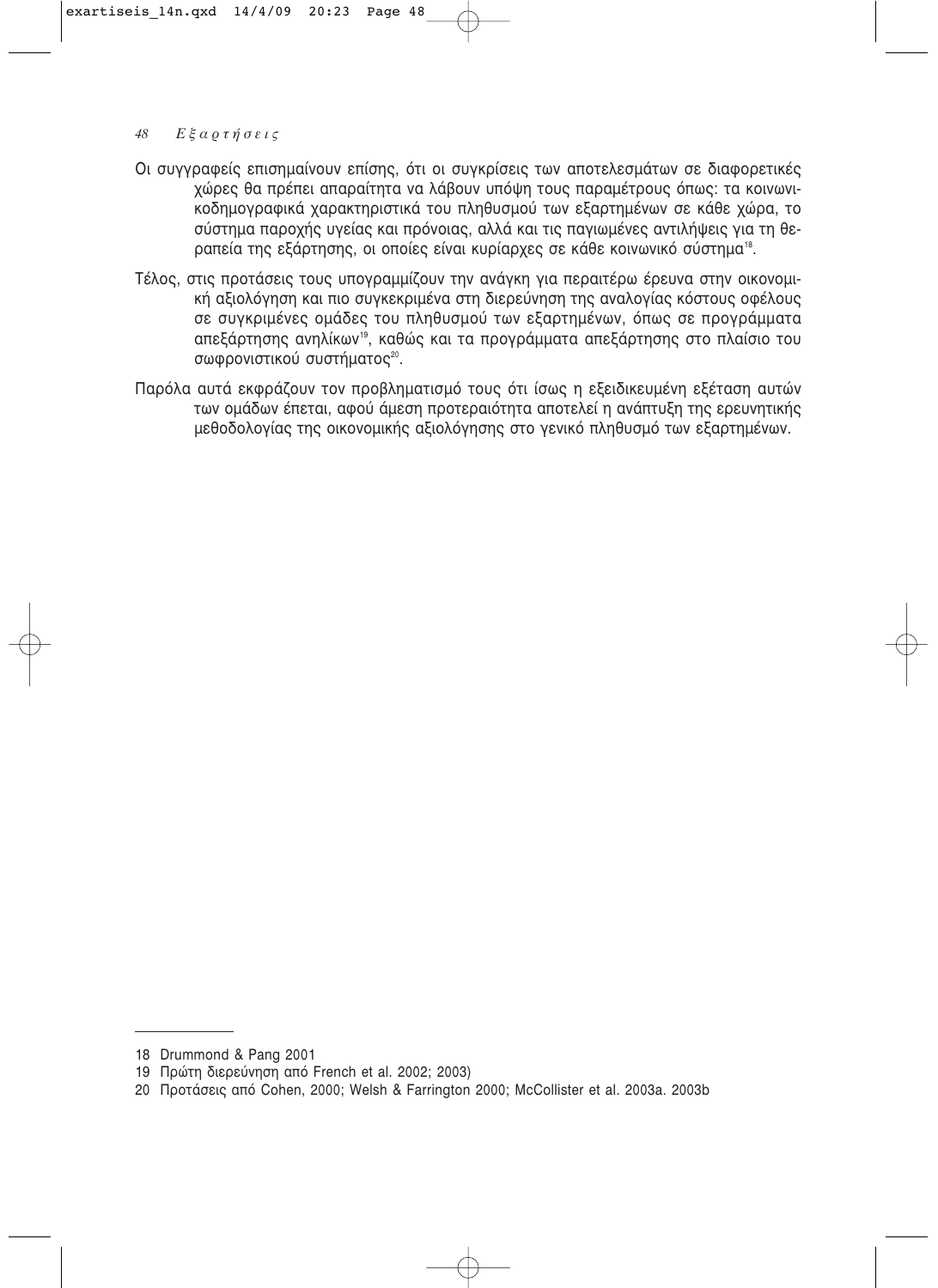Οι συγγραφείς επισημαίνουν επίσης, ότι οι συγκρίσεις των αποτελεσμάτων σε διαφορετικές χώρες θα πρέπει απαραίτητα να λάβουν υπόψη τους παραμέτρους όπως: τα κοινωνικοδημογραφικά χαρακτηριστικά του πληθυσμού των εξαρτημένων σε κάθε χώρα, το σύστημα παροχής υγείας και πρόνοιας, αλλά και τις παγιωμένες αντιλήψεις για τη θεραπεία της εξάρτησης, οι οποίες είναι κυρίαρχες σε κάθε κοινωνικό σύστημα[18].

Τέλος, στις προτάσεις τους υπογραμμίζουν την ανάγκη για περαιτέρω έρευνα στην οικονομική αξιολόγηση και πιο συγκεκριμένα στη διερεύνηση της αναλογίας κόστους οφέλους σε συγκριμένες ομάδες του πληθυσμού των εξαρτημένων, όπως σε προγράμματα απεξάρτησης ανηλίκων[19], καθώς και τα προγράμματα απεξάρτησης στο πλαίσιο του σωφρονιστικού συστήματος[20].

Παρόλα αυτά εκφράζουν τον προβληματισμό τους ότι ίσως η εξειδικευμένη εξέταση αυτών των ομάδων έπεται, αφού άμεση προτεραιότητα αποτελεί η ανάπτυξη της ερευνητικής μεθοδολογίας της οικονομικής αξιολόγησης στο γενικό πληθυσμό των εξαρτημένων.

---

18 Drummond & Pang 2001

19 Πρώτη διερεύνηση από French et al. 2002; 2003)

20 Προτάσεις από Cohen, 2000; Welsh & Farrington 2000; McCollister et al. 2003a. 2003b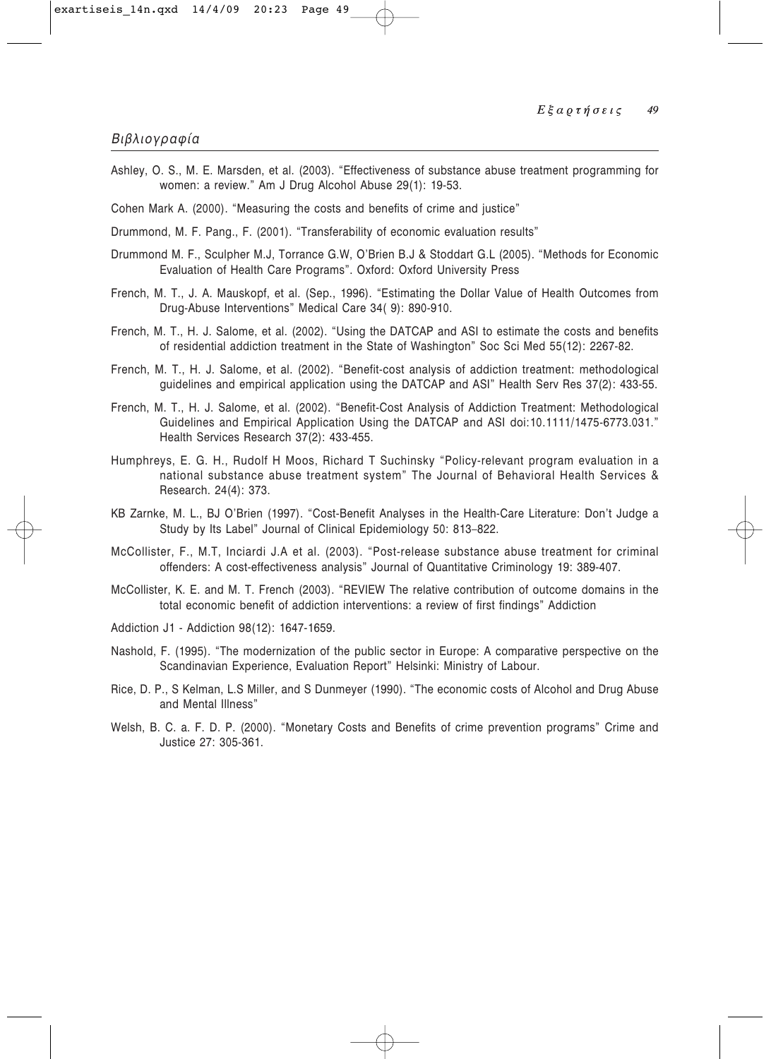## Βιβλιογραφία

Ashley, O. S., M. E. Marsden, et al. (2003). "Effectiveness of substance abuse treatment programming for women: a review." Am J Drug Alcohol Abuse 29(1): 19-53.

Cohen Mark A. (2000). "Measuring the costs and benefits of crime and justice"

Drummond, M. F. Pang., F. (2001). "Transferability of economic evaluation results"

Drummond M. F., Sculpher M.J, Torrance G.W, O'Brien B.J & Stoddart G.L (2005). "Methods for Economic Evaluation of Health Care Programs". Oxford: Oxford University Press

French, M. T., J. A. Mauskopf, et al. (Sep., 1996). "Estimating the Dollar Value of Health Outcomes from Drug-Abuse Interventions" Medical Care 34( 9): 890-910.

French, M. T., H. J. Salome, et al. (2002). "Using the DATCAP and ASI to estimate the costs and benefits of residential addiction treatment in the State of Washington" Soc Sci Med 55(12): 2267-82.

French, M. T., H. J. Salome, et al. (2002). "Benefit-cost analysis of addiction treatment: methodological guidelines and empirical application using the DATCAP and ASI" Health Serv Res 37(2): 433-55.

French, M. T., H. J. Salome, et al. (2002). "Benefit-Cost Analysis of Addiction Treatment: Methodological Guidelines and Empirical Application Using the DATCAP and ASI doi:10.1111/1475-6773.031." Health Services Research 37(2): 433-455.

Humphreys, E. G. H., Rudolf H Moos, Richard T Suchinsky "Policy-relevant program evaluation in a national substance abuse treatment system" The Journal of Behavioral Health Services & Research. 24(4): 373.

KB Zarnke, M. L., BJ O'Brien (1997). "Cost-Benefit Analyses in the Health-Care Literature: Don't Judge a Study by Its Label" Journal of Clinical Epidemiology 50: 813–822.

McCollister, F., M.T, Inciardi J.A et al. (2003). "Post-release substance abuse treatment for criminal offenders: A cost-effectiveness analysis" Journal of Quantitative Criminology 19: 389-407.

McCollister, K. E. and M. T. French (2003). "REVIEW The relative contribution of outcome domains in the total economic benefit of addiction interventions: a review of first findings" Addiction

Addiction J1 - Addiction 98(12): 1647-1659.

Nashold, F. (1995). "The modernization of the public sector in Europe: A comparative perspective on the Scandinavian Experience, Evaluation Report" Helsinki: Ministry of Labour.

Rice, D. P., S Kelman, L.S Miller, and S Dunmeyer (1990). "The economic costs of Alcohol and Drug Abuse and Mental Illness"

Welsh, B. C. a. F. D. P. (2000). "Monetary Costs and Benefits of crime prevention programs" Crime and Justice 27: 305-361.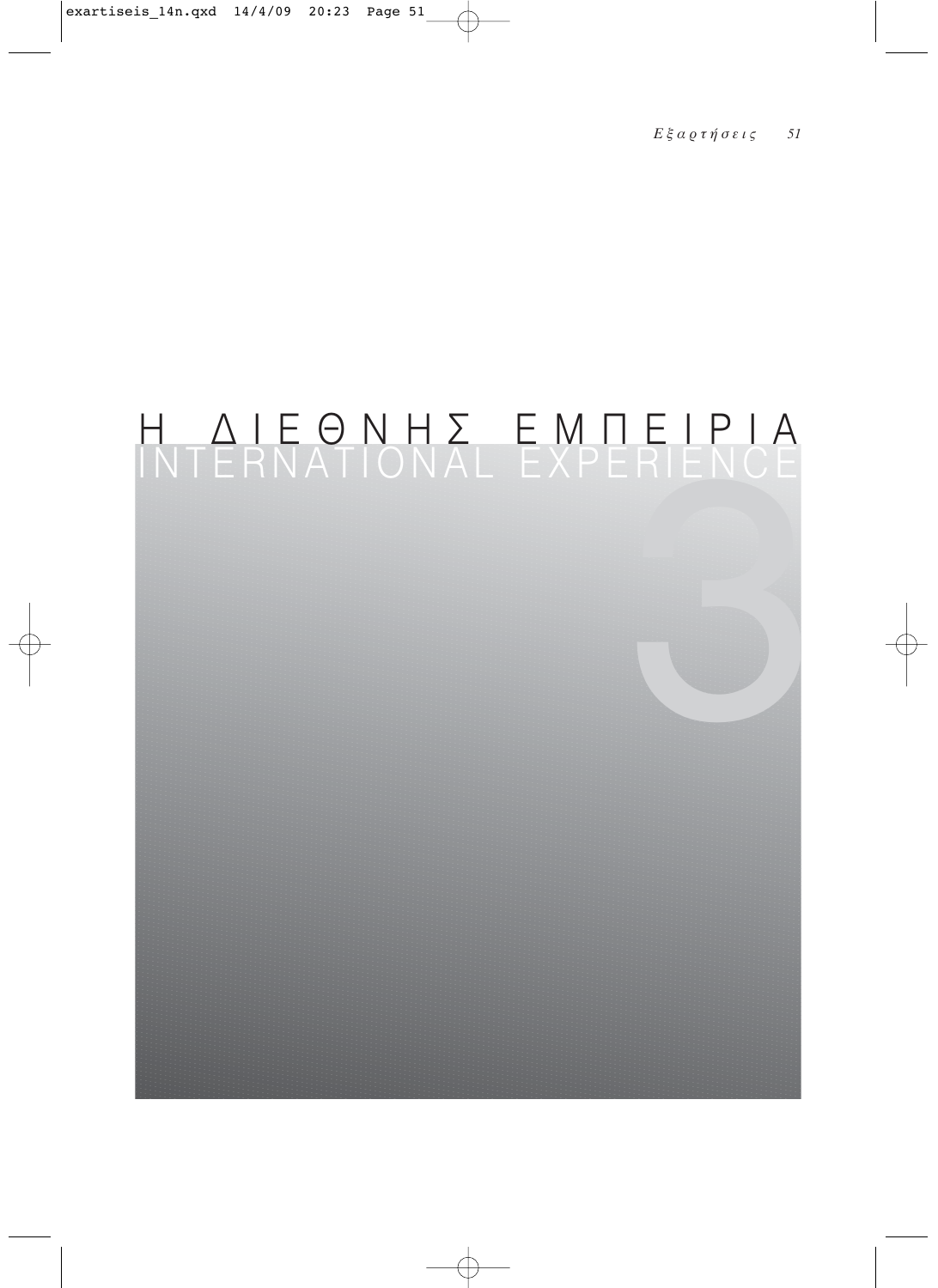# Η ΔΙΕΘΝΗΣ ΕΜΠΕΙΡΙΑ
# INTERNATIONAL EXPERIENCE

3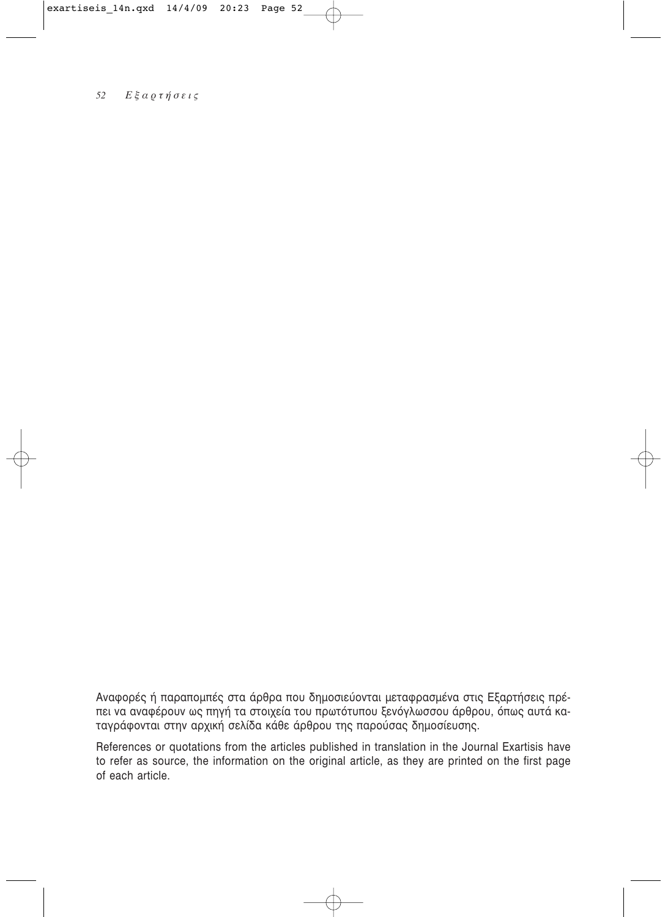Αναφορές ή παραπομπές στα άρθρα που δημοσιεύονται μεταφρασμένα στις Εξαρτήσεις πρέπει να αναφέρουν ως πηγή τα στοιχεία του πρωτότυπου ξενόγλωσσου άρθρου, όπως αυτά καταγράφονται στην αρχική σελίδα κάθε άρθρου της παρούσας δημοσίευσης.

References or quotations from the articles published in translation in the Journal Exartisis have to refer as source, the information on the original article, as they are printed on the first page of each article.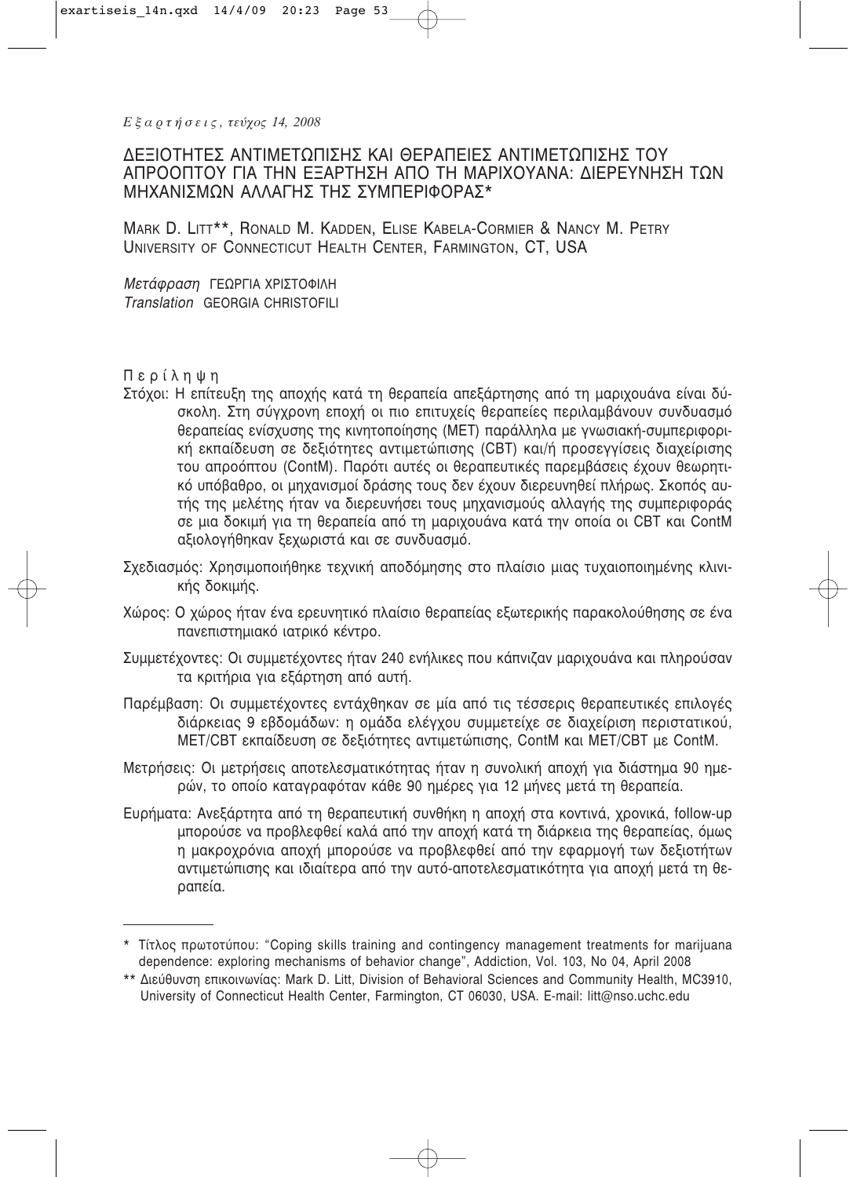# ΔΕΞΙΟΤΗΤΕΣ ΑΝΤΙΜΕΤΩΠΙΣΗΣ ΚΑΙ ΘΕΡΑΠΕΙΕΣ ΑΝΤΙΜΕΤΩΠΙΣΗΣ ΤΟΥ ΑΠΡΟΟΠΤΟΥ ΓΙΑ ΤΗΝ ΕΞΑΡΤΗΣΗ ΑΠΟ ΤΗ ΜΑΡΙΧΟΥΑΝΑ: ΔΙΕΡΕΥΝΗΣΗ ΤΩΝ ΜΗΧΑΝΙΣΜΩΝ ΑΛΛΑΓΗΣ ΤΗΣ ΣΥΜΠΕΡΙΦΟΡΑΣ*

MARK D. LITT**, RONALD M. KADDEN, ELISE KABELA-CORMIER & NANCY M. PETRY
UNIVERSITY OF CONNECTICUT HEALTH CENTER, FARMINGTON, CT, USA

*Μετάφραση* ΓΕΩΡΓΙΑ ΧΡΙΣΤΟΦΙΛΗ
*Translation* GEORGIA CHRISTOFILI

## Περίληψη

**Στόχοι:** Η επίτευξη της αποχής κατά τη θεραπεία απεξάρτησης από τη μαριχουάνα είναι δύσκολη. Στη σύγχρονη εποχή οι πιο επιτυχείς θεραπείες περιλαμβάνουν συνδυασμό θεραπείας ενίσχυσης της κινητοποίησης (MET) παράλληλα με γνωσιακή-συμπεριφορική εκπαίδευση σε δεξιότητες αντιμετώπισης (CBT) και/ή προσεγγίσεις διαχείρισης του απροόπτου (ContM). Παρότι αυτές οι θεραπευτικές παρεμβάσεις έχουν θεωρητικό υπόβαθρο, οι μηχανισμοί δράσης τους δεν έχουν διερευνηθεί πλήρως. Σκοπός αυτής της μελέτης ήταν να διερευνήσει τους μηχανισμούς αλλαγής της συμπεριφοράς σε μια δοκιμή για τη θεραπεία από τη μαριχουάνα κατά την οποία οι CBT και ContM αξιολογήθηκαν ξεχωριστά και σε συνδυασμό.

**Σχεδιασμός:** Χρησιμοποιήθηκε τεχνική αποδόμησης στο πλαίσιο μιας τυχαιοποιημένης κλινικής δοκιμής.

**Χώρος:** Ο χώρος ήταν ένα ερευνητικό πλαίσιο θεραπείας εξωτερικής παρακολούθησης σε ένα πανεπιστημιακό ιατρικό κέντρο.

**Συμμετέχοντες:** Οι συμμετέχοντες ήταν 240 ενήλικες που κάπνιζαν μαριχουάνα και πληρούσαν τα κριτήρια για εξάρτηση από αυτή.

**Παρέμβαση:** Οι συμμετέχοντες εντάχθηκαν σε μία από τις τέσσερις θεραπευτικές επιλογές διάρκειας 9 εβδομάδων: η ομάδα ελέγχου συμμετείχε σε διαχείριση περιστατικού, MET/CBT εκπαίδευση σε δεξιότητες αντιμετώπισης, ContM και MET/CBT με ContM.

**Μετρήσεις:** Οι μετρήσεις αποτελεσματικότητας ήταν η συνολική αποχή για διάστημα 90 ημερών, το οποίο καταγραφόταν κάθε 90 ημέρες για 12 μήνες μετά τη θεραπεία.

**Ευρήματα:** Ανεξάρτητα από τη θεραπευτική συνθήκη η αποχή στα κοντινά, χρονικά, follow-up μπορούσε να προβλεφθεί καλά από την αποχή κατά τη διάρκεια της θεραπείας, όμως η μακροχρόνια αποχή μπορούσε να προβλεφθεί από την εφαρμογή των δεξιοτήτων αντιμετώπισης και ιδιαίτερα από την αυτό-αποτελεσματικότητα για αποχή μετά τη θεραπεία.

---

\* Τίτλος πρωτοτύπου: "Coping skills training and contingency management treatments for marijuana dependence: exploring mechanisms of behavior change", Addiction, Vol. 103, No 04, April 2008

\*\* Διεύθυνση επικοινωνίας: Mark D. Litt, Division of Behavioral Sciences and Community Health, MC3910, University of Connecticut Health Center, Farmington, CT 06030, USA. E-mail: litt@nso.uchc.edu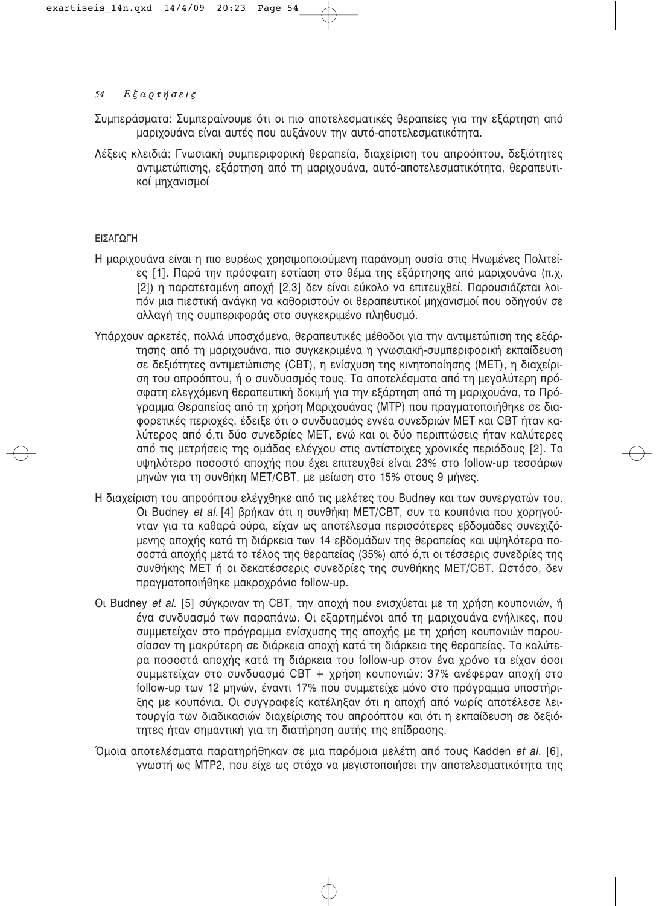Συμπεράσματα: Συμπεραίνουμε ότι οι πιο αποτελεσματικές θεραπείες για την εξάρτηση από μαριχουάνα είναι αυτές που αυξάνουν την αυτό-αποτελεσματικότητα.

Λέξεις κλειδιά: Γνωσιακή συμπεριφορική θεραπεία, διαχείριση του απροόπτου, δεξιότητες αντιμετώπισης, εξάρτηση από τη μαριχουάνα, αυτό-αποτελεσματικότητα, θεραπευτικοί μηχανισμοί

## ΕΙΣΑΓΩΓΗ

Η μαριχουάνα είναι η πιο ευρέως χρησιμοποιούμενη παράνομη ουσία στις Ηνωμένες Πολιτείες [1]. Παρά την πρόσφατη εστίαση στο θέμα της εξάρτησης από μαριχουάνα (π.χ. [2]) η παρατεταμένη αποχή [2,3] δεν είναι εύκολο να επιτευχθεί. Παρουσιάζεται λοιπόν μια πιεστική ανάγκη να καθοριστούν οι θεραπευτικοί μηχανισμοί που οδηγούν σε αλλαγή της συμπεριφοράς στο συγκεκριμένο πληθυσμό.

Υπάρχουν αρκετές, πολλά υποσχόμενα, θεραπευτικές μέθοδοι για την αντιμετώπιση της εξάρτησης από τη μαριχουάνα, πιο συγκεκριμένα η γνωσιακή-συμπεριφορική εκπαίδευση σε δεξιότητες αντιμετώπισης (CBT), η ενίσχυση της κινητοποίησης (MET), η διαχείριση του απροόπτου, ή ο συνδυασμός τους. Τα αποτελέσματα από τη μεγαλύτερη πρόσφατη ελεγχόμενη θεραπευτική δοκιμή για την εξάρτηση από τη μαριχουάνα, το Πρόγραμμα Θεραπείας από τη χρήση Μαριχουάνας (MTP) που πραγματοποιήθηκε σε διαφορετικές περιοχές, έδειξε ότι ο συνδυασμός εννέα συνεδριών MET και CBT ήταν καλύτερος από ό,τι δύο συνεδρίες MET, ενώ και οι δύο περιπτώσεις ήταν καλύτερες από τις μετρήσεις της ομάδας ελέγχου στις αντίστοιχες χρονικές περιόδους [2]. Το υψηλότερο ποσοστό αποχής που έχει επιτευχθεί είναι 23% στο follow-up τεσσάρων μηνών για τη συνθήκη MET/CBT, με μείωση στο 15% στους 9 μήνες.

Η διαχείριση του απροόπτου ελέγχθηκε από τις μελέτες του Budney και των συνεργατών του. Οι Budney *et al.* [4] βρήκαν ότι η συνθήκη MET/CBT, συν τα κουπόνια που χορηγούνταν για τα καθαρά ούρα, είχαν ως αποτέλεσμα περισσότερες εβδομάδες συνεχιζόμενης αποχής κατά τη διάρκεια των 14 εβδομάδων της θεραπείας και υψηλότερα ποσοστά αποχής μετά το τέλος της θεραπείας (35%) από ό,τι οι τέσσερις συνεδρίες της συνθήκης MET ή οι δεκατέσσερις συνεδρίες της συνθήκης MET/CBT. Ωστόσο, δεν πραγματοποιήθηκε μακροχρόνιο follow-up.

Οι Budney *et al.* [5] σύγκριναν τη CBT, την αποχή που ενισχύεται με τη χρήση κουπονιών, ή ένα συνδυασμό των παραπάνω. Οι εξαρτημένοι από τη μαριχουάνα ενήλικες, που συμμετείχαν στο πρόγραμμα ενίσχυσης της αποχής με τη χρήση κουπονιών παρουσίασαν τη μακρύτερη σε διάρκεια αποχή κατά τη διάρκεια της θεραπείας. Τα καλύτερα ποσοστά αποχής κατά τη διάρκεια του follow-up στον ένα χρόνο τα είχαν όσοι συμμετείχαν στο συνδυασμό CBT + χρήση κουπονιών: 37% ανέφεραν αποχή στο follow-up των 12 μηνών, έναντι 17% που συμμετείχε μόνο στο πρόγραμμα υποστήριξης με κουπόνια. Οι συγγραφείς κατέληξαν ότι η αποχή από νωρίς αποτέλεσε λειτουργία των διαδικασιών διαχείρισης του απροόπτου και ότι η εκπαίδευση σε δεξιότητες ήταν σημαντική για τη διατήρηση αυτής της επίδρασης.

Όμοια αποτελέσματα παρατηρήθηκαν σε μια παρόμοια μελέτη από τους Kadden *et al.* [6], γνωστή ως MTP2, που είχε ως στόχο να μεγιστοποιήσει την αποτελεσματικότητα της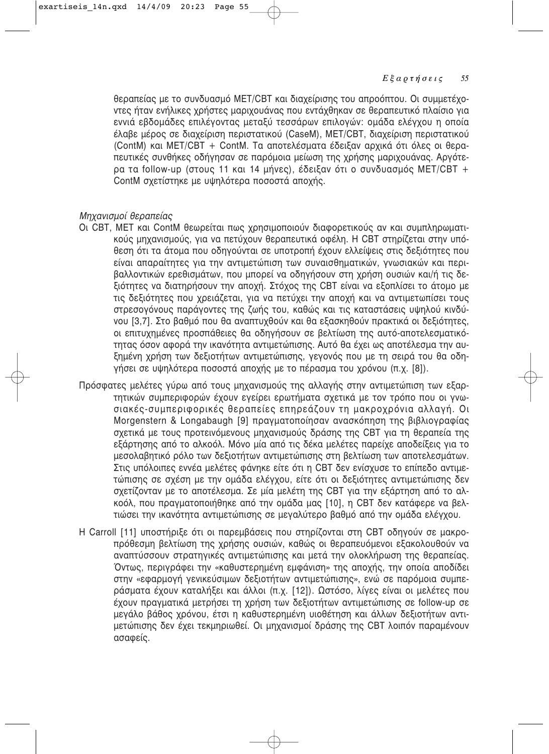θεραπείας με το συνδυασμό MET/CBT και διαχείρισης του απροόπτου. Οι συμμετέχοντες ήταν ενήλικες χρήστες μαριχουάνας που εντάχθηκαν σε θεραπευτικό πλαίσιο για εννιά εβδομάδες επιλέγοντας μεταξύ τεσσάρων επιλογών: ομάδα ελέγχου η οποία έλαβε μέρος σε διαχείριση περιστατικού (CaseM), MET/CBT, διαχείριση περιστατικού (ContM) και MET/CBT + ContM. Τα αποτελέσματα έδειξαν αρχικά ότι όλες οι θεραπευτικές συνθήκες οδήγησαν σε παρόμοια μείωση της χρήσης μαριχουάνας. Αργότερα τα follow-up (στους 11 και 14 μήνες), έδειξαν ότι ο συνδυασμός MET/CBT + ContM σχετίστηκε με υψηλότερα ποσοστά αποχής.

*Μηχανισμοί θεραπείας*

Οι CBT, MET και ContM θεωρείται πως χρησιμοποιούν διαφορετικούς αν και συμπληρωματικούς μηχανισμούς, για να πετύχουν θεραπευτικά οφέλη. Η CBT στηρίζεται στην υπόθεση ότι τα άτομα που οδηγούνται σε υποτροπή έχουν ελλείψεις στις δεξιότητες που είναι απαραίτητες για την αντιμετώπιση των συναισθηματικών, γνωσιακών και περιβαλλοντικών ερεθισμάτων, που μπορεί να οδηγήσουν στη χρήση ουσιών και/ή τις δεξιότητες να διατηρήσουν την αποχή. Στόχος της CBT είναι να εξοπλίσει το άτομο με τις δεξιότητες που χρειάζεται, για να πετύχει την αποχή και να αντιμετωπίσει τους στρεσογόνους παράγοντες της ζωής του, καθώς και τις καταστάσεις υψηλού κινδύνου [3,7]. Στο βαθμό που θα αναπτυχθούν και θα εξασκηθούν πρακτικά οι δεξιότητες, οι επιτυχημένες προσπάθειες θα οδηγήσουν σε βελτίωση της αυτό-αποτελεσματικότητας όσον αφορά την ικανότητα αντιμετώπισης. Αυτό θα έχει ως αποτέλεσμα την αυξημένη χρήση των δεξιοτήτων αντιμετώπισης, γεγονός που με τη σειρά του θα οδηγήσει σε υψηλότερα ποσοστά αποχής με το πέρασμα του χρόνου (π.χ. [8]).

Πρόσφατες μελέτες γύρω από τους μηχανισμούς της αλλαγής στην αντιμετώπιση των εξαρτητικών συμπεριφορών έχουν εγείρει ερωτήματα σχετικά με τον τρόπο που οι γνωσιακές-συμπεριφορικές θεραπείες επηρεάζουν τη μακροχρόνια αλλαγή. Οι Morgenstern & Longabaugh [9] πραγματοποίησαν ανασκόπηση της βιβλιογραφίας σχετικά με τους προτεινόμενους μηχανισμούς δράσης της CBT για τη θεραπεία της εξάρτησης από το αλκοόλ. Μόνο μία από τις δέκα μελέτες παρείχε αποδείξεις για το μεσολαβητικό ρόλο των δεξιοτήτων αντιμετώπισης στη βελτίωση των αποτελεσμάτων. Στις υπόλοιπες εννέα μελέτες φάνηκε είτε ότι η CBT δεν ενίσχυσε το επίπεδο αντιμετώπισης σε σχέση με την ομάδα ελέγχου, είτε ότι οι δεξιότητες αντιμετώπισης δεν σχετίζονταν με το αποτέλεσμα. Σε μία μελέτη της CBT για την εξάρτηση από το αλκοόλ, που πραγματοποιήθηκε από την ομάδα μας [10], η CBT δεν κατάφερε να βελτιώσει την ικανότητα αντιμετώπισης σε μεγαλύτερο βαθμό από την ομάδα ελέγχου.

Η Carroll [11] υποστήριξε ότι οι παρεμβάσεις που στηρίζονται στη CBT οδηγούν σε μακροπρόθεσμη βελτίωση της χρήσης ουσιών, καθώς οι θεραπευόμενοι εξακολουθούν να αναπτύσσουν στρατηγικές αντιμετώπισης και μετά την ολοκλήρωση της θεραπείας. Όντως, περιγράφει την «καθυστερημένη εμφάνιση» της αποχής, την οποία αποδίδει στην «εφαρμογή γενικεύσιμων δεξιοτήτων αντιμετώπισης», ενώ σε παρόμοια συμπεράσματα έχουν καταλήξει και άλλοι (π.χ. [12]). Ωστόσο, λίγες είναι οι μελέτες που έχουν πραγματικά μετρήσει τη χρήση των δεξιοτήτων αντιμετώπισης σε follow-up σε μεγάλο βάθος χρόνου, έτσι η καθυστερημένη υιοθέτηση και άλλων δεξιοτήτων αντιμετώπισης δεν έχει τεκμηριωθεί. Οι μηχανισμοί δράσης της CBT λοιπόν παραμένουν ασαφείς.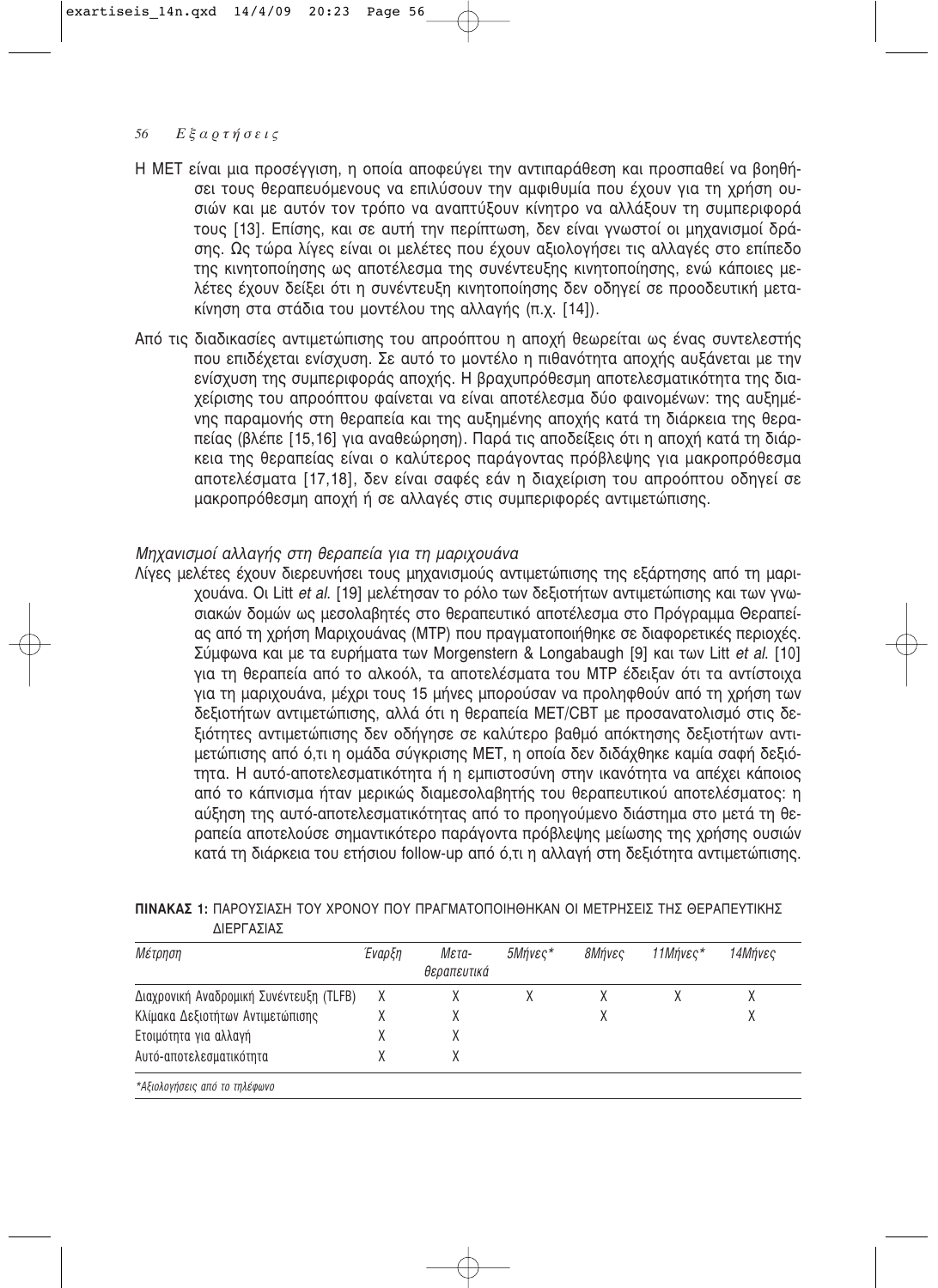Η ΜΕΤ είναι μια προσέγγιση, η οποία αποφεύγει την αντιπαράθεση και προσπαθεί να βοηθήσει τους θεραπευόμενους να επιλύσουν την αμφιθυμία που έχουν για τη χρήση ουσιών και με αυτόν τον τρόπο να αναπτύξουν κίνητρο να αλλάξουν τη συμπεριφορά τους [13]. Επίσης, και σε αυτή την περίπτωση, δεν είναι γνωστοί οι μηχανισμοί δράσης. Ως τώρα λίγες είναι οι μελέτες που έχουν αξιολογήσει τις αλλαγές στο επίπεδο της κινητοποίησης ως αποτέλεσμα της συνέντευξης κινητοποίησης, ενώ κάποιες μελέτες έχουν δείξει ότι η συνέντευξη κινητοποίησης δεν οδηγεί σε προοδευτική μετακίνηση στα στάδια του μοντέλου της αλλαγής (π.χ. [14]).

Από τις διαδικασίες αντιμετώπισης του απροόπτου η αποχή θεωρείται ως ένας συντελεστής που επιδέχεται ενίσχυση. Σε αυτό το μοντέλο η πιθανότητα αποχής αυξάνεται με την ενίσχυση της συμπεριφοράς αποχής. Η βραχυπρόθεσμη αποτελεσματικότητα της διαχείρισης του απροόπτου φαίνεται να είναι αποτέλεσμα δύο φαινομένων: της αυξημένης παραμονής στη θεραπεία και της αυξημένης αποχής κατά τη διάρκεια της θεραπείας (βλέπε [15,16] για αναθεώρηση). Παρά τις αποδείξεις ότι η αποχή κατά τη διάρκεια της θεραπείας είναι ο καλύτερος παράγοντας πρόβλεψης για μακροπρόθεσμα αποτελέσματα [17,18], δεν είναι σαφές εάν η διαχείριση του απροόπτου οδηγεί σε μακροπρόθεσμη αποχή ή σε αλλαγές στις συμπεριφορές αντιμετώπισης.

### *Μηχανισμοί αλλαγής στη θεραπεία για τη μαριχουάνα*

Λίγες μελέτες έχουν διερευνήσει τους μηχανισμούς αντιμετώπισης της εξάρτησης από τη μαριχουάνα. Οι Litt *et al.* [19] μελέτησαν το ρόλο των δεξιοτήτων αντιμετώπισης και των γνωσιακών δομών ως μεσολαβητές στο θεραπευτικό αποτέλεσμα στο Πρόγραμμα Θεραπείας από τη χρήση Μαριχουάνας (MTP) που πραγματοποιήθηκε σε διαφορετικές περιοχές. Σύμφωνα και με τα ευρήματα των Morgenstern & Longabaugh [9] και των Litt *et al.* [10] για τη θεραπεία από το αλκοόλ, τα αποτελέσματα του MTP έδειξαν ότι τα αντίστοιχα για τη μαριχουάνα, μέχρι τους 15 μήνες μπορούσαν να προληφθούν από τη χρήση των δεξιοτήτων αντιμετώπισης, αλλά ότι η θεραπεία MET/CBT με προσανατολισμό στις δεξιότητες αντιμετώπισης δεν οδήγησε σε καλύτερο βαθμό απόκτησης δεξιοτήτων αντιμετώπισης από ό,τι η ομάδα σύγκρισης MET, η οποία δεν διδάχθηκε καμία σαφή δεξιότητα. Η αυτό-αποτελεσματικότητα ή η εμπιστοσύνη στην ικανότητα να απέχει κάποιος από το κάπνισμα ήταν μερικώς διαμεσολαβητής του θεραπευτικού αποτελέσματος: η αύξηση της αυτό-αποτελεσματικότητας από το προηγούμενο διάστημα στο μετά τη θεραπεία αποτελούσε σημαντικότερο παράγοντα πρόβλεψης μείωσης της χρήσης ουσιών κατά τη διάρκεια του ετήσιου follow-up από ό,τι η αλλαγή στη δεξιότητα αντιμετώπισης.

**ΠΙΝΑΚΑΣ 1:** ΠΑΡΟΥΣΙΑΣΗ ΤΟΥ ΧΡΟΝΟΥ ΠΟΥ ΠΡΑΓΜΑΤΟΠΟΙΗΘΗΚΑΝ ΟΙ ΜΕΤΡΗΣΕΙΣ ΤΗΣ ΘΕΡΑΠΕΥΤΙΚΗΣ ΔΙΕΡΓΑΣΙΑΣ

| *Μέτρηση* | *Έναρξη* | *Μετα-θεραπευτικά* | *5Μήνες\** | *8Μήνες* | *11Μήνες\** | *14Μήνες* |
|---|---|---|---|---|---|---|
| Διαχρονική Αναδρομική Συνέντευξη (TLFB) | X | X | X | X | X | X |
| Κλίμακα Δεξιοτήτων Αντιμετώπισης | X | X | | X | | X |
| Ετοιμότητα για αλλαγή | X | X | | | | |
| Αυτό-αποτελεσματικότητα | X | X | | | | |

*\*Αξιολογήσεις από το τηλέφωνο*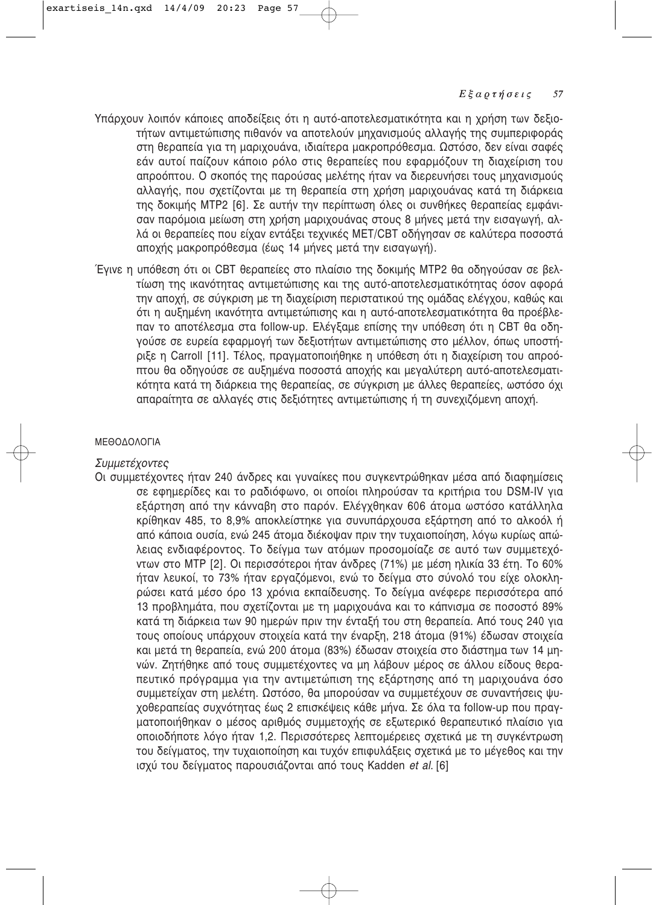Υπάρχουν λοιπόν κάποιες αποδείξεις ότι η αυτό-αποτελεσματικότητα και η χρήση των δεξιοτήτων αντιμετώπισης πιθανόν να αποτελούν μηχανισμούς αλλαγής της συμπεριφοράς στη θεραπεία για τη μαριχουάνα, ιδιαίτερα μακροπρόθεσμα. Ωστόσο, δεν είναι σαφές εάν αυτοί παίζουν κάποιο ρόλο στις θεραπείες που εφαρμόζουν τη διαχείριση του απροόπτου. Ο σκοπός της παρούσας μελέτης ήταν να διερευνήσει τους μηχανισμούς αλλαγής, που σχετίζονται με τη θεραπεία στη χρήση μαριχουάνας κατά τη διάρκεια της δοκιμής MTP2 [6]. Σε αυτήν την περίπτωση όλες οι συνθήκες θεραπείας εμφάνισαν παρόμοια μείωση στη χρήση μαριχουάνας στους 8 μήνες μετά την εισαγωγή, αλλά οι θεραπείες που είχαν εντάξει τεχνικές MET/CBT οδήγησαν σε καλύτερα ποσοστά αποχής μακροπρόθεσμα (έως 14 μήνες μετά την εισαγωγή).

Έγινε η υπόθεση ότι οι CBT θεραπείες στο πλαίσιο της δοκιμής MTP2 θα οδηγούσαν σε βελτίωση της ικανότητας αντιμετώπισης και της αυτό-αποτελεσματικότητας όσον αφορά την αποχή, σε σύγκριση με τη διαχείριση περιστατικού της ομάδας ελέγχου, καθώς και ότι η αυξημένη ικανότητα αντιμετώπισης και η αυτό-αποτελεσματικότητα θα προέβλεπαν το αποτέλεσμα στα follow-up. Ελέγξαμε επίσης την υπόθεση ότι η CBT θα οδηγούσε σε ευρεία εφαρμογή των δεξιοτήτων αντιμετώπισης στο μέλλον, όπως υποστήριξε η Carroll [11]. Τέλος, πραγματοποιήθηκε η υπόθεση ότι η διαχείριση του απροόπτου θα οδηγούσε σε αυξημένα ποσοστά αποχής και μεγαλύτερη αυτό-αποτελεσματικότητα κατά τη διάρκεια της θεραπείας, σε σύγκριση με άλλες θεραπείες, ωστόσο όχι απαραίτητα σε αλλαγές στις δεξιότητες αντιμετώπισης ή τη συνεχιζόμενη αποχή.

## ΜΕΘΟΔΟΛΟΓΙΑ

### *Συμμετέχοντες*

Οι συμμετέχοντες ήταν 240 άνδρες και γυναίκες που συγκεντρώθηκαν μέσα από διαφημίσεις σε εφημερίδες και το ραδιόφωνο, οι οποίοι πληρούσαν τα κριτήρια του DSM-IV για εξάρτηση από την κάνναβη στο παρόν. Ελέγχθηκαν 606 άτομα ωστόσο κατάλληλα κρίθηκαν 485, το 8,9% αποκλείστηκε για συνυπάρχουσα εξάρτηση από το αλκοόλ ή από κάποια ουσία, ενώ 245 άτομα διέκοψαν πριν την τυχαιοποίηση, λόγω κυρίως απώλειας ενδιαφέροντος. Το δείγμα των ατόμων προσομοίαζε σε αυτό των συμμετεχόντων στο MTP [2]. Οι περισσότεροι ήταν άνδρες (71%) με μέση ηλικία 33 έτη. Το 60% ήταν λευκοί, το 73% ήταν εργαζόμενοι, ενώ το δείγμα στο σύνολό του είχε ολοκληρώσει κατά μέσο όρο 13 χρόνια εκπαίδευσης. Το δείγμα ανέφερε περισσότερα από 13 προβλήματα, που σχετίζονται με τη μαριχουάνα και το κάπνισμα σε ποσοστό 89% κατά τη διάρκεια των 90 ημερών πριν την ένταξή του στη θεραπεία. Από τους 240 για τους οποίους υπάρχουν στοιχεία κατά την έναρξη, 218 άτομα (91%) έδωσαν στοιχεία και μετά τη θεραπεία, ενώ 200 άτομα (83%) έδωσαν στοιχεία στο διάστημα των 14 μηνών. Ζητήθηκε από τους συμμετέχοντες να μη λάβουν μέρος σε άλλου είδους θεραπευτικό πρόγραμμα για την αντιμετώπιση της εξάρτησης από τη μαριχουάνα όσο συμμετείχαν στη μελέτη. Ωστόσο, θα μπορούσαν να συμμετέχουν σε συναντήσεις ψυχοθεραπείας συχνότητας έως 2 επισκέψεις κάθε μήνα. Σε όλα τα follow-up που πραγματοποιήθηκαν ο μέσος αριθμός συμμετοχής σε εξωτερικό θεραπευτικό πλαίσιο για οποιοδήποτε λόγο ήταν 1,2. Περισσότερες λεπτομέρειες σχετικά με τη συγκέντρωση του δείγματος, την τυχαιοποίηση και τυχόν επιφυλάξεις σχετικά με το μέγεθος και την ισχύ του δείγματος παρουσιάζονται από τους Kadden *et al.* [6]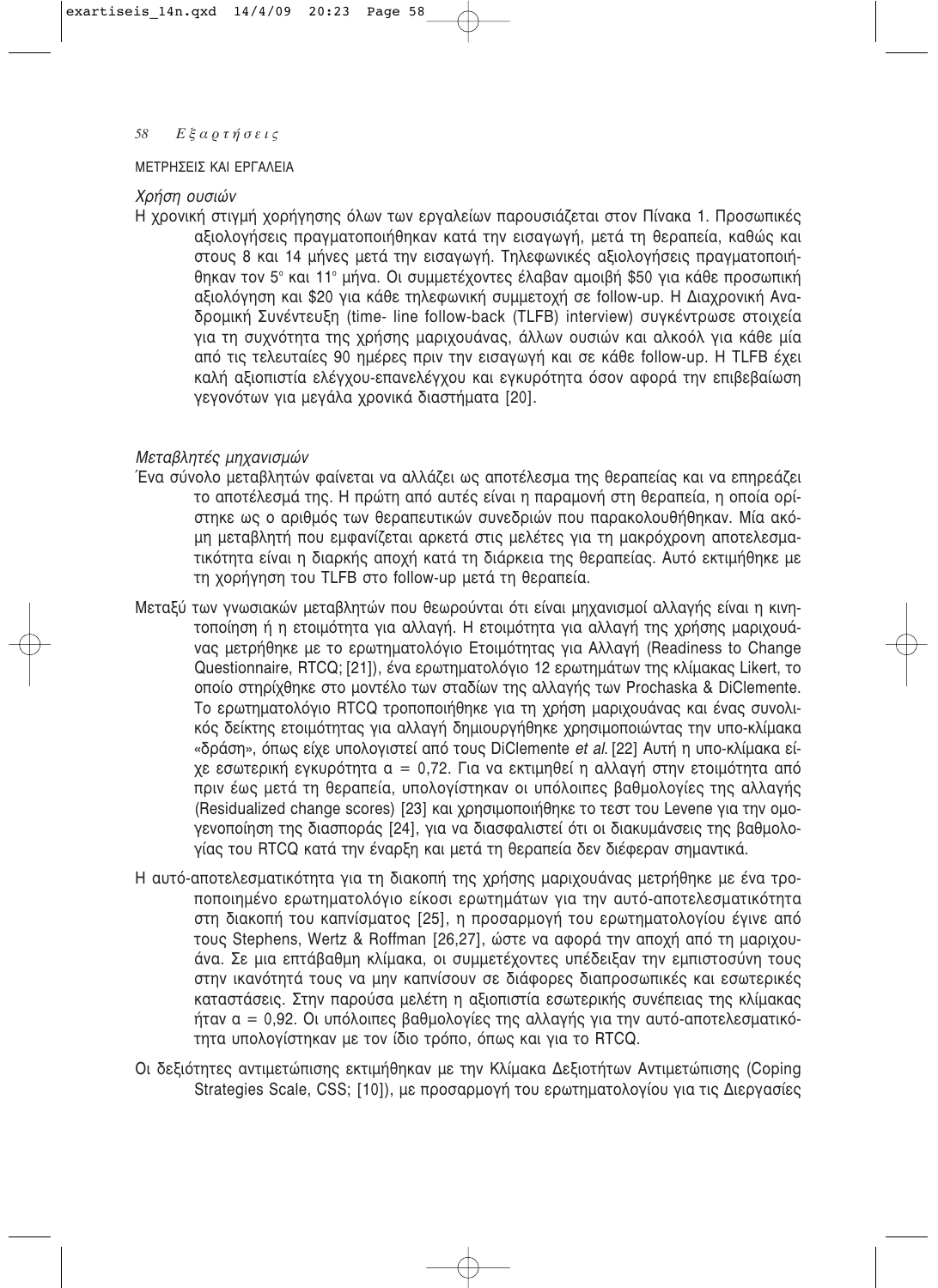ΜΕΤΡΗΣΕΙΣ ΚΑΙ ΕΡΓΑΛΕΙΑ

*Χρήση ουσιών*

Η χρονική στιγμή χορήγησης όλων των εργαλείων παρουσιάζεται στον Πίνακα 1. Προσωπικές αξιολογήσεις πραγματοποιήθηκαν κατά την εισαγωγή, μετά τη θεραπεία, καθώς και στους 8 και 14 μήνες μετά την εισαγωγή. Τηλεφωνικές αξιολογήσεις πραγματοποιήθηκαν τον 5° και 11° μήνα. Οι συμμετέχοντες έλαβαν αμοιβή $50 για κάθε προσωπική αξιολόγηση και $20 για κάθε τηλεφωνική συμμετοχή σε follow-up. Η Διαχρονική Αναδρομική Συνέντευξη (time- line follow-back (TLFB) interview) συγκέντρωσε στοιχεία για τη συχνότητα της χρήσης μαριχουάνας, άλλων ουσιών και αλκοόλ για κάθε μία από τις τελευταίες 90 ημέρες πριν την εισαγωγή και σε κάθε follow-up. Η TLFB έχει καλή αξιοπιστία ελέγχου-επανελέγχου και εγκυρότητα όσον αφορά την επιβεβαίωση γεγονότων για μεγάλα χρονικά διαστήματα [20].

*Μεταβλητές μηχανισμών*

Ένα σύνολο μεταβλητών φαίνεται να αλλάζει ως αποτέλεσμα της θεραπείας και να επηρεάζει το αποτέλεσμά της. Η πρώτη από αυτές είναι η παραμονή στη θεραπεία, η οποία ορίστηκε ως ο αριθμός των θεραπευτικών συνεδριών που παρακολουθήθηκαν. Μία ακόμη μεταβλητή που εμφανίζεται αρκετά στις μελέτες για τη μακρόχρονη αποτελεσματικότητα είναι η διαρκής αποχή κατά τη διάρκεια της θεραπείας. Αυτό εκτιμήθηκε με τη χορήγηση του TLFB στο follow-up μετά τη θεραπεία.

Μεταξύ των γνωσιακών μεταβλητών που θεωρούνται ότι είναι μηχανισμοί αλλαγής είναι η κινητοποίηση ή η ετοιμότητα για αλλαγή. Η ετοιμότητα για αλλαγή της χρήσης μαριχουάνας μετρήθηκε με το ερωτηματολόγιο Ετοιμότητας για Αλλαγή (Readiness to Change Questionnaire, RTCQ; [21]), ένα ερωτηματολόγιο 12 ερωτημάτων της κλίμακας Likert, το οποίο στηρίχθηκε στο μοντέλο των σταδίων της αλλαγής των Prochaska & DiClemente. Το ερωτηματολόγιο RTCQ τροποποιήθηκε για τη χρήση μαριχουάνας και ένας συνολικός δείκτης ετοιμότητας για αλλαγή δημιουργήθηκε χρησιμοποιώντας την υπο-κλίμακα «δράση», όπως είχε υπολογιστεί από τους DiClemente *et al.* [22] Αυτή η υπο-κλίμακα είχε εσωτερική εγκυρότητα $\alpha = 0{,}72$. Για να εκτιμηθεί η αλλαγή στην ετοιμότητα από πριν έως μετά τη θεραπεία, υπολογίστηκαν οι υπόλοιπες βαθμολογίες της αλλαγής (Residualized change scores) [23] και χρησιμοποιήθηκε το τεστ του Levene για την ομογενοποίηση της διασποράς [24], για να διασφαλιστεί ότι οι διακυμάνσεις της βαθμολογίας του RTCQ κατά την έναρξη και μετά τη θεραπεία δεν διέφεραν σημαντικά.

Η αυτό-αποτελεσματικότητα για τη διακοπή της χρήσης μαριχουάνας μετρήθηκε με ένα τροποποιημένο ερωτηματολόγιο είκοσι ερωτημάτων για την αυτό-αποτελεσματικότητα στη διακοπή του καπνίσματος [25], η προσαρμογή του ερωτηματολογίου έγινε από τους Stephens, Wertz & Roffman [26,27], ώστε να αφορά την αποχή από τη μαριχουάνα. Σε μια επτάβαθμη κλίμακα, οι συμμετέχοντες υπέδειξαν την εμπιστοσύνη τους στην ικανότητά τους να μην καπνίσουν σε διάφορες διαπροσωπικές και εσωτερικές καταστάσεις. Στην παρούσα μελέτη η αξιοπιστία εσωτερικής συνέπειας της κλίμακας ήταν $\alpha = 0{,}92$. Οι υπόλοιπες βαθμολογίες της αλλαγής για την αυτό-αποτελεσματικότητα υπολογίστηκαν με τον ίδιο τρόπο, όπως και για το RTCQ.

Οι δεξιότητες αντιμετώπισης εκτιμήθηκαν με την Κλίμακα Δεξιοτήτων Αντιμετώπισης (Coping Strategies Scale, CSS; [10]), με προσαρμογή του ερωτηματολογίου για τις Διεργασίες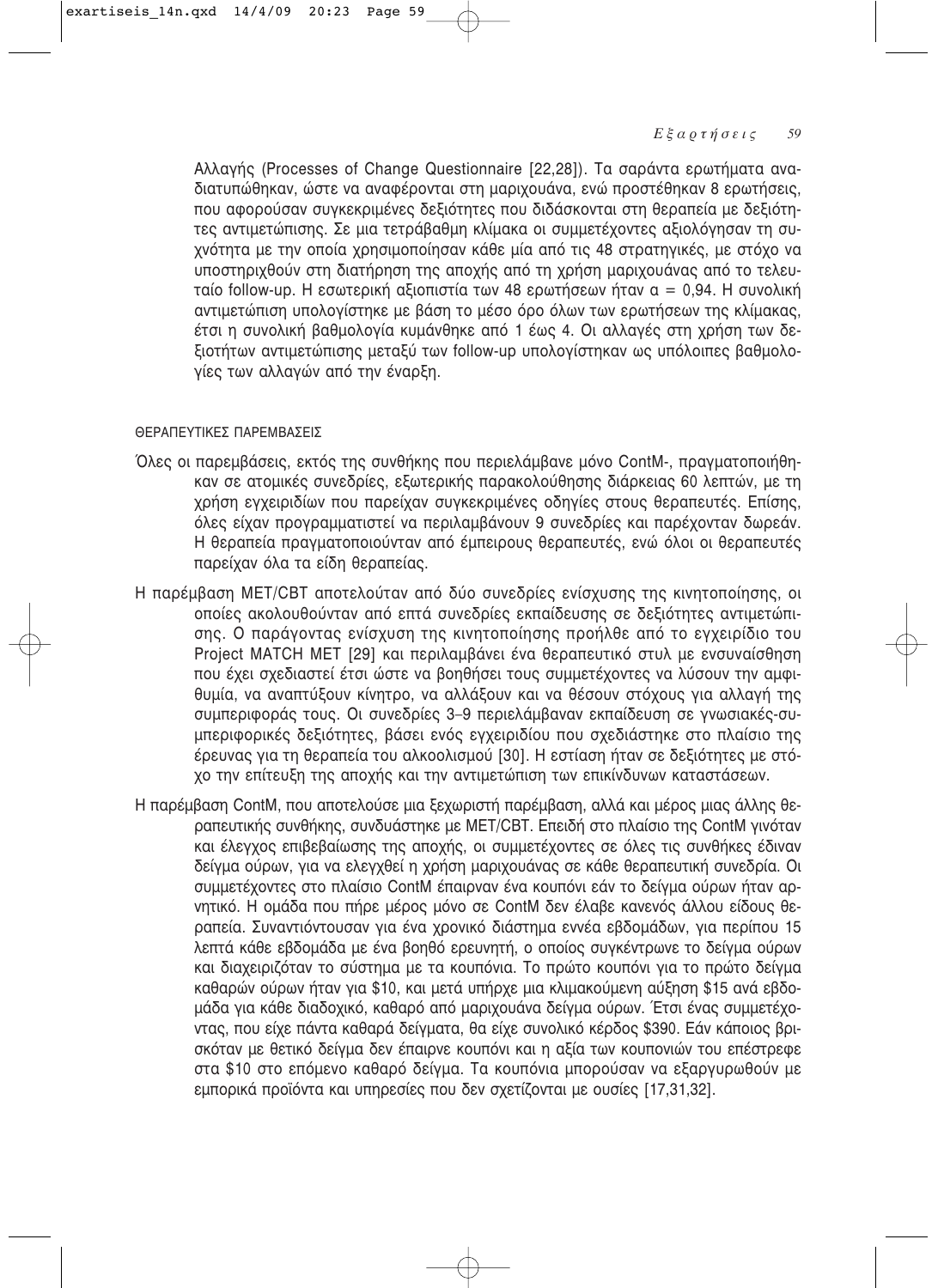Αλλαγής (Processes of Change Questionnaire [22,28]). Τα σαράντα ερωτήματα αναδιατυπώθηκαν, ώστε να αναφέρονται στη μαριχουάνα, ενώ προστέθηκαν 8 ερωτήσεις, που αφορούσαν συγκεκριμένες δεξιότητες που διδάσκονται στη θεραπεία με δεξιότητες αντιμετώπισης. Σε μια τετράβαθμη κλίμακα οι συμμετέχοντες αξιολόγησαν τη συχνότητα με την οποία χρησιμοποίησαν κάθε μία από τις 48 στρατηγικές, με στόχο να υποστηριχθούν στη διατήρηση της αποχής από τη χρήση μαριχουάνας από το τελευταίο follow-up. Η εσωτερική αξιοπιστία των 48 ερωτήσεων ήταν $\alpha = 0{,}94$. Η συνολική αντιμετώπιση υπολογίστηκε με βάση το μέσο όρο όλων των ερωτήσεων της κλίμακας, έτσι η συνολική βαθμολογία κυμάνθηκε από 1 έως 4. Οι αλλαγές στη χρήση των δεξιοτήτων αντιμετώπισης μεταξύ των follow-up υπολογίστηκαν ως υπόλοιπες βαθμολογίες των αλλαγών από την έναρξη.

### ΘΕΡΑΠΕΥΤΙΚΕΣ ΠΑΡΕΜΒΑΣΕΙΣ

Όλες οι παρεμβάσεις, εκτός της συνθήκης που περιελάμβανε μόνο ContM-, πραγματοποιήθηκαν σε ατομικές συνεδρίες, εξωτερικής παρακολούθησης διάρκειας 60 λεπτών, με τη χρήση εγχειριδίων που παρείχαν συγκεκριμένες οδηγίες στους θεραπευτές. Επίσης, όλες είχαν προγραμματιστεί να περιλαμβάνουν 9 συνεδρίες και παρέχονταν δωρεάν. Η θεραπεία πραγματοποιούνταν από έμπειρους θεραπευτές, ενώ όλοι οι θεραπευτές παρείχαν όλα τα είδη θεραπείας.

Η παρέμβαση MET/CBT αποτελούταν από δύο συνεδρίες ενίσχυσης της κινητοποίησης, οι οποίες ακολουθούνταν από επτά συνεδρίες εκπαίδευσης σε δεξιότητες αντιμετώπισης. Ο παράγοντας ενίσχυση της κινητοποίησης προήλθε από το εγχειρίδιο του Project MATCH MET [29] και περιλαμβάνει ένα θεραπευτικό στυλ με ενσυναίσθηση που έχει σχεδιαστεί έτσι ώστε να βοηθήσει τους συμμετέχοντες να λύσουν την αμφιθυμία, να αναπτύξουν κίνητρο, να αλλάξουν και να θέσουν στόχους για αλλαγή της συμπεριφοράς τους. Οι συνεδρίες 3–9 περιελάμβαναν εκπαίδευση σε γνωσιακές-συμπεριφορικές δεξιότητες, βάσει ενός εγχειριδίου που σχεδιάστηκε στο πλαίσιο της έρευνας για τη θεραπεία του αλκοολισμού [30]. Η εστίαση ήταν σε δεξιότητες με στόχο την επίτευξη της αποχής και την αντιμετώπιση των επικίνδυνων καταστάσεων.

Η παρέμβαση ContM, που αποτελούσε μια ξεχωριστή παρέμβαση, αλλά και μέρος μιας άλλης θεραπευτικής συνθήκης, συνδυάστηκε με MET/CBT. Επειδή στο πλαίσιο της ContM γινόταν και έλεγχος επιβεβαίωσης της αποχής, οι συμμετέχοντες σε όλες τις συνθήκες έδιναν δείγμα ούρων, για να ελεγχθεί η χρήση μαριχουάνας σε κάθε θεραπευτική συνεδρία. Οι συμμετέχοντες στο πλαίσιο ContM έπαιρναν ένα κουπόνι εάν το δείγμα ούρων ήταν αρνητικό. Η ομάδα που πήρε μέρος μόνο σε ContM δεν έλαβε κανενός άλλου είδους θεραπεία. Συναντιόντουσαν για ένα χρονικό διάστημα εννέα εβδομάδων, για περίπου 15 λεπτά κάθε εβδομάδα με ένα βοηθό ερευνητή, ο οποίος συγκέντρωνε το δείγμα ούρων και διαχειριζόταν το σύστημα με τα κουπόνια. Το πρώτο κουπόνι για το πρώτο δείγμα καθαρών ούρων ήταν για $10, και μετά υπήρχε μια κλιμακούμενη αύξηση $15 ανά εβδομάδα για κάθε διαδοχικό, καθαρό από μαριχουάνα δείγμα ούρων. Έτσι ένας συμμετέχοντας, που είχε πάντα καθαρά δείγματα, θα είχε συνολικό κέρδος $390. Εάν κάποιος βρισκόταν με θετικό δείγμα δεν έπαιρνε κουπόνι και η αξία των κουπονιών του επέστρεφε στα $10 στο επόμενο καθαρό δείγμα. Τα κουπόνια μπορούσαν να εξαργυρωθούν με εμπορικά προϊόντα και υπηρεσίες που δεν σχετίζονται με ουσίες [17,31,32].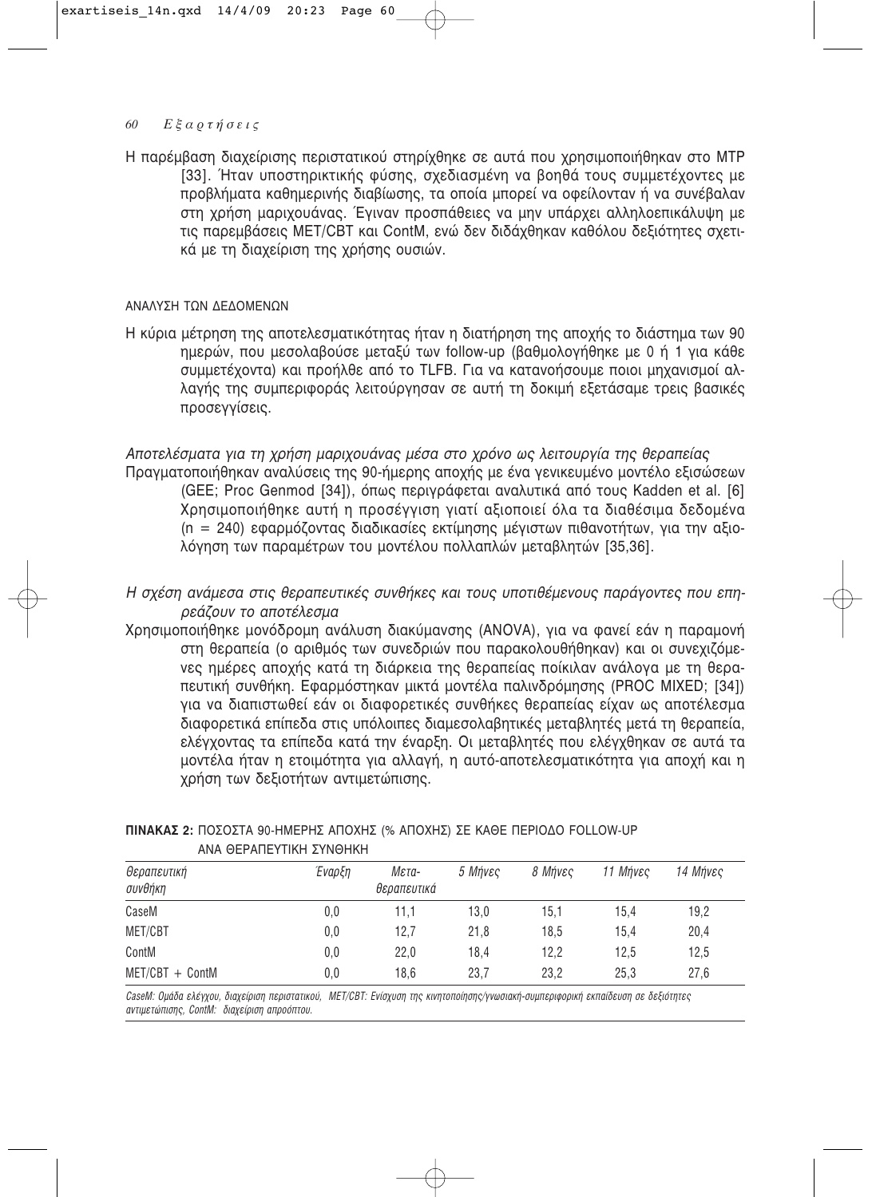Η παρέμβαση διαχείρισης περιστατικού στηρίχθηκε σε αυτά που χρησιμοποιήθηκαν στο MTP [33]. Ήταν υποστηρικτικής φύσης, σχεδιασμένη να βοηθά τους συμμετέχοντες με προβλήματα καθημερινής διαβίωσης, τα οποία μπορεί να οφείλονταν ή να συνέβαλαν στη χρήση μαριχουάνας. Έγιναν προσπάθειες να μην υπάρχει αλληλοεπικάλυψη με τις παρεμβάσεις MET/CBT και ContM, ενώ δεν διδάχθηκαν καθόλου δεξιότητες σχετικά με τη διαχείριση της χρήσης ουσιών.

## ΑΝΑΛΥΣΗ ΤΩΝ ΔΕΔΟΜΕΝΩΝ

Η κύρια μέτρηση της αποτελεσματικότητας ήταν η διατήρηση της αποχής το διάστημα των 90 ημερών, που μεσολαβούσε μεταξύ των follow-up (βαθμολογήθηκε με 0 ή 1 για κάθε συμμετέχοντα) και προήλθε από το TLFB. Για να κατανοήσουμε ποιοι μηχανισμοί αλλαγής της συμπεριφοράς λειτούργησαν σε αυτή τη δοκιμή εξετάσαμε τρεις βασικές προσεγγίσεις.

*Αποτελέσματα για τη χρήση μαριχουάνας μέσα στο χρόνο ως λειτουργία της θεραπείας*

Πραγματοποιήθηκαν αναλύσεις της 90-ήμερης αποχής με ένα γενικευμένο μοντέλο εξισώσεων (GEE; Proc Genmod [34]), όπως περιγράφεται αναλυτικά από τους Kadden et al. [6] Χρησιμοποιήθηκε αυτή η προσέγγιση γιατί αξιοποιεί όλα τα διαθέσιμα δεδομένα (n = 240) εφαρμόζοντας διαδικασίες εκτίμησης μέγιστων πιθανοτήτων, για την αξιολόγηση των παραμέτρων του μοντέλου πολλαπλών μεταβλητών [35,36].

*Η σχέση ανάμεσα στις θεραπευτικές συνθήκες και τους υποτιθέμενους παράγοντες που επηρεάζουν το αποτέλεσμα*

Χρησιμοποιήθηκε μονόδρομη ανάλυση διακύμανσης (ANOVA), για να φανεί εάν η παραμονή στη θεραπεία (ο αριθμός των συνεδριών που παρακολουθήθηκαν) και οι συνεχιζόμενες ημέρες αποχής κατά τη διάρκεια της θεραπείας ποίκιλαν ανάλογα με τη θεραπευτική συνθήκη. Εφαρμόστηκαν μικτά μοντέλα παλινδρόμησης (PROC MIXED; [34]) για να διαπιστωθεί εάν οι διαφορετικές συνθήκες θεραπείας είχαν ως αποτέλεσμα διαφορετικά επίπεδα στις υπόλοιπες διαμεσολαβητικές μεταβλητές μετά τη θεραπεία, ελέγχοντας τα επίπεδα κατά την έναρξη. Οι μεταβλητές που ελέγχθηκαν σε αυτά τα μοντέλα ήταν η ετοιμότητα για αλλαγή, η αυτό-αποτελεσματικότητα για αποχή και η χρήση των δεξιοτήτων αντιμετώπισης.

**ΠΙΝΑΚΑΣ 2:** ΠΟΣΟΣΤΑ 90-ΗΜΕΡΗΣ ΑΠΟΧΗΣ (% ΑΠΟΧΗΣ) ΣΕ ΚΑΘΕ ΠΕΡΙΟΔΟ FOLLOW-UP ΑΝΑ ΘΕΡΑΠΕΥΤΙΚΗ ΣΥΝΘΗΚΗ

| *Θεραπευτική συνθήκη* | *Έναρξη* | *Μετα-θεραπευτικά* | *5 Μήνες* | *8 Μήνες* | *11 Μήνες* | *14 Μήνες* |
|---|---|---|---|---|---|---|
| CaseM | 0,0 | 11,1 | 13,0 | 15,1 | 15,4 | 19,2 |
| MET/CBT | 0,0 | 12,7 | 21,8 | 18,5 | 15,4 | 20,4 |
| ContM | 0,0 | 22,0 | 18,4 | 12,2 | 12,5 | 12,5 |
| MET/CBT + ContM | 0,0 | 18,6 | 23,7 | 23,2 | 25,3 | 27,6 |

*CaseM: Ομάδα ελέγχου, διαχείριση περιστατικού, MET/CBT: Ενίσχυση της κινητοποίησης/γνωσιακή-συμπεριφορική εκπαίδευση σε δεξιότητες αντιμετώπισης, ContM: διαχείριση απροόπτου.*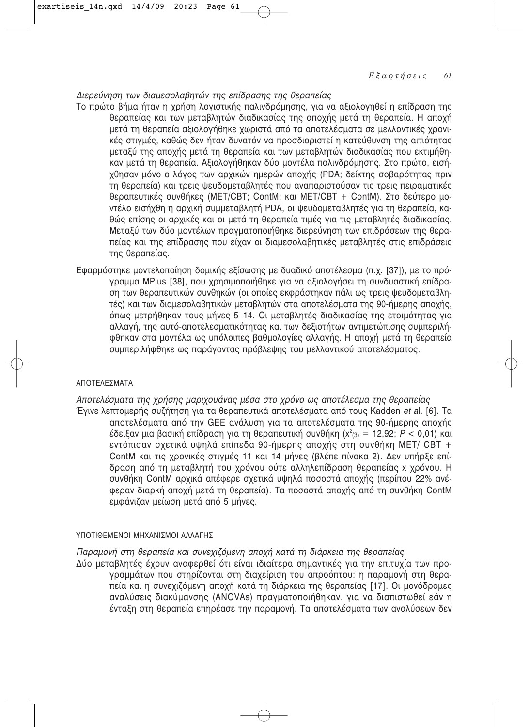*Διερεύνηση των διαμεσολαβητών της επίδρασης της θεραπείας*

Το πρώτο βήμα ήταν η χρήση λογιστικής παλινδρόμησης, για να αξιολογηθεί η επίδραση της θεραπείας και των μεταβλητών διαδικασίας της αποχής μετά τη θεραπεία. Η αποχή μετά τη θεραπεία αξιολογήθηκε χωριστά από τα αποτελέσματα σε μελλοντικές χρονικές στιγμές, καθώς δεν ήταν δυνατόν να προσδιοριστεί η κατεύθυνση της αιτιότητας μεταξύ της αποχής μετά τη θεραπεία και των μεταβλητών διαδικασίας που εκτιμήθηκαν μετά τη θεραπεία. Αξιολογήθηκαν δύο μοντέλα παλινδρόμησης. Στο πρώτο, εισήχθησαν μόνο ο λόγος των αρχικών ημερών αποχής (PDA; δείκτης σοβαρότητας πριν τη θεραπεία) και τρεις ψευδομεταβλητές που αναπαριστούσαν τις τρεις πειραματικές θεραπευτικές συνθήκες (MET/CBT; ContM; και MET/CBT + ContM). Στο δεύτερο μοντέλο εισήχθη η αρχική συμμεταβλητή PDA, οι ψευδομεταβλητές για τη θεραπεία, καθώς επίσης οι αρχικές και οι μετά τη θεραπεία τιμές για τις μεταβλητές διαδικασίας. Μεταξύ των δύο μοντέλων πραγματοποιήθηκε διερεύνηση των επιδράσεων της θεραπείας και της επίδρασης που είχαν οι διαμεσολαβητικές μεταβλητές στις επιδράσεις της θεραπείας.

Εφαρμόστηκε μοντελοποίηση δομικής εξίσωσης με δυαδικό αποτέλεσμα (π.χ. [37]), με το πρόγραμμα MPlus [38], που χρησιμοποιήθηκε για να αξιολογήσει τη συνδυαστική επίδραση των θεραπευτικών συνθηκών (οι οποίες εκφράστηκαν πάλι ως τρεις ψευδομεταβλητές) και των διαμεσολαβητικών μεταβλητών στα αποτελέσματα της 90-ήμερης αποχής, όπως μετρήθηκαν τους μήνες 5–14. Οι μεταβλητές διαδικασίας της ετοιμότητας για αλλαγή, της αυτό-αποτελεσματικότητας και των δεξιοτήτων αντιμετώπισης συμπεριλήφθηκαν στα μοντέλα ως υπόλοιπες βαθμολογίες αλλαγής. Η αποχή μετά τη θεραπεία συμπεριλήφθηκε ως παράγοντας πρόβλεψης του μελλοντικού αποτελέσματος.

## ΑΠΟΤΕΛΕΣΜΑΤΑ

*Αποτελέσματα της χρήσης μαριχουάνας μέσα στο χρόνο ως αποτέλεσμα της θεραπείας*

Έγινε λεπτομερής συζήτηση για τα θεραπευτικά αποτελέσματα από τους Kadden *et al.* [6]. Τα αποτελέσματα από την GEE ανάλυση για τα αποτελέσματα της 90-ήμερης αποχής έδειξαν μια βασική επίδραση για τη θεραπευτική συνθήκη ($x^2_{(3)} = 12{,}92$; $P < 0{,}01$) και εντόπισαν σχετικά υψηλά επίπεδα 90-ήμερης αποχής στη συνθήκη MET/ CBT + ContM και τις χρονικές στιγμές 11 και 14 μήνες (βλέπε πίνακα 2). Δεν υπήρξε επίδραση από τη μεταβλητή του χρόνου ούτε αλληλεπίδραση θεραπείας x χρόνου. Η συνθήκη ContM αρχικά απέφερε σχετικά υψηλά ποσοστά αποχής (περίπου 22% ανέφεραν διαρκή αποχή μετά τη θεραπεία). Τα ποσοστά αποχής από τη συνθήκη ContM εμφάνιζαν μείωση μετά από 5 μήνες.

## ΥΠΟΤΙΘΕΜΕΝΟΙ ΜΗΧΑΝΙΣΜΟΙ ΑΛΛΑΓΗΣ

*Παραμονή στη θεραπεία και συνεχιζόμενη αποχή κατά τη διάρκεια της θεραπείας*

Δύο μεταβλητές έχουν αναφερθεί ότι είναι ιδιαίτερα σημαντικές για την επιτυχία των προγραμμάτων που στηρίζονται στη διαχείριση του απροόπτου: η παραμονή στη θεραπεία και η συνεχιζόμενη αποχή κατά τη διάρκεια της θεραπείας [17]. Οι μονόδρομες αναλύσεις διακύμανσης (ANOVAs) πραγματοποιήθηκαν, για να διαπιστωθεί εάν η ένταξη στη θεραπεία επηρέασε την παραμονή. Τα αποτελέσματα των αναλύσεων δεν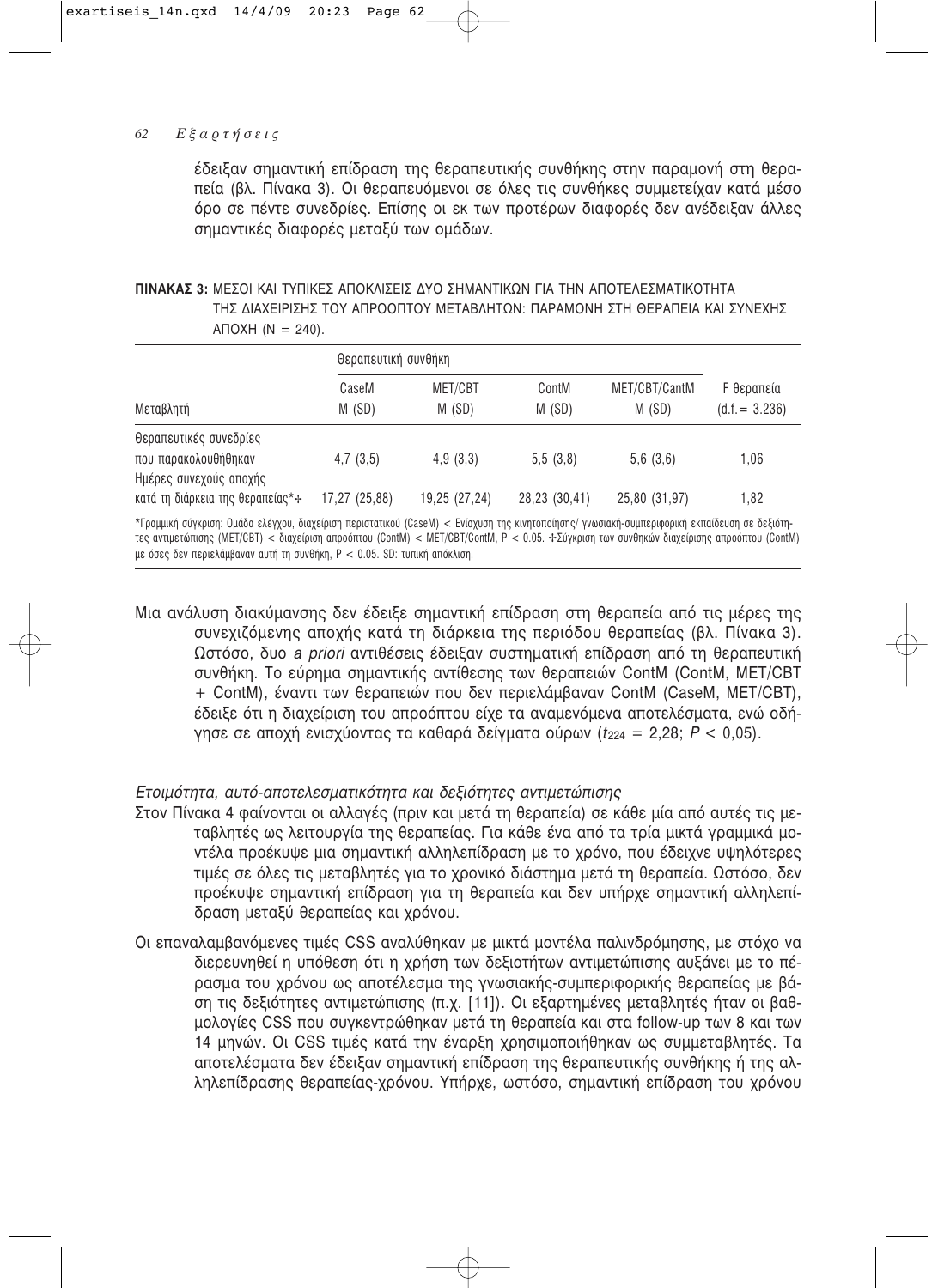έδειξαν σημαντική επίδραση της θεραπευτικής συνθήκης στην παραμονή στη θεραπεία (βλ. Πίνακα 3). Οι θεραπευόμενοι σε όλες τις συνθήκες συμμετείχαν κατά μέσο όρο σε πέντε συνεδρίες. Επίσης οι εκ των προτέρων διαφορές δεν ανέδειξαν άλλες σημαντικές διαφορές μεταξύ των ομάδων.

**ΠΙΝΑΚΑΣ 3:** ΜΕΣΟΙ ΚΑΙ ΤΥΠΙΚΕΣ ΑΠΟΚΛΙΣΕΙΣ ΔΥΟ ΣΗΜΑΝΤΙΚΩΝ ΓΙΑ ΤΗΝ ΑΠΟΤΕΛΕΣΜΑΤΙΚΟΤΗΤΑ ΤΗΣ ΔΙΑΧΕΙΡΙΣΗΣ ΤΟΥ ΑΠΡΟΟΠΤΟΥ ΜΕΤΑΒΛΗΤΩΝ: ΠΑΡΑΜΟΝΗ ΣΤΗ ΘΕΡΑΠΕΙΑ ΚΑΙ ΣΥΝΕΧΗΣ ΑΠΟΧΗ (N = 240).

| | Θεραπευτική συνθήκη | | | | |
|---|---|---|---|---|---|
| Μεταβλητή | CaseM M (SD) | MET/CBT M (SD) | ContM M (SD) | MET/CBT/CantM M (SD) | F θεραπεία (d.f.= 3.236) |
| Θεραπευτικές συνεδρίες που παρακολουθήθηκαν | 4,7 (3,5) | 4,9 (3,3) | 5,5 (3,8) | 5,6 (3,6) | 1,06 |
| Ημέρες συνεχούς αποχής κατά τη διάρκεια της θεραπείας*+ | 17,27 (25,88) | 19,25 (27,24) | 28,23 (30,41) | 25,80 (31,97) | 1,82 |

*Γραμμική σύγκριση: Ομάδα ελέγχου, διαχείριση περιστατικού (CaseM) < Ενίσχυση της κινητοποίησης/ γνωσιακή-συμπεριφορική εκπαίδευση σε δεξιότητες αντιμετώπισης (MET/CBT) < διαχείριση απροόπτου (ContM) < MET/CBT/ContM, P < 0.05. +Σύγκριση των συνθηκών διαχείρισης απροόπτου (ContM) με όσες δεν περιελάμβαναν αυτή τη συνθήκη, P < 0.05. SD: τυπική απόκλιση.

Μια ανάλυση διακύμανσης δεν έδειξε σημαντική επίδραση στη θεραπεία από τις μέρες της συνεχιζόμενης αποχής κατά τη διάρκεια της περιόδου θεραπείας (βλ. Πίνακα 3). Ωστόσο, δυο *a priori* αντιθέσεις έδειξαν συστηματική επίδραση από τη θεραπευτική συνθήκη. Το εύρημα σημαντικής αντίθεσης των θεραπειών ContM (ContM, MET/CBT + ContM), έναντι των θεραπειών που δεν περιελάμβαναν ContM (CaseM, MET/CBT), έδειξε ότι η διαχείριση του απροόπτου είχε τα αναμενόμενα αποτελέσματα, ενώ οδήγησε σε αποχή ενισχύοντας τα καθαρά δείγματα ούρων ($t_{224}$ = 2,28; $P$ < 0,05).

*Ετοιμότητα, αυτό-αποτελεσματικότητα και δεξιότητες αντιμετώπισης*

Στον Πίνακα 4 φαίνονται οι αλλαγές (πριν και μετά τη θεραπεία) σε κάθε μία από αυτές τις μεταβλητές ως λειτουργία της θεραπείας. Για κάθε ένα από τα τρία μικτά γραμμικά μοντέλα προέκυψε μια σημαντική αλληλεπίδραση με το χρόνο, που έδειχνε υψηλότερες τιμές σε όλες τις μεταβλητές για το χρονικό διάστημα μετά τη θεραπεία. Ωστόσο, δεν προέκυψε σημαντική επίδραση για τη θεραπεία και δεν υπήρχε σημαντική αλληλεπίδραση μεταξύ θεραπείας και χρόνου.

Οι επαναλαμβανόμενες τιμές CSS αναλύθηκαν με μικτά μοντέλα παλινδρόμησης, με στόχο να διερευνηθεί η υπόθεση ότι η χρήση των δεξιοτήτων αντιμετώπισης αυξάνει με το πέρασμα του χρόνου ως αποτέλεσμα της γνωσιακής-συμπεριφορικής θεραπείας με βάση τις δεξιότητες αντιμετώπισης (π.χ. [11]). Οι εξαρτημένες μεταβλητές ήταν οι βαθμολογίες CSS που συγκεντρώθηκαν μετά τη θεραπεία και στα follow-up των 8 και των 14 μηνών. Οι CSS τιμές κατά την έναρξη χρησιμοποιήθηκαν ως συμμεταβλητές. Τα αποτελέσματα δεν έδειξαν σημαντική επίδραση της θεραπευτικής συνθήκης ή της αλληλεπίδρασης θεραπείας-χρόνου. Υπήρχε, ωστόσο, σημαντική επίδραση του χρόνου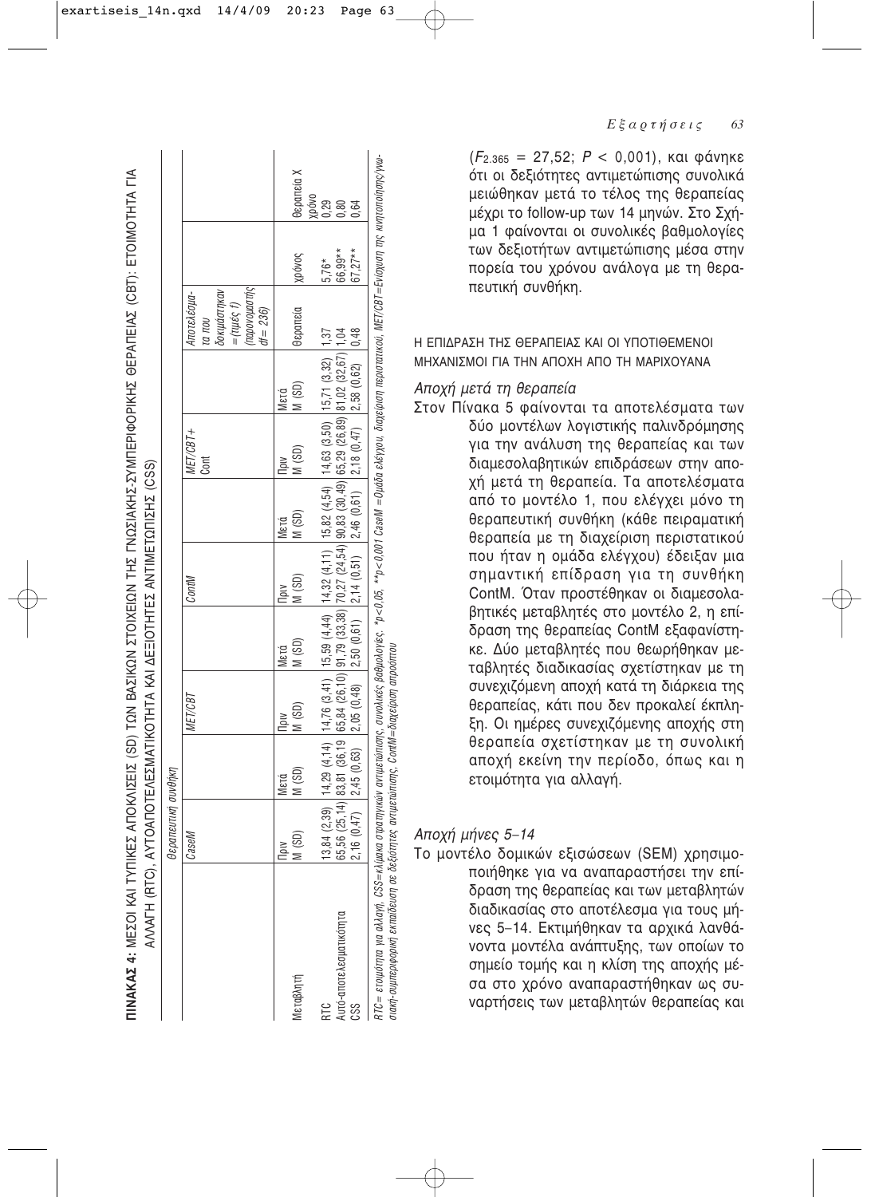**ΠΙΝΑΚΑΣ 4:** ΜΕΣΟΙ ΚΑΙ ΤΥΠΙΚΕΣ ΑΠΟΚΛΙΣΕΙΣ (SD) ΤΩΝ ΒΑΣΙΚΩΝ ΣΤΟΙΧΕΙΩΝ ΤΗΣ ΓΝΩΣΙΑΚΗΣ-ΣΥΜΠΕΡΙΦΟΡΙΚΗΣ ΘΕΡΑΠΕΙΑΣ (CBT): ΕΤΟΙΜΟΤΗΤΑ ΓΙΑ ΑΛΛΑΓΗ (RTC), ΑΥΤΟΑΠΟΤΕΛΕΣΜΑΤΙΚΟΤΗΤΑ ΚΑΙ ΔΕΞΙΟΤΗΤΕΣ ΑΝΤΙΜΕΤΩΠΙΣΗΣ (CSS)

| | Θεραπευτική συνθήκη | | | | | | | | Αποτελέσματα που δοκιμάστηκαν = (τιμές f) (παρονομαστής df = 236) | | |
|---|---|---|---|---|---|---|---|---|---|---|---|
| | CaseM | | MET/CBT | | ContM | | MET/CBT+ Cont | | | | |
| Μεταβλητή | Πριν M (SD) | Μετά M (SD) | Πριν M (SD) | Μετά M (SD) | Πριν M (SD) | Μετά M (SD) | Πριν M (SD) | Μετά M (SD) | Θεραπεία | χρόνος | Θεραπεία X χρόνο |
| RTC | 13,84 (2,39) | 14,29 (4,14) | 14,76 (3,41) | 15,59 (4,44) | 14,32 (4,11) | 15,82 (4,54) | 14,63 (3,50) | 15,71 (3,32) | 1,37 | 5,76* | 0,29 |
| Αυτό-αποτελεσματικότητα | 65,56 (25,14) | 83,81 (36,19) | 65,84 (26,10) | 91,79 (33,38) | 70,27 (24,54) | 90,83 (30,49) | 65,29 (26,89) | 81,02 (32,67) | 1,04 | 66,99** | 0,80 |
| CSS | 2,16 (0,47) | 2,45 (0,63) | 2,05 (0,48) | 2,50 (0,61) | 2,14 (0,51) | 2,46 (0,61) | 2,18 (0,47) | 2,58 (0,62) | 0,48 | 67,27** | 0,64 |

RTC= ετοιμότητα για αλλαγή, CSS=κλίμακα στρατηγικών αντιμετώπισης, συνολικές βαθμολογίες. *p<0,05, **p<0,001 CaseM =Ομάδα ελέγχου, διαχείριση περιστατικού, MET/CBT=Ενίσχυση της κινητοποίησης/γνωσιακή-συμπεριφορική εκπαίδευση σε δεξιότητες αντιμετώπισης, ContM=διαχείριση απροόπτου

($F_{2.365}$ = 27,52; $P$ < 0,001), και φάνηκε ότι οι δεξιότητες αντιμετώπισης συνολικά μειώθηκαν μετά το τέλος της θεραπείας μέχρι το follow-up των 14 μηνών. Στο Σχήμα 1 φαίνονται οι συνολικές βαθμολογίες των δεξιοτήτων αντιμετώπισης μέσα στην πορεία του χρόνου ανάλογα με τη θεραπευτική συνθήκη.

### Η ΕΠΙΔΡΑΣΗ ΤΗΣ ΘΕΡΑΠΕΙΑΣ ΚΑΙ ΟΙ ΥΠΟΤΙΘΕΜΕΝΟΙ ΜΗΧΑΝΙΣΜΟΙ ΓΙΑ ΤΗΝ ΑΠΟΧΗ ΑΠΟ ΤΗ ΜΑΡΙΧΟΥΑΝΑ

#### *Αποχή μετά τη θεραπεία*

Στον Πίνακα 5 φαίνονται τα αποτελέσματα των δύο μοντέλων λογιστικής παλινδρόμησης για την ανάλυση της θεραπείας και των διαμεσολαβητικών επιδράσεων στην αποχή μετά τη θεραπεία. Τα αποτελέσματα από το μοντέλο 1, που ελέγχει μόνο τη θεραπευτική συνθήκη (κάθε πειραματική θεραπεία με τη διαχείριση περιστατικού που ήταν η ομάδα ελέγχου) έδειξαν μια σημαντική επίδραση για τη συνθήκη ContM. Όταν προστέθηκαν οι διαμεσολαβητικές μεταβλητές στο μοντέλο 2, η επίδραση της θεραπείας ContM εξαφανίστηκε. Δύο μεταβλητές που θεωρήθηκαν μεταβλητές διαδικασίας σχετίστηκαν με τη συνεχιζόμενη αποχή κατά τη διάρκεια της θεραπείας, κάτι που δεν προκαλεί έκπληξη. Οι ημέρες συνεχιζόμενης αποχής στη θεραπεία σχετίστηκαν με τη συνολική αποχή εκείνη την περίοδο, όπως και η ετοιμότητα για αλλαγή.

#### *Αποχή μήνες 5–14*

Το μοντέλο δομικών εξισώσεων (SEM) χρησιμοποιήθηκε για να αναπαραστήσει την επίδραση της θεραπείας και των μεταβλητών διαδικασίας στο αποτέλεσμα για τους μήνες 5–14. Εκτιμήθηκαν τα αρχικά λανθάνοντα μοντέλα ανάπτυξης, των οποίων το σημείο τομής και η κλίση της αποχής μέσα στο χρόνο αναπαραστήθηκαν ως συναρτήσεις των μεταβλητών θεραπείας και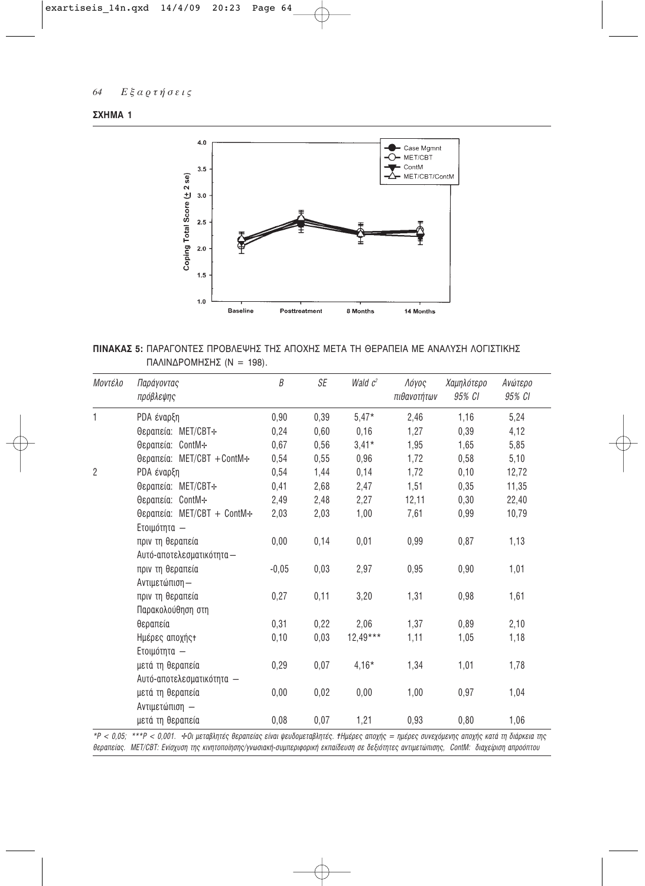**ΣΧΗΜΑ 1**

**ΠΙΝΑΚΑΣ 5:** ΠΑΡΑΓΟΝΤΕΣ ΠΡΟΒΛΕΨΗΣ ΤΗΣ ΑΠΟΧΗΣ ΜΕΤΑ ΤΗ ΘΕΡΑΠΕΙΑ ΜΕ ΑΝΑΛΥΣΗ ΛΟΓΙΣΤΙΚΗΣ ΠΑΛΙΝΔΡΟΜΗΣΗΣ (N = 198).

| *Μοντέλο* | *Παράγοντας πρόβλεψης* | *B* | *SE* | *Wald $c^2$* | *Λόγος πιθανοτήτων* | *Χαμηλότερο 95% CI* | *Ανώτερο 95% CI* |
|---|---|---|---|---|---|---|---|
| 1 | PDA έναρξη | 0,90 | 0,39 | 5,47* | 2,46 | 1,16 | 5,24 |
| | Θεραπεία: MET/CBT+ | 0,24 | 0,60 | 0,16 | 1,27 | 0,39 | 4,12 |
| | Θεραπεία: ContM+ | 0,67 | 0,56 | 3,41* | 1,95 | 1,65 | 5,85 |
| | Θεραπεία: MET/CBT +ContM+ | 0,54 | 0,55 | 0,96 | 1,72 | 0,58 | 5,10 |
| 2 | PDA έναρξη | 0,54 | 1,44 | 0,14 | 1,72 | 0,10 | 12,72 |
| | Θεραπεία: MET/CBT+ | 0,41 | 2,68 | 2,47 | 1,51 | 0,35 | 11,35 |
| | Θεραπεία: ContM+ | 2,49 | 2,48 | 2,27 | 12,11 | 0,30 | 22,40 |
| | Θεραπεία: MET/CBT + ContM+ | 2,03 | 2,03 | 1,00 | 7,61 | 0,99 | 10,79 |
| | Ετοιμότητα – πριν τη θεραπεία | 0,00 | 0,14 | 0,01 | 0,99 | 0,87 | 1,13 |
| | Αυτό-αποτελεσματικότητα – πριν τη θεραπεία | -0,05 | 0,03 | 2,97 | 0,95 | 0,90 | 1,01 |
| | Αντιμετώπιση – πριν τη θεραπεία | 0,27 | 0,11 | 3,20 | 1,31 | 0,98 | 1,61 |
| | Παρακολούθηση στη θεραπεία | 0,31 | 0,22 | 2,06 | 1,37 | 0,89 | 2,10 |
| | Ημέρες αποχής† | 0,10 | 0,03 | 12,49*** | 1,11 | 1,05 | 1,18 |
| | Ετοιμότητα – μετά τη θεραπεία | 0,29 | 0,07 | 4,16* | 1,34 | 1,01 | 1,78 |
| | Αυτό-αποτελεσματικότητα – μετά τη θεραπεία | 0,00 | 0,02 | 0,00 | 1,00 | 0,97 | 1,04 |
| | Αντιμετώπιση – μετά τη θεραπεία | 0,08 | 0,07 | 1,21 | 0,93 | 0,80 | 1,06 |

*\*P < 0,05; \*\*\*P < 0,001. +Οι μεταβλητές θεραπείας είναι ψευδομεταβλητές. †Ημέρες αποχής = ημέρες συνεχόμενης αποχής κατά τη διάρκεια της θεραπείας. MET/CBT: Ενίσχυση της κινητοποίησης/γνωσιακή-συμπεριφορική εκπαίδευση σε δεξιότητες αντιμετώπισης, ContM: διαχείριση απροόπτου*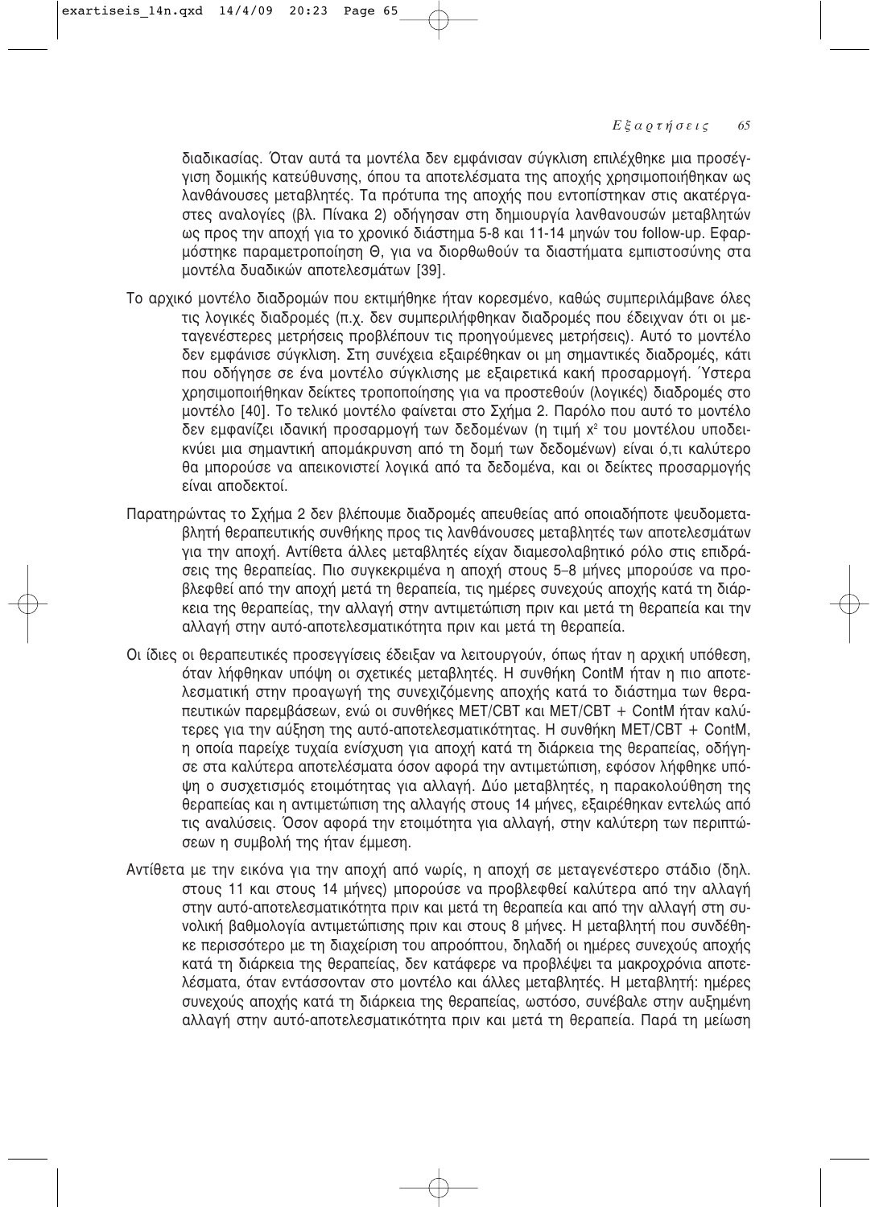διαδικασίας. Όταν αυτά τα μοντέλα δεν εμφάνισαν σύγκλιση επιλέχθηκε μια προσέγγιση δομικής κατεύθυνσης, όπου τα αποτελέσματα της αποχής χρησιμοποιήθηκαν ως λανθάνουσες μεταβλητές. Τα πρότυπα της αποχής που εντοπίστηκαν στις ακατέργαστες αναλογίες (βλ. Πίνακα 2) οδήγησαν στη δημιουργία λανθανουσών μεταβλητών ως προς την αποχή για το χρονικό διάστημα 5-8 και 11-14 μηνών του follow-up. Εφαρμόστηκε παραμετροποίηση Θ, για να διορθωθούν τα διαστήματα εμπιστοσύνης στα μοντέλα δυαδικών αποτελεσμάτων [39].

Το αρχικό μοντέλο διαδρομών που εκτιμήθηκε ήταν κορεσμένο, καθώς συμπεριλάμβανε όλες τις λογικές διαδρομές (π.χ. δεν συμπεριλήφθηκαν διαδρομές που έδειχναν ότι οι μεταγενέστερες μετρήσεις προβλέπουν τις προηγούμενες μετρήσεις). Αυτό το μοντέλο δεν εμφάνισε σύγκλιση. Στη συνέχεια εξαιρέθηκαν οι μη σημαντικές διαδρομές, κάτι που οδήγησε σε ένα μοντέλο σύγκλισης με εξαιρετικά κακή προσαρμογή. Ύστερα χρησιμοποιήθηκαν δείκτες τροποποίησης για να προστεθούν (λογικές) διαδρομές στο μοντέλο [40]. Το τελικό μοντέλο φαίνεται στο Σχήμα 2. Παρόλο που αυτό το μοντέλο δεν εμφανίζει ιδανική προσαρμογή των δεδομένων (η τιμή $x^2$ του μοντέλου υποδεικνύει μια σημαντική απομάκρυνση από τη δομή των δεδομένων) είναι ό,τι καλύτερο θα μπορούσε να απεικονιστεί λογικά από τα δεδομένα, και οι δείκτες προσαρμογής είναι αποδεκτοί.

Παρατηρώντας το Σχήμα 2 δεν βλέπουμε διαδρομές απευθείας από οποιαδήποτε ψευδομεταβλητή θεραπευτικής συνθήκης προς τις λανθάνουσες μεταβλητές των αποτελεσμάτων για την αποχή. Αντίθετα άλλες μεταβλητές είχαν διαμεσολαβητικό ρόλο στις επιδράσεις της θεραπείας. Πιο συγκεκριμένα η αποχή στους 5–8 μήνες μπορούσε να προβλεφθεί από την αποχή μετά τη θεραπεία, τις ημέρες συνεχούς αποχής κατά τη διάρκεια της θεραπείας, την αλλαγή στην αντιμετώπιση πριν και μετά τη θεραπεία και την αλλαγή στην αυτό-αποτελεσματικότητα πριν και μετά τη θεραπεία.

Οι ίδιες οι θεραπευτικές προσεγγίσεις έδειξαν να λειτουργούν, όπως ήταν η αρχική υπόθεση, όταν λήφθηκαν υπόψη οι σχετικές μεταβλητές. Η συνθήκη ContM ήταν η πιο αποτελεσματική στην προαγωγή της συνεχιζόμενης αποχής κατά το διάστημα των θεραπευτικών παρεμβάσεων, ενώ οι συνθήκες MET/CBT και MET/CBT + ContM ήταν καλύτερες για την αύξηση της αυτό-αποτελεσματικότητας. Η συνθήκη MET/CBT + ContM, η οποία παρείχε τυχαία ενίσχυση για αποχή κατά τη διάρκεια της θεραπείας, οδήγησε στα καλύτερα αποτελέσματα όσον αφορά την αντιμετώπιση, εφόσον λήφθηκε υπόψη ο συσχετισμός ετοιμότητας για αλλαγή. Δύο μεταβλητές, η παρακολούθηση της θεραπείας και η αντιμετώπιση της αλλαγής στους 14 μήνες, εξαιρέθηκαν εντελώς από τις αναλύσεις. Όσον αφορά την ετοιμότητα για αλλαγή, στην καλύτερη των περιπτώσεων η συμβολή της ήταν έμμεση.

Αντίθετα με την εικόνα για την αποχή από νωρίς, η αποχή σε μεταγενέστερο στάδιο (δηλ. στους 11 και στους 14 μήνες) μπορούσε να προβλεφθεί καλύτερα από την αλλαγή στην αυτό-αποτελεσματικότητα πριν και μετά τη θεραπεία και από την αλλαγή στη συνολική βαθμολογία αντιμετώπισης πριν και στους 8 μήνες. Η μεταβλητή που συνδέθηκε περισσότερο με τη διαχείριση του απροόπτου, δηλαδή οι ημέρες συνεχούς αποχής κατά τη διάρκεια της θεραπείας, δεν κατάφερε να προβλέψει τα μακροχρόνια αποτελέσματα, όταν εντάσσονταν στο μοντέλο και άλλες μεταβλητές. Η μεταβλητή: ημέρες συνεχούς αποχής κατά τη διάρκεια της θεραπείας, ωστόσο, συνέβαλε στην αυξημένη αλλαγή στην αυτό-αποτελεσματικότητα πριν και μετά τη θεραπεία. Παρά τη μείωση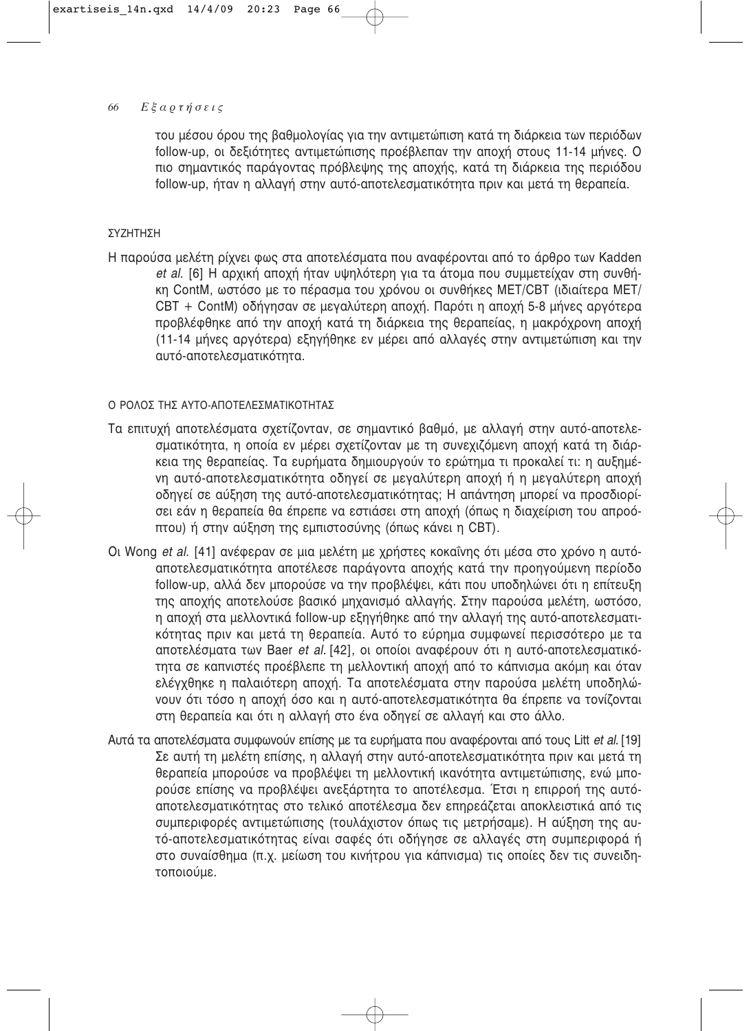του μέσου όρου της βαθμολογίας για την αντιμετώπιση κατά τη διάρκεια των περιόδων follow-up, οι δεξιότητες αντιμετώπισης προέβλεπαν την αποχή στους 11-14 μήνες. Ο πιο σημαντικός παράγοντας πρόβλεψης της αποχής, κατά τη διάρκεια της περιόδου follow-up, ήταν η αλλαγή στην αυτό-αποτελεσματικότητα πριν και μετά τη θεραπεία.

## ΣΥΖΗΤΗΣΗ

Η παρούσα μελέτη ρίχνει φως στα αποτελέσματα που αναφέρονται από το άρθρο των Kadden *et al.* [6] Η αρχική αποχή ήταν υψηλότερη για τα άτομα που συμμετείχαν στη συνθήκη ContM, ωστόσο με το πέρασμα του χρόνου οι συνθήκες MET/CBT (ιδιαίτερα MET/CBT + ContM) οδήγησαν σε μεγαλύτερη αποχή. Παρότι η αποχή 5-8 μήνες αργότερα προβλέφθηκε από την αποχή κατά τη διάρκεια της θεραπείας, η μακρόχρονη αποχή (11-14 μήνες αργότερα) εξηγήθηκε εν μέρει από αλλαγές στην αντιμετώπιση και την αυτό-αποτελεσματικότητα.

### Ο ΡΟΛΟΣ ΤΗΣ ΑΥΤΟ-ΑΠΟΤΕΛΕΣΜΑΤΙΚΟΤΗΤΑΣ

Τα επιτυχή αποτελέσματα σχετίζονταν, σε σημαντικό βαθμό, με αλλαγή στην αυτό-αποτελεσματικότητα, η οποία εν μέρει σχετίζονταν με τη συνεχιζόμενη αποχή κατά τη διάρκεια της θεραπείας. Τα ευρήματα δημιουργούν το ερώτημα τι προκαλεί τι: η αυξημένη αυτό-αποτελεσματικότητα οδηγεί σε μεγαλύτερη αποχή ή η μεγαλύτερη αποχή οδηγεί σε αύξηση της αυτό-αποτελεσματικότητας; Η απάντηση μπορεί να προσδιορίσει εάν η θεραπεία θα έπρεπε να εστιάσει στη αποχή (όπως η διαχείριση του απροόπτου) ή στην αύξηση της εμπιστοσύνης (όπως κάνει η CBT).

Οι Wong *et al.* [41] ανέφεραν σε μια μελέτη με χρήστες κοκαΐνης ότι μέσα στο χρόνο η αυτό-αποτελεσματικότητα αποτέλεσε παράγοντα αποχής κατά την προηγούμενη περίοδο follow-up, αλλά δεν μπορούσε να την προβλέψει, κάτι που υποδηλώνει ότι η επίτευξη της αποχής αποτελούσε βασικό μηχανισμό αλλαγής. Στην παρούσα μελέτη, ωστόσο, η αποχή στα μελλοντικά follow-up εξηγήθηκε από την αλλαγή της αυτό-αποτελεσματικότητας πριν και μετά τη θεραπεία. Αυτό το εύρημα συμφωνεί περισσότερο με τα αποτελέσματα των Baer *et al.* [42], οι οποίοι αναφέρουν ότι η αυτό-αποτελεσματικότητα σε καπνιστές προέβλεπε τη μελλοντική αποχή από το κάπνισμα ακόμη και όταν ελέγχθηκε η παλαιότερη αποχή. Τα αποτελέσματα στην παρούσα μελέτη υποδηλώνουν ότι τόσο η αποχή όσο και η αυτό-αποτελεσματικότητα θα έπρεπε να τονίζονται στη θεραπεία και ότι η αλλαγή στο ένα οδηγεί σε αλλαγή και στο άλλο.

Αυτά τα αποτελέσματα συμφωνούν επίσης με τα ευρήματα που αναφέρονται από τους Litt *et al.* [19] Σε αυτή τη μελέτη επίσης, η αλλαγή στην αυτό-αποτελεσματικότητα πριν και μετά τη θεραπεία μπορούσε να προβλέψει τη μελλοντική ικανότητα αντιμετώπισης, ενώ μπορούσε επίσης να προβλέψει ανεξάρτητα το αποτέλεσμα. Έτσι η επιρροή της αυτό-αποτελεσματικότητας στο τελικό αποτέλεσμα δεν επηρεάζεται αποκλειστικά από τις συμπεριφορές αντιμετώπισης (τουλάχιστον όπως τις μετρήσαμε). Η αύξηση της αυτό-αποτελεσματικότητας είναι σαφές ότι οδήγησε σε αλλαγές στη συμπεριφορά ή στο συναίσθημα (π.χ. μείωση του κινήτρου για κάπνισμα) τις οποίες δεν τις συνειδητοποιούμε.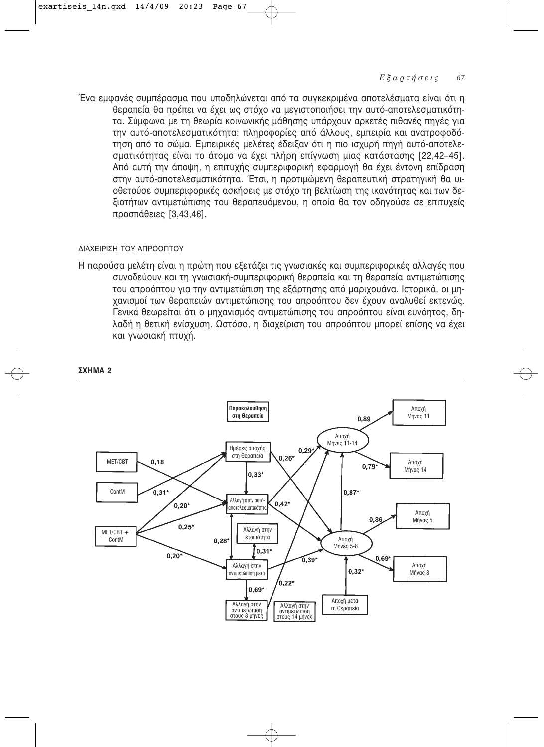Ένα εμφανές συμπέρασμα που υποδηλώνεται από τα συγκεκριμένα αποτελέσματα είναι ότι η θεραπεία θα πρέπει να έχει ως στόχο να μεγιστοποιήσει την αυτό-αποτελεσματικότητα. Σύμφωνα με τη θεωρία κοινωνικής μάθησης υπάρχουν αρκετές πιθανές πηγές για την αυτό-αποτελεσματικότητα: πληροφορίες από άλλους, εμπειρία και ανατροφοδότηση από το σώμα. Εμπειρικές μελέτες έδειξαν ότι η πιο ισχυρή πηγή αυτό-αποτελεσματικότητας είναι το άτομο να έχει πλήρη επίγνωση μιας κατάστασης [22,42–45]. Από αυτή την άποψη, η επιτυχής συμπεριφορική εφαρμογή θα έχει έντονη επίδραση στην αυτό-αποτελεσματικότητα. Έτσι, η προτιμώμενη θεραπευτική στρατηγική θα υιοθετούσε συμπεριφορικές ασκήσεις με στόχο τη βελτίωση της ικανότητας και των δεξιοτήτων αντιμετώπισης του θεραπευόμενου, η οποία θα τον οδηγούσε σε επιτυχείς προσπάθειες [3,43,46].

ΔΙΑΧΕΙΡΙΣΗ ΤΟΥ ΑΠΡΟΟΠΤΟΥ

Η παρούσα μελέτη είναι η πρώτη που εξετάζει τις γνωσιακές και συμπεριφορικές αλλαγές που συνοδεύουν και τη γνωσιακή-συμπεριφορική θεραπεία και τη θεραπεία αντιμετώπισης του απροόπτου για την αντιμετώπιση της εξάρτησης από μαριχουάνα. Ιστορικά, οι μηχανισμοί των θεραπειών αντιμετώπισης του απροόπτου δεν έχουν αναλυθεί εκτενώς. Γενικά θεωρείται ότι ο μηχανισμός αντιμετώπισης του απροόπτου είναι ευνόητος, δηλαδή η θετική ενίσχυση. Ωστόσο, η διαχείριση του απροόπτου μπορεί επίσης να έχει και γνωσιακή πτυχή.

**ΣΧΗΜΑ 2**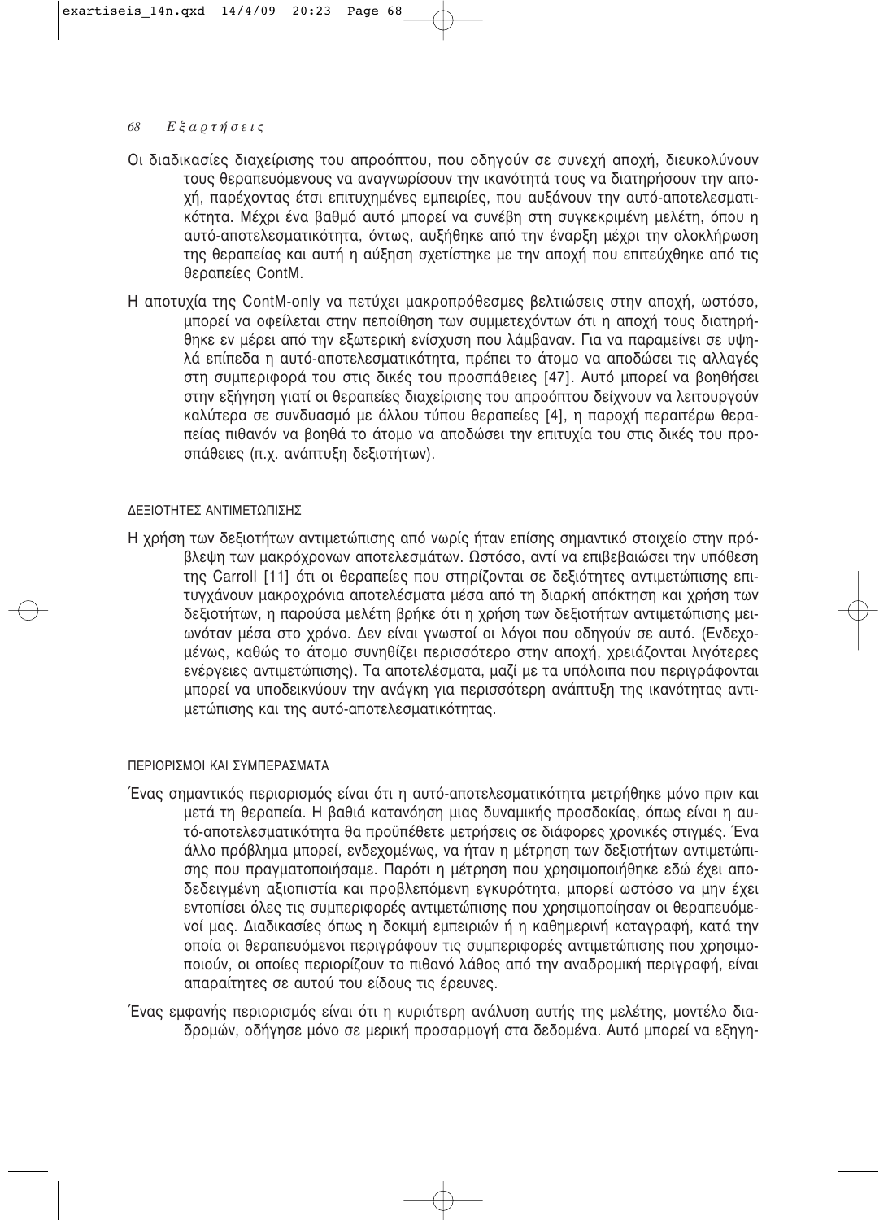Οι διαδικασίες διαχείρισης του απρόοπτου, που οδηγούν σε συνεχή αποχή, διευκολύνουν τους θεραπευόμενους να αναγνωρίσουν την ικανότητά τους να διατηρήσουν την αποχή, παρέχοντας έτσι επιτυχημένες εμπειρίες, που αυξάνουν την αυτό-αποτελεσματικότητα. Μέχρι ένα βαθμό αυτό μπορεί να συνέβη στη συγκεκριμένη μελέτη, όπου η αυτό-αποτελεσματικότητα, όντως, αυξήθηκε από την έναρξη μέχρι την ολοκλήρωση της θεραπείας και αυτή η αύξηση σχετίστηκε με την αποχή που επιτεύχθηκε από τις θεραπείες ContM.

Η αποτυχία της ContM-only να πετύχει μακροπρόθεσμες βελτιώσεις στην αποχή, ωστόσο, μπορεί να οφείλεται στην πεποίθηση των συμμετεχόντων ότι η αποχή τους διατηρήθηκε εν μέρει από την εξωτερική ενίσχυση που λάμβαναν. Για να παραμείνει σε υψηλά επίπεδα η αυτό-αποτελεσματικότητα, πρέπει το άτομο να αποδώσει τις αλλαγές στη συμπεριφορά του στις δικές του προσπάθειες [47]. Αυτό μπορεί να βοηθήσει στην εξήγηση γιατί οι θεραπείες διαχείρισης του απρόοπτου δείχνουν να λειτουργούν καλύτερα σε συνδυασμό με άλλου τύπου θεραπείες [4], η παροχή περαιτέρω θεραπείας πιθανόν να βοηθά το άτομο να αποδώσει την επιτυχία του στις δικές του προσπάθειες (π.χ. ανάπτυξη δεξιοτήτων).

### ΔΕΞΙΟΤΗΤΕΣ ΑΝΤΙΜΕΤΩΠΙΣΗΣ

Η χρήση των δεξιοτήτων αντιμετώπισης από νωρίς ήταν επίσης σημαντικό στοιχείο στην πρόβλεψη των μακρόχρονων αποτελεσμάτων. Ωστόσο, αντί να επιβεβαιώσει την υπόθεση της Carroll [11] ότι οι θεραπείες που στηρίζονται σε δεξιότητες αντιμετώπισης επιτυγχάνουν μακροχρόνια αποτελέσματα μέσα από τη διαρκή απόκτηση και χρήση των δεξιοτήτων, η παρούσα μελέτη βρήκε ότι η χρήση των δεξιοτήτων αντιμετώπισης μειωνόταν μέσα στο χρόνο. Δεν είναι γνωστοί οι λόγοι που οδηγούν σε αυτό. (Ενδεχομένως, καθώς το άτομο συνηθίζει περισσότερο στην αποχή, χρειάζονται λιγότερες ενέργειες αντιμετώπισης). Τα αποτελέσματα, μαζί με τα υπόλοιπα που περιγράφονται μπορεί να υποδεικνύουν την ανάγκη για περισσότερη ανάπτυξη της ικανότητας αντιμετώπισης και της αυτό-αποτελεσματικότητας.

### ΠΕΡΙΟΡΙΣΜΟΙ ΚΑΙ ΣΥΜΠΕΡΑΣΜΑΤΑ

Ένας σημαντικός περιορισμός είναι ότι η αυτό-αποτελεσματικότητα μετρήθηκε μόνο πριν και μετά τη θεραπεία. Η βαθιά κατανόηση μιας δυναμικής προσδοκίας, όπως είναι η αυτό-αποτελεσματικότητα θα προϋπέθετε μετρήσεις σε διάφορες χρονικές στιγμές. Ένα άλλο πρόβλημα μπορεί, ενδεχομένως, να ήταν η μέτρηση των δεξιοτήτων αντιμετώπισης που πραγματοποιήσαμε. Παρότι η μέτρηση που χρησιμοποιήθηκε εδώ έχει αποδεδειγμένη αξιοπιστία και προβλεπόμενη εγκυρότητα, μπορεί ωστόσο να μην έχει εντοπίσει όλες τις συμπεριφορές αντιμετώπισης που χρησιμοποίησαν οι θεραπευόμενοί μας. Διαδικασίες όπως η δοκιμή εμπειριών ή η καθημερινή καταγραφή, κατά την οποία οι θεραπευόμενοι περιγράφουν τις συμπεριφορές αντιμετώπισης που χρησιμοποιούν, οι οποίες περιορίζουν το πιθανό λάθος από την αναδρομική περιγραφή, είναι απαραίτητες σε αυτού του είδους τις έρευνες.

Ένας εμφανής περιορισμός είναι ότι η κυριότερη ανάλυση αυτής της μελέτης, μοντέλο διαδρομών, οδήγησε μόνο σε μερική προσαρμογή στα δεδομένα. Αυτό μπορεί να εξηγη-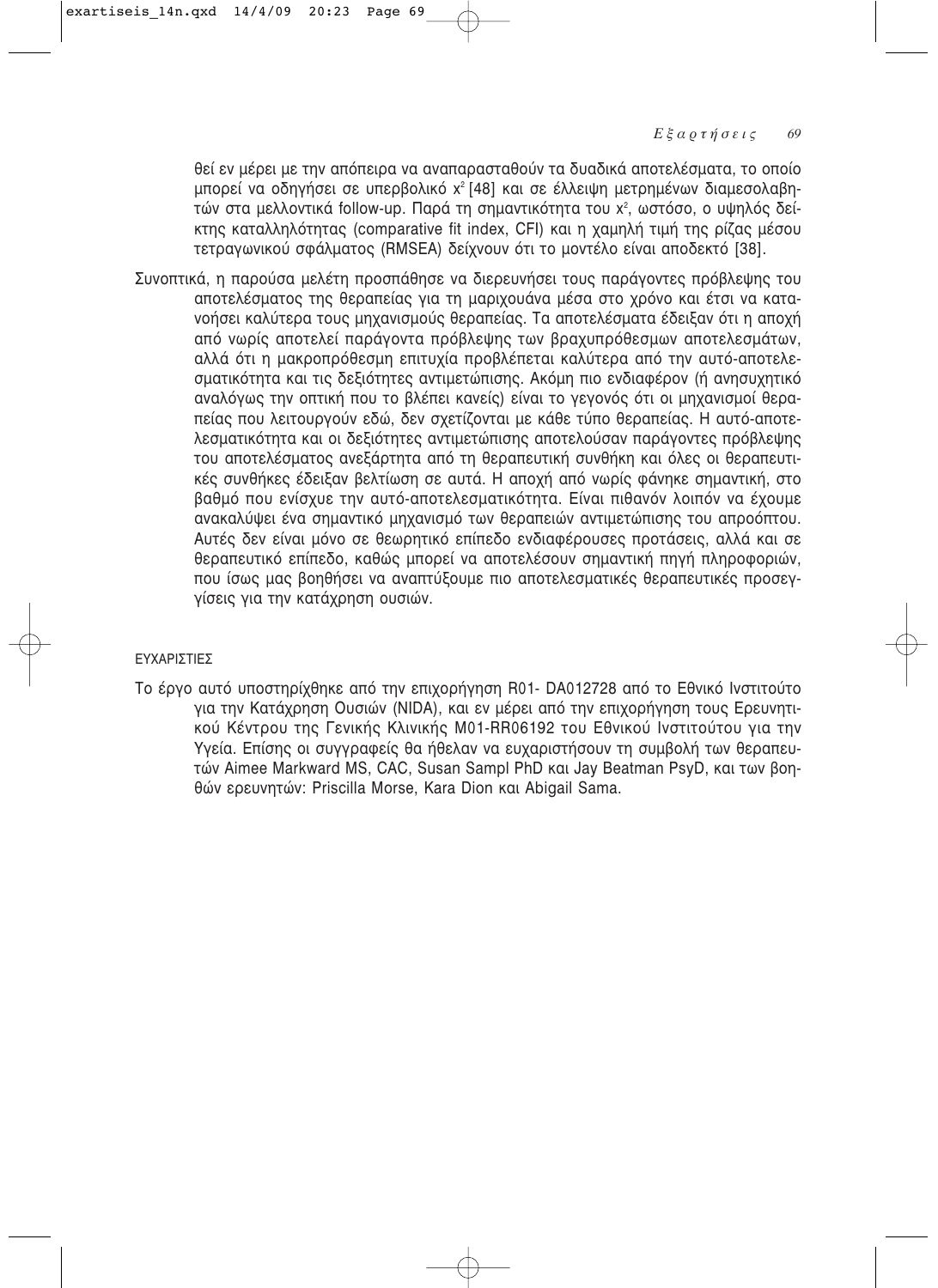θεί εν μέρει με την απόπειρα να αναπαρασταθούν τα δυαδικά αποτελέσματα, το οποίο μπορεί να οδηγήσει σε υπερβολικό $x^2$ [48] και σε έλλειψη μετρημένων διαμεσολαβητών στα μελλοντικά follow-up. Παρά τη σημαντικότητα του $x^2$, ωστόσο, ο υψηλός δείκτης καταλληλότητας (comparative fit index, CFI) και η χαμηλή τιμή της ρίζας μέσου τετραγωνικού σφάλματος (RMSEA) δείχνουν ότι το μοντέλο είναι αποδεκτό [38].

Συνοπτικά, η παρούσα μελέτη προσπάθησε να διερευνήσει τους παράγοντες πρόβλεψης του αποτελέσματος της θεραπείας για τη μαριχουάνα μέσα στο χρόνο και έτσι να κατανοήσει καλύτερα τους μηχανισμούς θεραπείας. Τα αποτελέσματα έδειξαν ότι η αποχή από νωρίς αποτελεί παράγοντα πρόβλεψης των βραχυπρόθεσμων αποτελεσμάτων, αλλά ότι η μακροπρόθεσμη επιτυχία προβλέπεται καλύτερα από την αυτό-αποτελεσματικότητα και τις δεξιότητες αντιμετώπισης. Ακόμη πιο ενδιαφέρον (ή ανησυχητικό αναλόγως την οπτική που το βλέπει κανείς) είναι το γεγονός ότι οι μηχανισμοί θεραπείας που λειτουργούν εδώ, δεν σχετίζονται με κάθε τύπο θεραπείας. Η αυτό-αποτελεσματικότητα και οι δεξιότητες αντιμετώπισης αποτελούσαν παράγοντες πρόβλεψης του αποτελέσματος ανεξάρτητα από τη θεραπευτική συνθήκη και όλες οι θεραπευτικές συνθήκες έδειξαν βελτίωση σε αυτά. Η αποχή από νωρίς φάνηκε σημαντική, στο βαθμό που ενίσχυε την αυτό-αποτελεσματικότητα. Είναι πιθανόν λοιπόν να έχουμε ανακαλύψει ένα σημαντικό μηχανισμό των θεραπειών αντιμετώπισης του απροόπτου. Αυτές δεν είναι μόνο σε θεωρητικό επίπεδο ενδιαφέρουσες προτάσεις, αλλά και σε θεραπευτικό επίπεδο, καθώς μπορεί να αποτελέσουν σημαντική πηγή πληροφοριών, που ίσως μας βοηθήσει να αναπτύξουμε πιο αποτελεσματικές θεραπευτικές προσεγγίσεις για την κατάχρηση ουσιών.

## ΕΥΧΑΡΙΣΤΙΕΣ

Το έργο αυτό υποστηρίχθηκε από την επιχορήγηση R01- DA012728 από το Εθνικό Ινστιτούτο για την Κατάχρηση Ουσιών (NIDA), και εν μέρει από την επιχορήγηση τους Ερευνητικού Κέντρου της Γενικής Κλινικής M01-RR06192 του Εθνικού Ινστιτούτου για την Υγεία. Επίσης οι συγγραφείς θα ήθελαν να ευχαριστήσουν τη συμβολή των θεραπευτών Aimee Markward MS, CAC, Susan Sampl PhD και Jay Beatman PsyD, και των βοηθών ερευνητών: Priscilla Morse, Kara Dion και Abigail Sama.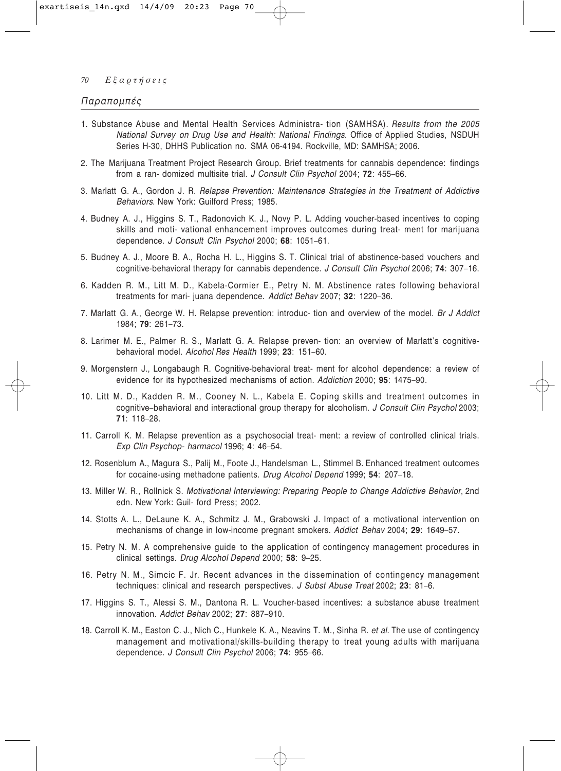## Παραπομπές

1. Substance Abuse and Mental Health Services Administra- tion (SAMHSA). *Results from the 2005 National Survey on Drug Use and Health: National Findings*. Office of Applied Studies, NSDUH Series H-30, DHHS Publication no. SMA 06-4194. Rockville, MD: SAMHSA; 2006.
2. The Marijuana Treatment Project Research Group. Brief treatments for cannabis dependence: findings from a ran- domized multisite trial. *J Consult Clin Psychol* 2004; **72**: 455–66.
3. Marlatt G. A., Gordon J. R. *Relapse Prevention: Maintenance Strategies in the Treatment of Addictive Behaviors*. New York: Guilford Press; 1985.
4. Budney A. J., Higgins S. T., Radonovich K. J., Novy P. L. Adding voucher-based incentives to coping skills and moti- vational enhancement improves outcomes during treat- ment for marijuana dependence. *J Consult Clin Psychol* 2000; **68**: 1051–61.
5. Budney A. J., Moore B. A., Rocha H. L., Higgins S. T. Clinical trial of abstinence-based vouchers and cognitive-behavioral therapy for cannabis dependence. *J Consult Clin Psychol* 2006; **74**: 307–16.
6. Kadden R. M., Litt M. D., Kabela-Cormier E., Petry N. M. Abstinence rates following behavioral treatments for mari- juana dependence. *Addict Behav* 2007; **32**: 1220–36.
7. Marlatt G. A., George W. H. Relapse prevention: introduc- tion and overview of the model. *Br J Addict* 1984; **79**: 261–73.
8. Larimer M. E., Palmer R. S., Marlatt G. A. Relapse preven- tion: an overview of Marlatt's cognitive-behavioral model. *Alcohol Res Health* 1999; **23**: 151–60.
9. Morgenstern J., Longabaugh R. Cognitive-behavioral treat- ment for alcohol dependence: a review of evidence for its hypothesized mechanisms of action. *Addiction* 2000; **95**: 1475–90.
10. Litt M. D., Kadden R. M., Cooney N. L., Kabela E. Coping skills and treatment outcomes in cognitive–behavioral and interactional group therapy for alcoholism. *J Consult Clin Psychol* 2003; **71**: 118–28.
11. Carroll K. M. Relapse prevention as a psychosocial treat- ment: a review of controlled clinical trials. *Exp Clin Psychop- harmacol* 1996; **4**: 46–54.
12. Rosenblum A., Magura S., Palij M., Foote J., Handelsman L., Stimmel B. Enhanced treatment outcomes for cocaine-using methadone patients. *Drug Alcohol Depend* 1999; **54**: 207–18.
13. Miller W. R., Rollnick S. *Motivational Interviewing: Preparing People to Change Addictive Behavior*, 2nd edn. New York: Guil- ford Press; 2002.
14. Stotts A. L., DeLaune K. A., Schmitz J. M., Grabowski J. Impact of a motivational intervention on mechanisms of change in low-income pregnant smokers. *Addict Behav* 2004; **29**: 1649–57.
15. Petry N. M. A comprehensive guide to the application of contingency management procedures in clinical settings. *Drug Alcohol Depend* 2000; **58**: 9–25.
16. Petry N. M., Simcic F. Jr. Recent advances in the dissemination of contingency management techniques: clinical and research perspectives. *J Subst Abuse Treat* 2002; **23**: 81–6.
17. Higgins S. T., Alessi S. M., Dantona R. L. Voucher-based incentives: a substance abuse treatment innovation. *Addict Behav* 2002; **27**: 887–910.
18. Carroll K. M., Easton C. J., Nich C., Hunkele K. A., Neavins T. M., Sinha R. *et al.* The use of contingency management and motivational/skills-building therapy to treat young adults with marijuana dependence. *J Consult Clin Psychol* 2006; **74**: 955–66.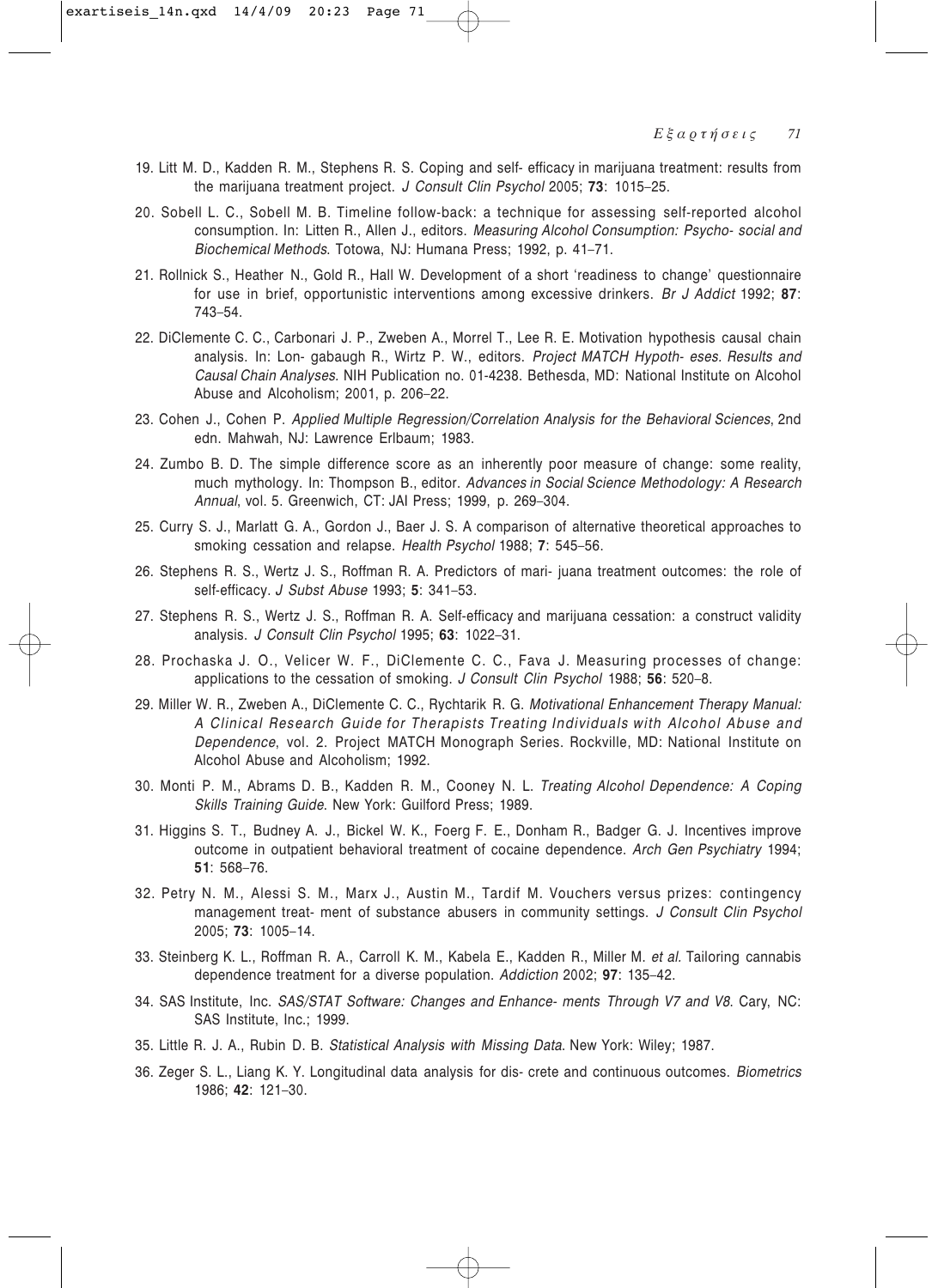19. Litt M. D., Kadden R. M., Stephens R. S. Coping and self- efficacy in marijuana treatment: results from the marijuana treatment project. *J Consult Clin Psychol* 2005; **73**: 1015–25.

20. Sobell L. C., Sobell M. B. Timeline follow-back: a technique for assessing self-reported alcohol consumption. In: Litten R., Allen J., editors. *Measuring Alcohol Consumption: Psycho- social and Biochemical Methods*. Totowa, NJ: Humana Press; 1992, p. 41–71.

21. Rollnick S., Heather N., Gold R., Hall W. Development of a short 'readiness to change' questionnaire for use in brief, opportunistic interventions among excessive drinkers. *Br J Addict* 1992; **87**: 743–54.

22. DiClemente C. C., Carbonari J. P., Zweben A., Morrel T., Lee R. E. Motivation hypothesis causal chain analysis. In: Lon- gabaugh R., Wirtz P. W., editors. *Project MATCH Hypoth- eses. Results and Causal Chain Analyses*. NIH Publication no. 01-4238. Bethesda, MD: National Institute on Alcohol Abuse and Alcoholism; 2001, p. 206–22.

23. Cohen J., Cohen P. *Applied Multiple Regression/Correlation Analysis for the Behavioral Sciences*, 2nd edn. Mahwah, NJ: Lawrence Erlbaum; 1983.

24. Zumbo B. D. The simple difference score as an inherently poor measure of change: some reality, much mythology. In: Thompson B., editor. *Advances in Social Science Methodology: A Research Annual*, vol. 5. Greenwich, CT: JAI Press; 1999, p. 269–304.

25. Curry S. J., Marlatt G. A., Gordon J., Baer J. S. A comparison of alternative theoretical approaches to smoking cessation and relapse. *Health Psychol* 1988; **7**: 545–56.

26. Stephens R. S., Wertz J. S., Roffman R. A. Predictors of mari- juana treatment outcomes: the role of self-efficacy. *J Subst Abuse* 1993; **5**: 341–53.

27. Stephens R. S., Wertz J. S., Roffman R. A. Self-efficacy and marijuana cessation: a construct validity analysis. *J Consult Clin Psychol* 1995; **63**: 1022–31.

28. Prochaska J. O., Velicer W. F., DiClemente C. C., Fava J. Measuring processes of change: applications to the cessation of smoking. *J Consult Clin Psychol* 1988; **56**: 520–8.

29. Miller W. R., Zweben A., DiClemente C. C., Rychtarik R. G. *Motivational Enhancement Therapy Manual: A Clinical Research Guide for Therapists Treating Individuals with Alcohol Abuse and Dependence*, vol. 2. Project MATCH Monograph Series. Rockville, MD: National Institute on Alcohol Abuse and Alcoholism; 1992.

30. Monti P. M., Abrams D. B., Kadden R. M., Cooney N. L. *Treating Alcohol Dependence: A Coping Skills Training Guide*. New York: Guilford Press; 1989.

31. Higgins S. T., Budney A. J., Bickel W. K., Foerg F. E., Donham R., Badger G. J. Incentives improve outcome in outpatient behavioral treatment of cocaine dependence. *Arch Gen Psychiatry* 1994; **51**: 568–76.

32. Petry N. M., Alessi S. M., Marx J., Austin M., Tardif M. Vouchers versus prizes: contingency management treat- ment of substance abusers in community settings. *J Consult Clin Psychol* 2005; **73**: 1005–14.

33. Steinberg K. L., Roffman R. A., Carroll K. M., Kabela E., Kadden R., Miller M. *et al.* Tailoring cannabis dependence treatment for a diverse population. *Addiction* 2002; **97**: 135–42.

34. SAS Institute, Inc. *SAS/STAT Software: Changes and Enhance- ments Through V7 and V8*. Cary, NC: SAS Institute, Inc.; 1999.

35. Little R. J. A., Rubin D. B. *Statistical Analysis with Missing Data*. New York: Wiley; 1987.

36. Zeger S. L., Liang K. Y. Longitudinal data analysis for dis- crete and continuous outcomes. *Biometrics* 1986; **42**: 121–30.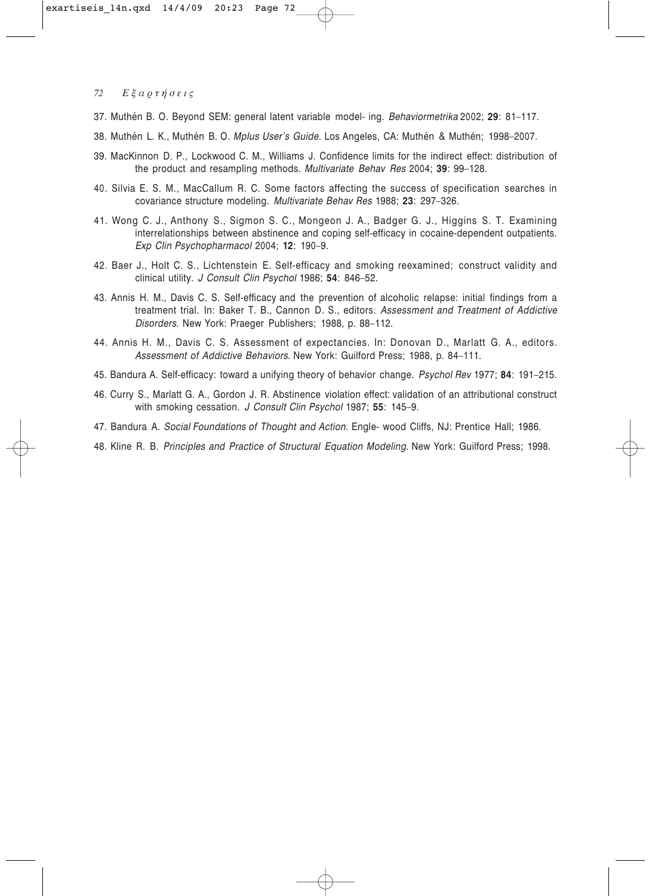37. Muthén B. O. Beyond SEM: general latent variable model- ing. *Behaviormetrika* 2002; **29**: 81–117.

38. Muthén L. K., Muthén B. O. *Mplus User's Guide.* Los Angeles, CA: Muthén & Muthén; 1998–2007.

39. MacKinnon D. P., Lockwood C. M., Williams J. Confidence limits for the indirect effect: distribution of the product and resampling methods. *Multivariate Behav Res* 2004; **39**: 99–128.

40. Silvia E. S. M., MacCallum R. C. Some factors affecting the success of specification searches in covariance structure modeling. *Multivariate Behav Res* 1988; **23**: 297–326.

41. Wong C. J., Anthony S., Sigmon S. C., Mongeon J. A., Badger G. J., Higgins S. T. Examining interrelationships between abstinence and coping self-efficacy in cocaine-dependent outpatients. *Exp Clin Psychopharmacol* 2004; **12**: 190–9.

42. Baer J., Holt C. S., Lichtenstein E. Self-efficacy and smoking reexamined; construct validity and clinical utility. *J Consult Clin Psychol* 1986; **54**: 846–52.

43. Annis H. M., Davis C. S. Self-efficacy and the prevention of alcoholic relapse: initial findings from a treatment trial. In: Baker T. B., Cannon D. S., editors. *Assessment and Treatment of Addictive Disorders*. New York: Praeger Publishers; 1988, p. 88–112.

44. Annis H. M., Davis C. S. Assessment of expectancies. In: Donovan D., Marlatt G. A., editors. *Assessment of Addictive Behaviors*. New York: Guilford Press; 1988, p. 84–111.

45. Bandura A. Self-efficacy: toward a unifying theory of behavior change. *Psychol Rev* 1977; **84**: 191–215.

46. Curry S., Marlatt G. A., Gordon J. R. Abstinence violation effect: validation of an attributional construct with smoking cessation. *J Consult Clin Psychol* 1987; **55**: 145–9.

47. Bandura A. *Social Foundations of Thought and Action*. Engle- wood Cliffs, NJ: Prentice Hall; 1986.

48. Kline R. B. *Principles and Practice of Structural Equation Modeling*. New York: Guilford Press; 1998.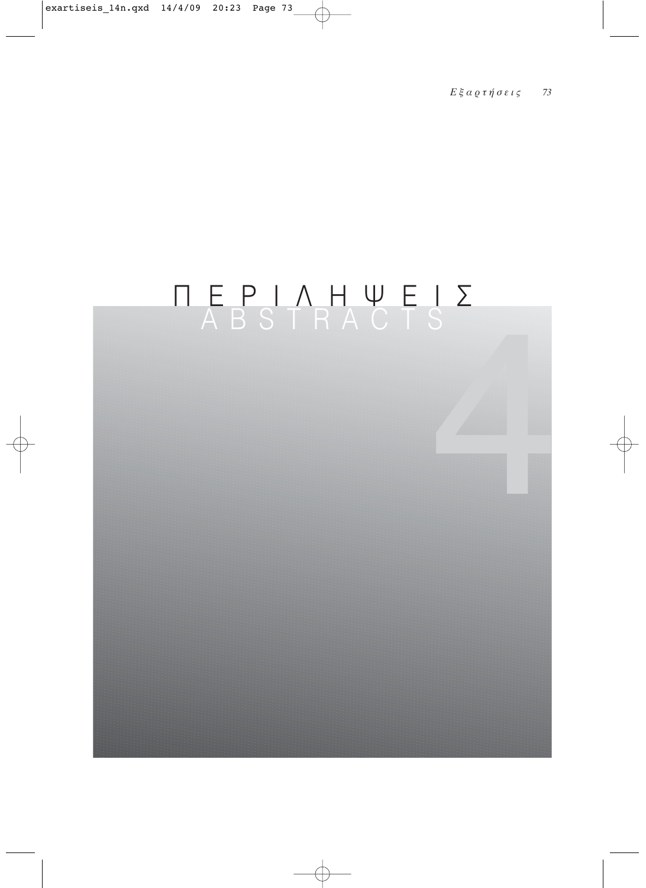# ΠΕΡΙΛΗΨΕΙΣ
# ABSTRACTS

4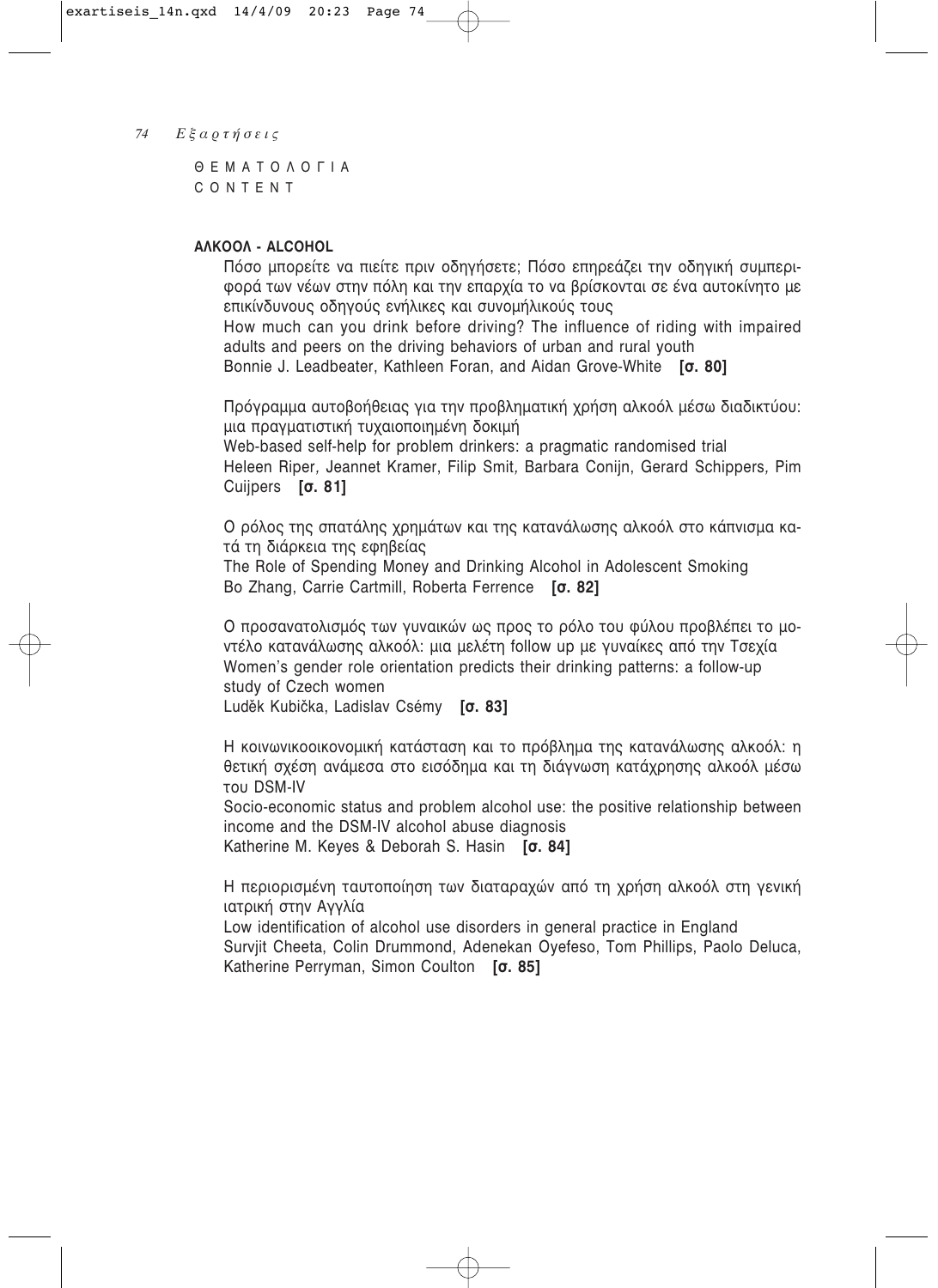ΘΕΜΑΤΟΛΟΓΙΑ
CONTENT

**ΑΛΚΟΟΛ - ALCOHOL**

Πόσο μπορείτε να πιείτε πριν οδηγήσετε; Πόσο επηρεάζει την οδηγική συμπεριφορά των νέων στην πόλη και την επαρχία το να βρίσκονται σε ένα αυτοκίνητο με επικίνδυνους οδηγούς ενήλικες και συνομήλικούς τους
How much can you drink before driving? The influence of riding with impaired adults and peers on the driving behaviors of urban and rural youth
Bonnie J. Leadbeater, Kathleen Foran, and Aidan Grove-White **[σ. 80]**

Πρόγραμμα αυτοβοήθειας για την προβληματική χρήση αλκοόλ μέσω διαδικτύου: μια πραγματιστική τυχαιοποιημένη δοκιμή
Web-based self-help for problem drinkers: a pragmatic randomised trial
Heleen Riper, Jeannet Kramer, Filip Smit, Barbara Conijn, Gerard Schippers, Pim Cuijpers **[σ. 81]**

Ο ρόλος της σπατάλης χρημάτων και της κατανάλωσης αλκοόλ στο κάπνισμα κατά τη διάρκεια της εφηβείας
The Role of Spending Money and Drinking Alcohol in Adolescent Smoking
Bo Zhang, Carrie Cartmill, Roberta Ferrence **[σ. 82]**

Ο προσανατολισμός των γυναικών ως προς το ρόλο του φύλου προβλέπει το μοντέλο κατανάλωσης αλκοόλ: μια μελέτη follow up με γυναίκες από την Τσεχία
Women's gender role orientation predicts their drinking patterns: a follow-up study of Czech women
Luděk Kubička, Ladislav Csémy **[σ. 83]**

Η κοινωνικοοικονομική κατάσταση και το πρόβλημα της κατανάλωσης αλκοόλ: η θετική σχέση ανάμεσα στο εισόδημα και τη διάγνωση κατάχρησης αλκοόλ μέσω του DSM-IV
Socio-economic status and problem alcohol use: the positive relationship between income and the DSM-IV alcohol abuse diagnosis
Katherine M. Keyes & Deborah S. Hasin **[σ. 84]**

Η περιορισμένη ταυτοποίηση των διαταραχών από τη χρήση αλκοόλ στη γενική ιατρική στην Αγγλία
Low identification of alcohol use disorders in general practice in England
Survjit Cheeta, Colin Drummond, Adenekan Oyefeso, Tom Phillips, Paolo Deluca, Katherine Perryman, Simon Coulton **[σ. 85]**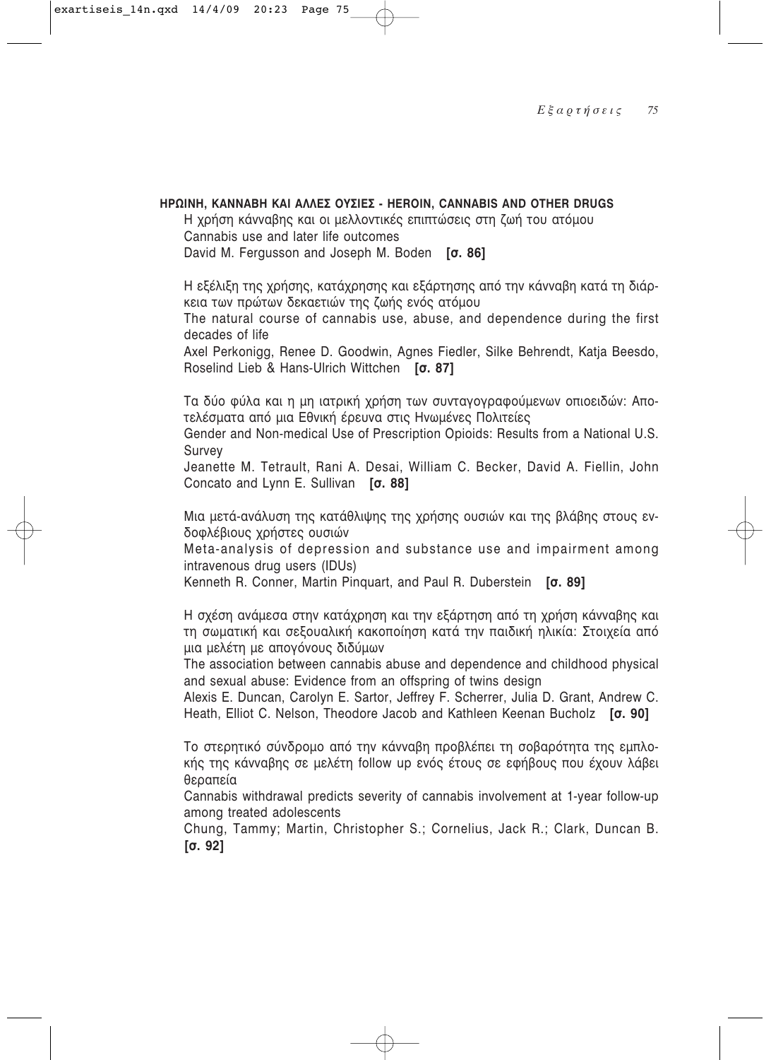## ΗΡΩΙΝΗ, ΚΑΝΝΑΒΗ ΚΑΙ ΑΛΛΕΣ ΟΥΣΙΕΣ - HEROIN, CANNABIS AND OTHER DRUGS

Η χρήση κάνναβης και οι μελλοντικές επιπτώσεις στη ζωή του ατόμου
Cannabis use and later life outcomes
David M. Fergusson and Joseph M. Boden **[σ. 86]**

Η εξέλιξη της χρήσης, κατάχρησης και εξάρτησης από την κάνναβη κατά τη διάρκεια των πρώτων δεκαετιών της ζωής ενός ατόμου
The natural course of cannabis use, abuse, and dependence during the first decades of life
Axel Perkonigg, Renee D. Goodwin, Agnes Fiedler, Silke Behrendt, Katja Beesdo, Roselind Lieb & Hans-Ulrich Wittchen **[σ. 87]**

Τα δύο φύλα και η μη ιατρική χρήση των συνταγογραφούμενων οπιοειδών: Αποτελέσματα από μια Εθνική έρευνα στις Ηνωμένες Πολιτείες
Gender and Non-medical Use of Prescription Opioids: Results from a National U.S. Survey
Jeanette M. Tetrault, Rani A. Desai, William C. Becker, David A. Fiellin, John Concato and Lynn E. Sullivan **[σ. 88]**

Μια μετά-ανάλυση της κατάθλιψης της χρήσης ουσιών και της βλάβης στους ενδοφλέβιους χρήστες ουσιών
Meta-analysis of depression and substance use and impairment among intravenous drug users (IDUs)
Kenneth R. Conner, Martin Pinquart, and Paul R. Duberstein **[σ. 89]**

Η σχέση ανάμεσα στην κατάχρηση και την εξάρτηση από τη χρήση κάνναβης και τη σωματική και σεξουαλική κακοποίηση κατά την παιδική ηλικία: Στοιχεία από μια μελέτη με απογόνους διδύμων
The association between cannabis abuse and dependence and childhood physical and sexual abuse: Evidence from an offspring of twins design
Alexis E. Duncan, Carolyn E. Sartor, Jeffrey F. Scherrer, Julia D. Grant, Andrew C. Heath, Elliot C. Nelson, Theodore Jacob and Kathleen Keenan Bucholz **[σ. 90]**

Το στερητικό σύνδρομο από την κάνναβη προβλέπει τη σοβαρότητα της εμπλοκής της κάνναβης σε μελέτη follow up ενός έτους σε εφήβους που έχουν λάβει θεραπεία
Cannabis withdrawal predicts severity of cannabis involvement at 1-year follow-up among treated adolescents
Chung, Tammy; Martin, Christopher S.; Cornelius, Jack R.; Clark, Duncan B. **[σ. 92]**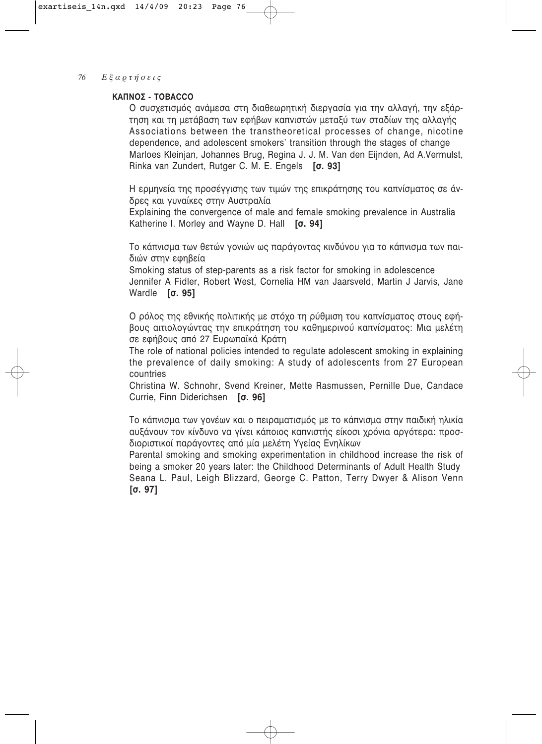## ΚΑΠΝΟΣ - TOBACCO

Ο συσχετισμός ανάμεσα στη διαθεωρητική διεργασία για την αλλαγή, την εξάρτηση και τη μετάβαση των εφήβων καπνιστών μεταξύ των σταδίων της αλλαγής
Associations between the transtheoretical processes of change, nicotine dependence, and adolescent smokers' transition through the stages of change
Marloes Kleinjan, Johannes Brug, Regina J. J. M. Van den Eijnden, Ad A.Vermulst, Rinka van Zundert, Rutger C. M. E. Engels **[σ. 93]**

Η ερμηνεία της προσέγγισης των τιμών της επικράτησης του καπνίσματος σε άνδρες και γυναίκες στην Αυστραλία
Explaining the convergence of male and female smoking prevalence in Australia
Katherine I. Morley and Wayne D. Hall **[σ. 94]**

Το κάπνισμα των θετών γονιών ως παράγοντας κινδύνου για το κάπνισμα των παιδιών στην εφηβεία
Smoking status of step-parents as a risk factor for smoking in adolescence
Jennifer A Fidler, Robert West, Cornelia HM van Jaarsveld, Martin J Jarvis, Jane Wardle **[σ. 95]**

Ο ρόλος της εθνικής πολιτικής με στόχο τη ρύθμιση του καπνίσματος στους εφήβους αιτιολογώντας την επικράτηση του καθημερινού καπνίσματος: Μια μελέτη σε εφήβους από 27 Ευρωπαϊκά Κράτη
The role of national policies intended to regulate adolescent smoking in explaining the prevalence of daily smoking: A study of adolescents from 27 European countries
Christina W. Schnohr, Svend Kreiner, Mette Rasmussen, Pernille Due, Candace Currie, Finn Diderichsen **[σ. 96]**

Το κάπνισμα των γονέων και ο πειραματισμός με το κάπνισμα στην παιδική ηλικία αυξάνουν τον κίνδυνο να γίνει κάποιος καπνιστής είκοσι χρόνια αργότερα: προσδιοριστικοί παράγοντες από μία μελέτη Υγείας Ενηλίκων
Parental smoking and smoking experimentation in childhood increase the risk of being a smoker 20 years later: the Childhood Determinants of Adult Health Study
Seana L. Paul, Leigh Blizzard, George C. Patton, Terry Dwyer & Alison Venn **[σ. 97]**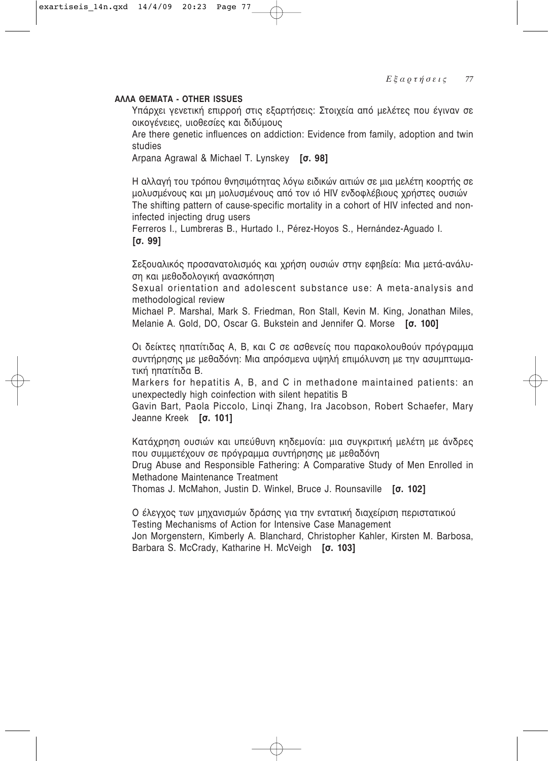## ΑΛΛΑ ΘΕΜΑΤΑ - OTHER ISSUES

Υπάρχει γενετική επιρροή στις εξαρτήσεις: Στοιχεία από μελέτες που έγιναν σε οικογένειες, υιοθεσίες και διδύμους
Are there genetic influences on addiction: Evidence from family, adoption and twin studies
Arpana Agrawal & Michael T. Lynskey **[σ. 98]**

Η αλλαγή του τρόπου θνησιμότητας λόγω ειδικών αιτιών σε μια μελέτη κοορτής σε μολυσμένους και μη μολυσμένους από τον ιό HIV ενδοφλέβιους χρήστες ουσιών
The shifting pattern of cause-specific mortality in a cohort of HIV infected and non-infected injecting drug users
Ferreros I., Lumbreras B., Hurtado I., Pérez-Hoyos S., Hernández-Aguado I.
**[σ. 99]**

Σεξουαλικός προσανατολισμός και χρήση ουσιών στην εφηβεία: Μια μετά-ανάλυση και μεθοδολογική ανασκόπηση
Sexual orientation and adolescent substance use: A meta-analysis and methodological review
Michael P. Marshal, Mark S. Friedman, Ron Stall, Kevin M. King, Jonathan Miles, Melanie A. Gold, DO, Oscar G. Bukstein and Jennifer Q. Morse **[σ. 100]**

Οι δείκτες ηπατίτιδας Α, Β, και C σε ασθενείς που παρακολουθούν πρόγραμμα συντήρησης με μεθαδόνη: Μια απρόσμενα υψηλή επιμόλυνση με την ασυμπτωματική ηπατίτιδα Β.
Markers for hepatitis A, B, and C in methadone maintained patients: an unexpectedly high coinfection with silent hepatitis B
Gavin Bart, Paola Piccolo, Linqi Zhang, Ira Jacobson, Robert Schaefer, Mary Jeanne Kreek **[σ. 101]**

Κατάχρηση ουσιών και υπεύθυνη κηδεμονία: μια συγκριτική μελέτη με άνδρες που συμμετέχουν σε πρόγραμμα συντήρησης με μεθαδόνη
Drug Abuse and Responsible Fathering: A Comparative Study of Men Enrolled in Methadone Maintenance Treatment
Thomas J. McMahon, Justin D. Winkel, Bruce J. Rounsaville **[σ. 102]**

Ο έλεγχος των μηχανισμών δράσης για την εντατική διαχείριση περιστατικού
Testing Mechanisms of Action for Intensive Case Management
Jon Morgenstern, Kimberly A. Blanchard, Christopher Kahler, Kirsten M. Barbosa, Barbara S. McCrady, Katharine H. McVeigh **[σ. 103]**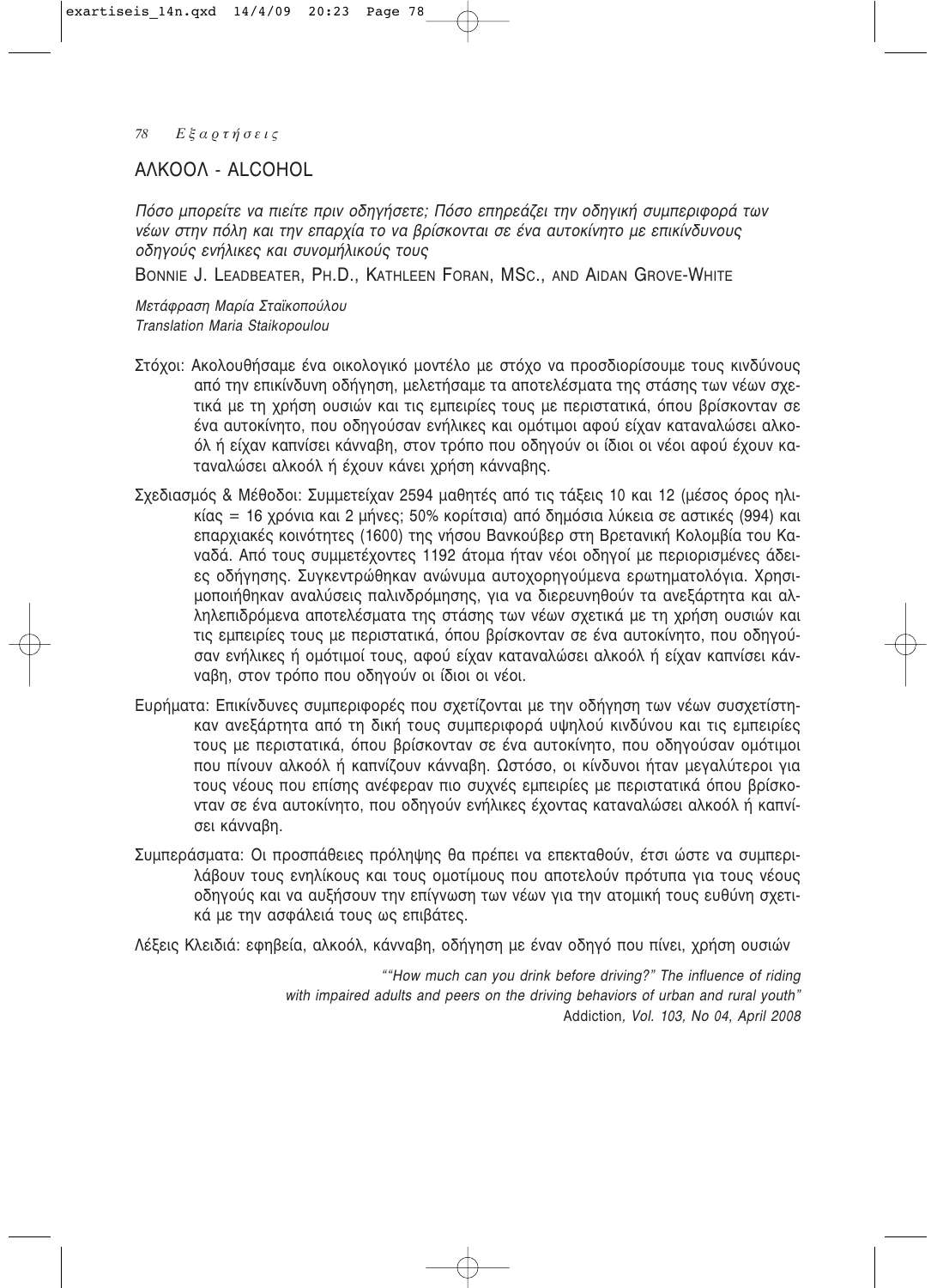## ΑΛΚΟΟΛ - ALCOHOL

*Πόσο μπορείτε να πιείτε πριν οδηγήσετε; Πόσο επηρεάζει την οδηγική συμπεριφορά των νέων στην πόλη και την επαρχία το να βρίσκονται σε ένα αυτοκίνητο με επικίνδυνους οδηγούς ενήλικες και συνομήλικούς τους*

BONNIE J. LEADBEATER, PH.D., KATHLEEN FORAN, MSC., AND AIDAN GROVE-WHITE

*Μετάφραση Μαρία Σταϊκοπούλου*
*Translation Maria Staikopoulou*

Στόχοι: Ακολουθήσαμε ένα οικολογικό μοντέλο με στόχο να προσδιορίσουμε τους κινδύνους από την επικίνδυνη οδήγηση, μελετήσαμε τα αποτελέσματα της στάσης των νέων σχετικά με τη χρήση ουσιών και τις εμπειρίες τους με περιστατικά, όπου βρίσκονταν σε ένα αυτοκίνητο, που οδηγούσαν ενήλικες και ομότιμοι αφού είχαν καταναλώσει αλκοόλ ή είχαν καπνίσει κάνναβη, στον τρόπο που οδηγούν οι ίδιοι οι νέοι αφού έχουν καταναλώσει αλκοόλ ή έχουν κάνει χρήση κάνναβης.

Σχεδιασμός & Μέθοδοι: Συμμετείχαν 2594 μαθητές από τις τάξεις 10 και 12 (μέσος όρος ηλικίας = 16 χρόνια και 2 μήνες; 50% κορίτσια) από δημόσια λύκεια σε αστικές (994) και επαρχιακές κοινότητες (1600) της νήσου Βανκούβερ στη Βρετανική Κολομβία του Καναδά. Από τους συμμετέχοντες 1192 άτομα ήταν νέοι οδηγοί με περιορισμένες άδειες οδήγησης. Συγκεντρώθηκαν ανώνυμα αυτοχορηγούμενα ερωτηματολόγια. Χρησιμοποιήθηκαν αναλύσεις παλινδρόμησης, για να διερευνηθούν τα ανεξάρτητα και αλληλεπιδρόμενα αποτελέσματα της στάσης των νέων σχετικά με τη χρήση ουσιών και τις εμπειρίες τους με περιστατικά, όπου βρίσκονταν σε ένα αυτοκίνητο, που οδηγούσαν ενήλικες ή ομότιμοί τους, αφού είχαν καταναλώσει αλκοόλ ή είχαν καπνίσει κάνναβη, στον τρόπο που οδηγούν οι ίδιοι οι νέοι.

Ευρήματα: Επικίνδυνες συμπεριφορές που σχετίζονται με την οδήγηση των νέων συσχετίστηκαν ανεξάρτητα από τη δική τους συμπεριφορά υψηλού κινδύνου και τις εμπειρίες τους με περιστατικά, όπου βρίσκονταν σε ένα αυτοκίνητο, που οδηγούσαν ομότιμοι που πίνουν αλκοόλ ή καπνίζουν κάνναβη. Ωστόσο, οι κίνδυνοι ήταν μεγαλύτεροι για τους νέους που επίσης ανέφεραν πιο συχνές εμπειρίες με περιστατικά όπου βρίσκονταν σε ένα αυτοκίνητο, που οδηγούν ενήλικες έχοντας καταναλώσει αλκοόλ ή καπνίσει κάνναβη.

Συμπεράσματα: Οι προσπάθειες πρόληψης θα πρέπει να επεκταθούν, έτσι ώστε να συμπεριλάβουν τους ενηλίκους και τους ομοτίμους που αποτελούν πρότυπα για τους νέους οδηγούς και να αυξήσουν την επίγνωση των νέων για την ατομική τους ευθύνη σχετικά με την ασφάλειά τους ως επιβάτες.

Λέξεις Κλειδιά: εφηβεία, αλκοόλ, κάνναβη, οδήγηση με έναν οδηγό που πίνει, χρήση ουσιών

*""How much can you drink before driving?" The influence of riding with impaired adults and peers on the driving behaviors of urban and rural youth"*
Addiction*, Vol. 103, No 04, April 2008*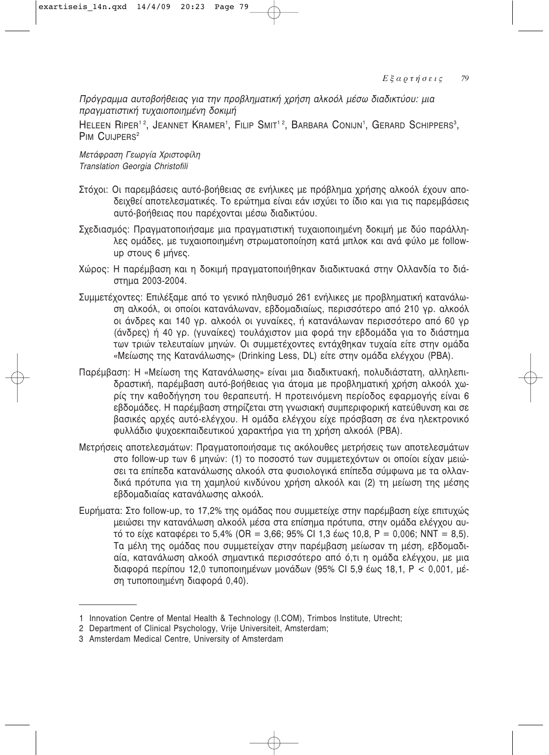*Πρόγραμμα αυτοβοήθειας για την προβληματική χρήση αλκοόλ μέσω διαδικτύου: μια πραγματιστική τυχαιοποιημένη δοκιμή*

HELEEN RIPER[1,2], JEANNET KRAMER[1], FILIP SMIT[1,2], BARBARA CONIJN[1], GERARD SCHIPPERS[3], PIM CUIJPERS[2]

*Μετάφραση Γεωργία Χριστοφίλη*
*Translation Georgia Christofili*

Στόχοι: Οι παρεμβάσεις αυτό-βοήθειας σε ενήλικες με πρόβλημα χρήσης αλκοόλ έχουν αποδειχθεί αποτελεσματικές. Το ερώτημα είναι εάν ισχύει το ίδιο και για τις παρεμβάσεις αυτό-βοήθειας που παρέχονται μέσω διαδικτύου.

Σχεδιασμός: Πραγματοποιήσαμε μια πραγματιστική τυχαιοποιημένη δοκιμή με δύο παράλληλες ομάδες, με τυχαιοποιημένη στρωματοποίηση κατά μπλοκ και ανά φύλο με follow-up στους 6 μήνες.

Χώρος: Η παρέμβαση και η δοκιμή πραγματοποιήθηκαν διαδικτυακά στην Ολλανδία το διάστημα 2003-2004.

Συμμετέχοντες: Επιλέξαμε από το γενικό πληθυσμό 261 ενήλικες με προβληματική κατανάλωση αλκοόλ, οι οποίοι κατανάλωναν, εβδομαδιαίως, περισσότερο από 210 γρ. αλκοόλ οι άνδρες και 140 γρ. αλκοόλ οι γυναίκες, ή κατανάλωναν περισσότερο από 60 γρ (άνδρες) ή 40 γρ. (γυναίκες) τουλάχιστον μια φορά την εβδομάδα για το διάστημα των τριών τελευταίων μηνών. Οι συμμετέχοντες εντάχθηκαν τυχαία είτε στην ομάδα «Μείωσης της Κατανάλωσης» (Drinking Less, DL) είτε στην ομάδα ελέγχου (PBA).

Παρέμβαση: Η «Μείωση της Κατανάλωσης» είναι μια διαδικτυακή, πολυδιάστατη, αλληλεπιδραστική, παρέμβαση αυτό-βοήθειας για άτομα με προβληματική χρήση αλκοόλ χωρίς την καθοδήγηση του θεραπευτή. Η προτεινόμενη περίοδος εφαρμογής είναι 6 εβδομάδες. Η παρέμβαση στηρίζεται στη γνωσιακή συμπεριφορική κατεύθυνση και σε βασικές αρχές αυτό-ελέγχου. Η ομάδα ελέγχου είχε πρόσβαση σε ένα ηλεκτρονικό φυλλάδιο ψυχοεκπαιδευτικού χαρακτήρα για τη χρήση αλκοόλ (PBA).

Μετρήσεις αποτελεσμάτων: Πραγματοποιήσαμε τις ακόλουθες μετρήσεις των αποτελεσμάτων στο follow-up των 6 μηνών: (1) το ποσοστό των συμμετεχόντων οι οποίοι είχαν μειώσει τα επίπεδα κατανάλωσης αλκοόλ στα φυσιολογικά επίπεδα σύμφωνα με τα ολλανδικά πρότυπα για τη χαμηλού κινδύνου χρήση αλκοόλ και (2) τη μείωση της μέσης εβδομαδιαίας κατανάλωσης αλκοόλ.

Ευρήματα: Στο follow-up, το 17,2% της ομάδας που συμμετείχε στην παρέμβαση είχε επιτυχώς μειώσει την κατανάλωση αλκοόλ μέσα στα επίσημα πρότυπα, στην ομάδα ελέγχου αυτό το είχε καταφέρει το 5,4% (OR = 3,66; 95% CI 1,3 έως 10,8, P = 0,006; NNT = 8,5). Τα μέλη της ομάδας που συμμετείχαν στην παρέμβαση μείωσαν τη μέση, εβδομαδιαία, κατανάλωση αλκοόλ σημαντικά περισσότερο από ό,τι η ομάδα ελέγχου, με μια διαφορά περίπου 12,0 τυποποιημένων μονάδων (95% CI 5,9 έως 18,1, $P < 0{,}001$, μέση τυποποιημένη διαφορά 0,40).

---

1 Innovation Centre of Mental Health & Technology (I.COM), Trimbos Institute, Utrecht;
2 Department of Clinical Psychology, Vrije Universiteit, Amsterdam;
3 Amsterdam Medical Centre, University of Amsterdam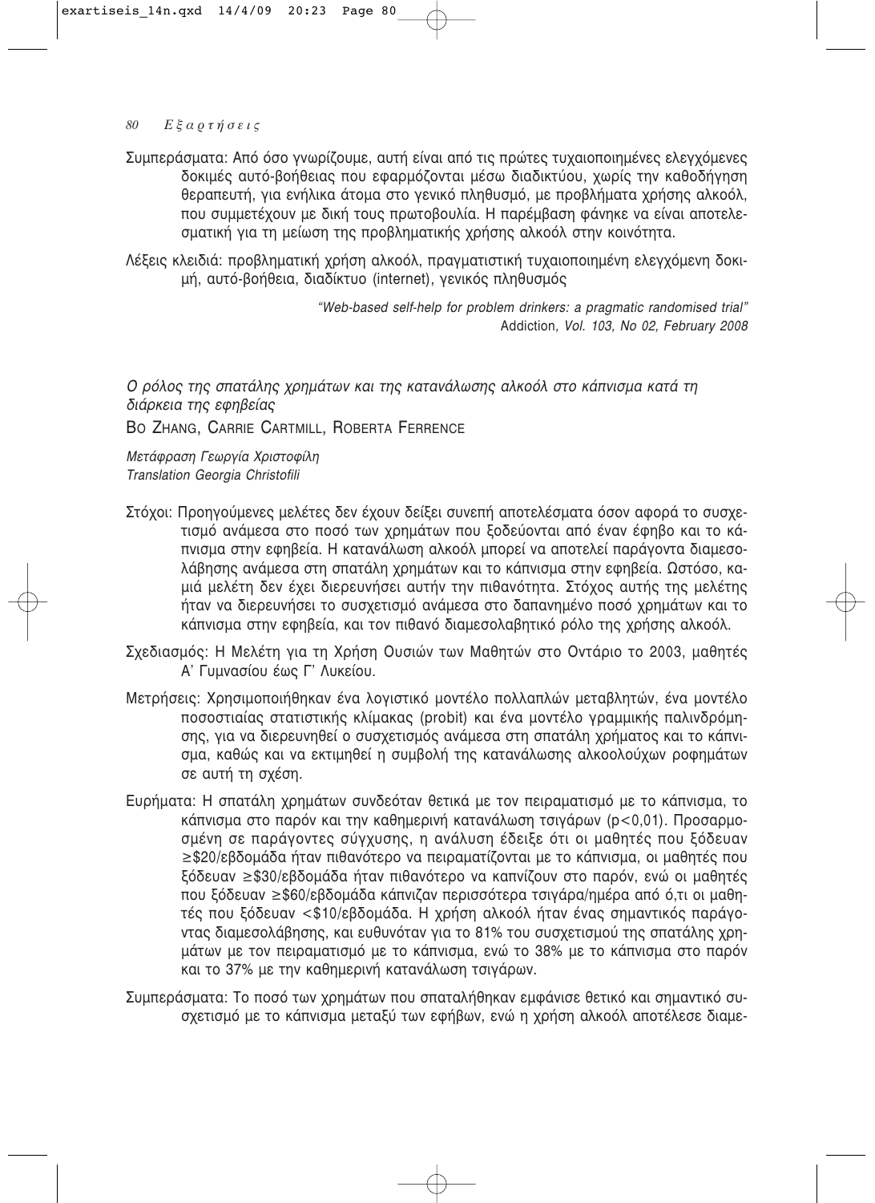Συμπεράσματα: Από όσο γνωρίζουμε, αυτή είναι από τις πρώτες τυχαιοποιημένες ελεγχόμενες δοκιμές αυτό-βοήθειας που εφαρμόζονται μέσω διαδικτύου, χωρίς την καθοδήγηση θεραπευτή, για ενήλικα άτομα στο γενικό πληθυσμό, με προβλήματα χρήσης αλκοόλ, που συμμετέχουν με δική τους πρωτοβουλία. Η παρέμβαση φάνηκε να είναι αποτελεσματική για τη μείωση της προβληματικής χρήσης αλκοόλ στην κοινότητα.

Λέξεις κλειδιά: προβληματική χρήση αλκοόλ, πραγματιστική τυχαιοποιημένη ελεγχόμενη δοκιμή, αυτό-βοήθεια, διαδίκτυο (internet), γενικός πληθυσμός

*"Web-based self-help for problem drinkers: a pragmatic randomised trial"*
Addiction, *Vol. 103, No 02, February 2008*

## *Ο ρόλος της σπατάλης χρημάτων και της κατανάλωσης αλκοόλ στο κάπνισμα κατά τη διάρκεια της εφηβείας*

BO ZHANG, CARRIE CARTMILL, ROBERTA FERRENCE

*Μετάφραση Γεωργία Χριστοφίλη*
*Translation Georgia Christofili*

Στόχοι: Προηγούμενες μελέτες δεν έχουν δείξει συνεπή αποτελέσματα όσον αφορά το συσχετισμό ανάμεσα στο ποσό των χρημάτων που ξοδεύονται από έναν έφηβο και το κάπνισμα στην εφηβεία. Η κατανάλωση αλκοόλ μπορεί να αποτελεί παράγοντα διαμεσολάβησης ανάμεσα στη σπατάλη χρημάτων και το κάπνισμα στην εφηβεία. Ωστόσο, καμιά μελέτη δεν έχει διερευνήσει αυτήν την πιθανότητα. Στόχος αυτής της μελέτης ήταν να διερευνήσει το συσχετισμό ανάμεσα στο δαπανημένο ποσό χρημάτων και το κάπνισμα στην εφηβεία, και τον πιθανό διαμεσολαβητικό ρόλο της χρήσης αλκοόλ.

Σχεδιασμός: Η Μελέτη για τη Χρήση Ουσιών των Μαθητών στο Οντάριο το 2003, μαθητές Α' Γυμνασίου έως Γ' Λυκείου.

Μετρήσεις: Χρησιμοποιήθηκαν ένα λογιστικό μοντέλο πολλαπλών μεταβλητών, ένα μοντέλο ποσοστιαίας στατιστικής κλίμακας (probit) και ένα μοντέλο γραμμικής παλινδρόμησης, για να διερευνηθεί ο συσχετισμός ανάμεσα στη σπατάλη χρήματος και το κάπνισμα, καθώς και να εκτιμηθεί η συμβολή της κατανάλωσης αλκοολούχων ροφημάτων σε αυτή τη σχέση.

Ευρήματα: Η σπατάλη χρημάτων συνδεόταν θετικά με τον πειραματισμό με το κάπνισμα, το κάπνισμα στο παρόν και την καθημερινή κατανάλωση τσιγάρων ($p<0,01$). Προσαρμοσμένη σε παράγοντες σύγχυσης, η ανάλυση έδειξε ότι οι μαθητές που ξόδευαν ≥\$20/εβδομάδα ήταν πιθανότερο να πειραματίζονται με το κάπνισμα, οι μαθητές που ξόδευαν ≥\$30/εβδομάδα ήταν πιθανότερο να καπνίζουν στο παρόν, ενώ οι μαθητές που ξόδευαν ≥\$60/εβδομάδα κάπνιζαν περισσότερα τσιγάρα/ημέρα από ό,τι οι μαθητές που ξόδευαν <\$10/εβδομάδα. Η χρήση αλκοόλ ήταν ένας σημαντικός παράγοντας διαμεσολάβησης, και ευθυνόταν για το 81% του συσχετισμού της σπατάλης χρημάτων με τον πειραματισμό με το κάπνισμα, ενώ το 38% με το κάπνισμα στο παρόν και το 37% με την καθημερινή κατανάλωση τσιγάρων.

Συμπεράσματα: Το ποσό των χρημάτων που σπαταλήθηκαν εμφάνισε θετικό και σημαντικό συσχετισμό με το κάπνισμα μεταξύ των εφήβων, ενώ η χρήση αλκοόλ αποτέλεσε διαμε-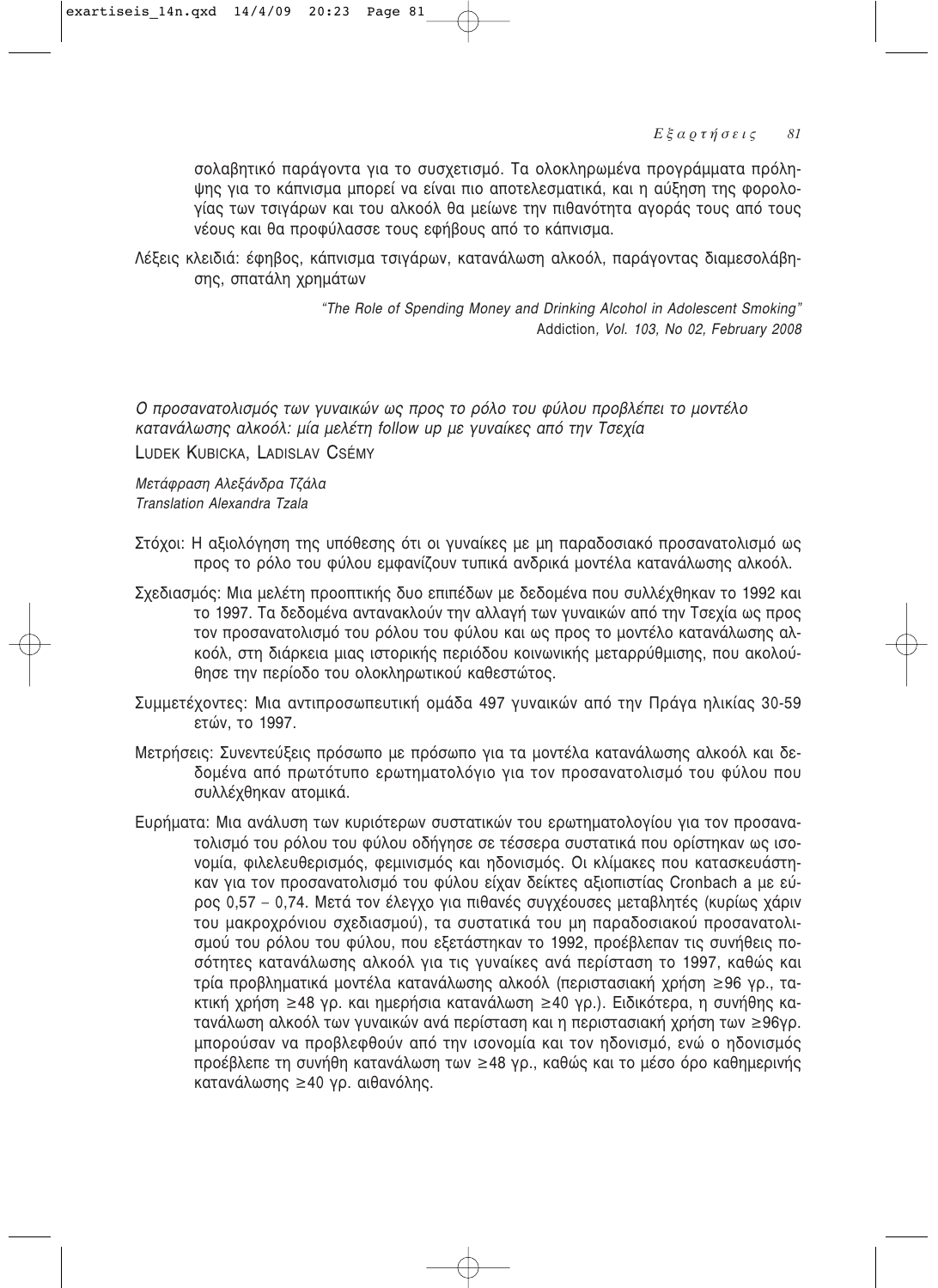σολαβητικό παράγοντα για το συσχετισμό. Τα ολοκληρωμένα προγράμματα πρόληψης για το κάπνισμα μπορεί να είναι πιο αποτελεσματικά, και η αύξηση της φορολογίας των τσιγάρων και του αλκοόλ θα μείωνε την πιθανότητα αγοράς τους από τους νέους και θα προφύλασσε τους εφήβους από το κάπνισμα.

Λέξεις κλειδιά: έφηβος, κάπνισμα τσιγάρων, κατανάλωση αλκοόλ, παράγοντας διαμεσολάβησης, σπατάλη χρημάτων

*"The Role of Spending Money and Drinking Alcohol in Adolescent Smoking"*
Addiction*, Vol. 103, No 02, February 2008*

*Ο προσανατολισμός των γυναικών ως προς το ρόλο του φύλου προβλέπει το μοντέλο κατανάλωσης αλκοόλ: μία μελέτη follow up με γυναίκες από την Τσεχία*

LUDEK KUBICKA, LADISLAV CSÉMY

*Μετάφραση Αλεξάνδρα Τζάλα*
*Translation Alexandra Tzala*

Στόχοι: Η αξιολόγηση της υπόθεσης ότι οι γυναίκες με μη παραδοσιακό προσανατολισμό ως προς το ρόλο του φύλου εμφανίζουν τυπικά ανδρικά μοντέλα κατανάλωσης αλκοόλ.

Σχεδιασμός: Μια μελέτη προοπτικής δυο επιπέδων με δεδομένα που συλλέχθηκαν το 1992 και το 1997. Τα δεδομένα αντανακλούν την αλλαγή των γυναικών από την Τσεχία ως προς τον προσανατολισμό του ρόλου του φύλου και ως προς το μοντέλο κατανάλωσης αλκοόλ, στη διάρκεια μιας ιστορικής περιόδου κοινωνικής μεταρρύθμισης, που ακολούθησε την περίοδο του ολοκληρωτικού καθεστώτος.

Συμμετέχοντες: Μια αντιπροσωπευτική ομάδα 497 γυναικών από την Πράγα ηλικίας 30-59 ετών, το 1997.

Μετρήσεις: Συνεντεύξεις πρόσωπο με πρόσωπο για τα μοντέλα κατανάλωσης αλκοόλ και δεδομένα από πρωτότυπο ερωτηματολόγιο για τον προσανατολισμό του φύλου που συλλέχθηκαν ατομικά.

Ευρήματα: Μια ανάλυση των κυριότερων συστατικών του ερωτηματολογίου για τον προσανατολισμό του ρόλου του φύλου οδήγησε σε τέσσερα συστατικά που ορίστηκαν ως ισονομία, φιλελευθερισμός, φεμινισμός και ηδονισμός. Οι κλίμακες που κατασκευάστηκαν για τον προσανατολισμό του φύλου είχαν δείκτες αξιοπιστίας Cronbach α με εύρος 0,57 – 0,74. Μετά τον έλεγχο για πιθανές συγχέουσες μεταβλητές (κυρίως χάριν του μακροχρόνιου σχεδιασμού), τα συστατικά του μη παραδοσιακού προσανατολισμού του ρόλου του φύλου, που εξετάστηκαν το 1992, προέβλεπαν τις συνήθεις ποσότητες κατανάλωσης αλκοόλ για τις γυναίκες ανά περίσταση το 1997, καθώς και τρία προβληματικά μοντέλα κατανάλωσης αλκοόλ (περιστασιακή χρήση ≥96 γρ., τακτική χρήση ≥48 γρ. και ημερήσια κατανάλωση ≥40 γρ.). Ειδικότερα, η συνήθης κατανάλωση αλκοόλ των γυναικών ανά περίσταση και η περιστασιακή χρήση των ≥96γρ. μπορούσαν να προβλεφθούν από την ισονομία και τον ηδονισμό, ενώ ο ηδονισμός προέβλεπε τη συνήθη κατανάλωση των ≥48 γρ., καθώς και το μέσο όρο καθημερινής κατανάλωσης ≥40 γρ. αιθανόλης.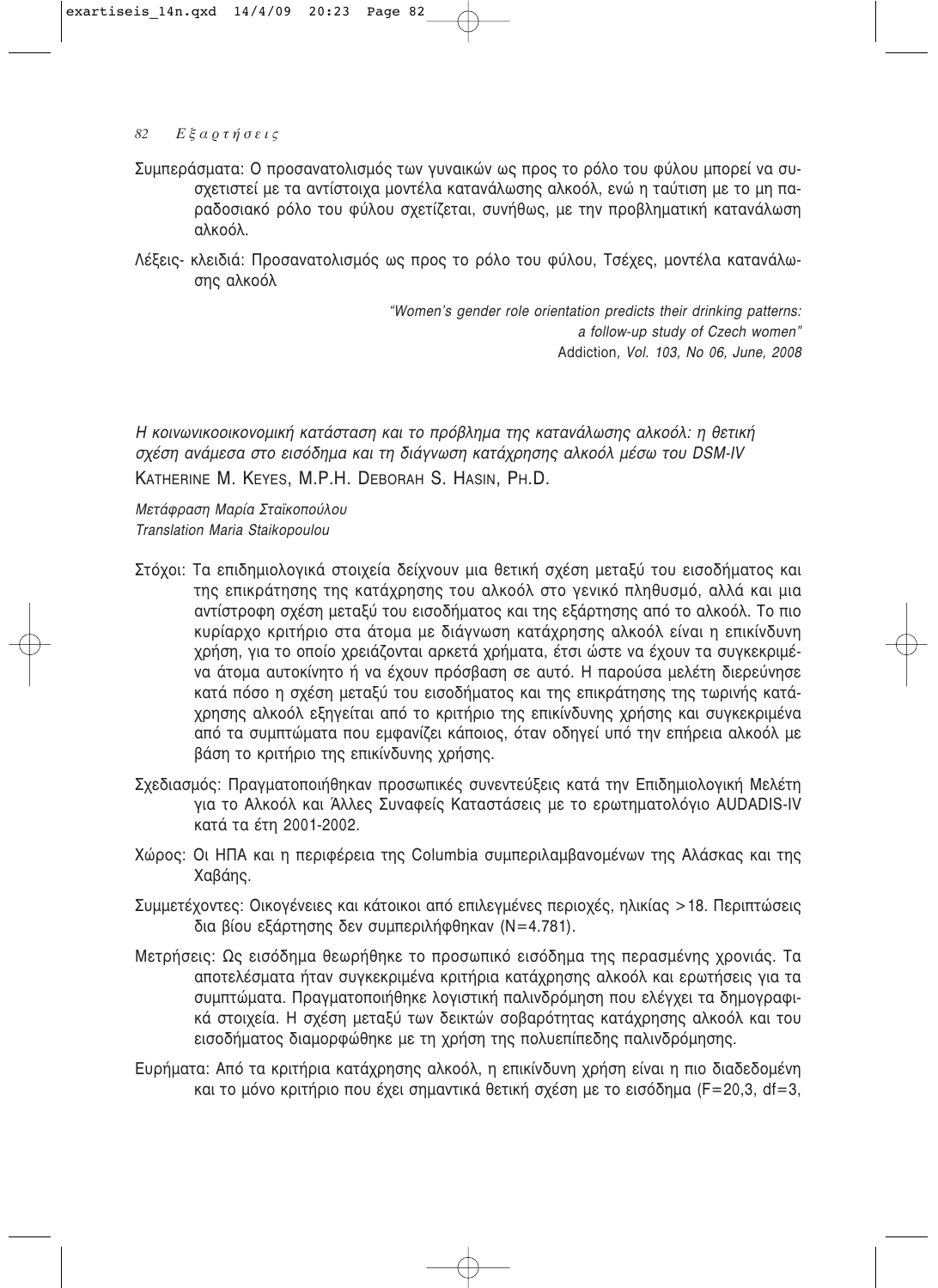Συμπεράσματα: Ο προσανατολισμός των γυναικών ως προς το ρόλο του φύλου μπορεί να συσχετιστεί με τα αντίστοιχα μοντέλα κατανάλωσης αλκοόλ, ενώ η ταύτιση με το μη παραδοσιακό ρόλο του φύλου σχετίζεται, συνήθως, με την προβληματική κατανάλωση αλκοόλ.

Λέξεις- κλειδιά: Προσανατολισμός ως προς το ρόλο του φύλου, Τσέχες, μοντέλα κατανάλωσης αλκοόλ

*"Women's gender role orientation predicts their drinking patterns: a follow-up study of Czech women"*
Addiction*, Vol. 103, No 06, June, 2008*

*Η κοινωνικοοικονομική κατάσταση και το πρόβλημα της κατανάλωσης αλκοόλ: η θετική σχέση ανάμεσα στο εισόδημα και τη διάγνωση κατάχρησης αλκοόλ μέσω του DSM-IV*

KATHERINE M. KEYES, M.P.H. DEBORAH S. HASIN, PH.D.

*Μετάφραση Μαρία Σταϊκοπούλου*
*Translation Maria Staikopoulou*

Στόχοι: Τα επιδημιολογικά στοιχεία δείχνουν μια θετική σχέση μεταξύ του εισοδήματος και της επικράτησης της κατάχρησης του αλκοόλ στο γενικό πληθυσμό, αλλά και μια αντίστροφη σχέση μεταξύ του εισοδήματος και της εξάρτησης από το αλκοόλ. Το πιο κυρίαρχο κριτήριο στα άτομα με διάγνωση κατάχρησης αλκοόλ είναι η επικίνδυνη χρήση, για το οποίο χρειάζονται αρκετά χρήματα, έτσι ώστε να έχουν τα συγκεκριμένα άτομα αυτοκίνητο ή να έχουν πρόσβαση σε αυτό. Η παρούσα μελέτη διερεύνησε κατά πόσο η σχέση μεταξύ του εισοδήματος και της επικράτησης της τωρινής κατάχρησης αλκοόλ εξηγείται από το κριτήριο της επικίνδυνης χρήσης και συγκεκριμένα από τα συμπτώματα που εμφανίζει κάποιος, όταν οδηγεί υπό την επήρεια αλκοόλ με βάση το κριτήριο της επικίνδυνης χρήσης.

Σχεδιασμός: Πραγματοποιήθηκαν προσωπικές συνεντεύξεις κατά την Επιδημιολογική Μελέτη για το Αλκοόλ και Άλλες Συναφείς Καταστάσεις με το ερωτηματολόγιο AUDADIS-IV κατά τα έτη 2001-2002.

Χώρος: Οι ΗΠΑ και η περιφέρεια της Columbia συμπεριλαμβανομένων της Αλάσκας και της Χαβάης.

Συμμετέχοντες: Οικογένειες και κάτοικοι από επιλεγμένες περιοχές, ηλικίας >18. Περιπτώσεις δια βίου εξάρτησης δεν συμπεριλήφθηκαν (N=4.781).

Μετρήσεις: Ως εισόδημα θεωρήθηκε το προσωπικό εισόδημα της περασμένης χρονιάς. Τα αποτελέσματα ήταν συγκεκριμένα κριτήρια κατάχρησης αλκοόλ και ερωτήσεις για τα συμπτώματα. Πραγματοποιήθηκε λογιστική παλινδρόμηση που ελέγχει τα δημογραφικά στοιχεία. Η σχέση μεταξύ των δεικτών σοβαρότητας κατάχρησης αλκοόλ και του εισοδήματος διαμορφώθηκε με τη χρήση της πολυεπίπεδης παλινδρόμησης.

Ευρήματα: Από τα κριτήρια κατάχρησης αλκοόλ, η επικίνδυνη χρήση είναι η πιο διαδεδομένη και το μόνο κριτήριο που έχει σημαντικά θετική σχέση με το εισόδημα (F=20,3, df=3,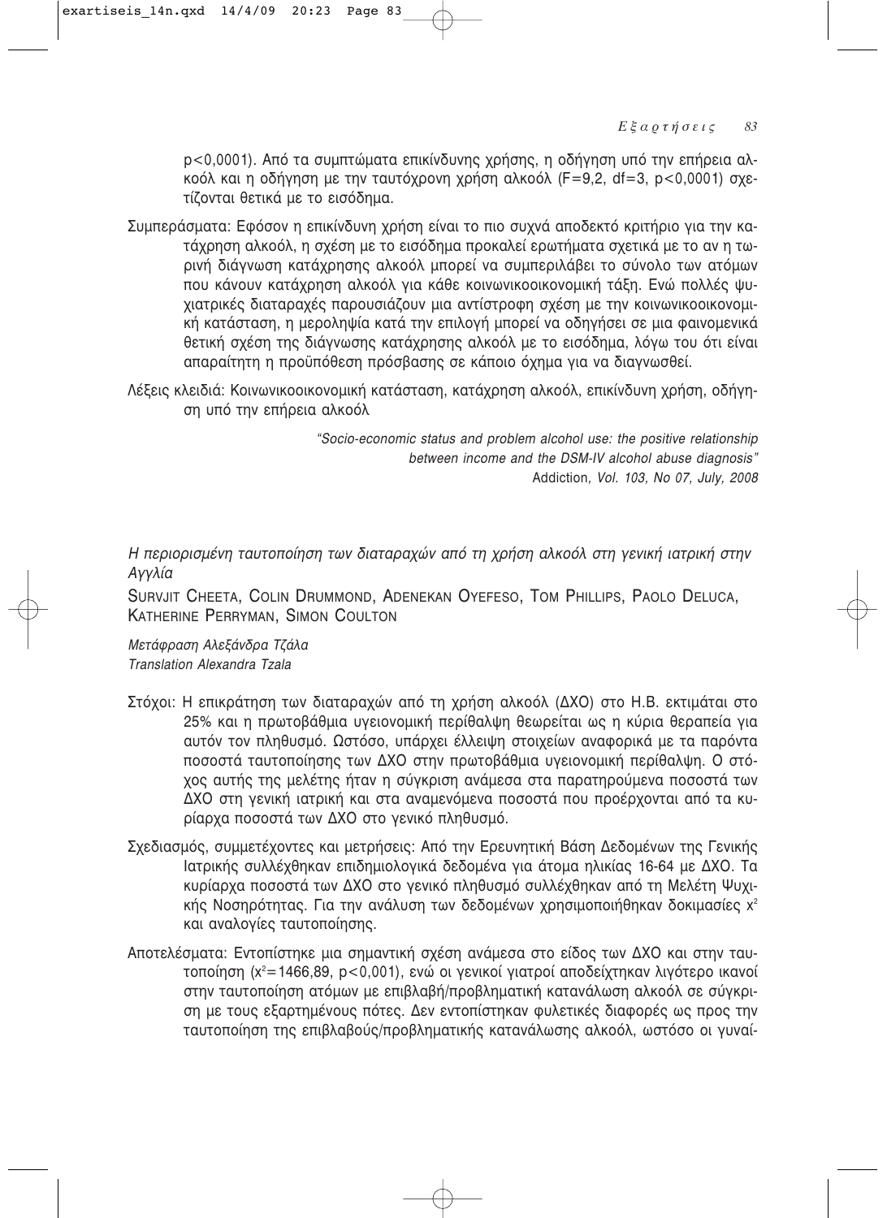p<0,0001). Από τα συμπτώματα επικίνδυνης χρήσης, η οδήγηση υπό την επήρεια αλκοόλ και η οδήγηση με την ταυτόχρονη χρήση αλκοόλ (F=9,2, df=3, p<0,0001) σχετίζονται θετικά με το εισόδημα.

Συμπεράσματα: Εφόσον η επικίνδυνη χρήση είναι το πιο συχνά αποδεκτό κριτήριο για την κατάχρηση αλκοόλ, η σχέση με το εισόδημα προκαλεί ερωτήματα σχετικά με το αν η τωρινή διάγνωση κατάχρησης αλκοόλ μπορεί να συμπεριλάβει το σύνολο των ατόμων που κάνουν κατάχρηση αλκοόλ για κάθε κοινωνικοοικονομική τάξη. Ενώ πολλές ψυχιατρικές διαταραχές παρουσιάζουν μια αντίστροφη σχέση με την κοινωνικοοικονομική κατάσταση, η μεροληψία κατά την επιλογή μπορεί να οδηγήσει σε μια φαινομενικά θετική σχέση της διάγνωσης κατάχρησης αλκοόλ με το εισόδημα, λόγω του ότι είναι απαραίτητη η προϋπόθεση πρόσβασης σε κάποιο όχημα για να διαγνωσθεί.

Λέξεις κλειδιά: Κοινωνικοοικονομική κατάσταση, κατάχρηση αλκοόλ, επικίνδυνη χρήση, οδήγηση υπό την επήρεια αλκοόλ

*"Socio-economic status and problem alcohol use: the positive relationship between income and the DSM-IV alcohol abuse diagnosis"*
Addiction*, Vol. 103, No 07, July, 2008*

*Η περιορισμένη ταυτοποίηση των διαταραχών από τη χρήση αλκοόλ στη γενική ιατρική στην Αγγλία*

SURVJIT CHEETA, COLIN DRUMMOND, ADENEKAN OYEFESO, TOM PHILLIPS, PAOLO DELUCA, KATHERINE PERRYMAN, SIMON COULTON

*Μετάφραση Αλεξάνδρα Τζάλα*
*Translation Alexandra Tzala*

Στόχοι: Η επικράτηση των διαταραχών από τη χρήση αλκοόλ (ΔΧΟ) στο Η.Β. εκτιμάται στο 25% και η πρωτοβάθμια υγειονομική περίθαλψη θεωρείται ως η κύρια θεραπεία για αυτόν τον πληθυσμό. Ωστόσο, υπάρχει έλλειψη στοιχείων αναφορικά με τα παρόντα ποσοστά ταυτοποίησης των ΔΧΟ στην πρωτοβάθμια υγειονομική περίθαλψη. Ο στόχος αυτής της μελέτης ήταν η σύγκριση ανάμεσα στα παρατηρούμενα ποσοστά των ΔΧΟ στη γενική ιατρική και στα αναμενόμενα ποσοστά που προέρχονται από τα κυρίαρχα ποσοστά των ΔΧΟ στο γενικό πληθυσμό.

Σχεδιασμός, συμμετέχοντες και μετρήσεις: Από την Ερευνητική Βάση Δεδομένων της Γενικής Ιατρικής συλλέχθηκαν επιδημιολογικά δεδομένα για άτομα ηλικίας 16-64 με ΔΧΟ. Τα κυρίαρχα ποσοστά των ΔΧΟ στο γενικό πληθυσμό συλλέχθηκαν από τη Μελέτη Ψυχικής Νοσηρότητας. Για την ανάλυση των δεδομένων χρησιμοποιήθηκαν δοκιμασίες $x^2$ και αναλογίες ταυτοποίησης.

Αποτελέσματα: Εντοπίστηκε μια σημαντική σχέση ανάμεσα στο είδος των ΔΧΟ και στην ταυτοποίηση ($x^2$=1466,89, p<0,001), ενώ οι γενικοί γιατροί αποδείχτηκαν λιγότερο ικανοί στην ταυτοποίηση ατόμων με επιβλαβή/προβληματική κατανάλωση αλκοόλ σε σύγκριση με τους εξαρτημένους πότες. Δεν εντοπίστηκαν φυλετικές διαφορές ως προς την ταυτοποίηση της επιβλαβούς/προβληματικής κατανάλωσης αλκοόλ, ωστόσο οι γυναί-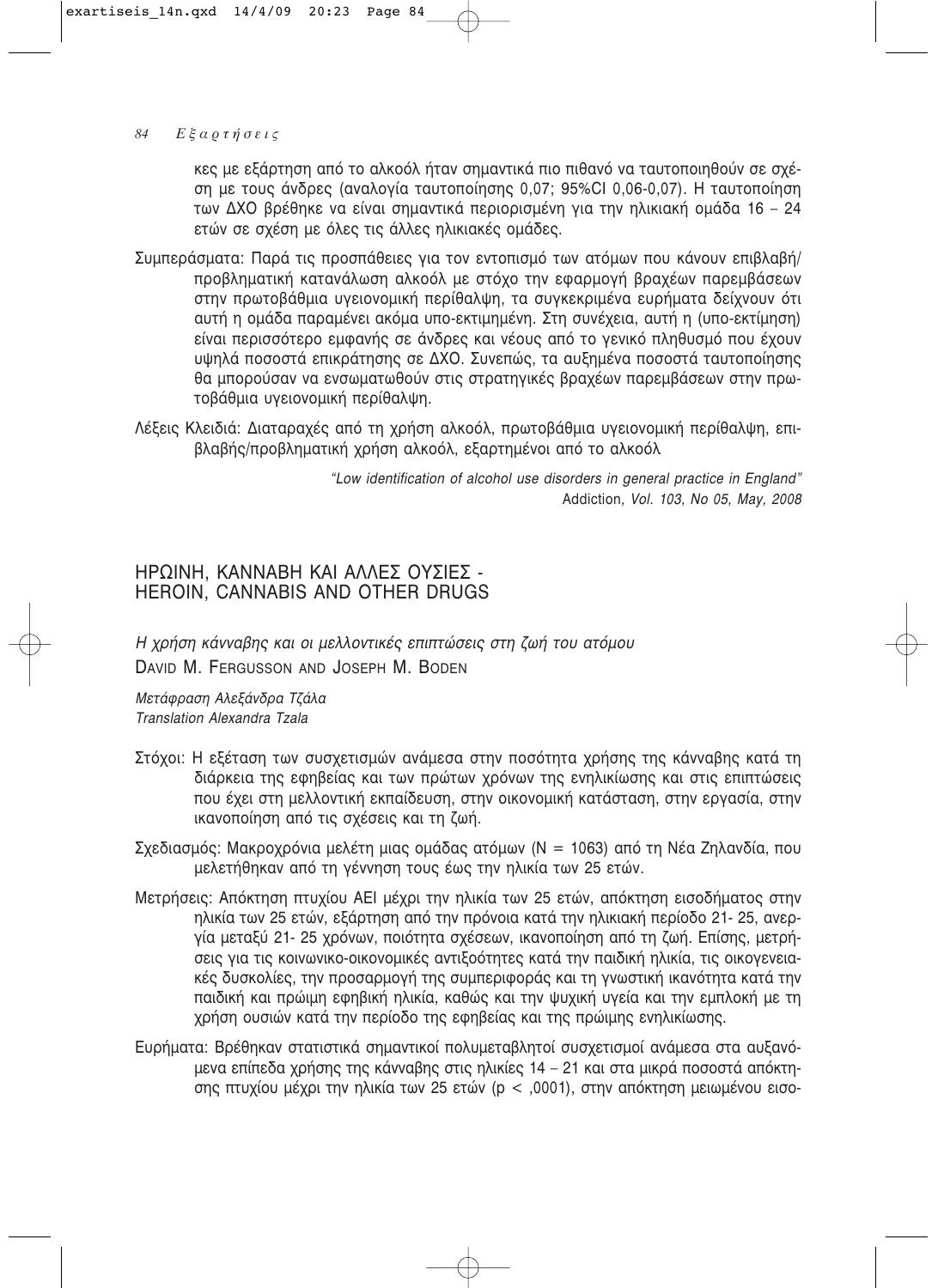κες με εξάρτηση από το αλκοόλ ήταν σημαντικά πιο πιθανό να ταυτοποιηθούν σε σχέση με τους άνδρες (αναλογία ταυτοποίησης 0,07; 95%CI 0,06-0,07). Η ταυτοποίηση των ΔΧΟ βρέθηκε να είναι σημαντικά περιορισμένη για την ηλικιακή ομάδα 16 – 24 ετών σε σχέση με όλες τις άλλες ηλικιακές ομάδες.

Συμπεράσματα: Παρά τις προσπάθειες για τον εντοπισμό των ατόμων που κάνουν επιβλαβή/προβληματική κατανάλωση αλκοόλ με στόχο την εφαρμογή βραχέων παρεμβάσεων στην πρωτοβάθμια υγειονομική περίθαλψη, τα συγκεκριμένα ευρήματα δείχνουν ότι αυτή η ομάδα παραμένει ακόμα υπο-εκτιμημένη. Στη συνέχεια, αυτή η (υπο-εκτίμηση) είναι περισσότερο εμφανής σε άνδρες και νέους από το γενικό πληθυσμό που έχουν υψηλά ποσοστά επικράτησης σε ΔΧΟ. Συνεπώς, τα αυξημένα ποσοστά ταυτοποίησης θα μπορούσαν να ενσωματωθούν στις στρατηγικές βραχέων παρεμβάσεων στην πρωτοβάθμια υγειονομική περίθαλψη.

Λέξεις Κλειδιά: Διαταραχές από τη χρήση αλκοόλ, πρωτοβάθμια υγειονομική περίθαλψη, επιβλαβής/προβληματική χρήση αλκοόλ, εξαρτημένοι από το αλκοόλ

*"Low identification of alcohol use disorders in general practice in England"*
Addiction*, Vol. 103, No 05, May, 2008*

## ΗΡΩΙΝΗ, ΚΑΝΝΑΒΗ ΚΑΙ ΑΛΛΕΣ ΟΥΣΙΕΣ - HEROIN, CANNABIS AND OTHER DRUGS

*Η χρήση κάνναβης και οι μελλοντικές επιπτώσεις στη ζωή του ατόμου*
DAVID M. FERGUSSON AND JOSEPH M. BODEN

*Μετάφραση Αλεξάνδρα Τζάλα*
*Translation Alexandra Tzala*

Στόχοι: Η εξέταση των συσχετισμών ανάμεσα στην ποσότητα χρήσης της κάνναβης κατά τη διάρκεια της εφηβείας και των πρώτων χρόνων της ενηλικίωσης και στις επιπτώσεις που έχει στη μελλοντική εκπαίδευση, στην οικονομική κατάσταση, στην εργασία, στην ικανοποίηση από τις σχέσεις και τη ζωή.

Σχεδιασμός: Μακροχρόνια μελέτη μιας ομάδας ατόμων (N = 1063) από τη Νέα Ζηλανδία, που μελετήθηκαν από τη γέννηση τους έως την ηλικία των 25 ετών.

Μετρήσεις: Απόκτηση πτυχίου ΑΕΙ μέχρι την ηλικία των 25 ετών, απόκτηση εισοδήματος στην ηλικία των 25 ετών, εξάρτηση από την πρόνοια κατά την ηλικιακή περίοδο 21- 25, ανεργία μεταξύ 21- 25 χρόνων, ποιότητα σχέσεων, ικανοποίηση από τη ζωή. Επίσης, μετρήσεις για τις κοινωνικο-οικονομικές αντιξοότητες κατά την παιδική ηλικία, τις οικογενειακές δυσκολίες, την προσαρμογή της συμπεριφοράς και τη γνωστική ικανότητα κατά την παιδική και πρώιμη εφηβική ηλικία, καθώς και την ψυχική υγεία και την εμπλοκή με τη χρήση ουσιών κατά την περίοδο της εφηβείας και της πρώιμης ενηλικίωσης.

Ευρήματα: Βρέθηκαν στατιστικά σημαντικοί πολυμεταβλητοί συσχετισμοί ανάμεσα στα αυξανόμενα επίπεδα χρήσης της κάνναβης στις ηλικίες 14 – 21 και στα μικρά ποσοστά απόκτησης πτυχίου μέχρι την ηλικία των 25 ετών ($p < ,0001$), στην απόκτηση μειωμένου εισο-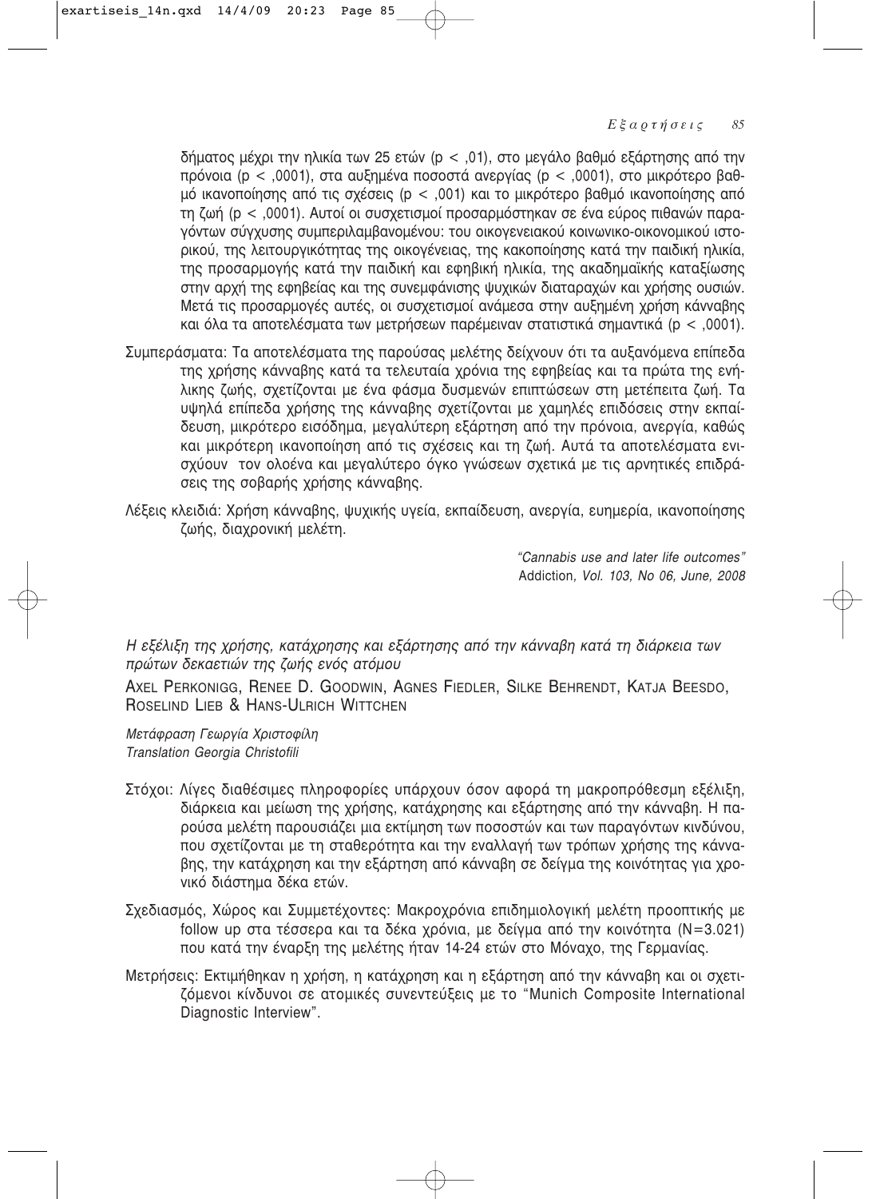δήματος μέχρι την ηλικία των 25 ετών ($p < ,01$), στο μεγάλο βαθμό εξάρτησης από την πρόνοια ($p < ,0001$), στα αυξημένα ποσοστά ανεργίας ($p < ,0001$), στο μικρότερο βαθμό ικανοποίησης από τις σχέσεις ($p < ,001$) και το μικρότερο βαθμό ικανοποίησης από τη ζωή ($p < ,0001$). Αυτοί οι συσχετισμοί προσαρμόστηκαν σε ένα εύρος πιθανών παραγόντων σύγχυσης συμπεριλαμβανομένου: του οικογενειακού κοινωνικο-οικονομικού ιστορικού, της λειτουργικότητας της οικογένειας, της κακοποίησης κατά την παιδική ηλικία, της προσαρμογής κατά την παιδική και εφηβική ηλικία, της ακαδημαϊκής καταξίωσης στην αρχή της εφηβείας και της συνεμφάνισης ψυχικών διαταραχών και χρήσης ουσιών. Μετά τις προσαρμογές αυτές, οι συσχετισμοί ανάμεσα στην αυξημένη χρήση κάνναβης και όλα τα αποτελέσματα των μετρήσεων παρέμειναν στατιστικά σημαντικά ($p < ,0001$).

Συμπεράσματα: Τα αποτελέσματα της παρούσας μελέτης δείχνουν ότι τα αυξανόμενα επίπεδα της χρήσης κάνναβης κατά τα τελευταία χρόνια της εφηβείας και τα πρώτα της ενήλικης ζωής, σχετίζονται με ένα φάσμα δυσμενών επιπτώσεων στη μετέπειτα ζωή. Τα υψηλά επίπεδα χρήσης της κάνναβης σχετίζονται με χαμηλές επιδόσεις στην εκπαίδευση, μικρότερο εισόδημα, μεγαλύτερη εξάρτηση από την πρόνοια, ανεργία, καθώς και μικρότερη ικανοποίηση από τις σχέσεις και τη ζωή. Αυτά τα αποτελέσματα ενισχύουν τον ολοένα και μεγαλύτερο όγκο γνώσεων σχετικά με τις αρνητικές επιδράσεις της σοβαρής χρήσης κάνναβης.

Λέξεις κλειδιά: Χρήση κάνναβης, ψυχικής υγεία, εκπαίδευση, ανεργία, ευημερία, ικανοποίησης ζωής, διαχρονική μελέτη.

*"Cannabis use and later life outcomes"*
Addiction*, Vol. 103, No 06, June, 2008*

*Η εξέλιξη της χρήσης, κατάχρησης και εξάρτησης από την κάνναβη κατά τη διάρκεια των πρώτων δεκαετιών της ζωής ενός ατόμου*

AXEL PERKONIGG, RENEE D. GOODWIN, AGNES FIEDLER, SILKE BEHRENDT, KATJA BEESDO, ROSELIND LIEB & HANS-ULRICH WITTCHEN

*Μετάφραση Γεωργία Χριστοφίλη*
*Translation Georgia Christofili*

Στόχοι: Λίγες διαθέσιμες πληροφορίες υπάρχουν όσον αφορά τη μακροπρόθεσμη εξέλιξη, διάρκεια και μείωση της χρήσης, κατάχρησης και εξάρτησης από την κάνναβη. Η παρούσα μελέτη παρουσιάζει μια εκτίμηση των ποσοστών και των παραγόντων κινδύνου, που σχετίζονται με τη σταθερότητα και την εναλλαγή των τρόπων χρήσης της κάνναβης, την κατάχρηση και την εξάρτηση από κάνναβη σε δείγμα της κοινότητας για χρονικό διάστημα δέκα ετών.

Σχεδιασμός, Χώρος και Συμμετέχοντες: Μακροχρόνια επιδημιολογική μελέτη προοπτικής με follow up στα τέσσερα και τα δέκα χρόνια, με δείγμα από την κοινότητα ($N=3.021$) που κατά την έναρξη της μελέτης ήταν 14-24 ετών στο Μόναχο, της Γερμανίας.

Μετρήσεις: Εκτιμήθηκαν η χρήση, η κατάχρηση και η εξάρτηση από την κάνναβη και οι σχετιζόμενοι κίνδυνοι σε ατομικές συνεντεύξεις με το "Munich Composite International Diagnostic Interview".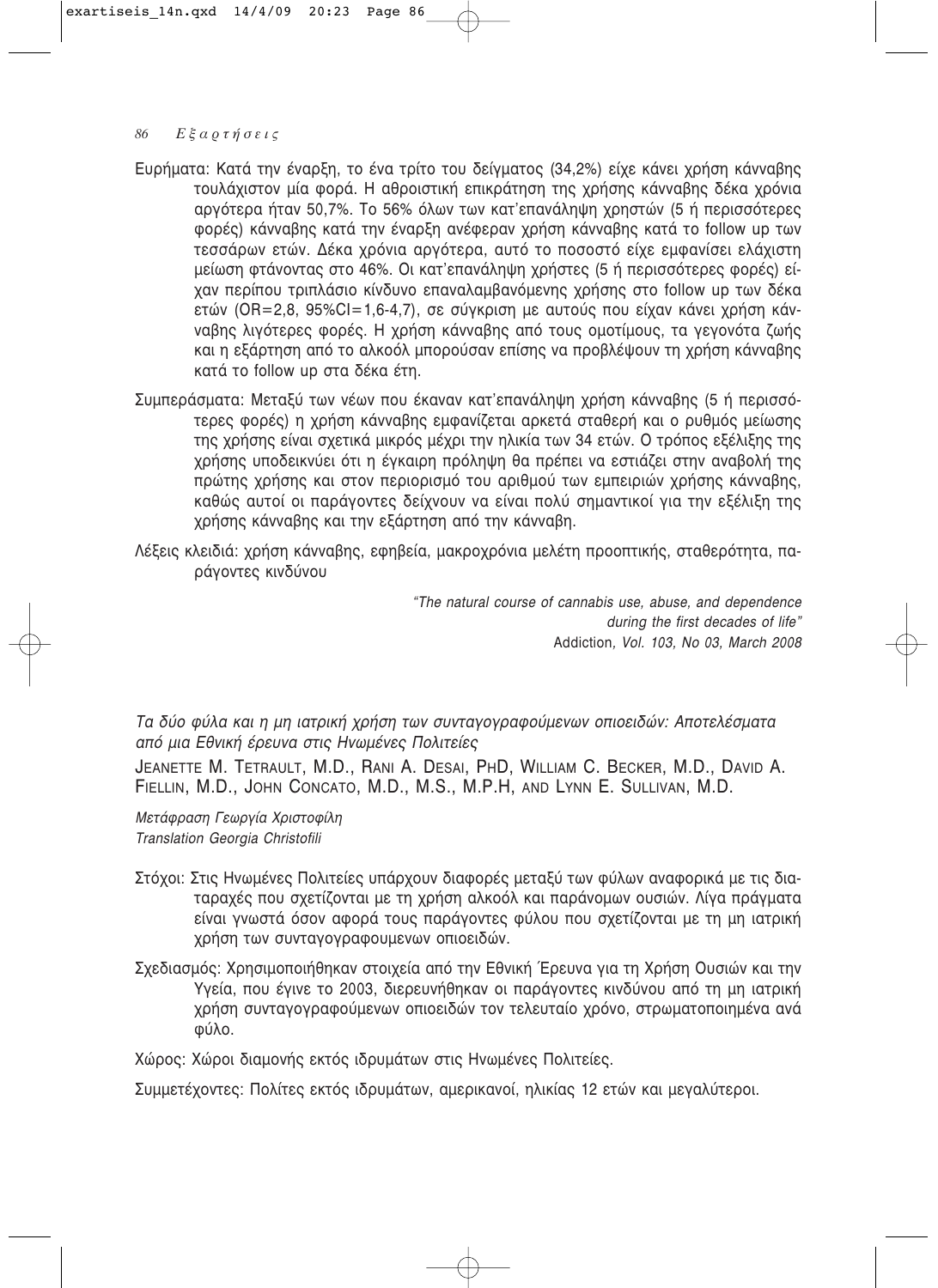Ευρήματα: Κατά την έναρξη, το ένα τρίτο του δείγματος (34,2%) είχε κάνει χρήση κάνναβης τουλάχιστον μία φορά. Η αθροιστική επικράτηση της χρήσης κάνναβης δέκα χρόνια αργότερα ήταν 50,7%. Το 56% όλων των κατ'επανάληψη χρηστών (5 ή περισσότερες φορές) κάνναβης κατά την έναρξη ανέφεραν χρήση κάνναβης κατά το follow up των τεσσάρων ετών. Δέκα χρόνια αργότερα, αυτό το ποσοστό είχε εμφανίσει ελάχιστη μείωση φτάνοντας στο 46%. Οι κατ'επανάληψη χρήστες (5 ή περισσότερες φορές) είχαν περίπου τριπλάσιο κίνδυνο επαναλαμβανόμενης χρήσης στο follow up των δέκα ετών (OR=2,8, 95%CI=1,6-4,7), σε σύγκριση με αυτούς που είχαν κάνει χρήση κάνναβης λιγότερες φορές. Η χρήση κάνναβης από τους ομοτίμους, τα γεγονότα ζωής και η εξάρτηση από το αλκοόλ μπορούσαν επίσης να προβλέψουν τη χρήση κάνναβης κατά το follow up στα δέκα έτη.

Συμπεράσματα: Μεταξύ των νέων που έκαναν κατ'επανάληψη χρήση κάνναβης (5 ή περισσότερες φορές) η χρήση κάνναβης εμφανίζεται αρκετά σταθερή και ο ρυθμός μείωσης της χρήσης είναι σχετικά μικρός μέχρι την ηλικία των 34 ετών. Ο τρόπος εξέλιξης της χρήσης υποδεικνύει ότι η έγκαιρη πρόληψη θα πρέπει να εστιάζει στην αναβολή της πρώτης χρήσης και στον περιορισμό του αριθμού των εμπειριών χρήσης κάνναβης, καθώς αυτοί οι παράγοντες δείχνουν να είναι πολύ σημαντικοί για την εξέλιξη της χρήσης κάνναβης και την εξάρτηση από την κάνναβη.

Λέξεις κλειδιά: χρήση κάνναβης, εφηβεία, μακροχρόνια μελέτη προοπτικής, σταθερότητα, παράγοντες κινδύνου

*"The natural course of cannabis use, abuse, and dependence during the first decades of life"*
Addiction, *Vol. 103, No 03, March 2008*

## *Τα δύο φύλα και η μη ιατρική χρήση των συνταγογραφούμενων οπιοειδών: Αποτελέσματα από μια Εθνική έρευνα στις Ηνωμένες Πολιτείες*

JEANETTE M. TETRAULT, M.D., RANI A. DESAI, PHD, WILLIAM C. BECKER, M.D., DAVID A. FIELLIN, M.D., JOHN CONCATO, M.D., M.S., M.P.H, AND LYNN E. SULLIVAN, M.D.

*Μετάφραση Γεωργία Χριστοφίλη*
*Translation Georgia Christofili*

Στόχοι: Στις Ηνωμένες Πολιτείες υπάρχουν διαφορές μεταξύ των φύλων αναφορικά με τις διαταραχές που σχετίζονται με τη χρήση αλκοόλ και παράνομων ουσιών. Λίγα πράγματα είναι γνωστά όσον αφορά τους παράγοντες φύλου που σχετίζονται με τη μη ιατρική χρήση των συνταγογραφουμενων οπιοειδών.

Σχεδιασμός: Χρησιμοποιήθηκαν στοιχεία από την Εθνική Έρευνα για τη Χρήση Ουσιών και την Υγεία, που έγινε το 2003, διερευνήθηκαν οι παράγοντες κινδύνου από τη μη ιατρική χρήση συνταγογραφούμενων οπιοειδών τον τελευταίο χρόνο, στρωματοποιημένα ανά φύλο.

Χώρος: Χώροι διαμονής εκτός ιδρυμάτων στις Ηνωμένες Πολιτείες.

Συμμετέχοντες: Πολίτες εκτός ιδρυμάτων, αμερικανοί, ηλικίας 12 ετών και μεγαλύτεροι.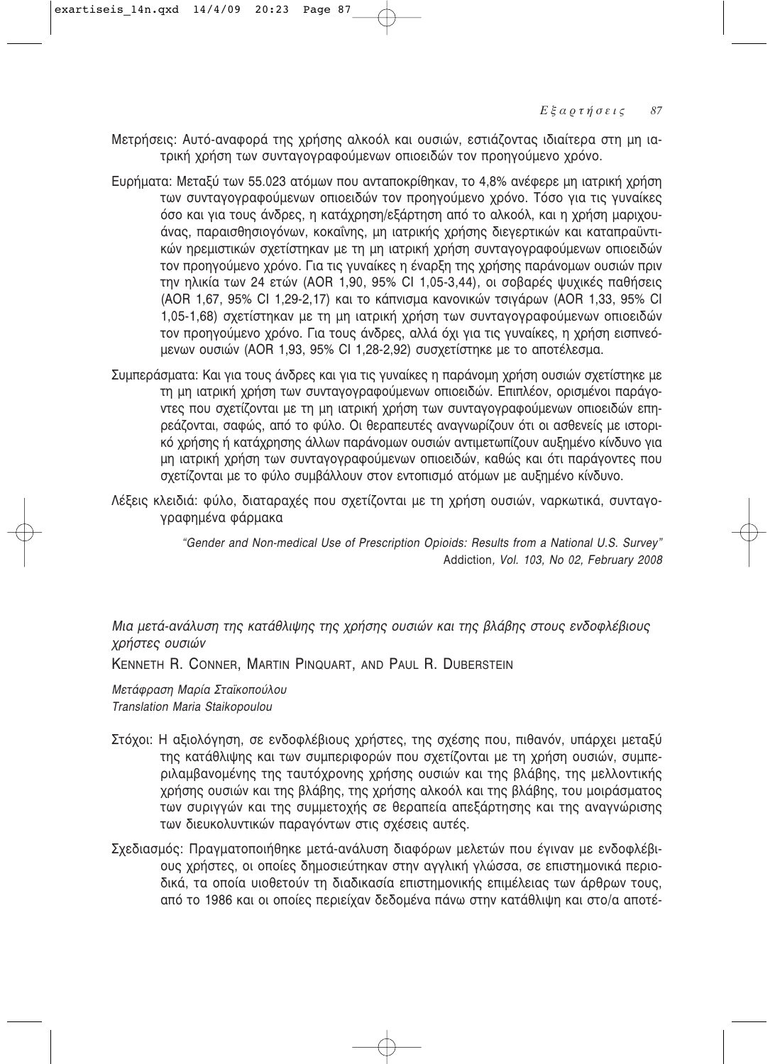Μετρήσεις: Αυτό-αναφορά της χρήσης αλκοόλ και ουσιών, εστιάζοντας ιδιαίτερα στη μη ιατρική χρήση των συνταγογραφούμενων οπιοειδών τον προηγούμενο χρόνο.

Ευρήματα: Μεταξύ των 55.023 ατόμων που ανταποκρίθηκαν, το 4,8% ανέφερε μη ιατρική χρήση των συνταγογραφούμενων οπιοειδών τον προηγούμενο χρόνο. Τόσο για τις γυναίκες όσο και για τους άνδρες, η κατάχρηση/εξάρτηση από το αλκοόλ, και η χρήση μαριχουάνας, παραισθησιογόνων, κοκαΐνης, μη ιατρικής χρήσης διεγερτικών και καταπραϋντικών ηρεμιστικών σχετίστηκαν με τη μη ιατρική χρήση συνταγογραφούμενων οπιοειδών τον προηγούμενο χρόνο. Για τις γυναίκες η έναρξη της χρήσης παράνομων ουσιών πριν την ηλικία των 24 ετών (AOR 1,90, 95% CI 1,05-3,44), οι σοβαρές ψυχικές παθήσεις (AOR 1,67, 95% CI 1,29-2,17) και το κάπνισμα κανονικών τσιγάρων (AOR 1,33, 95% CI 1,05-1,68) σχετίστηκαν με τη μη ιατρική χρήση των συνταγογραφούμενων οπιοειδών τον προηγούμενο χρόνο. Για τους άνδρες, αλλά όχι για τις γυναίκες, η χρήση εισπνεόμενων ουσιών (AOR 1,93, 95% CI 1,28-2,92) συσχετίστηκε με το αποτέλεσμα.

Συμπεράσματα: Και για τους άνδρες και για τις γυναίκες η παράνομη χρήση ουσιών σχετίστηκε με τη μη ιατρική χρήση των συνταγογραφούμενων οπιοειδών. Επιπλέον, ορισμένοι παράγοντες που σχετίζονται με τη μη ιατρική χρήση των συνταγογραφούμενων οπιοειδών επηρεάζονται, σαφώς, από το φύλο. Οι θεραπευτές αναγνωρίζουν ότι οι ασθενείς με ιστορικό χρήσης ή κατάχρησης άλλων παράνομων ουσιών αντιμετωπίζουν αυξημένο κίνδυνο για μη ιατρική χρήση των συνταγογραφούμενων οπιοειδών, καθώς και ότι παράγοντες που σχετίζονται με το φύλο συμβάλλουν στον εντοπισμό ατόμων με αυξημένο κίνδυνο.

Λέξεις κλειδιά: φύλο, διαταραχές που σχετίζονται με τη χρήση ουσιών, ναρκωτικά, συνταγογραφημένα φάρμακα

*"Gender and Non-medical Use of Prescription Opioids: Results from a National U.S. Survey"*
Addiction*, Vol. 103, No 02, February 2008*

*Μια μετά-ανάλυση της κατάθλιψης της χρήσης ουσιών και της βλάβης στους ενδοφλέβιους χρήστες ουσιών*

KENNETH R. CONNER, MARTIN PINQUART, AND PAUL R. DUBERSTEIN

*Μετάφραση Μαρία Σταϊκοπούλου*
*Translation Maria Staikopoulou*

Στόχοι: Η αξιολόγηση, σε ενδοφλέβιους χρήστες, της σχέσης που, πιθανόν, υπάρχει μεταξύ της κατάθλιψης και των συμπεριφορών που σχετίζονται με τη χρήση ουσιών, συμπεριλαμβανομένης της ταυτόχρονης χρήσης ουσιών και της βλάβης, της μελλοντικής χρήσης ουσιών και της βλάβης, της χρήσης αλκοόλ και της βλάβης, του μοιράσματος των συριγγών και της συμμετοχής σε θεραπεία απεξάρτησης και της αναγνώρισης των διευκολυντικών παραγόντων στις σχέσεις αυτές.

Σχεδιασμός: Πραγματοποιήθηκε μετά-ανάλυση διαφόρων μελετών που έγιναν με ενδοφλέβιους χρήστες, οι οποίες δημοσιεύτηκαν στην αγγλική γλώσσα, σε επιστημονικά περιοδικά, τα οποία υιοθετούν τη διαδικασία επιστημονικής επιμέλειας των άρθρων τους, από το 1986 και οι οποίες περιείχαν δεδομένα πάνω στην κατάθλιψη και στο/α αποτέ-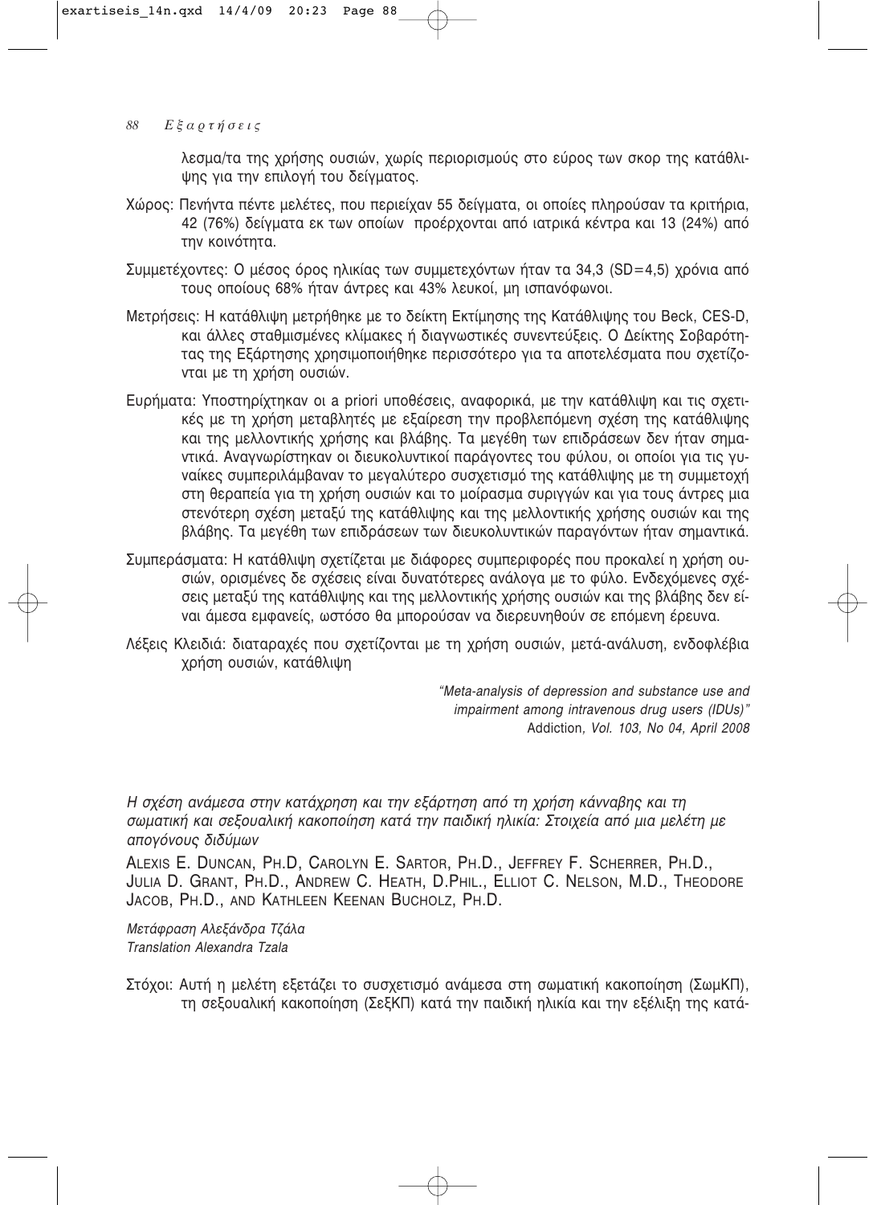λεσμα/τα της χρήσης ουσιών, χωρίς περιορισμούς στο εύρος των σκορ της κατάθλιψης για την επιλογή του δείγματος.

Χώρος: Πενήντα πέντε μελέτες, που περιείχαν 55 δείγματα, οι οποίες πληρούσαν τα κριτήρια, 42 (76%) δείγματα εκ των οποίων προέρχονται από ιατρικά κέντρα και 13 (24%) από την κοινότητα.

Συμμετέχοντες: Ο μέσος όρος ηλικίας των συμμετεχόντων ήταν τα 34,3 (SD=4,5) χρόνια από τους οποίους 68% ήταν άντρες και 43% λευκοί, μη ισπανόφωνοι.

Μετρήσεις: Η κατάθλιψη μετρήθηκε με το δείκτη Εκτίμησης της Κατάθλιψης του Beck, CES-D, και άλλες σταθμισμένες κλίμακες ή διαγνωστικές συνεντεύξεις. Ο Δείκτης Σοβαρότητας της Εξάρτησης χρησιμοποιήθηκε περισσότερο για τα αποτελέσματα που σχετίζονται με τη χρήση ουσιών.

Ευρήματα: Υποστηρίχτηκαν οι a priori υποθέσεις, αναφορικά, με την κατάθλιψη και τις σχετικές με τη χρήση μεταβλητές με εξαίρεση την προβλεπόμενη σχέση της κατάθλιψης και της μελλοντικής χρήσης και βλάβης. Τα μεγέθη των επιδράσεων δεν ήταν σημαντικά. Αναγνωρίστηκαν οι διευκολυντικοί παράγοντες του φύλου, οι οποίοι για τις γυναίκες συμπεριλάμβαναν το μεγαλύτερο συσχετισμό της κατάθλιψης με τη συμμετοχή στη θεραπεία για τη χρήση ουσιών και το μοίρασμα συριγγών και για τους άντρες μια στενότερη σχέση μεταξύ της κατάθλιψης και της μελλοντικής χρήσης ουσιών και της βλάβης. Τα μεγέθη των επιδράσεων των διευκολυντικών παραγόντων ήταν σημαντικά.

Συμπεράσματα: Η κατάθλιψη σχετίζεται με διάφορες συμπεριφορές που προκαλεί η χρήση ουσιών, ορισμένες δε σχέσεις είναι δυνατότερες ανάλογα με το φύλο. Ενδεχόμενες σχέσεις μεταξύ της κατάθλιψης και της μελλοντικής χρήσης ουσιών και της βλάβης δεν είναι άμεσα εμφανείς, ωστόσο θα μπορούσαν να διερευνηθούν σε επόμενη έρευνα.

Λέξεις Κλειδιά: διαταραχές που σχετίζονται με τη χρήση ουσιών, μετά-ανάλυση, ενδοφλέβια χρήση ουσιών, κατάθλιψη

*"Meta-analysis of depression and substance use and impairment among intravenous drug users (IDUs)"*
Addiction*, Vol. 103, No 04, April 2008*

*Η σχέση ανάμεσα στην κατάχρηση και την εξάρτηση από τη χρήση κάνναβης και τη σωματική και σεξουαλική κακοποίηση κατά την παιδική ηλικία: Στοιχεία από μια μελέτη με απογόνους διδύμων*

ALEXIS E. DUNCAN, PH.D, CAROLYN E. SARTOR, PH.D., JEFFREY F. SCHERRER, PH.D., JULIA D. GRANT, PH.D., ANDREW C. HEATH, D.PHIL., ELLIOT C. NELSON, M.D., THEODORE JACOB, PH.D., AND KATHLEEN KEENAN BUCHOLZ, PH.D.

*Μετάφραση Αλεξάνδρα Τζάλα*
*Translation Alexandra Tzala*

Στόχοι: Αυτή η μελέτη εξετάζει το συσχετισμό ανάμεσα στη σωματική κακοποίηση (ΣωμΚΠ), τη σεξουαλική κακοποίηση (ΣεξΚΠ) κατά την παιδική ηλικία και την εξέλιξη της κατά-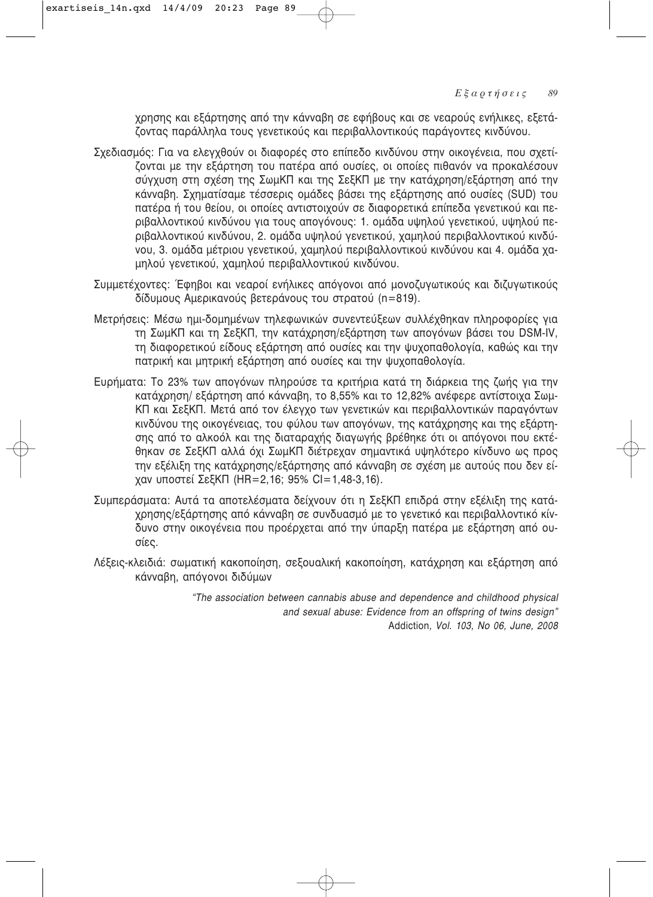χρησης και εξάρτησης από την κάνναβη σε εφήβους και σε νεαρούς ενήλικες, εξετάζοντας παράλληλα τους γενετικούς και περιβαλλοντικούς παράγοντες κινδύνου.

Σχεδιασμός: Για να ελεγχθούν οι διαφορές στο επίπεδο κινδύνου στην οικογένεια, που σχετίζονται με την εξάρτηση του πατέρα από ουσίες, οι οποίες πιθανόν να προκαλέσουν σύγχυση στη σχέση της ΣωμΚΠ και της ΣεξΚΠ με την κατάχρηση/εξάρτηση από την κάνναβη. Σχηματίσαμε τέσσερις ομάδες βάσει της εξάρτησης από ουσίες (SUD) του πατέρα ή του θείου, οι οποίες αντιστοιχούν σε διαφορετικά επίπεδα γενετικού και περιβαλλοντικού κινδύνου για τους απογόνους: 1. ομάδα υψηλού γενετικού, υψηλού περιβαλλοντικού κινδύνου, 2. ομάδα υψηλού γενετικού, χαμηλού περιβαλλοντικού κινδύνου, 3. ομάδα μέτριου γενετικού, χαμηλού περιβαλλοντικού κινδύνου και 4. ομάδα χαμηλού γενετικού, χαμηλού περιβαλλοντικού κινδύνου.

Συμμετέχοντες: Έφηβοι και νεαροί ενήλικες απόγονοι από μονοζυγωτικούς και διζυγωτικούς δίδυμους Αμερικανούς βετεράνους του στρατού (n=819).

Μετρήσεις: Μέσω ημι-δομημένων τηλεφωνικών συνεντεύξεων συλλέχθηκαν πληροφορίες για τη ΣωμΚΠ και τη ΣεξΚΠ, την κατάχρηση/εξάρτηση των απογόνων βάσει του DSM-IV, τη διαφορετικού είδους εξάρτηση από ουσίες και την ψυχοπαθολογία, καθώς και την πατρική και μητρική εξάρτηση από ουσίες και την ψυχοπαθολογία.

Ευρήματα: Το 23% των απογόνων πληρούσε τα κριτήρια κατά τη διάρκεια της ζωής για την κατάχρηση/ εξάρτηση από κάνναβη, το 8,55% και το 12,82% ανέφερε αντίστοιχα ΣωμΚΠ και ΣεξΚΠ. Μετά από τον έλεγχο των γενετικών και περιβαλλοντικών παραγόντων κινδύνου της οικογένειας, του φύλου των απογόνων, της κατάχρησης και της εξάρτησης από το αλκοόλ και της διαταραχής διαγωγής βρέθηκε ότι οι απόγονοι που εκτέθηκαν σε ΣεξΚΠ αλλά όχι ΣωμΚΠ διέτρεχαν σημαντικά υψηλότερο κίνδυνο ως προς την εξέλιξη της κατάχρησης/εξάρτησης από κάνναβη σε σχέση με αυτούς που δεν είχαν υποστεί ΣεξΚΠ (HR=2,16; 95% CI=1,48-3,16).

Συμπεράσματα: Αυτά τα αποτελέσματα δείχνουν ότι η ΣεξΚΠ επιδρά στην εξέλιξη της κατάχρησης/εξάρτησης από κάνναβη σε συνδυασμό με το γενετικό και περιβαλλοντικό κίνδυνο στην οικογένεια που προέρχεται από την ύπαρξη πατέρα με εξάρτηση από ουσίες.

Λέξεις-κλειδιά: σωματική κακοποίηση, σεξουαλική κακοποίηση, κατάχρηση και εξάρτηση από κάνναβη, απόγονοι διδύμων

*"The association between cannabis abuse and dependence and childhood physical and sexual abuse: Evidence from an offspring of twins design"*
*Addiction, Vol. 103, No 06, June, 2008*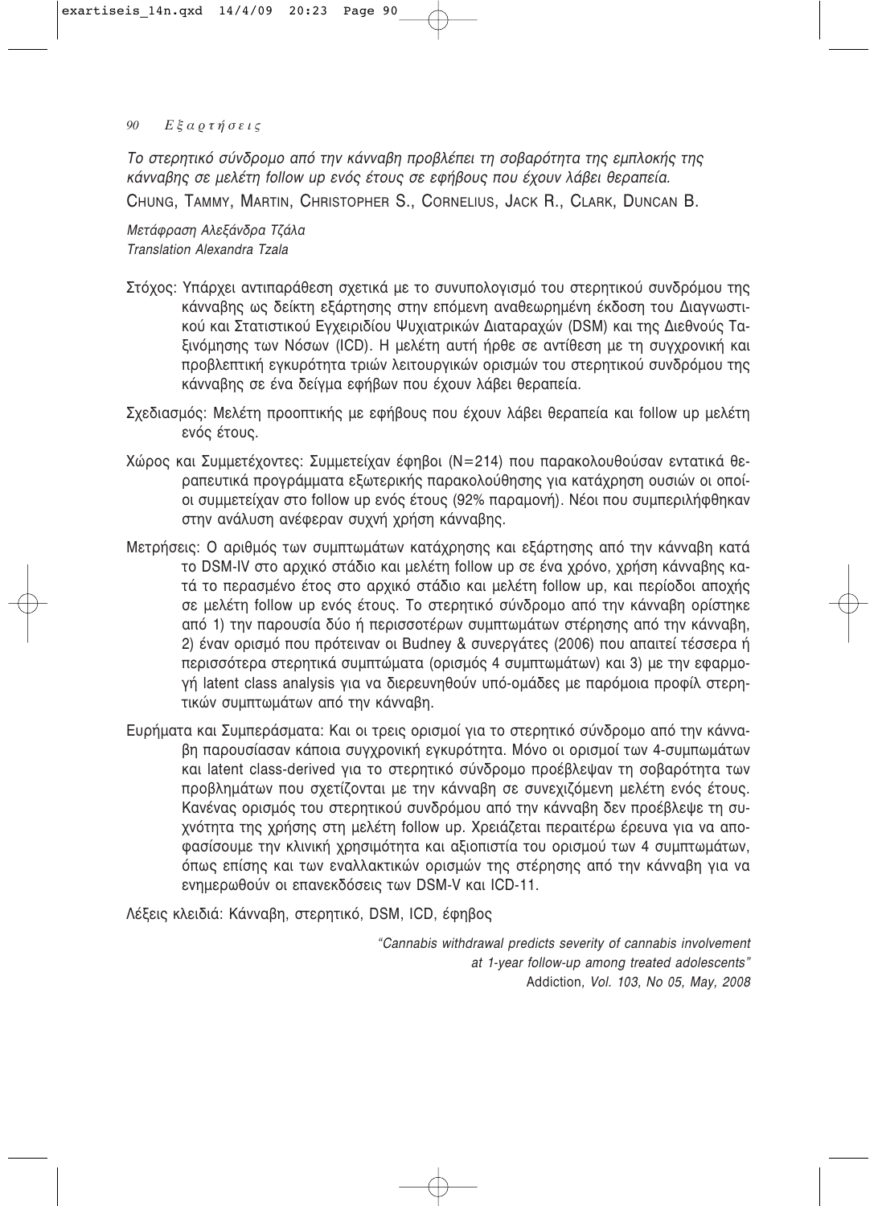*Το στερητικό σύνδρομο από την κάνναβη προβλέπει τη σοβαρότητα της εμπλοκής της κάνναβης σε μελέτη follow up ενός έτους σε εφήβους που έχουν λάβει θεραπεία.*

CHUNG, TAMMY, MARTIN, CHRISTOPHER S., CORNELIUS, JACK R., CLARK, DUNCAN B.

*Μετάφραση Αλεξάνδρα Τζάλα*
*Translation Alexandra Tzala*

Στόχος: Υπάρχει αντιπαράθεση σχετικά με το συνυπολογισμό του στερητικού συνδρόμου της κάνναβης ως δείκτη εξάρτησης στην επόμενη αναθεωρημένη έκδοση του Διαγνωστικού και Στατιστικού Εγχειριδίου Ψυχιατρικών Διαταραχών (DSM) και της Διεθνούς Ταξινόμησης των Νόσων (ICD). Η μελέτη αυτή ήρθε σε αντίθεση με τη συγχρονική και προβλεπτική εγκυρότητα τριών λειτουργικών ορισμών του στερητικού συνδρόμου της κάνναβης σε ένα δείγμα εφήβων που έχουν λάβει θεραπεία.

Σχεδιασμός: Μελέτη προοπτικής με εφήβους που έχουν λάβει θεραπεία και follow up μελέτη ενός έτους.

Χώρος και Συμμετέχοντες: Συμμετείχαν έφηβοι (N=214) που παρακολουθούσαν εντατικά θεραπευτικά προγράμματα εξωτερικής παρακολούθησης για κατάχρηση ουσιών οι οποίοι συμμετείχαν στο follow up ενός έτους (92% παραμονή). Νέοι που συμπεριλήφθηκαν στην ανάλυση ανέφεραν συχνή χρήση κάνναβης.

Μετρήσεις: Ο αριθμός των συμπτωμάτων κατάχρησης και εξάρτησης από την κάνναβη κατά το DSM-IV στο αρχικό στάδιο και μελέτη follow up σε ένα χρόνο, χρήση κάνναβης κατά το περασμένο έτος στο αρχικό στάδιο και μελέτη follow up, και περίοδοι αποχής σε μελέτη follow up ενός έτους. Το στερητικό σύνδρομο από την κάνναβη ορίστηκε από 1) την παρουσία δύο ή περισσοτέρων συμπτωμάτων στέρησης από την κάνναβη, 2) έναν ορισμό που πρότειναν οι Budney & συνεργάτες (2006) που απαιτεί τέσσερα ή περισσότερα στερητικά συμπτώματα (ορισμός 4 συμπτωμάτων) και 3) με την εφαρμογή latent class analysis για να διερευνηθούν υπό-ομάδες με παρόμοια προφίλ στερητικών συμπτωμάτων από την κάνναβη.

Ευρήματα και Συμπεράσματα: Και οι τρεις ορισμοί για το στερητικό σύνδρομο από την κάνναβη παρουσίασαν κάποια συγχρονική εγκυρότητα. Μόνο οι ορισμοί των 4-συμπωμάτων και latent class-derived για το στερητικό σύνδρομο προέβλεψαν τη σοβαρότητα των προβλημάτων που σχετίζονται με την κάνναβη σε συνεχιζόμενη μελέτη ενός έτους. Κανένας ορισμός του στερητικού συνδρόμου από την κάνναβη δεν προέβλεψε τη συχνότητα της χρήσης στη μελέτη follow up. Χρειάζεται περαιτέρω έρευνα για να αποφασίσουμε την κλινική χρησιμότητα και αξιοπιστία του ορισμού των 4 συμπτωμάτων, όπως επίσης και των εναλλακτικών ορισμών της στέρησης από την κάνναβη για να ενημερωθούν οι επανεκδόσεις των DSM-V και ICD-11.

Λέξεις κλειδιά: Κάνναβη, στερητικό, DSM, ICD, έφηβος

*"Cannabis withdrawal predicts severity of cannabis involvement at 1-year follow-up among treated adolescents"*
Addiction*, Vol. 103, No 05, May, 2008*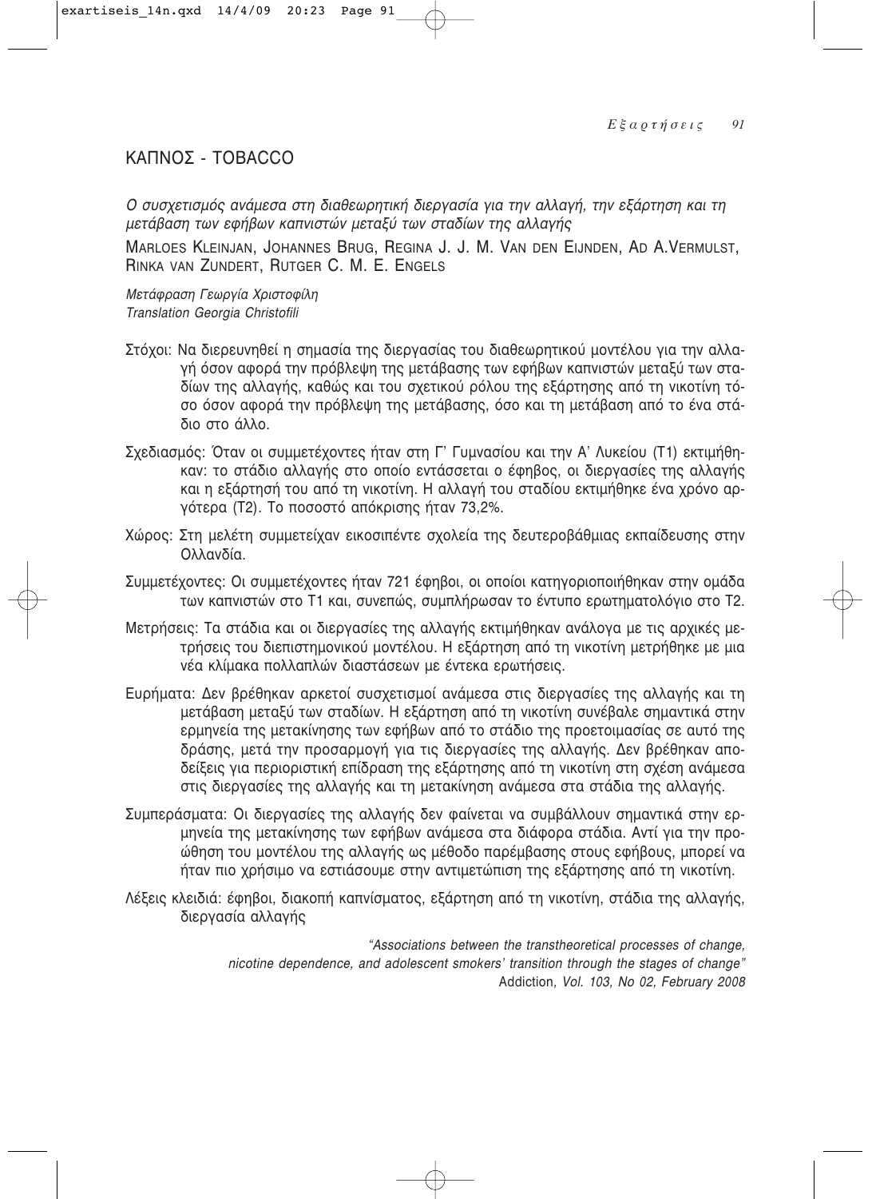# ΚΑΠΝΟΣ - TOBACCO

*Ο συσχετισμός ανάμεσα στη διαθεωρητική διεργασία για την αλλαγή, την εξάρτηση και τη μετάβαση των εφήβων καπνιστών μεταξύ των σταδίων της αλλαγής*

MARLOES KLEINJAN, JOHANNES BRUG, REGINA J. J. M. VAN DEN EIJNDEN, AD A.VERMULST, RINKA VAN ZUNDERT, RUTGER C. M. E. ENGELS

*Μετάφραση Γεωργία Χριστοφίλη*
*Translation Georgia Christofili*

Στόχοι: Να διερευνηθεί η σημασία της διεργασίας του διαθεωρητικού μοντέλου για την αλλαγή όσον αφορά την πρόβλεψη της μετάβασης των εφήβων καπνιστών μεταξύ των σταδίων της αλλαγής, καθώς και του σχετικού ρόλου της εξάρτησης από τη νικοτίνη τόσο όσον αφορά την πρόβλεψη της μετάβασης, όσο και τη μετάβαση από το ένα στάδιο στο άλλο.

Σχεδιασμός: Όταν οι συμμετέχοντες ήταν στη Γ' Γυμνασίου και την Α' Λυκείου (Τ1) εκτιμήθηκαν: το στάδιο αλλαγής στο οποίο εντάσσεται ο έφηβος, οι διεργασίες της αλλαγής και η εξάρτησή του από τη νικοτίνη. Η αλλαγή του σταδίου εκτιμήθηκε ένα χρόνο αργότερα (Τ2). Το ποσοστό απόκρισης ήταν 73,2%.

Χώρος: Στη μελέτη συμμετείχαν εικοσιπέντε σχολεία της δευτεροβάθμιας εκπαίδευσης στην Ολλανδία.

Συμμετέχοντες: Οι συμμετέχοντες ήταν 721 έφηβοι, οι οποίοι κατηγοριοποιήθηκαν στην ομάδα των καπνιστών στο Τ1 και, συνεπώς, συμπλήρωσαν το έντυπο ερωτηματολόγιο στο Τ2.

Μετρήσεις: Τα στάδια και οι διεργασίες της αλλαγής εκτιμήθηκαν ανάλογα με τις αρχικές μετρήσεις του διεπιστημονικού μοντέλου. Η εξάρτηση από τη νικοτίνη μετρήθηκε με μια νέα κλίμακα πολλαπλών διαστάσεων με έντεκα ερωτήσεις.

Ευρήματα: Δεν βρέθηκαν αρκετοί συσχετισμοί ανάμεσα στις διεργασίες της αλλαγής και τη μετάβαση μεταξύ των σταδίων. Η εξάρτηση από τη νικοτίνη συνέβαλε σημαντικά στην ερμηνεία της μετακίνησης των εφήβων από το στάδιο της προετοιμασίας σε αυτό της δράσης, μετά την προσαρμογή για τις διεργασίες της αλλαγής. Δεν βρέθηκαν αποδείξεις για περιοριστική επίδραση της εξάρτησης από τη νικοτίνη στη σχέση ανάμεσα στις διεργασίες της αλλαγής και τη μετακίνηση ανάμεσα στα στάδια της αλλαγής.

Συμπεράσματα: Οι διεργασίες της αλλαγής δεν φαίνεται να συμβάλλουν σημαντικά στην ερμηνεία της μετακίνησης των εφήβων ανάμεσα στα διάφορα στάδια. Αντί για την προώθηση του μοντέλου της αλλαγής ως μέθοδο παρέμβασης στους εφήβους, μπορεί να ήταν πιο χρήσιμο να εστιάσουμε στην αντιμετώπιση της εξάρτησης από τη νικοτίνη.

Λέξεις κλειδιά: έφηβοι, διακοπή καπνίσματος, εξάρτηση από τη νικοτίνη, στάδια της αλλαγής, διεργασία αλλαγής

*"Associations between the transtheoretical processes of change, nicotine dependence, and adolescent smokers' transition through the stages of change"*
Addiction*, Vol. 103, No 02, February 2008*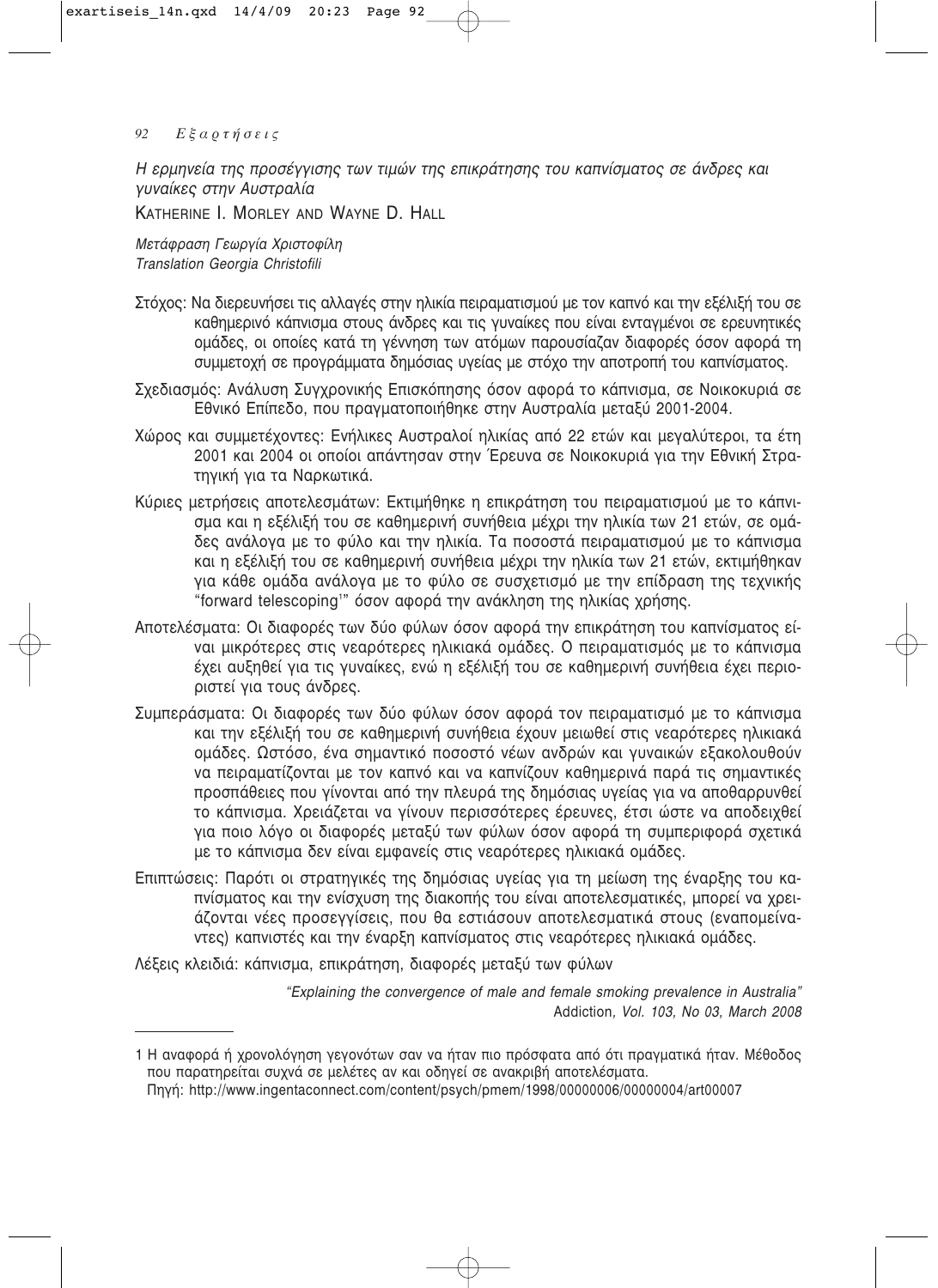*Η ερμηνεία της προσέγγισης των τιμών της επικράτησης του καπνίσματος σε άνδρες και γυναίκες στην Αυστραλία*

KATHERINE I. MORLEY AND WAYNE D. HALL

*Μετάφραση Γεωργία Χριστοφίλη*
*Translation Georgia Christofili*

Στόχος: Να διερευνήσει τις αλλαγές στην ηλικία πειραματισμού με τον καπνό και την εξέλιξή του σε καθημερινό κάπνισμα στους άνδρες και τις γυναίκες που είναι ενταγμένοι σε ερευνητικές ομάδες, οι οποίες κατά τη γέννηση των ατόμων παρουσίαζαν διαφορές όσον αφορά τη συμμετοχή σε προγράμματα δημόσιας υγείας με στόχο την αποτροπή του καπνίσματος.

Σχεδιασμός: Ανάλυση Συγχρονικής Επισκόπησης όσον αφορά το κάπνισμα, σε Νοικοκυριά σε Εθνικό Επίπεδο, που πραγματοποιήθηκε στην Αυστραλία μεταξύ 2001-2004.

Χώρος και συμμετέχοντες: Ενήλικες Αυστραλοί ηλικίας από 22 ετών και μεγαλύτεροι, τα έτη 2001 και 2004 οι οποίοι απάντησαν στην Έρευνα σε Νοικοκυριά για την Εθνική Στρατηγική για τα Ναρκωτικά.

Κύριες μετρήσεις αποτελεσμάτων: Εκτιμήθηκε η επικράτηση του πειραματισμού με το κάπνισμα και η εξέλιξή του σε καθημερινή συνήθεια μέχρι την ηλικία των 21 ετών, σε ομάδες ανάλογα με το φύλο και την ηλικία. Τα ποσοστά πειραματισμού με το κάπνισμα και η εξέλιξή του σε καθημερινή συνήθεια μέχρι την ηλικία των 21 ετών, εκτιμήθηκαν για κάθε ομάδα ανάλογα με το φύλο σε συσχετισμό με την επίδραση της τεχνικής "forward telescoping[1]" όσον αφορά την ανάκληση της ηλικίας χρήσης.

Αποτελέσματα: Οι διαφορές των δύο φύλων όσον αφορά την επικράτηση του καπνίσματος είναι μικρότερες στις νεαρότερες ηλικιακά ομάδες. Ο πειραματισμός με το κάπνισμα έχει αυξηθεί για τις γυναίκες, ενώ η εξέλιξή του σε καθημερινή συνήθεια έχει περιοριστεί για τους άνδρες.

Συμπεράσματα: Οι διαφορές των δύο φύλων όσον αφορά τον πειραματισμό με το κάπνισμα και την εξέλιξή του σε καθημερινή συνήθεια έχουν μειωθεί στις νεαρότερες ηλικιακά ομάδες. Ωστόσο, ένα σημαντικό ποσοστό νέων ανδρών και γυναικών εξακολουθούν να πειραματίζονται με τον καπνό και να καπνίζουν καθημερινά παρά τις σημαντικές προσπάθειες που γίνονται από την πλευρά της δημόσιας υγείας για να αποθαρρυνθεί το κάπνισμα. Χρειάζεται να γίνουν περισσότερες έρευνες, έτσι ώστε να αποδειχθεί για ποιο λόγο οι διαφορές μεταξύ των φύλων όσον αφορά τη συμπεριφορά σχετικά με το κάπνισμα δεν είναι εμφανείς στις νεαρότερες ηλικιακά ομάδες.

Επιπτώσεις: Παρότι οι στρατηγικές της δημόσιας υγείας για τη μείωση της έναρξης του καπνίσματος και την ενίσχυση της διακοπής του είναι αποτελεσματικές, μπορεί να χρειάζονται νέες προσεγγίσεις, που θα εστιάσουν αποτελεσματικά στους (εναπομείναντες) καπνιστές και την έναρξη καπνίσματος στις νεαρότερες ηλικιακά ομάδες.

Λέξεις κλειδιά: κάπνισμα, επικράτηση, διαφορές μεταξύ των φύλων

*"Explaining the convergence of male and female smoking prevalence in Australia"*
Addiction*, Vol. 103, No 03, March 2008*

---

1 Η αναφορά ή χρονολόγηση γεγονότων σαν να ήταν πιο πρόσφατα από ότι πραγματικά ήταν. Μέθοδος που παρατηρείται συχνά σε μελέτες αν και οδηγεί σε ανακριβή αποτελέσματα.
Πηγή: http://www.ingentaconnect.com/content/psych/pmem/1998/00000006/00000004/art00007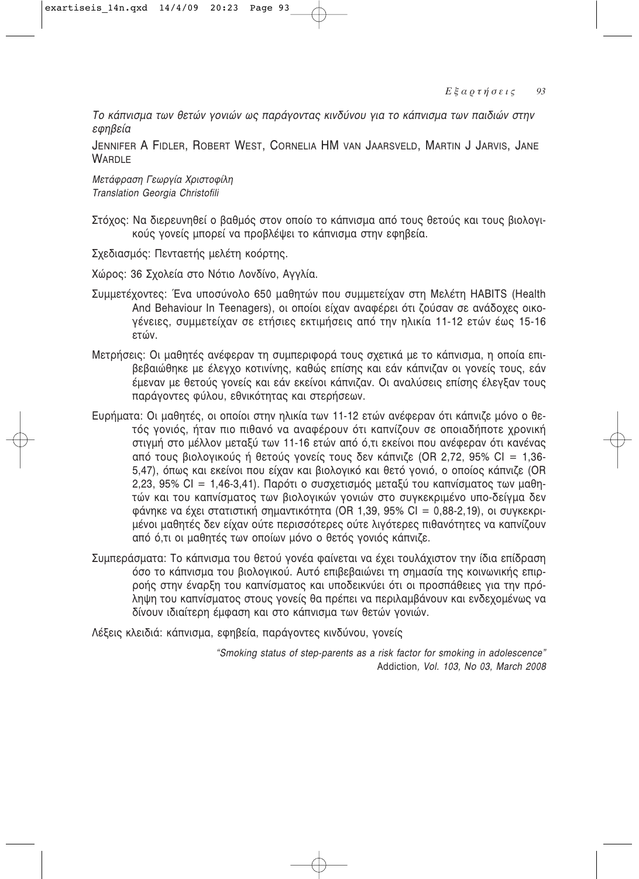*Το κάπνισμα των θετών γονιών ως παράγοντας κινδύνου για το κάπνισμα των παιδιών στην εφηβεία*

JENNIFER A FIDLER, ROBERT WEST, CORNELIA HM VAN JAARSVELD, MARTIN J JARVIS, JANE WARDLE

*Μετάφραση Γεωργία Χριστοφίλη*
*Translation Georgia Christofili*

Στόχος: Να διερευνηθεί ο βαθμός στον οποίο το κάπνισμα από τους θετούς και τους βιολογικούς γονείς μπορεί να προβλέψει το κάπνισμα στην εφηβεία.

Σχεδιασμός: Πενταετής μελέτη κοόρτης.

Χώρος: 36 Σχολεία στο Νότιο Λονδίνο, Αγγλία.

Συμμετέχοντες: Ένα υποσύνολο 650 μαθητών που συμμετείχαν στη Μελέτη HABITS (Health And Behaviour In Teenagers), οι οποίοι είχαν αναφέρει ότι ζούσαν σε ανάδοχες οικογένειες, συμμετείχαν σε ετήσιες εκτιμήσεις από την ηλικία 11-12 ετών έως 15-16 ετών.

Μετρήσεις: Οι μαθητές ανέφεραν τη συμπεριφορά τους σχετικά με το κάπνισμα, η οποία επιβεβαιώθηκε με έλεγχο κοτινίνης, καθώς επίσης και εάν κάπνιζαν οι γονείς τους, εάν έμεναν με θετούς γονείς και εάν εκείνοι κάπνιζαν. Οι αναλύσεις επίσης έλεγξαν τους παράγοντες φύλου, εθνικότητας και στερήσεων.

Ευρήματα: Οι μαθητές, οι οποίοι στην ηλικία των 11-12 ετών ανέφεραν ότι κάπνιζε μόνο ο θετός γονιός, ήταν πιο πιθανό να αναφέρουν ότι καπνίζουν σε οποιαδήποτε χρονική στιγμή στο μέλλον μεταξύ των 11-16 ετών από ό,τι εκείνοι που ανέφεραν ότι κανένας από τους βιολογικούς ή θετούς γονείς τους δεν κάπνιζε (OR 2,72, 95% CI = 1,36-5,47), όπως και εκείνοι που είχαν και βιολογικό και θετό γονιό, ο οποίος κάπνιζε (OR 2,23, 95% CI = 1,46-3,41). Παρότι ο συσχετισμός μεταξύ του καπνίσματος των μαθητών και του καπνίσματος των βιολογικών γονιών στο συγκεκριμένο υπο-δείγμα δεν φάνηκε να έχει στατιστική σημαντικότητα (OR 1,39, 95% CI = 0,88-2,19), οι συγκεκριμένοι μαθητές δεν είχαν ούτε περισσότερες ούτε λιγότερες πιθανότητες να καπνίζουν από ό,τι οι μαθητές των οποίων μόνο ο θετός γονιός κάπνιζε.

Συμπεράσματα: Το κάπνισμα του θετού γονέα φαίνεται να έχει τουλάχιστον την ίδια επίδραση όσο το κάπνισμα του βιολογικού. Αυτό επιβεβαιώνει τη σημασία της κοινωνικής επιρροής στην έναρξη του καπνίσματος και υποδεικνύει ότι οι προσπάθειες για την πρόληψη του καπνίσματος στους γονείς θα πρέπει να περιλαμβάνουν και ενδεχομένως να δίνουν ιδιαίτερη έμφαση και στο κάπνισμα των θετών γονιών.

Λέξεις κλειδιά: κάπνισμα, εφηβεία, παράγοντες κινδύνου, γονείς

*"Smoking status of step-parents as a risk factor for smoking in adolescence"*
Addiction*, Vol. 103, No 03, March 2008*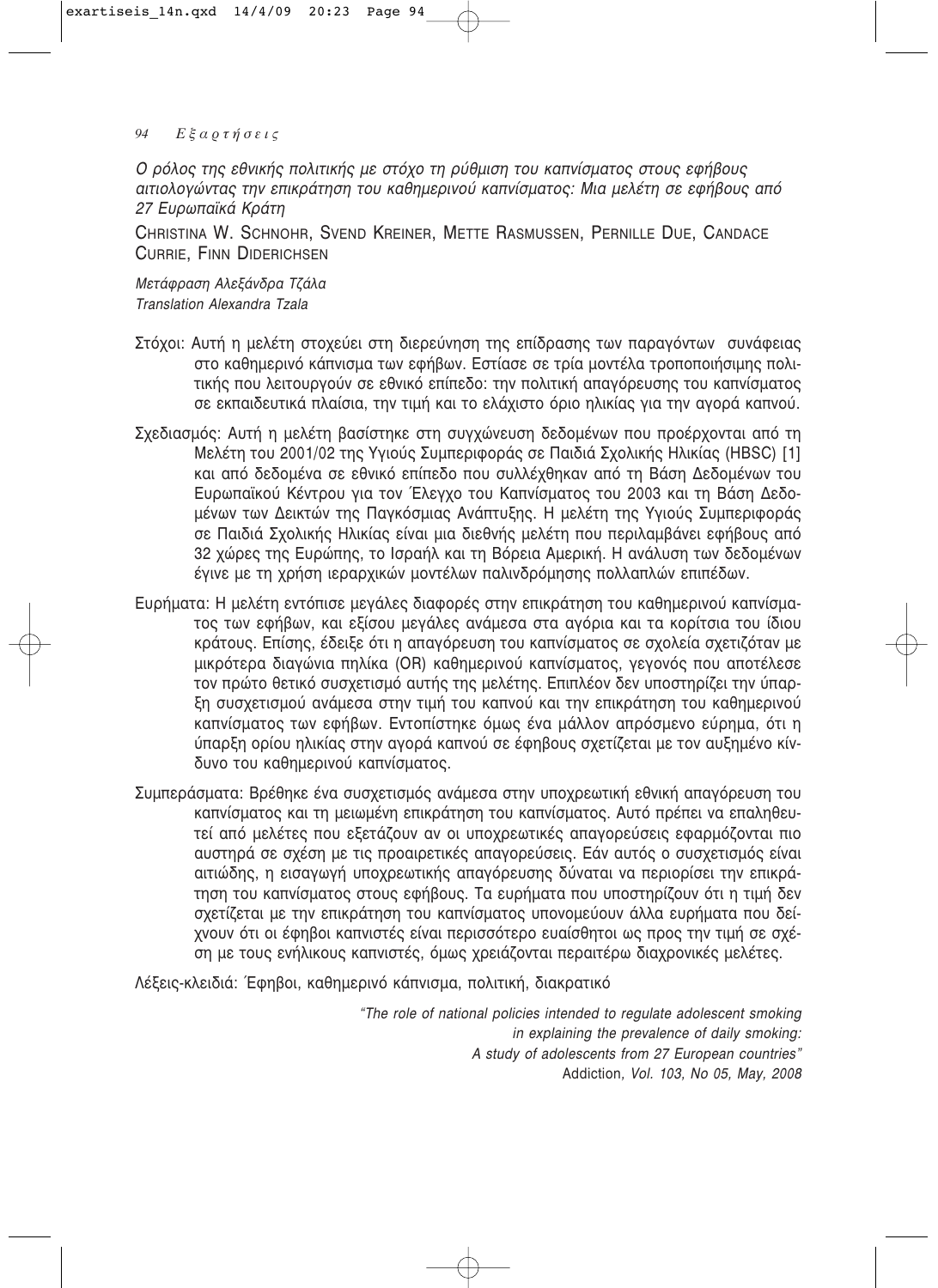*Ο ρόλος της εθνικής πολιτικής με στόχο τη ρύθμιση του καπνίσματος στους εφήβους αιτιολογώντας την επικράτηση του καθημερινού καπνίσματος: Μια μελέτη σε εφήβους από 27 Ευρωπαϊκά Κράτη*

CHRISTINA W. SCHNOHR, SVEND KREINER, METTE RASMUSSEN, PERNILLE DUE, CANDACE CURRIE, FINN DIDERICHSEN

*Μετάφραση Αλεξάνδρα Τζάλα*
*Translation Alexandra Tzala*

Στόχοι: Αυτή η μελέτη στοχεύει στη διερεύνηση της επίδρασης των παραγόντων συνάφειας στο καθημερινό κάπνισμα των εφήβων. Εστίασε σε τρία μοντέλα τροποποιήσιμης πολιτικής που λειτουργούν σε εθνικό επίπεδο: την πολιτική απαγόρευσης του καπνίσματος σε εκπαιδευτικά πλαίσια, την τιμή και το ελάχιστο όριο ηλικίας για την αγορά καπνού.

Σχεδιασμός: Αυτή η μελέτη βασίστηκε στη συγχώνευση δεδομένων που προέρχονται από τη Μελέτη του 2001/02 της Υγιούς Συμπεριφοράς σε Παιδιά Σχολικής Ηλικίας (HBSC) [1] και από δεδομένα σε εθνικό επίπεδο που συλλέχθηκαν από τη Βάση Δεδομένων του Ευρωπαϊκού Κέντρου για τον Έλεγχο του Καπνίσματος του 2003 και τη Βάση Δεδομένων των Δεικτών της Παγκόσμιας Ανάπτυξης. Η μελέτη της Υγιούς Συμπεριφοράς σε Παιδιά Σχολικής Ηλικίας είναι μια διεθνής μελέτη που περιλαμβάνει εφήβους από 32 χώρες της Ευρώπης, το Ισραήλ και τη Βόρεια Αμερική. Η ανάλυση των δεδομένων έγινε με τη χρήση ιεραρχικών μοντέλων παλινδρόμησης πολλαπλών επιπέδων.

Ευρήματα: Η μελέτη εντόπισε μεγάλες διαφορές στην επικράτηση του καθημερινού καπνίσματος των εφήβων, και εξίσου μεγάλες ανάμεσα στα αγόρια και τα κορίτσια του ίδιου κράτους. Επίσης, έδειξε ότι η απαγόρευση του καπνίσματος σε σχολεία σχετιζόταν με μικρότερα διαγώνια πηλίκα (OR) καθημερινού καπνίσματος, γεγονός που αποτέλεσε τον πρώτο θετικό συσχετισμό αυτής της μελέτης. Επιπλέον δεν υποστηρίζει την ύπαρξη συσχετισμού ανάμεσα στην τιμή του καπνού και την επικράτηση του καθημερινού καπνίσματος των εφήβων. Εντοπίστηκε όμως ένα μάλλον απρόσμενο εύρημα, ότι η ύπαρξη ορίου ηλικίας στην αγορά καπνού σε έφηβους σχετίζεται με τον αυξημένο κίνδυνο του καθημερινού καπνίσματος.

Συμπεράσματα: Βρέθηκε ένα συσχετισμός ανάμεσα στην υποχρεωτική εθνική απαγόρευση του καπνίσματος και τη μειωμένη επικράτηση του καπνίσματος. Αυτό πρέπει να επαληθευτεί από μελέτες που εξετάζουν αν οι υποχρεωτικές απαγορεύσεις εφαρμόζονται πιο αυστηρά σε σχέση με τις προαιρετικές απαγορεύσεις. Εάν αυτός ο συσχετισμός είναι αιτιώδης, η εισαγωγή υποχρεωτικής απαγόρευσης δύναται να περιορίσει την επικράτηση του καπνίσματος στους εφήβους. Τα ευρήματα που υποστηρίζουν ότι η τιμή δεν σχετίζεται με την επικράτηση του καπνίσματος υπονομεύουν άλλα ευρήματα που δείχνουν ότι οι έφηβοι καπνιστές είναι περισσότερο ευαίσθητοι ως προς την τιμή σε σχέση με τους ενήλικους καπνιστές, όμως χρειάζονται περαιτέρω διαχρονικές μελέτες.

Λέξεις-κλειδιά: Έφηβοι, καθημερινό κάπνισμα, πολιτική, διακρατικό

*"The role of national policies intended to regulate adolescent smoking in explaining the prevalence of daily smoking: A study of adolescents from 27 European countries"*
Addiction*, Vol. 103, No 05, May, 2008*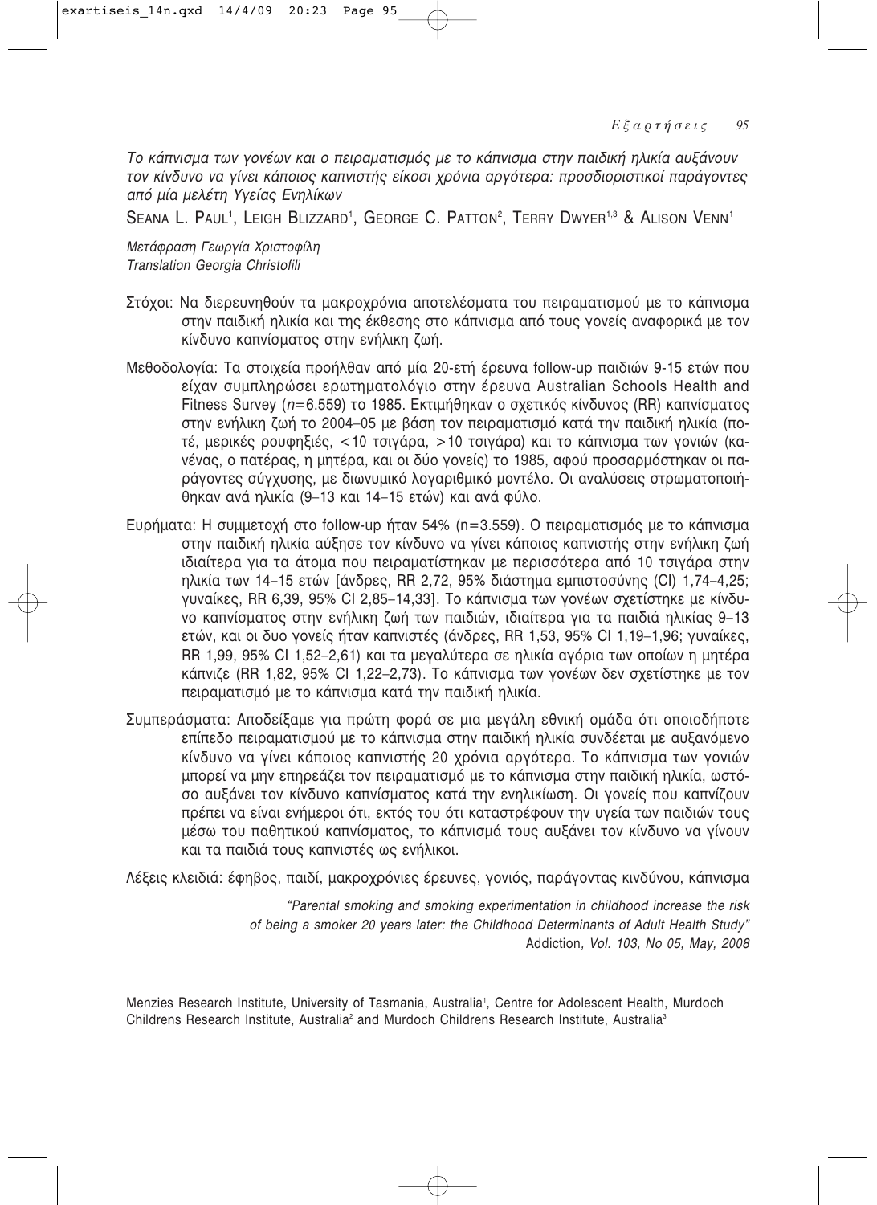*Το κάπνισμα των γονέων και ο πειραματισμός με το κάπνισμα στην παιδική ηλικία αυξάνουν τον κίνδυνο να γίνει κάποιος καπνιστής είκοσι χρόνια αργότερα: προσδιοριστικοί παράγοντες από μία μελέτη Υγείας Ενηλίκων*

SEANA L. PAUL[1], LEIGH BLIZZARD[1], GEORGE C. PATTON[2], TERRY DWYER[1,3] & ALISON VENN[1]

*Μετάφραση Γεωργία Χριστοφίλη*
*Translation Georgia Christofili*

Στόχοι: Να διερευνηθούν τα μακροχρόνια αποτελέσματα του πειραματισμού με το κάπνισμα στην παιδική ηλικία και της έκθεσης στο κάπνισμα από τους γονείς αναφορικά με τον κίνδυνο καπνίσματος στην ενήλικη ζωή.

Μεθοδολογία: Τα στοιχεία προήλθαν από μία 20-ετή έρευνα follow-up παιδιών 9-15 ετών που είχαν συμπληρώσει ερωτηματολόγιο στην έρευνα Australian Schools Health and Fitness Survey (*n*=6.559) το 1985. Εκτιμήθηκαν ο σχετικός κίνδυνος (RR) καπνίσματος στην ενήλικη ζωή το 2004–05 με βάση τον πειραματισμό κατά την παιδική ηλικία (ποτέ, μερικές ρουφηξιές, <10 τσιγάρα, >10 τσιγάρα) και το κάπνισμα των γονιών (κανένας, ο πατέρας, η μητέρα, και οι δύο γονείς) το 1985, αφού προσαρμόστηκαν οι παράγοντες σύγχυσης, με διωνυμικό λογαριθμικό μοντέλο. Οι αναλύσεις στρωματοποιήθηκαν ανά ηλικία (9–13 και 14–15 ετών) και ανά φύλο.

Ευρήματα: Η συμμετοχή στο follow-up ήταν 54% (n=3.559). Ο πειραματισμός με το κάπνισμα στην παιδική ηλικία αύξησε τον κίνδυνο να γίνει κάποιος καπνιστής στην ενήλικη ζωή ιδιαίτερα για τα άτομα που πειραματίστηκαν με περισσότερα από 10 τσιγάρα στην ηλικία των 14–15 ετών [άνδρες, RR 2,72, 95% διάστημα εμπιστοσύνης (CI) 1,74–4,25; γυναίκες, RR 6,39, 95% CI 2,85–14,33]. Το κάπνισμα των γονέων σχετίστηκε με κίνδυνο καπνίσματος στην ενήλικη ζωή των παιδιών, ιδιαίτερα για τα παιδιά ηλικίας 9–13 ετών, και οι δυο γονείς ήταν καπνιστές (άνδρες, RR 1,53, 95% CI 1,19–1,96; γυναίκες, RR 1,99, 95% CI 1,52–2,61) και τα μεγαλύτερα σε ηλικία αγόρια των οποίων η μητέρα κάπνιζε (RR 1,82, 95% CI 1,22–2,73). Το κάπνισμα των γονέων δεν σχετίστηκε με τον πειραματισμό με το κάπνισμα κατά την παιδική ηλικία.

Συμπεράσματα: Αποδείξαμε για πρώτη φορά σε μια μεγάλη εθνική ομάδα ότι οποιοδήποτε επίπεδο πειραματισμού με το κάπνισμα στην παιδική ηλικία συνδέεται με αυξανόμενο κίνδυνο να γίνει κάποιος καπνιστής 20 χρόνια αργότερα. Το κάπνισμα των γονιών μπορεί να μην επηρεάζει τον πειραματισμό με το κάπνισμα στην παιδική ηλικία, ωστόσο αυξάνει τον κίνδυνο καπνίσματος κατά την ενηλικίωση. Οι γονείς που καπνίζουν πρέπει να είναι ενήμεροι ότι, εκτός του ότι καταστρέφουν την υγεία των παιδιών τους μέσω του παθητικού καπνίσματος, το κάπνισμά τους αυξάνει τον κίνδυνο να γίνουν και τα παιδιά τους καπνιστές ως ενήλικοι.

Λέξεις κλειδιά: έφηβος, παιδί, μακροχρόνιες έρευνες, γονιός, παράγοντας κινδύνου, κάπνισμα

*"Parental smoking and smoking experimentation in childhood increase the risk of being a smoker 20 years later: the Childhood Determinants of Adult Health Study"*
Addiction*, Vol. 103, No 05, May, 2008*

---

Menzies Research Institute, University of Tasmania, Australia[1], Centre for Adolescent Health, Murdoch Childrens Research Institute, Australia[2] and Murdoch Childrens Research Institute, Australia[3]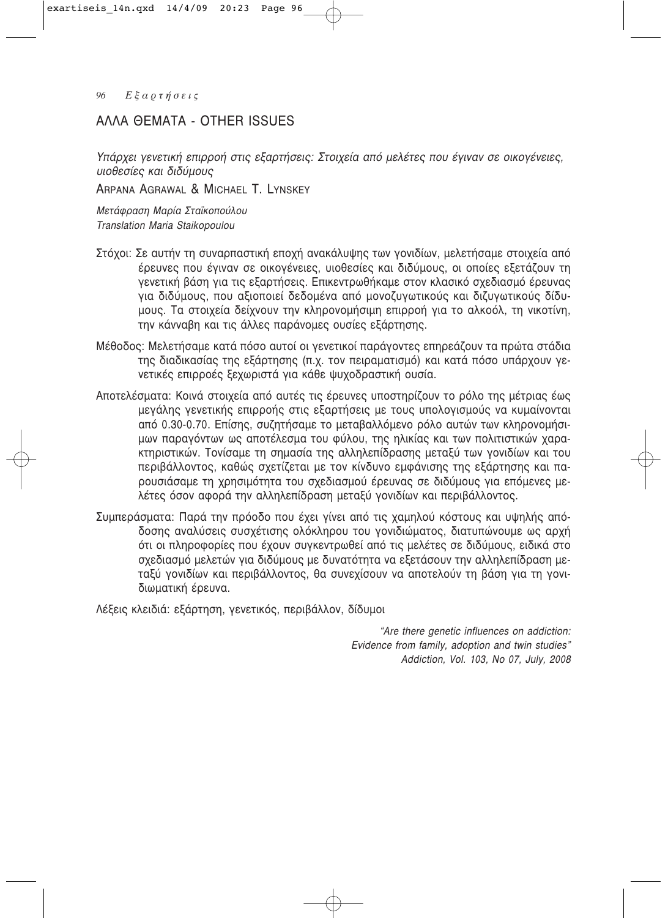## ΑΛΛΑ ΘΕΜΑΤΑ - OTHER ISSUES

*Υπάρχει γενετική επιρροή στις εξαρτήσεις: Στοιχεία από μελέτες που έγιναν σε οικογένειες, υιοθεσίες και διδύμους*

ARPANA AGRAWAL & MICHAEL T. LYNSKEY

*Μετάφραση Μαρία Σταϊκοπούλου*
*Translation Maria Staikopoulou*

Στόχοι: Σε αυτήν τη συναρπαστική εποχή ανακάλυψης των γονιδίων, μελετήσαμε στοιχεία από έρευνες που έγιναν σε οικογένειες, υιοθεσίες και διδύμους, οι οποίες εξετάζουν τη γενετική βάση για τις εξαρτήσεις. Επικεντρωθήκαμε στον κλασικό σχεδιασμό έρευνας για διδύμους, που αξιοποιεί δεδομένα από μονοζυγωτικούς και διζυγωτικούς διδύμους. Τα στοιχεία δείχνουν την κληρονομήσιμη επιρροή για το αλκοόλ, τη νικοτίνη, την κάνναβη και τις άλλες παράνομες ουσίες εξάρτησης.

Μέθοδος: Μελετήσαμε κατά πόσο αυτοί οι γενετικοί παράγοντες επηρεάζουν τα πρώτα στάδια της διαδικασίας της εξάρτησης (π.χ. τον πειραματισμό) και κατά πόσο υπάρχουν γενετικές επιρροές ξεχωριστά για κάθε ψυχοδραστική ουσία.

Αποτελέσματα: Κοινά στοιχεία από αυτές τις έρευνες υποστηρίζουν το ρόλο της μέτριας έως μεγάλης γενετικής επιρροής στις εξαρτήσεις με τους υπολογισμούς να κυμαίνονται από 0.30-0.70. Επίσης, συζητήσαμε το μεταβαλλόμενο ρόλο αυτών των κληρονομήσιμων παραγόντων ως αποτέλεσμα του φύλου, της ηλικίας και των πολιτιστικών χαρακτηριστικών. Τονίσαμε τη σημασία της αλληλεπίδρασης μεταξύ των γονιδίων και του περιβάλλοντος, καθώς σχετίζεται με τον κίνδυνο εμφάνισης της εξάρτησης και παρουσιάσαμε τη χρησιμότητα του σχεδιασμού έρευνας σε διδύμους για επόμενες μελέτες όσον αφορά την αλληλεπίδραση μεταξύ γονιδίων και περιβάλλοντος.

Συμπεράσματα: Παρά την πρόοδο που έχει γίνει από τις χαμηλού κόστους και υψηλής απόδοσης αναλύσεις συσχέτισης ολόκληρου του γονιδιώματος, διατυπώνουμε ως αρχή ότι οι πληροφορίες που έχουν συγκεντρωθεί από τις μελέτες σε διδύμους, ειδικά στο σχεδιασμό μελετών για διδύμους με δυνατότητα να εξετάσουν την αλληλεπίδραση μεταξύ γονιδίων και περιβάλλοντος, θα συνεχίσουν να αποτελούν τη βάση για τη γονιδιωματική έρευνα.

Λέξεις κλειδιά: εξάρτηση, γενετικός, περιβάλλον, δίδυμοι

*"Are there genetic influences on addiction: Evidence from family, adoption and twin studies" Addiction, Vol. 103, No 07, July, 2008*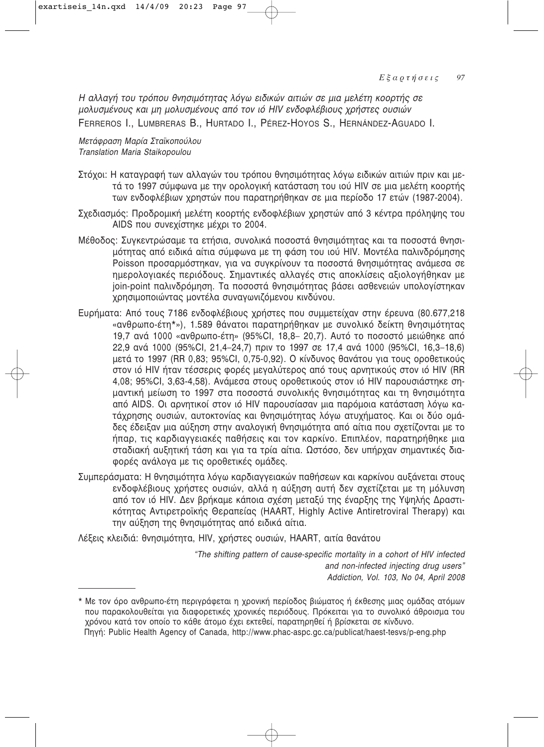*Η αλλαγή του τρόπου θνησιμότητας λόγω ειδικών αιτιών σε μια μελέτη κοορτής σε μολυσμένους και μη μολυσμένους από τον ιό HIV ενδοφλέβιους χρήστες ουσιών*

FERREROS I., LUMBRERAS B., HURTADO I., PÉREZ-HOYOS S., HERNÁNDEZ-AGUADO I.

*Μετάφραση Μαρία Σταϊκοπούλου*
*Translation Maria Staikopoulou*

Στόχοι: Η καταγραφή των αλλαγών του τρόπου θνησιμότητας λόγω ειδικών αιτιών πριν και μετά το 1997 σύμφωνα με την ορολογική κατάσταση του ιού HIV σε μια μελέτη κοορτής των ενδοφλέβιων χρηστών που παρατηρήθηκαν σε μια περίοδο 17 ετών (1987-2004).

Σχεδιασμός: Προδρομική μελέτη κοορτής ενδοφλέβιων χρηστών από 3 κέντρα πρόληψης του AIDS που συνεχίστηκε μέχρι το 2004.

Μέθοδος: Συγκεντρώσαμε τα ετήσια, συνολικά ποσοστά θνησιμότητας και τα ποσοστά θνησιμότητας από ειδικά αίτια σύμφωνα με τη φάση του ιού HIV. Μοντέλα παλινδρόμησης Poisson προσαρμόστηκαν, για να συγκρίνουν τα ποσοστά θνησιμότητας ανάμεσα σε ημερολογιακές περιόδους. Σημαντικές αλλαγές στις αποκλίσεις αξιολογήθηκαν με join-point παλινδρόμηση. Τα ποσοστά θνησιμότητας βάσει ασθενειών υπολογίστηκαν χρησιμοποιώντας μοντέλα συναγωνιζόμενου κινδύνου.

Ευρήματα: Από τους 7186 ενδοφλέβιους χρήστες που συμμετείχαν στην έρευνα (80.677,218 «ανθρωπο-έτη*»), 1.589 θάνατοι παρατηρήθηκαν με συνολικό δείκτη θνησιμότητας 19,7 ανά 1000 «ανθρωπο-έτη» (95%CI, 18,8– 20,7). Αυτό το ποσοστό μειώθηκε από 22,9 ανά 1000 (95%CI, 21,4–24,7) πριν το 1997 σε 17,4 ανά 1000 (95%CI, 16,3–18,6) μετά το 1997 (RR 0,83; 95%CI, 0,75-0,92). Ο κίνδυνος θανάτου για τους οροθετικούς στον ιό HIV ήταν τέσσερις φορές μεγαλύτερος από τους αρνητικούς στον ιό HIV (RR 4,08; 95%CI, 3,63-4,58). Ανάμεσα στους οροθετικούς στον ιό HIV παρουσιάστηκε σημαντική μείωση το 1997 στα ποσοστά συνολικής θνησιμότητας και τη θνησιμότητα από AIDS. Οι αρνητικοί στον ιό HIV παρουσίασαν μια παρόμοια κατάσταση λόγω κατάχρησης ουσιών, αυτοκτονίας και θνησιμότητας λόγω ατυχήματος. Και οι δύο ομάδες έδειξαν μια αύξηση στην αναλογική θνησιμότητα από αίτια που σχετίζονται με το ήπαρ, τις καρδιαγγειακές παθήσεις και τον καρκίνο. Επιπλέον, παρατηρήθηκε μια σταδιακή αυξητική τάση και για τα τρία αίτια. Ωστόσο, δεν υπήρχαν σημαντικές διαφορές ανάλογα με τις οροθετικές ομάδες.

Συμπεράσματα: Η θνησιμότητα λόγω καρδιαγγειακών παθήσεων και καρκίνου αυξάνεται στους ενδοφλέβιους χρήστες ουσιών, αλλά η αύξηση αυτή δεν σχετίζεται με τη μόλυνση από τον ιό HIV. Δεν βρήκαμε κάποια σχέση μεταξύ της έναρξης της Υψηλής Δραστικότητας Αντιρετροϊκής Θεραπείας (HAART, Highly Active Antiretroviral Therapy) και την αύξηση της θνησιμότητας από ειδικά αίτια.

Λέξεις κλειδιά: θνησιμότητα, HIV, χρήστες ουσιών, HAART, αιτία θανάτου

*"The shifting pattern of cause-specific mortality in a cohort of HIV infected and non-infected injecting drug users"*
*Addiction, Vol. 103, No 04, April 2008*

---

* Με τον όρο ανθρωπο-έτη περιγράφεται η χρονική περίοδος βιώματος ή έκθεσης μιας ομάδας ατόμων που παρακολουθείται για διαφορετικές χρονικές περιόδους. Πρόκειται για το συνολικό άθροισμα του χρόνου κατά τον οποίο το κάθε άτομο έχει εκτεθεί, παρατηρηθεί ή βρίσκεται σε κίνδυνο.
Πηγή: Public Health Agency of Canada, http://www.phac-aspc.gc.ca/publicat/haest-tesvs/p-eng.php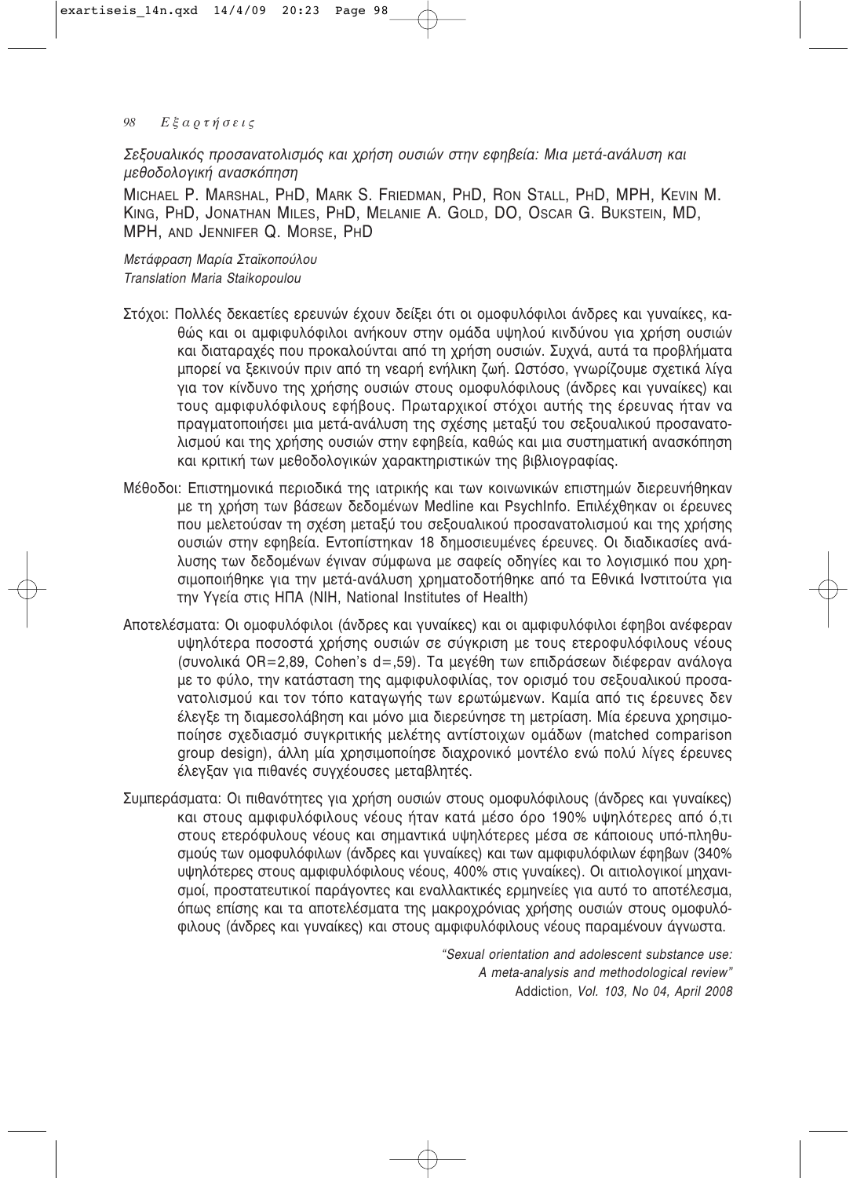*Σεξουαλικός προσανατολισμός και χρήση ουσιών στην εφηβεία: Μια μετά-ανάλυση και μεθοδολογική ανασκόπηση*

MICHAEL P. MARSHAL, PHD, MARK S. FRIEDMAN, PHD, RON STALL, PHD, MPH, KEVIN M. KING, PHD, JONATHAN MILES, PHD, MELANIE A. GOLD, DO, OSCAR G. BUKSTEIN, MD, MPH, AND JENNIFER Q. MORSE, PHD

*Μετάφραση Μαρία Σταϊκοπούλου*
*Translation Maria Staikopoulou*

Στόχοι: Πολλές δεκαετίες ερευνών έχουν δείξει ότι οι ομοφυλόφιλοι άνδρες και γυναίκες, καθώς και οι αμφιφυλόφιλοι ανήκουν στην ομάδα υψηλού κινδύνου για χρήση ουσιών και διαταραχές που προκαλούνται από τη χρήση ουσιών. Συχνά, αυτά τα προβλήματα μπορεί να ξεκινούν πριν από τη νεαρή ενήλικη ζωή. Ωστόσο, γνωρίζουμε σχετικά λίγα για τον κίνδυνο της χρήσης ουσιών στους ομοφυλόφιλους (άνδρες και γυναίκες) και τους αμφιφυλόφιλους εφήβους. Πρωταρχικοί στόχοι αυτής της έρευνας ήταν να πραγματοποιήσει μια μετά-ανάλυση της σχέσης μεταξύ του σεξουαλικού προσανατολισμού και της χρήσης ουσιών στην εφηβεία, καθώς και μια συστηματική ανασκόπηση και κριτική των μεθοδολογικών χαρακτηριστικών της βιβλιογραφίας.

Μέθοδοι: Επιστημονικά περιοδικά της ιατρικής και των κοινωνικών επιστημών διερευνήθηκαν με τη χρήση των βάσεων δεδομένων Medline και PsychInfo. Επιλέχθηκαν οι έρευνες που μελετούσαν τη σχέση μεταξύ του σεξουαλικού προσανατολισμού και της χρήσης ουσιών στην εφηβεία. Εντοπίστηκαν 18 δημοσιευμένες έρευνες. Οι διαδικασίες ανάλυσης των δεδομένων έγιναν σύμφωνα με σαφείς οδηγίες και το λογισμικό που χρησιμοποιήθηκε για την μετά-ανάλυση χρηματοδοτήθηκε από τα Εθνικά Ινστιτούτα για την Υγεία στις ΗΠΑ (NIH, National Institutes of Health)

Αποτελέσματα: Οι ομοφυλόφιλοι (άνδρες και γυναίκες) και οι αμφιφυλόφιλοι έφηβοι ανέφεραν υψηλότερα ποσοστά χρήσης ουσιών σε σύγκριση με τους ετεροφυλόφιλους νέους (συνολικά OR=2,89, Cohen's d=,59). Τα μεγέθη των επιδράσεων διέφεραν ανάλογα με το φύλο, την κατάσταση της αμφιφυλοφιλίας, τον ορισμό του σεξουαλικού προσανατολισμού και τον τόπο καταγωγής των ερωτώμενων. Καμία από τις έρευνες δεν έλεγξε τη διαμεσολάβηση και μόνο μια διερεύνησε τη μετρίαση. Μία έρευνα χρησιμοποίησε σχεδιασμό συγκριτικής μελέτης αντίστοιχων ομάδων (matched comparison group design), άλλη μία χρησιμοποίησε διαχρονικό μοντέλο ενώ πολύ λίγες έρευνες έλεγξαν για πιθανές συγχέουσες μεταβλητές.

Συμπεράσματα: Οι πιθανότητες για χρήση ουσιών στους ομοφυλόφιλους (άνδρες και γυναίκες) και στους αμφιφυλόφιλους νέους ήταν κατά μέσο όρο 190% υψηλότερες από ό,τι στους ετερόφυλους νέους και σημαντικά υψηλότερες μέσα σε κάποιους υπό-πληθυσμούς των ομοφυλόφιλων (άνδρες και γυναίκες) και των αμφιφυλόφιλων έφηβων (340% υψηλότερες στους αμφιφυλόφιλους νέους, 400% στις γυναίκες). Οι αιτιολογικοί μηχανισμοί, προστατευτικοί παράγοντες και εναλλακτικές ερμηνείες για αυτό το αποτέλεσμα, όπως επίσης και τα αποτελέσματα της μακροχρόνιας χρήσης ουσιών στους ομοφυλόφιλους (άνδρες και γυναίκες) και στους αμφιφυλόφιλους νέους παραμένουν άγνωστα.

*"Sexual orientation and adolescent substance use: A meta-analysis and methodological review"*
Addiction*, Vol. 103, No 04, April 2008*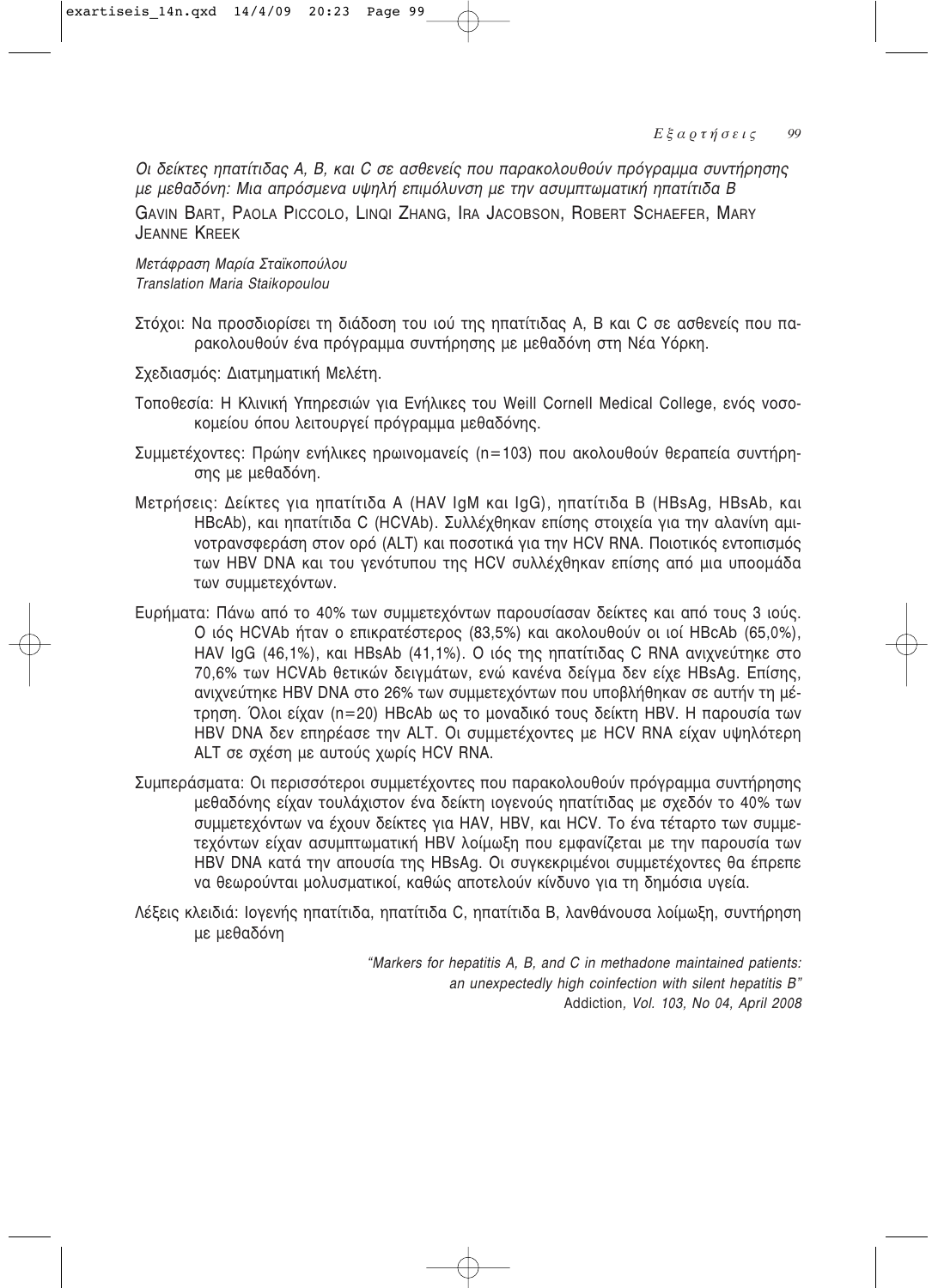*Οι δείκτες ηπατίτιδας Α, Β, και C σε ασθενείς που παρακολουθούν πρόγραμμα συντήρησης με μεθαδόνη: Μια απρόσμενα υψηλή επιμόλυνση με την ασυμπτωματική ηπατίτιδα Β*

GAVIN BART, PAOLA PICCOLO, LINQI ZHANG, IRA JACOBSON, ROBERT SCHAEFER, MARY JEANNE KREEK

*Μετάφραση Μαρία Σταϊκοπούλου*
*Translation Maria Staikopoulou*

Στόχοι: Να προσδιορίσει τη διάδοση του ιού της ηπατίτιδας Α, Β και C σε ασθενείς που παρακολουθούν ένα πρόγραμμα συντήρησης με μεθαδόνη στη Νέα Υόρκη.

Σχεδιασμός: Διατμηματική Μελέτη.

Τοποθεσία: Η Κλινική Υπηρεσιών για Ενήλικες του Weill Cornell Medical College, ενός νοσοκομείου όπου λειτουργεί πρόγραμμα μεθαδόνης.

Συμμετέχοντες: Πρώην ενήλικες ηρωινομανείς (n=103) που ακολουθούν θεραπεία συντήρησης με μεθαδόνη.

Μετρήσεις: Δείκτες για ηπατίτιδα Α (HAV IgM και IgG), ηπατίτιδα Β (HBsAg, HBsAb, και HBcAb), και ηπατίτιδα C (HCVAb). Συλλέχθηκαν επίσης στοιχεία για την αλανίνη αμινοτρανσφεράση στον ορό (ALT) και ποσοτικά για την HCV RNA. Ποιοτικός εντοπισμός των HBV DNA και του γενότυπου της HCV συλλέχθηκαν επίσης από μια υποομάδα των συμμετεχόντων.

Ευρήματα: Πάνω από το 40% των συμμετεχόντων παρουσίασαν δείκτες και από τους 3 ιούς. Ο ιός HCVAb ήταν ο επικρατέστερος (83,5%) και ακολουθούν οι ιοί HBcAb (65,0%), HAV IgG (46,1%), και HBsAb (41,1%). Ο ιός της ηπατίτιδας C RNA ανιχνεύτηκε στο 70,6% των HCVAb θετικών δειγμάτων, ενώ κανένα δείγμα δεν είχε HBsAg. Επίσης, ανιχνεύτηκε HBV DNA στο 26% των συμμετεχόντων που υποβλήθηκαν σε αυτήν τη μέτρηση. Όλοι είχαν (n=20) HBcAb ως το μοναδικό τους δείκτη HBV. Η παρουσία των HBV DNA δεν επηρέασε την ALT. Οι συμμετέχοντες με HCV RNA είχαν υψηλότερη ALT σε σχέση με αυτούς χωρίς HCV RNA.

Συμπεράσματα: Οι περισσότεροι συμμετέχοντες που παρακολουθούν πρόγραμμα συντήρησης μεθαδόνης είχαν τουλάχιστον ένα δείκτη ιογενούς ηπατίτιδας με σχεδόν το 40% των συμμετεχόντων να έχουν δείκτες για HAV, HBV, και HCV. Το ένα τέταρτο των συμμετεχόντων είχαν ασυμπτωματική HBV λοίμωξη που εμφανίζεται με την παρουσία των HBV DNA κατά την απουσία της HBsAg. Οι συγκεκριμένοι συμμετέχοντες θα έπρεπε να θεωρούνται μολυσματικοί, καθώς αποτελούν κίνδυνο για τη δημόσια υγεία.

Λέξεις κλειδιά: Ιογενής ηπατίτιδα, ηπατίτιδα C, ηπατίτιδα Β, λανθάνουσα λοίμωξη, συντήρηση με μεθαδόνη

*"Markers for hepatitis A, B, and C in methadone maintained patients: an unexpectedly high coinfection with silent hepatitis B"*
Addiction*, Vol. 103, No 04, April 2008*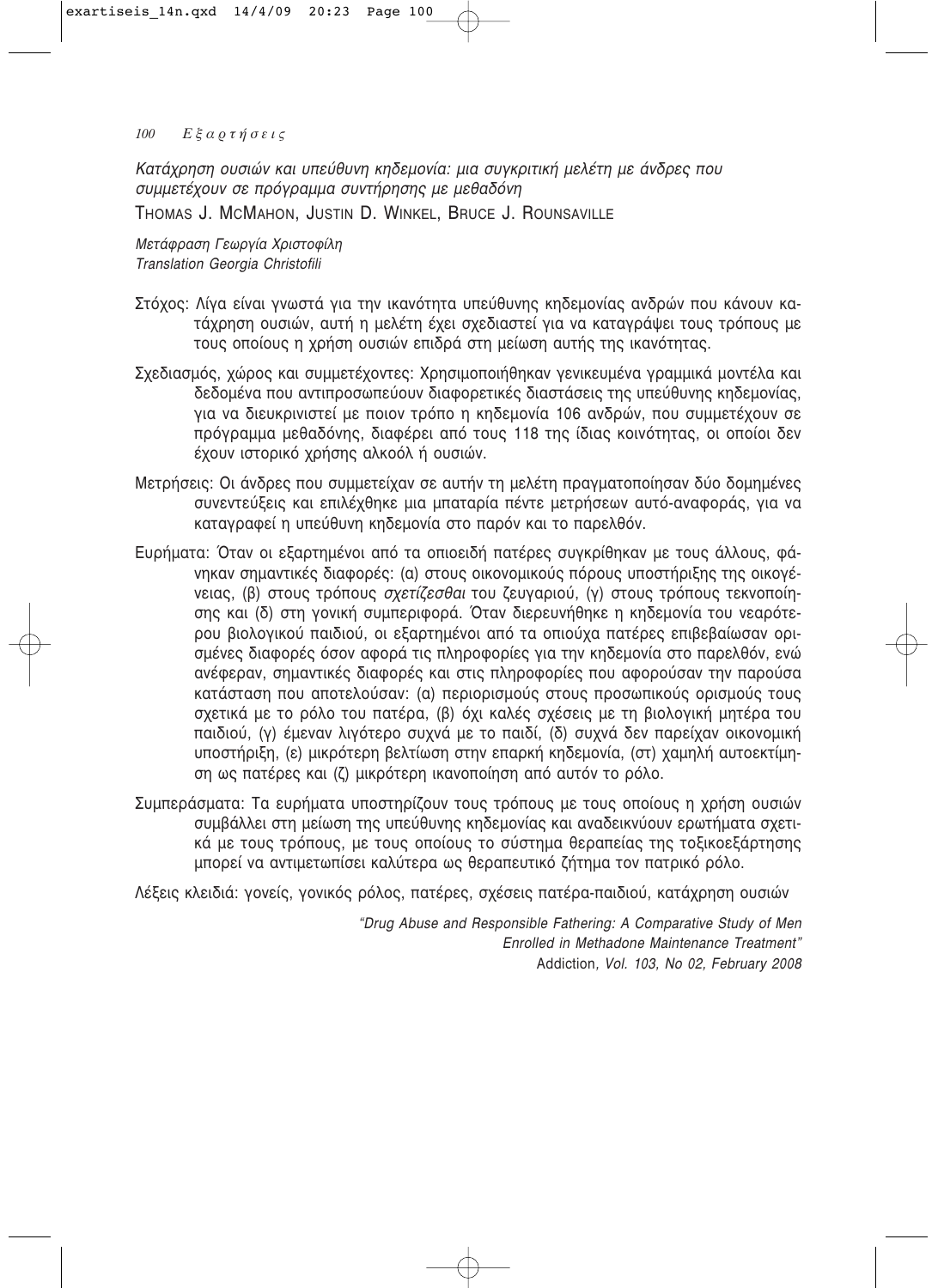*Κατάχρηση ουσιών και υπεύθυνη κηδεμονία: μια συγκριτική μελέτη με άνδρες που συμμετέχουν σε πρόγραμμα συντήρησης με μεθαδόνη*

THOMAS J. MCMAHON, JUSTIN D. WINKEL, BRUCE J. ROUNSAVILLE

*Μετάφραση Γεωργία Χριστοφίλη*
*Translation Georgia Christofili*

Στόχος: Λίγα είναι γνωστά για την ικανότητα υπεύθυνης κηδεμονίας ανδρών που κάνουν κατάχρηση ουσιών, αυτή η μελέτη έχει σχεδιαστεί για να καταγράψει τους τρόπους με τους οποίους η χρήση ουσιών επιδρά στη μείωση αυτής της ικανότητας.

Σχεδιασμός, χώρος και συμμετέχοντες: Χρησιμοποιήθηκαν γενικευμένα γραμμικά μοντέλα και δεδομένα που αντιπροσωπεύουν διαφορετικές διαστάσεις της υπεύθυνης κηδεμονίας, για να διευκρινιστεί με ποιον τρόπο η κηδεμονία 106 ανδρών, που συμμετέχουν σε πρόγραμμα μεθαδόνης, διαφέρει από τους 118 της ίδιας κοινότητας, οι οποίοι δεν έχουν ιστορικό χρήσης αλκοόλ ή ουσιών.

Μετρήσεις: Οι άνδρες που συμμετείχαν σε αυτήν τη μελέτη πραγματοποίησαν δύο δομημένες συνεντεύξεις και επιλέχθηκε μια μπαταρία πέντε μετρήσεων αυτό-αναφοράς, για να καταγραφεί η υπεύθυνη κηδεμονία στο παρόν και το παρελθόν.

Ευρήματα: Όταν οι εξαρτημένοι από τα οπιοειδή πατέρες συγκρίθηκαν με τους άλλους, φάνηκαν σημαντικές διαφορές: (α) στους οικονομικούς πόρους υποστήριξης της οικογένειας, (β) στους τρόπους *σχετίζεσθαι* του ζευγαριού, (γ) στους τρόπους τεκνοποίησης και (δ) στη γονική συμπεριφορά. Όταν διερευνήθηκε η κηδεμονία του νεαρότερου βιολογικού παιδιού, οι εξαρτημένοι από τα οπιούχα πατέρες επιβεβαίωσαν ορισμένες διαφορές όσον αφορά τις πληροφορίες για την κηδεμονία στο παρελθόν, ενώ ανέφεραν, σημαντικές διαφορές και στις πληροφορίες που αφορούσαν την παρούσα κατάσταση που αποτελούσαν: (α) περιορισμούς στους προσωπικούς ορισμούς τους σχετικά με το ρόλο του πατέρα, (β) όχι καλές σχέσεις με τη βιολογική μητέρα του παιδιού, (γ) έμεναν λιγότερο συχνά με το παιδί, (δ) συχνά δεν παρείχαν οικονομική υποστήριξη, (ε) μικρότερη βελτίωση στην επαρκή κηδεμονία, (στ) χαμηλή αυτοεκτίμηση ως πατέρες και (ζ) μικρότερη ικανοποίηση από αυτόν το ρόλο.

Συμπεράσματα: Τα ευρήματα υποστηρίζουν τους τρόπους με τους οποίους η χρήση ουσιών συμβάλλει στη μείωση της υπεύθυνης κηδεμονίας και αναδεικνύουν ερωτήματα σχετικά με τους τρόπους, με τους οποίους το σύστημα θεραπείας της τοξικοεξάρτησης μπορεί να αντιμετωπίσει καλύτερα ως θεραπευτικό ζήτημα τον πατρικό ρόλο.

Λέξεις κλειδιά: γονείς, γονικός ρόλος, πατέρες, σχέσεις πατέρα-παιδιού, κατάχρηση ουσιών

*"Drug Abuse and Responsible Fathering: A Comparative Study of Men Enrolled in Methadone Maintenance Treatment"*
Addiction*, Vol. 103, No 02, February 2008*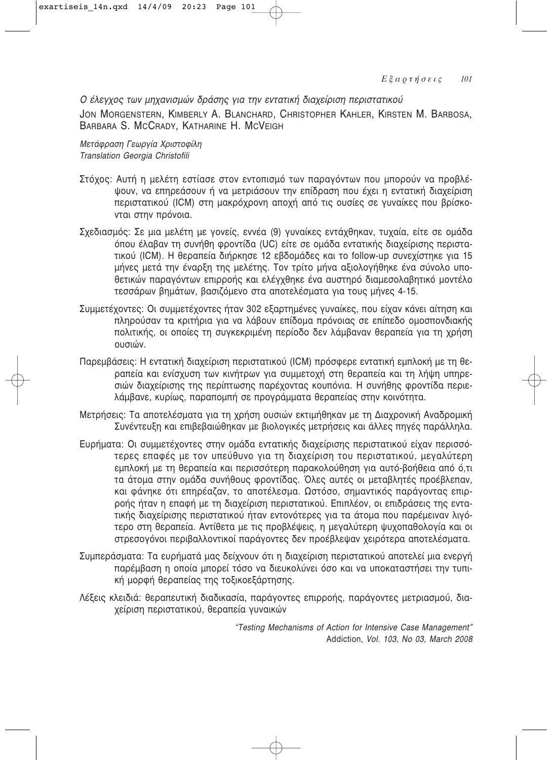*Ο έλεγχος των μηχανισμών δράσης για την εντατική διαχείριση περιστατικού*

JON MORGENSTERN, KIMBERLY A. BLANCHARD, CHRISTOPHER KAHLER, KIRSTEN M. BARBOSA, BARBARA S. MCCRADY, KATHARINE H. MCVEIGH

*Μετάφραση Γεωργία Χριστοφίλη*
*Translation Georgia Christofili*

Στόχος: Αυτή η μελέτη εστίασε στον εντοπισμό των παραγόντων που μπορούν να προβλέψουν, να επηρεάσουν ή να μετριάσουν την επίδραση που έχει η εντατική διαχείριση περιστατικού (ICM) στη μακρόχρονη αποχή από τις ουσίες σε γυναίκες που βρίσκονται στην πρόνοια.

Σχεδιασμός: Σε μια μελέτη με γονείς, εννέα (9) γυναίκες εντάχθηκαν, τυχαία, είτε σε ομάδα όπου έλαβαν τη συνήθη φροντίδα (UC) είτε σε ομάδα εντατικής διαχείρισης περιστατικού (ICM). Η θεραπεία διήρκησε 12 εβδομάδες και το follow-up συνεχίστηκε για 15 μήνες μετά την έναρξη της μελέτης. Τον τρίτο μήνα αξιολογήθηκε ένα σύνολο υποθετικών παραγόντων επιρροής και ελέγχθηκε ένα αυστηρό διαμεσολαβητικό μοντέλο τεσσάρων βημάτων, βασιζόμενο στα αποτελέσματα για τους μήνες 4-15.

Συμμετέχοντες: Οι συμμετέχοντες ήταν 302 εξαρτημένες γυναίκες, που είχαν κάνει αίτηση και πληρούσαν τα κριτήρια για να λάβουν επίδομα πρόνοιας σε επίπεδο ομοσπονδιακής πολιτικής, οι οποίες τη συγκεκριμένη περίοδο δεν λάμβαναν θεραπεία για τη χρήση ουσιών.

Παρεμβάσεις: Η εντατική διαχείριση περιστατικού (ICM) πρόσφερε εντατική εμπλοκή με τη θεραπεία και ενίσχυση των κινήτρων για συμμετοχή στη θεραπεία και τη λήψη υπηρεσιών διαχείρισης της περίπτωσης παρέχοντας κουπόνια. Η συνήθης φροντίδα περιελάμβανε, κυρίως, παραπομπή σε προγράμματα θεραπείας στην κοινότητα.

Μετρήσεις: Τα αποτελέσματα για τη χρήση ουσιών εκτιμήθηκαν με τη Διαχρονική Αναδρομική Συνέντευξη και επιβεβαιώθηκαν με βιολογικές μετρήσεις και άλλες πηγές παράλληλα.

Ευρήματα: Οι συμμετέχοντες στην ομάδα εντατικής διαχείρισης περιστατικού είχαν περισσότερες επαφές με τον υπεύθυνο για τη διαχείριση του περιστατικού, μεγαλύτερη εμπλοκή με τη θεραπεία και περισσότερη παρακολούθηση για αυτό-βοήθεια από ό,τι τα άτομα στην ομάδα συνήθους φροντίδας. Όλες αυτές οι μεταβλητές προέβλεπαν, και φάνηκε ότι επηρέαζαν, το αποτέλεσμα. Ωστόσο, σημαντικός παράγοντας επιρροής ήταν η επαφή με τη διαχείριση περιστατικού. Επιπλέον, οι επιδράσεις της εντατικής διαχείρισης περιστατικού ήταν εντονότερες για τα άτομα που παρέμειναν λιγότερο στη θεραπεία. Αντίθετα με τις προβλέψεις, η μεγαλύτερη ψυχοπαθολογία και οι στρεσογόνοι περιβαλλοντικοί παράγοντες δεν προέβλεψαν χειρότερα αποτελέσματα.

Συμπεράσματα: Τα ευρήματά μας δείχνουν ότι η διαχείριση περιστατικού αποτελεί μια ενεργή παρέμβαση η οποία μπορεί τόσο να διευκολύνει όσο και να υποκαταστήσει την τυπική μορφή θεραπείας της τοξικοεξάρτησης.

Λέξεις κλειδιά: θεραπευτική διαδικασία, παράγοντες επιρροής, παράγοντες μετριασμού, διαχείριση περιστατικού, θεραπεία γυναικών

*"Testing Mechanisms of Action for Intensive Case Management"*
Addiction*, Vol. 103, No 03, March 2008*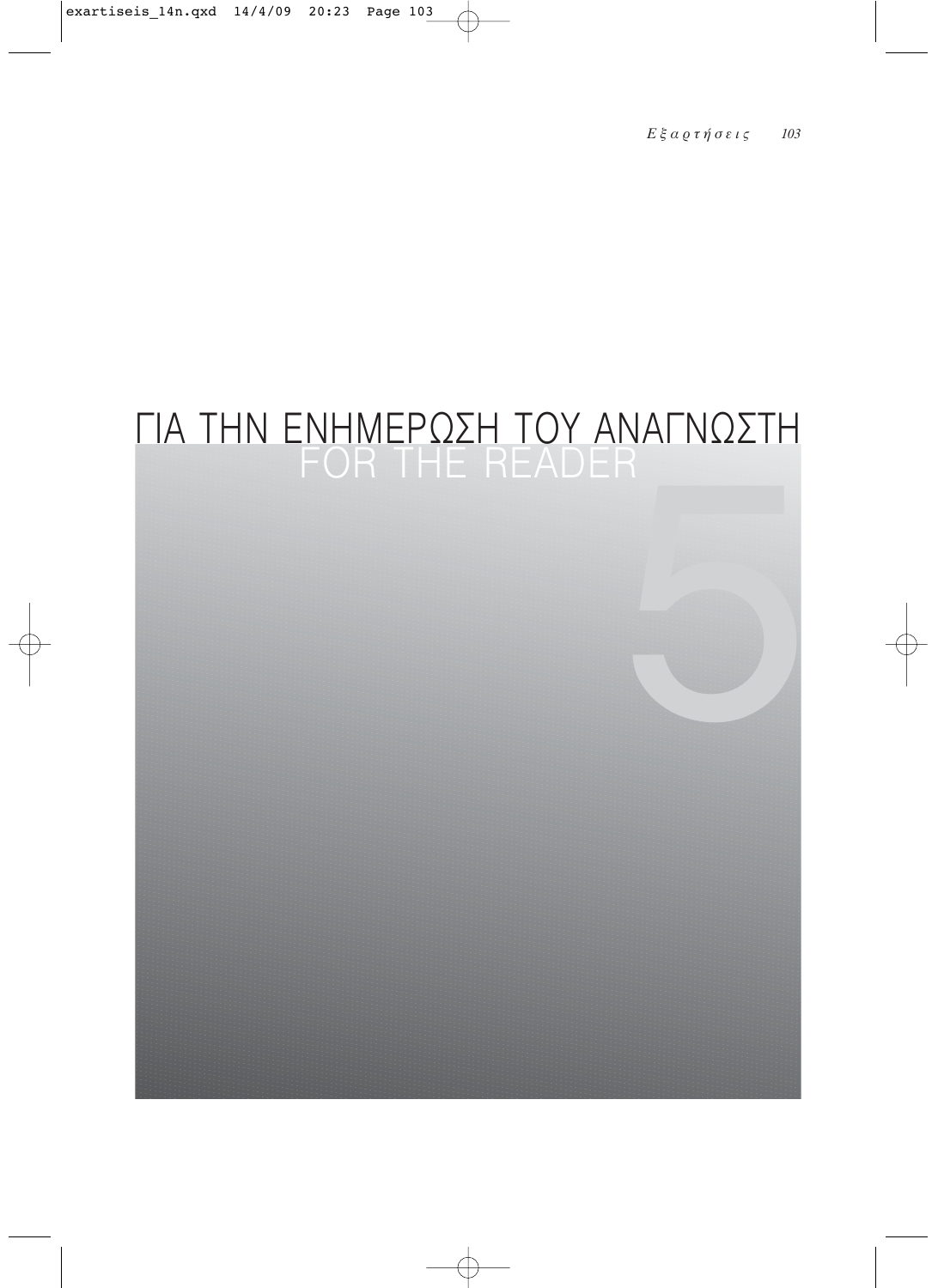# ΓΙΑ ΤΗΝ ΕΝΗΜΕΡΩΣΗ ΤΟΥ ΑΝΑΓΝΩΣΤΗ
## FOR THE READER

5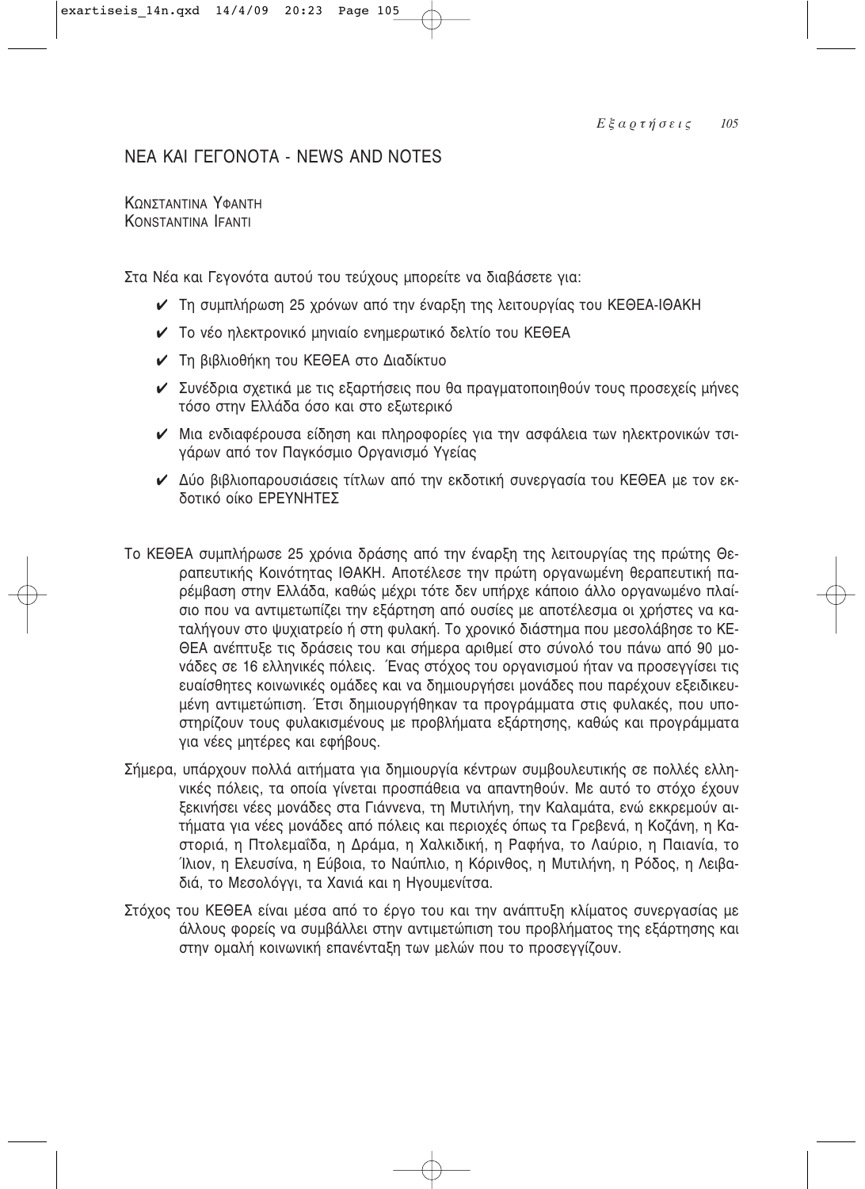## ΝΕΑ ΚΑΙ ΓΕΓΟΝΟΤΑ - NEWS AND NOTES

ΚΩΝΣΤΑΝΤΙΝΑ ΥΦΑΝΤΗ
KONSTANTINA IFANTI

Στα Νέα και Γεγονότα αυτού του τεύχους μπορείτε να διαβάσετε για:

- ✔ Τη συμπλήρωση 25 χρόνων από την έναρξη της λειτουργίας του ΚΕΘΕΑ-ΙΘΑΚΗ
- ✔ Το νέο ηλεκτρονικό μηνιαίο ενημερωτικό δελτίο του ΚΕΘΕΑ
- ✔ Τη βιβλιοθήκη του ΚΕΘΕΑ στο Διαδίκτυο
- ✔ Συνέδρια σχετικά με τις εξαρτήσεις που θα πραγματοποιηθούν τους προσεχείς μήνες τόσο στην Ελλάδα όσο και στο εξωτερικό
- ✔ Μια ενδιαφέρουσα είδηση και πληροφορίες για την ασφάλεια των ηλεκτρονικών τσιγάρων από τον Παγκόσμιο Οργανισμό Υγείας
- ✔ Δύο βιβλιοπαρουσιάσεις τίτλων από την εκδοτική συνεργασία του ΚΕΘΕΑ με τον εκδοτικό οίκο ΕΡΕΥΝΗΤΕΣ

Το ΚΕΘΕΑ συμπλήρωσε 25 χρόνια δράσης από την έναρξη της λειτουργίας της πρώτης Θεραπευτικής Κοινότητας ΙΘΑΚΗ. Αποτέλεσε την πρώτη οργανωμένη θεραπευτική παρέμβαση στην Ελλάδα, καθώς μέχρι τότε δεν υπήρχε κάποιο άλλο οργανωμένο πλαίσιο που να αντιμετωπίζει την εξάρτηση από ουσίες με αποτέλεσμα οι χρήστες να καταλήγουν στο ψυχιατρείο ή στη φυλακή. Το χρονικό διάστημα που μεσολάβησε το ΚΕΘΕΑ ανέπτυξε τις δράσεις του και σήμερα αριθμεί στο σύνολό του πάνω από 90 μονάδες σε 16 ελληνικές πόλεις. Ένας στόχος του οργανισμού ήταν να προσεγγίσει τις ευαίσθητες κοινωνικές ομάδες και να δημιουργήσει μονάδες που παρέχουν εξειδικευμένη αντιμετώπιση. Έτσι δημιουργήθηκαν τα προγράμματα στις φυλακές, που υποστηρίζουν τους φυλακισμένους με προβλήματα εξάρτησης, καθώς και προγράμματα για νέες μητέρες και εφήβους.

Σήμερα, υπάρχουν πολλά αιτήματα για δημιουργία κέντρων συμβουλευτικής σε πολλές ελληνικές πόλεις, τα οποία γίνεται προσπάθεια να απαντηθούν. Με αυτό το στόχο έχουν ξεκινήσει νέες μονάδες στα Γιάννενα, τη Μυτιλήνη, την Καλαμάτα, ενώ εκκρεμούν αιτήματα για νέες μονάδες από πόλεις και περιοχές όπως τα Γρεβενά, η Κοζάνη, η Καστοριά, η Πτολεμαΐδα, η Δράμα, η Χαλκιδική, η Ραφήνα, το Λαύριο, η Παιανία, το Ίλιον, η Ελευσίνα, η Εύβοια, το Ναύπλιο, η Κόρινθος, η Μυτιλήνη, η Ρόδος, η Λειβαδιά, το Μεσολόγγι, τα Χανιά και η Ηγουμενίτσα.

Στόχος του ΚΕΘΕΑ είναι μέσα από το έργο του και την ανάπτυξη κλίματος συνεργασίας με άλλους φορείς να συμβάλλει στην αντιμετώπιση του προβλήματος της εξάρτησης και στην ομαλή κοινωνική επανένταξη των μελών που το προσεγγίζουν.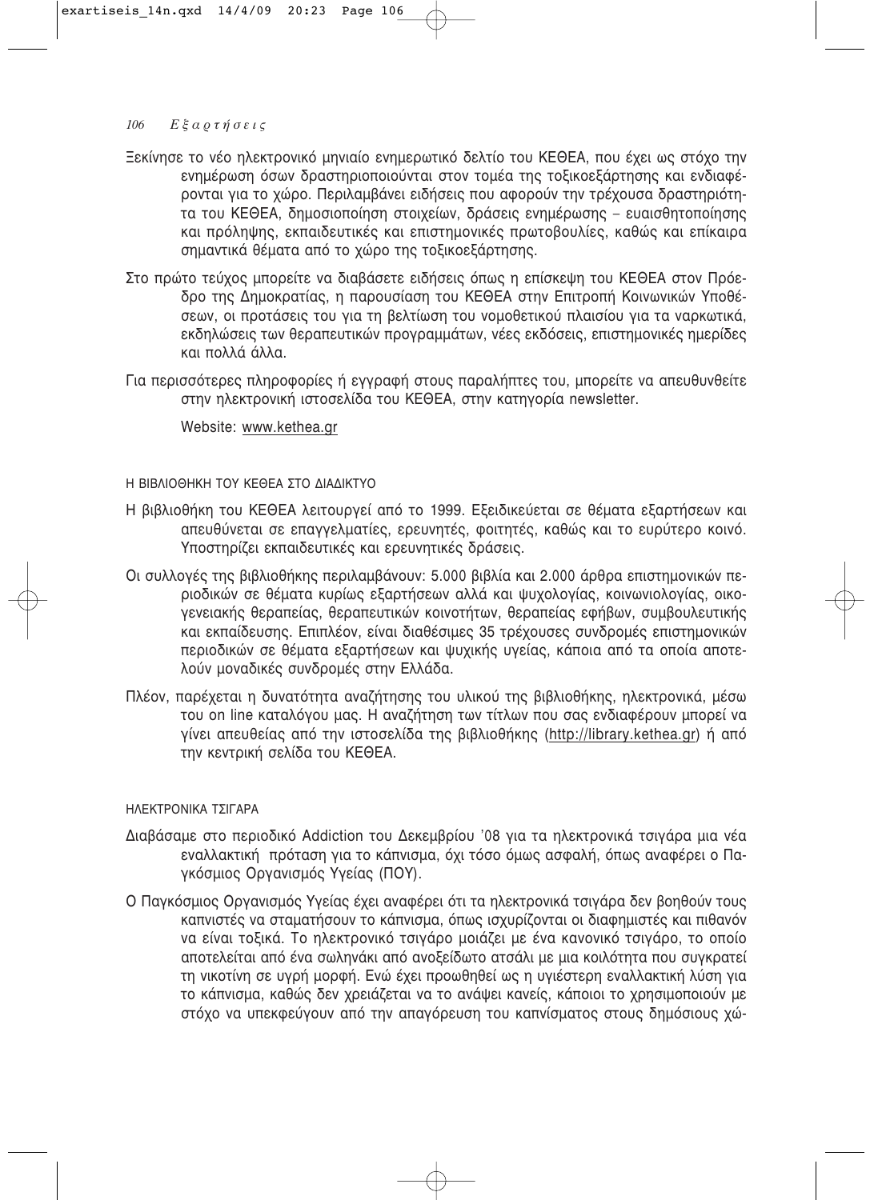Ξεκίνησε το νέο ηλεκτρονικό μηνιαίο ενημερωτικό δελτίο του ΚΕΘΕΑ, που έχει ως στόχο την ενημέρωση όσων δραστηριοποιούνται στον τομέα της τοξικοεξάρτησης και ενδιαφέρονται για το χώρο. Περιλαμβάνει ειδήσεις που αφορούν την τρέχουσα δραστηριότητα του ΚΕΘΕΑ, δημοσιοποίηση στοιχείων, δράσεις ενημέρωσης – ευαισθητοποίησης και πρόληψης, εκπαιδευτικές και επιστημονικές πρωτοβουλίες, καθώς και επίκαιρα σημαντικά θέματα από το χώρο της τοξικοεξάρτησης.

Στο πρώτο τεύχος μπορείτε να διαβάσετε ειδήσεις όπως η επίσκεψη του ΚΕΘΕΑ στον Πρόεδρο της Δημοκρατίας, η παρουσίαση του ΚΕΘΕΑ στην Επιτροπή Κοινωνικών Υποθέσεων, οι προτάσεις του για τη βελτίωση του νομοθετικού πλαισίου για τα ναρκωτικά, εκδηλώσεις των θεραπευτικών προγραμμάτων, νέες εκδόσεις, επιστημονικές ημερίδες και πολλά άλλα.

Για περισσότερες πληροφορίες ή εγγραφή στους παραλήπτες του, μπορείτε να απευθυνθείτε στην ηλεκτρονική ιστοσελίδα του ΚΕΘΕΑ, στην κατηγορία newsletter.

Website: www.kethea.gr

Η ΒΙΒΛΙΟΘΗΚΗ ΤΟΥ ΚΕΘΕΑ ΣΤΟ ΔΙΑΔΙΚΤΥΟ

Η βιβλιοθήκη του ΚΕΘΕΑ λειτουργεί από το 1999. Εξειδικεύεται σε θέματα εξαρτήσεων και απευθύνεται σε επαγγελματίες, ερευνητές, φοιτητές, καθώς και το ευρύτερο κοινό. Υποστηρίζει εκπαιδευτικές και ερευνητικές δράσεις.

Οι συλλογές της βιβλιοθήκης περιλαμβάνουν: 5.000 βιβλία και 2.000 άρθρα επιστημονικών περιοδικών σε θέματα κυρίως εξαρτήσεων αλλά και ψυχολογίας, κοινωνιολογίας, οικογενειακής θεραπείας, θεραπευτικών κοινοτήτων, θεραπείας εφήβων, συμβουλευτικής και εκπαίδευσης. Επιπλέον, είναι διαθέσιμες 35 τρέχουσες συνδρομές επιστημονικών περιοδικών σε θέματα εξαρτήσεων και ψυχικής υγείας, κάποια από τα οποία αποτελούν μοναδικές συνδρομές στην Ελλάδα.

Πλέον, παρέχεται η δυνατότητα αναζήτησης του υλικού της βιβλιοθήκης, ηλεκτρονικά, μέσω του on line καταλόγου μας. Η αναζήτηση των τίτλων που σας ενδιαφέρουν μπορεί να γίνει απευθείας από την ιστοσελίδα της βιβλιοθήκης (http://library.kethea.gr) ή από την κεντρική σελίδα του ΚΕΘΕΑ.

ΗΛΕΚΤΡΟΝΙΚΑ ΤΣΙΓΑΡΑ

Διαβάσαμε στο περιοδικό Addiction του Δεκεμβρίου '08 για τα ηλεκτρονικά τσιγάρα μια νέα εναλλακτική πρόταση για το κάπνισμα, όχι τόσο όμως ασφαλή, όπως αναφέρει ο Παγκόσμιος Οργανισμός Υγείας (ΠΟΥ).

Ο Παγκόσμιος Οργανισμός Υγείας έχει αναφέρει ότι τα ηλεκτρονικά τσιγάρα δεν βοηθούν τους καπνιστές να σταματήσουν το κάπνισμα, όπως ισχυρίζονται οι διαφημιστές και πιθανόν να είναι τοξικά. Το ηλεκτρονικό τσιγάρο μοιάζει με ένα κανονικό τσιγάρο, το οποίο αποτελείται από ένα σωληνάκι από ανοξείδωτο ατσάλι με μια κοιλότητα που συγκρατεί τη νικοτίνη σε υγρή μορφή. Ενώ έχει προωθηθεί ως η υγιέστερη εναλλακτική λύση για το κάπνισμα, καθώς δεν χρειάζεται να το ανάψει κανείς, κάποιοι το χρησιμοποιούν με στόχο να υπεκφεύγουν από την απαγόρευση του καπνίσματος στους δημόσιους χώ-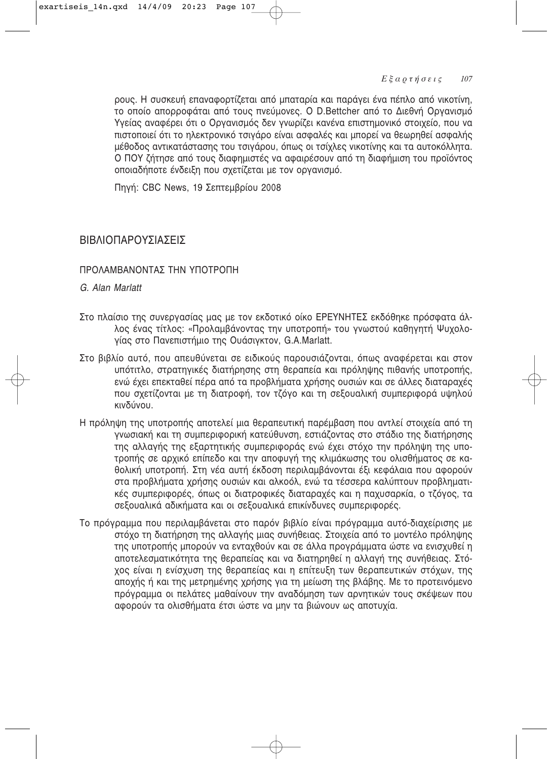ρους. Η συσκευή επαναφορτίζεται από μπαταρία και παράγει ένα πέπλο από νικοτίνη, το οποίο απορροφάται από τους πνεύμονες. Ο D.Bettcher από το Διεθνή Οργανισμό Υγείας αναφέρει ότι ο Οργανισμός δεν γνωρίζει κανένα επιστημονικό στοιχείο, που να πιστοποιεί ότι το ηλεκτρονικό τσιγάρο είναι ασφαλές και μπορεί να θεωρηθεί ασφαλής μέθοδος αντικατάστασης του τσιγάρου, όπως οι τσίχλες νικοτίνης και τα αυτοκόλλητα. Ο ΠΟΥ ζήτησε από τους διαφημιστές να αφαιρέσουν από τη διαφήμιση του προϊόντος οποιαδήποτε ένδειξη που σχετίζεται με τον οργανισμό.

Πηγή: CBC News, 19 Σεπτεμβρίου 2008

## ΒΙΒΛΙΟΠΑΡΟΥΣΙΑΣΕΙΣ

### ΠΡΟΛΑΜΒΑΝΟΝΤΑΣ ΤΗΝ ΥΠΟΤΡΟΠΗ

*G. Alan Marlatt*

Στο πλαίσιο της συνεργασίας μας με τον εκδοτικό οίκο ΕΡΕΥΝΗΤΕΣ εκδόθηκε πρόσφατα άλλος ένας τίτλος: «Προλαμβάνοντας την υποτροπή» του γνωστού καθηγητή Ψυχολογίας στο Πανεπιστήμιο της Ουάσιγκτον, G.A.Marlatt.

Στο βιβλίο αυτό, που απευθύνεται σε ειδικούς παρουσιάζονται, όπως αναφέρεται και στον υπότιτλο, στρατηγικές διατήρησης στη θεραπεία και πρόληψης πιθανής υποτροπής, ενώ έχει επεκταθεί πέρα από τα προβλήματα χρήσης ουσιών και σε άλλες διαταραχές που σχετίζονται με τη διατροφή, τον τζόγο και τη σεξουαλική συμπεριφορά υψηλού κινδύνου.

Η πρόληψη της υποτροπής αποτελεί μια θεραπευτική παρέμβαση που αντλεί στοιχεία από τη γνωσιακή και τη συμπεριφορική κατεύθυνση, εστιάζοντας στο στάδιο της διατήρησης της αλλαγής της εξαρτητικής συμπεριφοράς ενώ έχει στόχο την πρόληψη της υποτροπής σε αρχικό επίπεδο και την αποφυγή της κλιμάκωσης του ολισθήματος σε καθολική υποτροπή. Στη νέα αυτή έκδοση περιλαμβάνονται έξι κεφάλαια που αφορούν στα προβλήματα χρήσης ουσιών και αλκοόλ, ενώ τα τέσσερα καλύπτουν προβληματικές συμπεριφορές, όπως οι διατροφικές διαταραχές και η παχυσαρκία, ο τζόγος, τα σεξουαλικά αδικήματα και οι σεξουαλικά επικίνδυνες συμπεριφορές.

Το πρόγραμμα που περιλαμβάνεται στο παρόν βιβλίο είναι πρόγραμμα αυτό-διαχείρισης με στόχο τη διατήρηση της αλλαγής μιας συνήθειας. Στοιχεία από το μοντέλο πρόληψης της υποτροπής μπορούν να ενταχθούν και σε άλλα προγράμματα ώστε να ενισχυθεί η αποτελεσματικότητα της θεραπείας και να διατηρηθεί η αλλαγή της συνήθειας. Στόχος είναι η ενίσχυση της θεραπείας και η επίτευξη των θεραπευτικών στόχων, της αποχής ή και της μετρημένης χρήσης για τη μείωση της βλάβης. Με το προτεινόμενο πρόγραμμα οι πελάτες μαθαίνουν την αναδόμηση των αρνητικών τους σκέψεων που αφορούν τα ολισθήματα έτσι ώστε να μην τα βιώνουν ως αποτυχία.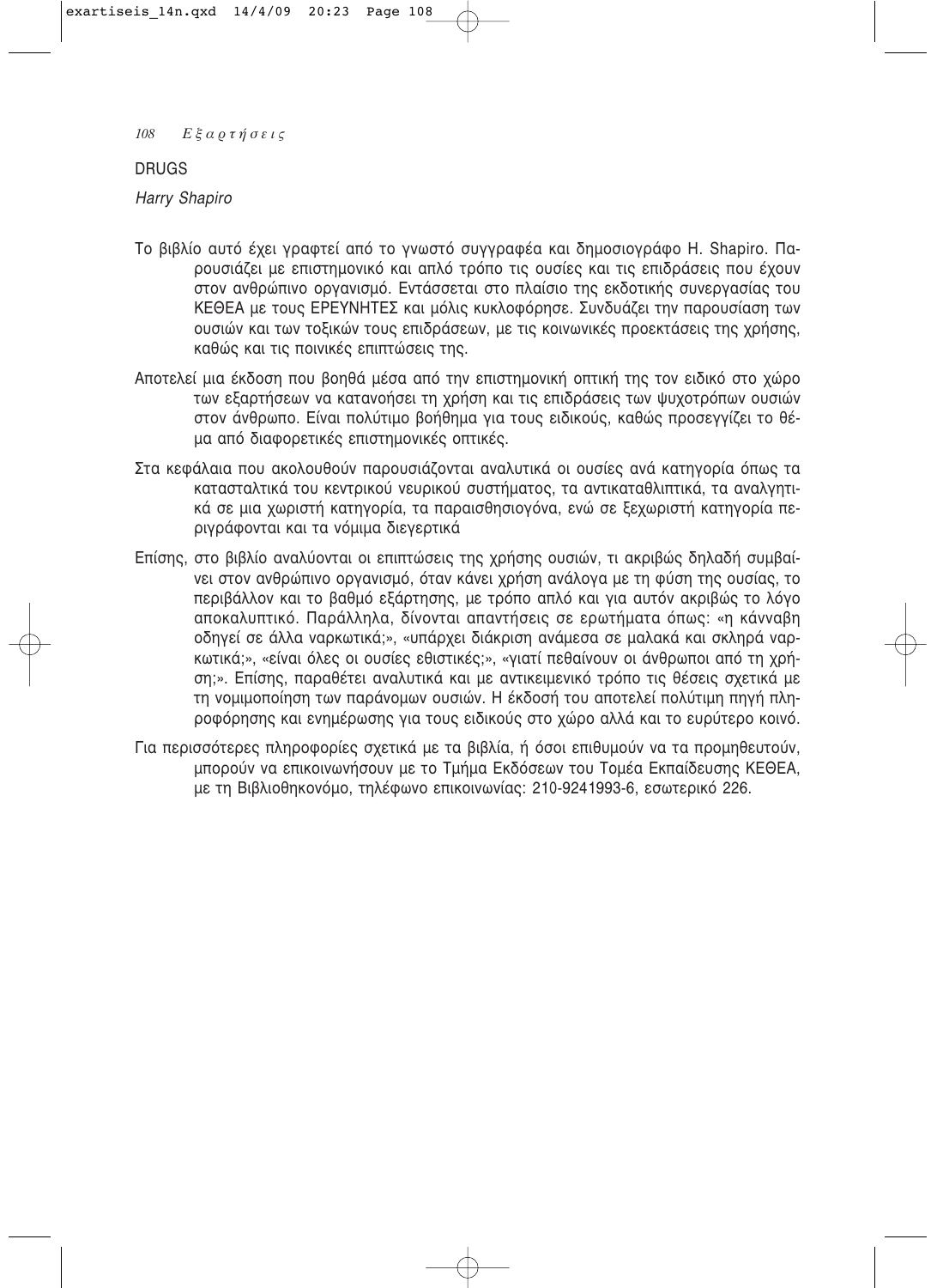## DRUGS

*Harry Shapiro*

Το βιβλίο αυτό έχει γραφτεί από το γνωστό συγγραφέα και δημοσιογράφο H. Shapiro. Παρουσιάζει με επιστημονικό και απλό τρόπο τις ουσίες και τις επιδράσεις που έχουν στον ανθρώπινο οργανισμό. Εντάσσεται στο πλαίσιο της εκδοτικής συνεργασίας του ΚΕΘΕΑ με τους ΕΡΕΥΝΗΤΕΣ και μόλις κυκλοφόρησε. Συνδυάζει την παρουσίαση των ουσιών και των τοξικών τους επιδράσεων, με τις κοινωνικές προεκτάσεις της χρήσης, καθώς και τις ποινικές επιπτώσεις της.

Αποτελεί μια έκδοση που βοηθά μέσα από την επιστημονική οπτική της τον ειδικό στο χώρο των εξαρτήσεων να κατανοήσει τη χρήση και τις επιδράσεις των ψυχοτρόπων ουσιών στον άνθρωπο. Είναι πολύτιμο βοήθημα για τους ειδικούς, καθώς προσεγγίζει το θέμα από διαφορετικές επιστημονικές οπτικές.

Στα κεφάλαια που ακολουθούν παρουσιάζονται αναλυτικά οι ουσίες ανά κατηγορία όπως τα κατασταλτικά του κεντρικού νευρικού συστήματος, τα αντικαταθλιπτικά, τα αναλγητικά σε μια χωριστή κατηγορία, τα παραισθησιογόνα, ενώ σε ξεχωριστή κατηγορία περιγράφονται και τα νόμιμα διεγερτικά

Επίσης, στο βιβλίο αναλύονται οι επιπτώσεις της χρήσης ουσιών, τι ακριβώς δηλαδή συμβαίνει στον ανθρώπινο οργανισμό, όταν κάνει χρήση ανάλογα με τη φύση της ουσίας, το περιβάλλον και το βαθμό εξάρτησης, με τρόπο απλό και για αυτόν ακριβώς το λόγο αποκαλυπτικό. Παράλληλα, δίνονται απαντήσεις σε ερωτήματα όπως: «η κάνναβη οδηγεί σε άλλα ναρκωτικά;», «υπάρχει διάκριση ανάμεσα σε μαλακά και σκληρά ναρκωτικά;», «είναι όλες οι ουσίες εθιστικές;», «γιατί πεθαίνουν οι άνθρωποι από τη χρήση;». Επίσης, παραθέτει αναλυτικά και με αντικειμενικό τρόπο τις θέσεις σχετικά με τη νομιμοποίηση των παράνομων ουσιών. Η έκδοσή του αποτελεί πολύτιμη πηγή πληροφόρησης και ενημέρωσης για τους ειδικούς στο χώρο αλλά και το ευρύτερο κοινό.

Για περισσότερες πληροφορίες σχετικά με τα βιβλία, ή όσοι επιθυμούν να τα προμηθευτούν, μπορούν να επικοινωνήσουν με το Τμήμα Εκδόσεων του Τομέα Εκπαίδευσης ΚΕΘΕΑ, με τη Βιβλιοθηκονόμο, τηλέφωνο επικοινωνίας: 210-9241993-6, εσωτερικό 226.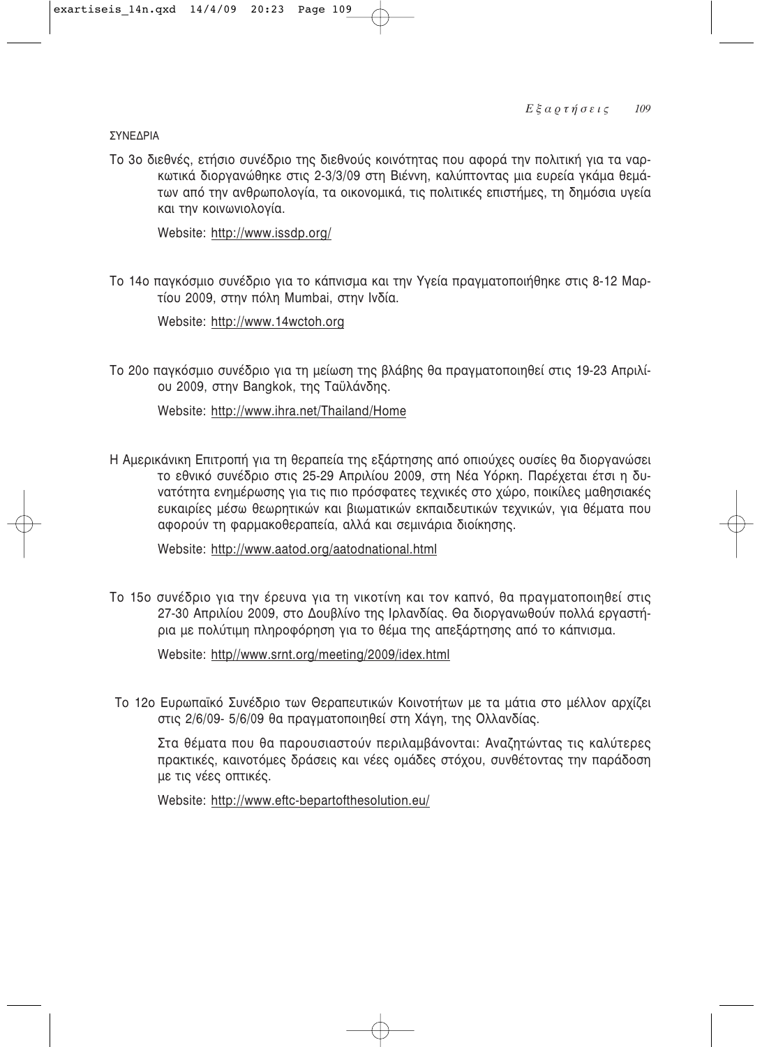ΣΥΝΕΔΡΙΑ

Το 3ο διεθνές, ετήσιο συνέδριο της διεθνούς κοινότητας που αφορά την πολιτική για τα ναρκωτικά διοργανώθηκε στις 2-3/3/09 στη Βιέννη, καλύπτοντας μια ευρεία γκάμα θεμάτων από την ανθρωπολογία, τα οικονομικά, τις πολιτικές επιστήμες, τη δημόσια υγεία και την κοινωνιολογία.

Website: http://www.issdp.org/

Το 14ο παγκόσμιο συνέδριο για το κάπνισμα και την Υγεία πραγματοποιήθηκε στις 8-12 Μαρτίου 2009, στην πόλη Mumbai, στην Ινδία.

Website: http://www.14wctoh.org

Το 20ο παγκόσμιο συνέδριο για τη μείωση της βλάβης θα πραγματοποιηθεί στις 19-23 Απριλίου 2009, στην Bangkok, της Ταϋλάνδης.

Website: http://www.ihra.net/Thailand/Home

Η Αμερικάνικη Επιτροπή για τη θεραπεία της εξάρτησης από οπιούχες ουσίες θα διοργανώσει το εθνικό συνέδριο στις 25-29 Απριλίου 2009, στη Νέα Υόρκη. Παρέχεται έτσι η δυνατότητα ενημέρωσης για τις πιο πρόσφατες τεχνικές στο χώρο, ποικίλες μαθησιακές ευκαιρίες μέσω θεωρητικών και βιωματικών εκπαιδευτικών τεχνικών, για θέματα που αφορούν τη φαρμακοθεραπεία, αλλά και σεμινάρια διοίκησης.

Website: http://www.aatod.org/aatodnational.html

Το 15ο συνέδριο για την έρευνα για τη νικοτίνη και τον καπνό, θα πραγματοποιηθεί στις 27-30 Απριλίου 2009, στο Δουβλίνο της Ιρλανδίας. Θα διοργανωθούν πολλά εργαστήρια με πολύτιμη πληροφόρηση για το θέμα της απεξάρτησης από το κάπνισμα.

Website: http//www.srnt.org/meeting/2009/idex.html

Το 12ο Ευρωπαϊκό Συνέδριο των Θεραπευτικών Κοινοτήτων με τα μάτια στο μέλλον αρχίζει στις 2/6/09- 5/6/09 θα πραγματοποιηθεί στη Χάγη, της Ολλανδίας.

Στα θέματα που θα παρουσιαστούν περιλαμβάνονται: Αναζητώντας τις καλύτερες πρακτικές, καινοτόμες δράσεις και νέες ομάδες στόχου, συνθέτοντας την παράδοση με τις νέες οπτικές.

Website: http://www.eftc-bepartofthesolution.eu/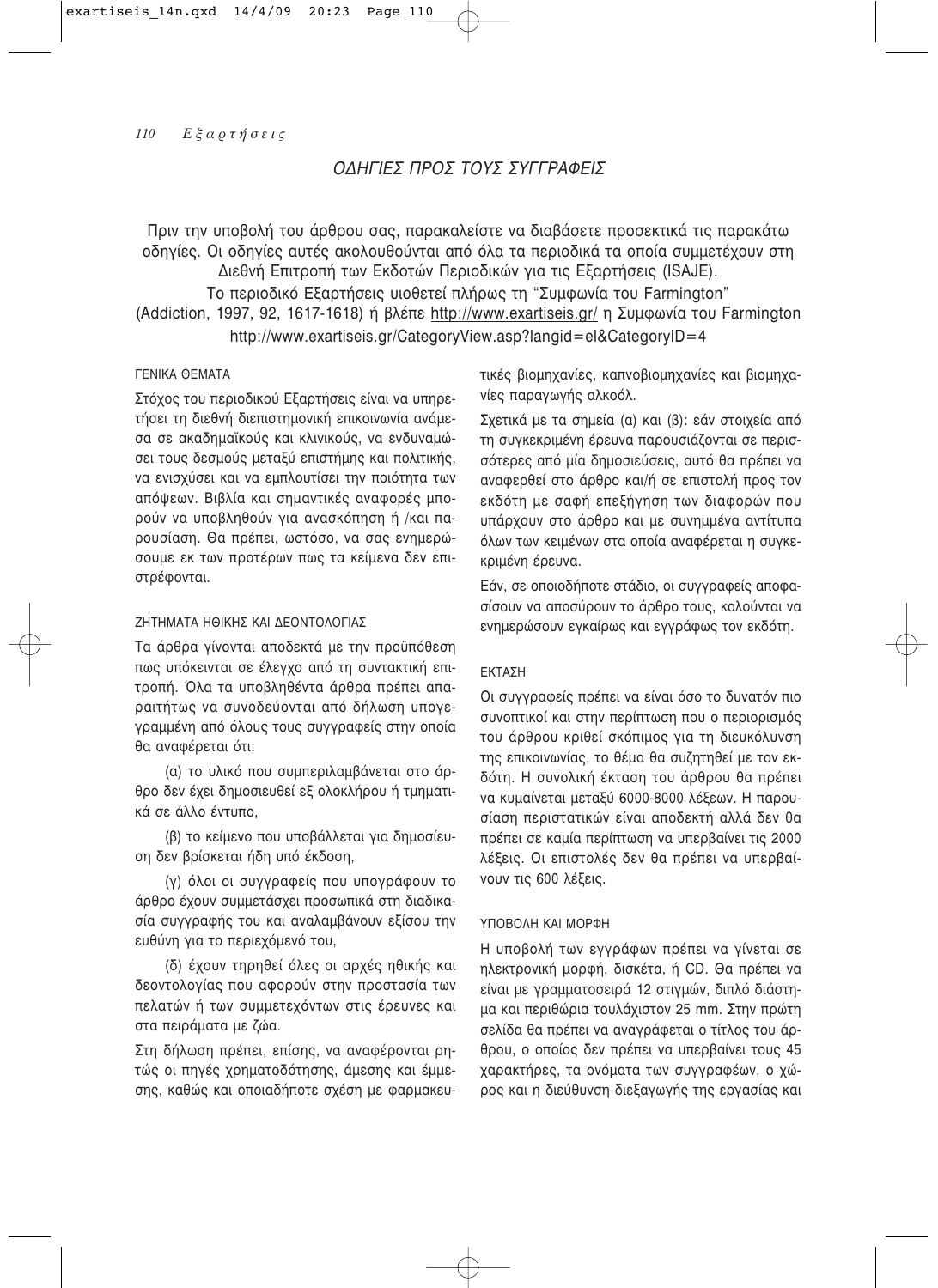## ΟΔΗΓΙΕΣ ΠΡΟΣ ΤΟΥΣ ΣΥΓΓΡΑΦΕΙΣ

Πριν την υποβολή του άρθρου σας, παρακαλείστε να διαβάσετε προσεκτικά τις παρακάτω οδηγίες. Οι οδηγίες αυτές ακολουθούνται από όλα τα περιοδικά τα οποία συμμετέχουν στη Διεθνή Επιτροπή των Εκδοτών Περιοδικών για τις Εξαρτήσεις (ISAJE).

Το περιοδικό Εξαρτήσεις υιοθετεί πλήρως τη "Συμφωνία του Farmington" (Addiction, 1997, 92, 1617-1618) ή βλέπε http://www.exartiseis.gr/ η Συμφωνία του Farmington http://www.exartiseis.gr/CategoryView.asp?langid=el&CategoryID=4

### ΓΕΝΙΚΑ ΘΕΜΑΤΑ

Στόχος του περιοδικού Εξαρτήσεις είναι να υπηρετήσει τη διεθνή διεπιστημονική επικοινωνία ανάμεσα σε ακαδημαϊκούς και κλινικούς, να ενδυναμώσει τους δεσμούς μεταξύ επιστήμης και πολιτικής, να ενισχύσει και να εμπλουτίσει την ποιότητα των απόψεων. Βιβλία και σημαντικές αναφορές μπορούν να υποβληθούν για ανασκόπηση ή /και παρουσίαση. Θα πρέπει, ωστόσο, να σας ενημερώσουμε εκ των προτέρων πως τα κείμενα δεν επιστρέφονται.

### ΖΗΤΗΜΑΤΑ ΗΘΙΚΗΣ ΚΑΙ ΔΕΟΝΤΟΛΟΓΙΑΣ

Τα άρθρα γίνονται αποδεκτά με την προϋπόθεση πως υπόκεινται σε έλεγχο από τη συντακτική επιτροπή. Όλα τα υποβληθέντα άρθρα πρέπει απαραιτήτως να συνοδεύονται από δήλωση υπογεγραμμένη από όλους τους συγγραφείς στην οποία θα αναφέρεται ότι:

(α) το υλικό που συμπεριλαμβάνεται στο άρθρο δεν έχει δημοσιευθεί εξ ολοκλήρου ή τμηματικά σε άλλο έντυπο,

(β) το κείμενο που υποβάλλεται για δημοσίευση δεν βρίσκεται ήδη υπό έκδοση,

(γ) όλοι οι συγγραφείς που υπογράφουν το άρθρο έχουν συμμετάσχει προσωπικά στη διαδικασία συγγραφής του και αναλαμβάνουν εξίσου την ευθύνη για το περιεχόμενό του,

(δ) έχουν τηρηθεί όλες οι αρχές ηθικής και δεοντολογίας που αφορούν στην προστασία των πελατών ή των συμμετεχόντων στις έρευνες και στα πειράματα με ζώα.

Στη δήλωση πρέπει, επίσης, να αναφέρονται ρητώς οι πηγές χρηματοδότησης, άμεσης και έμμεσης, καθώς και οποιαδήποτε σχέση με φαρμακευτικές βιομηχανίες, καπνοβιομηχανίες και βιομηχανίες παραγωγής αλκοόλ.

Σχετικά με τα σημεία (α) και (β): εάν στοιχεία από τη συγκεκριμένη έρευνα παρουσιάζονται σε περισσότερες από μία δημοσιεύσεις, αυτό θα πρέπει να αναφερθεί στο άρθρο και/ή σε επιστολή προς τον εκδότη με σαφή επεξήγηση των διαφορών που υπάρχουν στο άρθρο και με συνημμένα αντίτυπα όλων των κειμένων στα οποία αναφέρεται η συγκεκριμένη έρευνα.

Εάν, σε οποιοδήποτε στάδιο, οι συγγραφείς αποφασίσουν να αποσύρουν το άρθρο τους, καλούνται να ενημερώσουν εγκαίρως και εγγράφως τον εκδότη.

### ΕΚΤΑΣΗ

Οι συγγραφείς πρέπει να είναι όσο το δυνατόν πιο συνοπτικοί και στην περίπτωση που ο περιορισμός του άρθρου κριθεί σκόπιμος για τη διευκόλυνση της επικοινωνίας, το θέμα θα συζητηθεί με τον εκδότη. Η συνολική έκταση του άρθρου θα πρέπει να κυμαίνεται μεταξύ 6000-8000 λέξεων. Η παρουσίαση περιστατικών είναι αποδεκτή αλλά δεν θα πρέπει σε καμία περίπτωση να υπερβαίνει τις 2000 λέξεις. Οι επιστολές δεν θα πρέπει να υπερβαίνουν τις 600 λέξεις.

### ΥΠΟΒΟΛΗ ΚΑΙ ΜΟΡΦΗ

Η υποβολή των εγγράφων πρέπει να γίνεται σε ηλεκτρονική μορφή, δισκέτα, ή CD. Θα πρέπει να είναι με γραμματοσειρά 12 στιγμών, διπλό διάστημα και περιθώρια τουλάχιστον 25 mm. Στην πρώτη σελίδα θα πρέπει να αναγράφεται ο τίτλος του άρθρου, ο οποίος δεν πρέπει να υπερβαίνει τους 45 χαρακτήρες, τα ονόματα των συγγραφέων, ο χώρος και η διεύθυνση διεξαγωγής της εργασίας και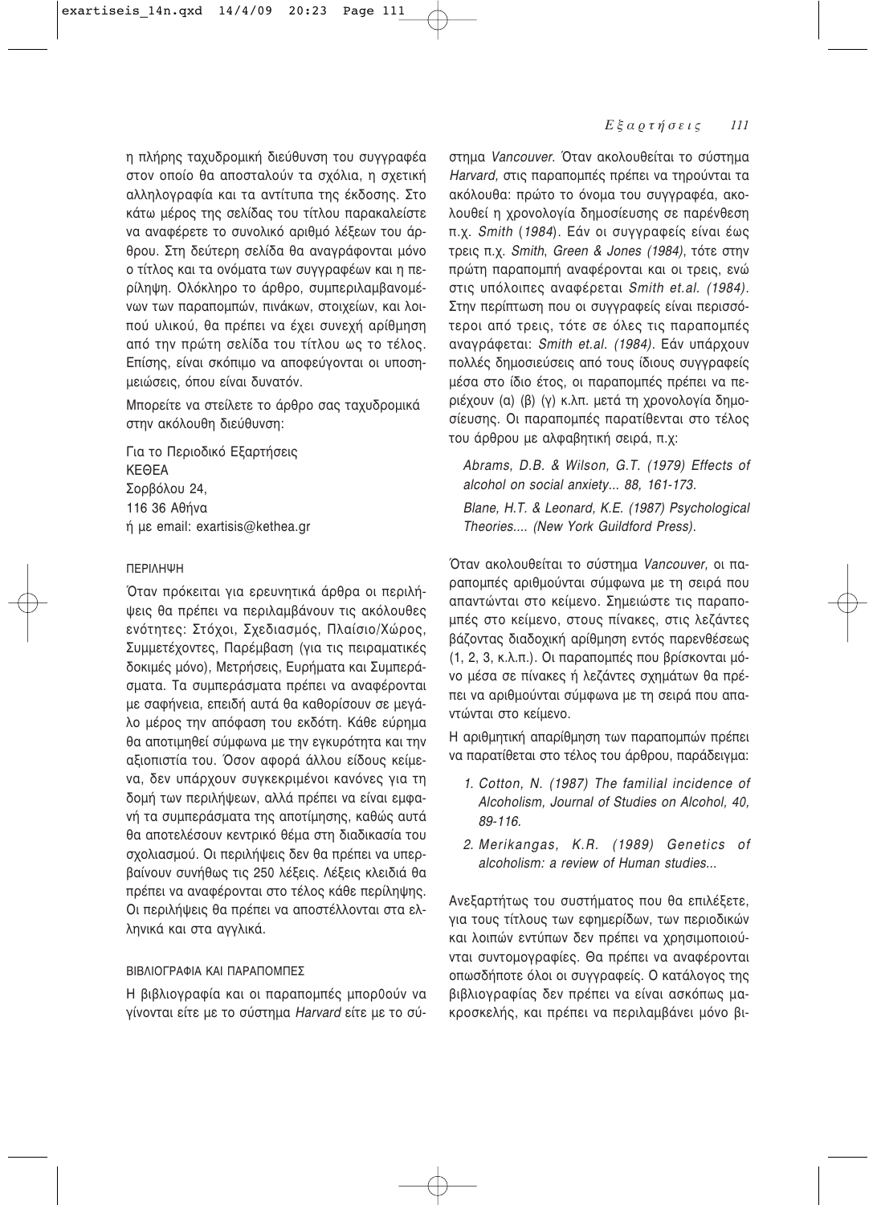η πλήρης ταχυδρομική διεύθυνση του συγγραφέα στον οποίο θα αποσταλούν τα σχόλια, η σχετική αλληλογραφία και τα αντίτυπα της έκδοσης. Στο κάτω μέρος της σελίδας του τίτλου παρακαλείστε να αναφέρετε το συνολικό αριθμό λέξεων του άρθρου. Στη δεύτερη σελίδα θα αναγράφονται μόνο ο τίτλος και τα ονόματα των συγγραφέων και η περίληψη. Ολόκληρο το άρθρο, συμπεριλαμβανομένων των παραπομπών, πινάκων, στοιχείων, και λοιπού υλικού, θα πρέπει να έχει συνεχή αρίθμηση από την πρώτη σελίδα του τίτλου ως το τέλος. Επίσης, είναι σκόπιμο να αποφεύγονται οι υποσημειώσεις, όπου είναι δυνατόν.

Μπορείτε να στείλετε το άρθρο σας ταχυδρομικά στην ακόλουθη διεύθυνση:

Για το Περιοδικό Εξαρτήσεις
ΚΕΘΕΑ
Σορβόλου 24,
116 36 Αθήνα
ή με email: exartisis@kethea.gr

### ΠΕΡΙΛΗΨΗ

Όταν πρόκειται για ερευνητικά άρθρα οι περιλήψεις θα πρέπει να περιλαμβάνουν τις ακόλουθες ενότητες: Στόχοι, Σχεδιασμός, Πλαίσιο/Χώρος, Συμμετέχοντες, Παρέμβαση (για τις πειραματικές δοκιμές μόνο), Μετρήσεις, Ευρήματα και Συμπεράσματα. Τα συμπεράσματα πρέπει να αναφέρονται με σαφήνεια, επειδή αυτά θα καθορίσουν σε μεγάλο μέρος την απόφαση του εκδότη. Κάθε εύρημα θα αποτιμηθεί σύμφωνα με την εγκυρότητα και την αξιοπιστία του. Όσον αφορά άλλου είδους κείμενα, δεν υπάρχουν συγκεκριμένοι κανόνες για τη δομή των περιλήψεων, αλλά πρέπει να είναι εμφανή τα συμπεράσματα της αποτίμησης, καθώς αυτά θα αποτελέσουν κεντρικό θέμα στη διαδικασία του σχολιασμού. Οι περιλήψεις δεν θα πρέπει να υπερβαίνουν συνήθως τις 250 λέξεις. Λέξεις κλειδιά θα πρέπει να αναφέρονται στο τέλος κάθε περίληψης. Οι περιλήψεις θα πρέπει να αποστέλλονται στα ελληνικά και στα αγγλικά.

### ΒΙΒΛΙΟΓΡΑΦΙΑ ΚΑΙ ΠΑΡΑΠΟΜΠΕΣ

Η βιβλιογραφία και οι παραπομπές μπορ0ούν να γίνονται είτε με το σύστημα *Harvard* είτε με το σύστημα *Vancouver*. Όταν ακολουθείται το σύστημα *Harvard*, στις παραπομπές πρέπει να τηρούνται τα ακόλουθα: πρώτο το όνομα του συγγραφέα, ακολουθεί η χρονολογία δημοσίευσης σε παρένθεση π.χ. *Smith* (*1984*). Εάν οι συγγραφείς είναι έως τρεις π.χ. *Smith*, *Green & Jones (1984)*, τότε στην πρώτη παραπομπή αναφέρονται και οι τρεις, ενώ στις υπόλοιπες αναφέρεται *Smith et.al. (1984)*. Στην περίπτωση που οι συγγραφείς είναι περισσότεροι από τρεις, τότε σε όλες τις παραπομπές αναγράφεται: *Smith et.al. (1984)*. Εάν υπάρχουν πολλές δημοσιεύσεις από τους ίδιους συγγραφείς μέσα στο ίδιο έτος, οι παραπομπές πρέπει να περιέχουν (α) (β) (γ) κ.λπ. μετά τη χρονολογία δημοσίευσης. Οι παραπομπές παρατίθενται στο τέλος του άρθρου με αλφαβητική σειρά, π.χ:

*Abrams, D.B. & Wilson, G.T. (1979) Effects of alcohol on social anxiety... 88, 161-173.*

*Blane, H.T. & Leonard, K.E. (1987) Psychological Theories.... (New York Guildford Press).*

Όταν ακολουθείται το σύστημα *Vancouver,* οι παραπομπές αριθμούνται σύμφωνα με τη σειρά που απαντώνται στο κείμενο. Σημειώστε τις παραπομπές στο κείμενο, στους πίνακες, στις λεζάντες βάζοντας διαδοχική αρίθμηση εντός παρενθέσεως (1, 2, 3, κ.λ.π.). Οι παραπομπές που βρίσκονται μόνο μέσα σε πίνακες ή λεζάντες σχημάτων θα πρέπει να αριθμούνται σύμφωνα με τη σειρά που απαντώνται στο κείμενο.

Η αριθμητική απαρίθμηση των παραπομπών πρέπει να παρατίθεται στο τέλος του άρθρου, παράδειγμα:

1. *Cotton, N. (1987) The familial incidence of Alcoholism, Journal of Studies on Alcohol, 40, 89-116.*
2. *Merikangas, K.R. (1989) Genetics of alcoholism: a review of Human studies...*

Ανεξαρτήτως του συστήματος που θα επιλέξετε, για τους τίτλους των εφημερίδων, των περιοδικών και λοιπών εντύπων δεν πρέπει να χρησιμοποιούνται συντομογραφίες. Θα πρέπει να αναφέρονται οπωσδήποτε όλοι οι συγγραφείς. Ο κατάλογος της βιβλιογραφίας δεν πρέπει να είναι ασκόπως μακροσκελής, και πρέπει να περιλαμβάνει μόνο βι-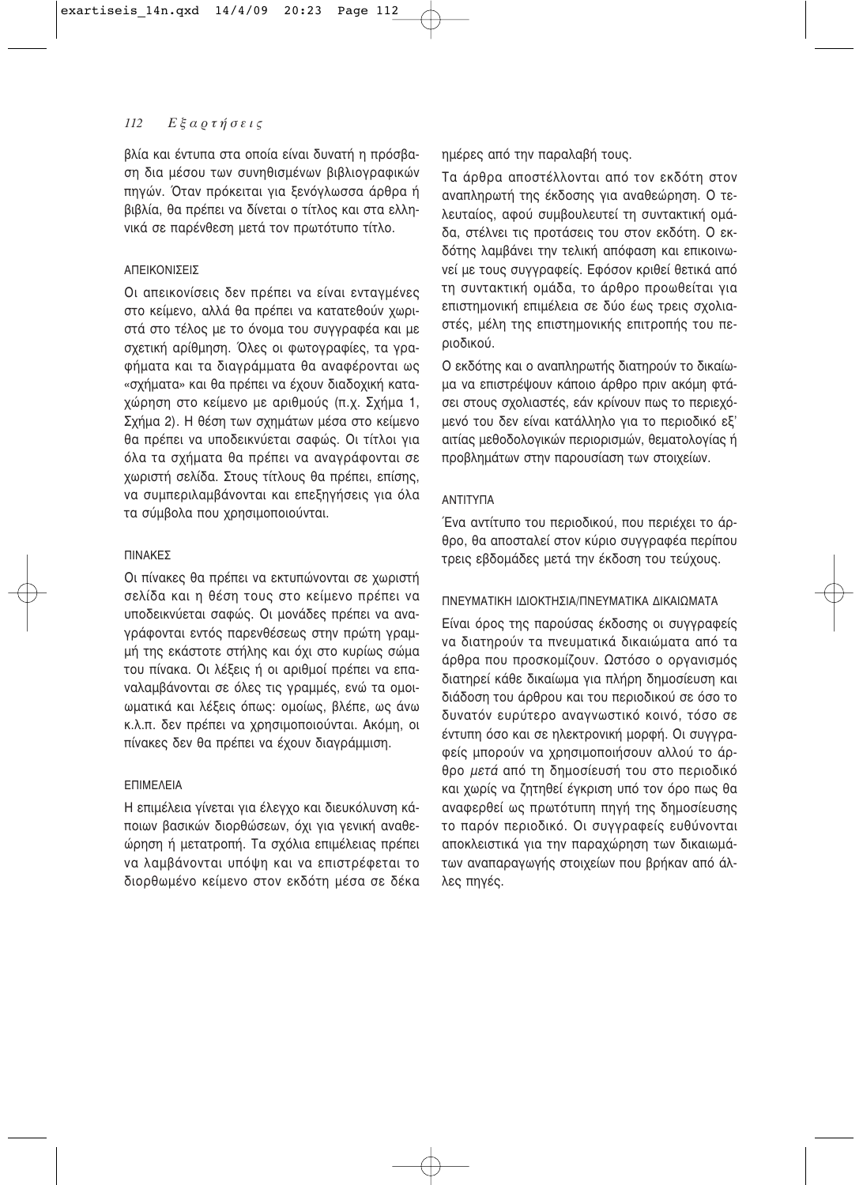βλία και έντυπα στα οποία είναι δυνατή η πρόσβαση δια μέσου των συνηθισμένων βιβλιογραφικών πηγών. Όταν πρόκειται για ξενόγλωσσα άρθρα ή βιβλία, θα πρέπει να δίνεται ο τίτλος και στα ελληνικά σε παρένθεση μετά τον πρωτότυπο τίτλο.

### ΑΠΕΙΚΟΝΙΣΕΙΣ

Οι απεικονίσεις δεν πρέπει να είναι ενταγμένες στο κείμενο, αλλά θα πρέπει να κατατεθούν χωριστά στο τέλος με το όνομα του συγγραφέα και με σχετική αρίθμηση. Όλες οι φωτογραφίες, τα γραφήματα και τα διαγράμματα θα αναφέρονται ως «σχήματα» και θα πρέπει να έχουν διαδοχική καταχώρηση στο κείμενο με αριθμούς (π.χ. Σχήμα 1, Σχήμα 2). Η θέση των σχημάτων μέσα στο κείμενο θα πρέπει να υποδεικνύεται σαφώς. Οι τίτλοι για όλα τα σχήματα θα πρέπει να αναγράφονται σε χωριστή σελίδα. Στους τίτλους θα πρέπει, επίσης, να συμπεριλαμβάνονται και επεξηγήσεις για όλα τα σύμβολα που χρησιμοποιούνται.

### ΠΙΝΑΚΕΣ

Οι πίνακες θα πρέπει να εκτυπώνονται σε χωριστή σελίδα και η θέση τους στο κείμενο πρέπει να υποδεικνύεται σαφώς. Οι μονάδες πρέπει να αναγράφονται εντός παρενθέσεως στην πρώτη γραμμή της εκάστοτε στήλης και όχι στο κυρίως σώμα του πίνακα. Οι λέξεις ή οι αριθμοί πρέπει να επαναλαμβάνονται σε όλες τις γραμμές, ενώ τα ομοιωματικά και λέξεις όπως: ομοίως, βλέπε, ως άνω κ.λ.π. δεν πρέπει να χρησιμοποιούνται. Ακόμη, οι πίνακες δεν θα πρέπει να έχουν διαγράμμιση.

### ΕΠΙΜΕΛΕΙΑ

Η επιμέλεια γίνεται για έλεγχο και διευκόλυνση κάποιων βασικών διορθώσεων, όχι για γενική αναθεώρηση ή μετατροπή. Τα σχόλια επιμέλειας πρέπει να λαμβάνονται υπόψη και να επιστρέφεται το διορθωμένο κείμενο στον εκδότη μέσα σε δέκα ημέρες από την παραλαβή τους.

Τα άρθρα αποστέλλονται από τον εκδότη στον αναπληρωτή της έκδοσης για αναθεώρηση. Ο τελευταίος, αφού συμβουλευτεί τη συντακτική ομάδα, στέλνει τις προτάσεις του στον εκδότη. Ο εκδότης λαμβάνει την τελική απόφαση και επικοινωνεί με τους συγγραφείς. Εφόσον κριθεί θετικά από τη συντακτική ομάδα, το άρθρο προωθείται για επιστημονική επιμέλεια σε δύο έως τρεις σχολιαστές, μέλη της επιστημονικής επιτροπής του περιοδικού.

Ο εκδότης και ο αναπληρωτής διατηρούν το δικαίωμα να επιστρέψουν κάποιο άρθρο πριν ακόμη φτάσει στους σχολιαστές, εάν κρίνουν πως το περιεχόμενό του δεν είναι κατάλληλο για το περιοδικό εξ' αιτίας μεθοδολογικών περιορισμών, θεματολογίας ή προβλημάτων στην παρουσίαση των στοιχείων.

### ΑΝΤΙΤΥΠΑ

Ένα αντίτυπο του περιοδικού, που περιέχει το άρθρο, θα αποσταλεί στον κύριο συγγραφέα περίπου τρεις εβδομάδες μετά την έκδοση του τεύχους.

### ΠΝΕΥΜΑΤΙΚΗ ΙΔΙΟΚΤΗΣΙΑ/ΠΝΕΥΜΑΤΙΚΑ ΔΙΚΑΙΩΜΑΤΑ

Είναι όρος της παρούσας έκδοσης οι συγγραφείς να διατηρούν τα πνευματικά δικαιώματα από τα άρθρα που προσκομίζουν. Ωστόσο ο οργανισμός διατηρεί κάθε δικαίωμα για πλήρη δημοσίευση και διάδοση του άρθρου και του περιοδικού σε όσο το δυνατόν ευρύτερο αναγνωστικό κοινό, τόσο σε έντυπη όσο και σε ηλεκτρονική μορφή. Οι συγγραφείς μπορούν να χρησιμοποιήσουν αλλού το άρθρο *μετά* από τη δημοσίευσή του στο περιοδικό και χωρίς να ζητηθεί έγκριση υπό τον όρο πως θα αναφερθεί ως πρωτότυπη πηγή της δημοσίευσης το παρόν περιοδικό. Οι συγγραφείς ευθύνονται αποκλειστικά για την παραχώρηση των δικαιωμάτων αναπαραγωγής στοιχείων που βρήκαν από άλλες πηγές.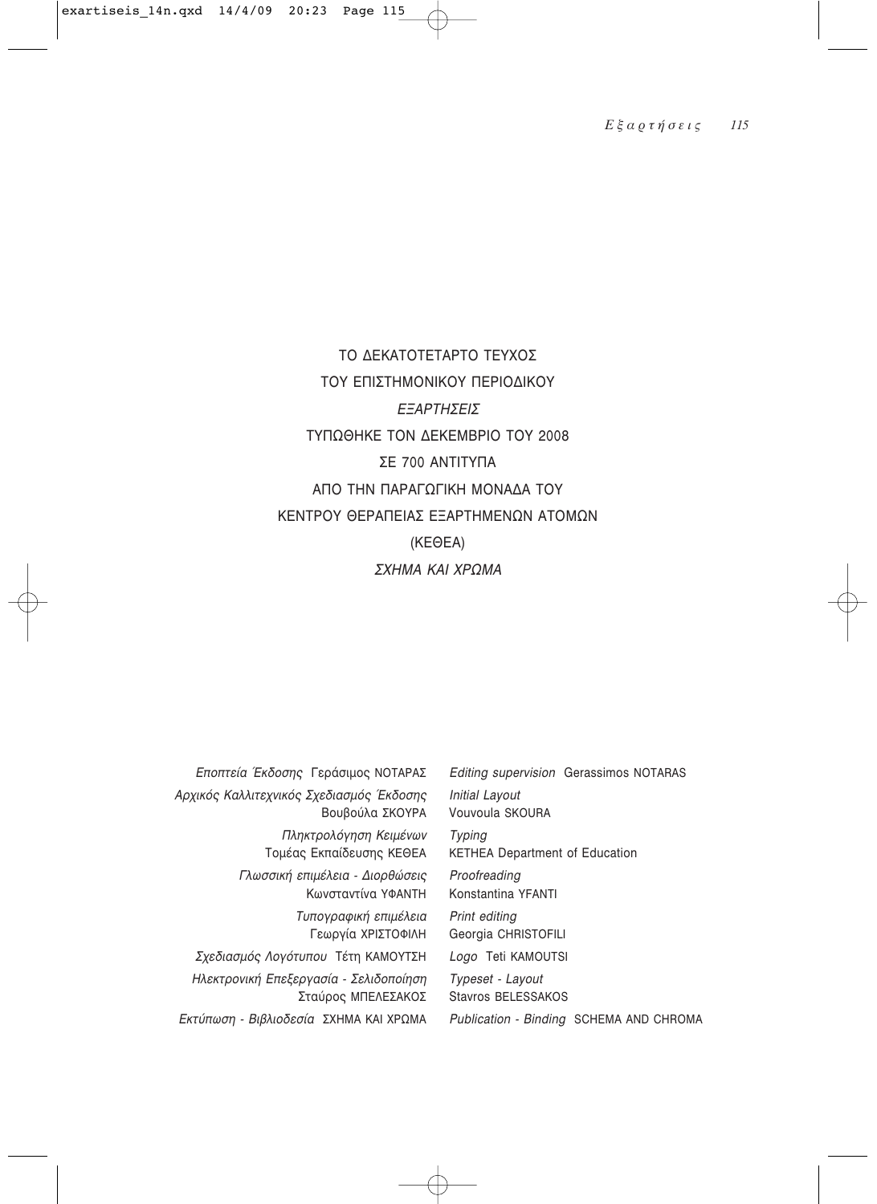ΤΟ ΔΕΚΑΤΟΤΕΤΑΡΤΟ ΤΕΥΧΟΣ

ΤΟΥ ΕΠΙΣΤΗΜΟΝΙΚΟΥ ΠΕΡΙΟΔΙΚΟΥ

*ΕΞΑΡΤΗΣΕΙΣ*

ΤΥΠΩΘΗΚΕ ΤΟΝ ΔΕΚΕΜΒΡΙΟ ΤΟΥ 2008

ΣΕ 700 ΑΝΤΙΤΥΠΑ

ΑΠΟ ΤΗΝ ΠΑΡΑΓΩΓΙΚΗ ΜΟΝΑΔΑ ΤΟΥ

ΚΕΝΤΡΟΥ ΘΕΡΑΠΕΙΑΣ ΕΞΑΡΤΗΜΕΝΩΝ ΑΤΟΜΩΝ

(ΚΕΘΕΑ)

*ΣΧΗΜΑ ΚΑΙ ΧΡΩΜΑ*

| | |
|---|---|
| *Εποπτεία Έκδοσης* Γεράσιμος ΝΟΤΑΡΑΣ | *Editing supervision* Gerassimos NOTARAS |
| *Αρχικός Καλλιτεχνικός Σχεδιασμός Έκδοσης* Βουβούλα ΣΚΟΥΡΑ | *Initial Layout* Vouvoula SKOURA |
| *Πληκτρολόγηση Κειμένων* Τομέας Εκπαίδευσης ΚΕΘΕΑ | *Typing* KETHEA Department of Education |
| *Γλωσσική επιμέλεια - Διορθώσεις* Κωνσταντίνα ΥΦΑΝΤΗ | *Proofreading* Konstantina YFANTI |
| *Τυπογραφική επιμέλεια* Γεωργία ΧΡΙΣΤΟΦΙΛΗ | *Print editing* Georgia CHRISTOFILI |
| *Σχεδιασμός Λογότυπου* Τέτη ΚΑΜΟΥΤΣΗ | *Logo* Teti KAMOUTSI |
| *Ηλεκτρονική Επεξεργασία - Σελιδοποίηση* Σταύρος ΜΠΕΛΕΣΑΚΟΣ | *Typeset - Layout* Stavros BELESSAKOS |
| *Εκτύπωση - Βιβλιοδεσία* ΣΧΗΜΑ ΚΑΙ ΧΡΩΜΑ | *Publication - Binding* SCHEMA AND CHROMA |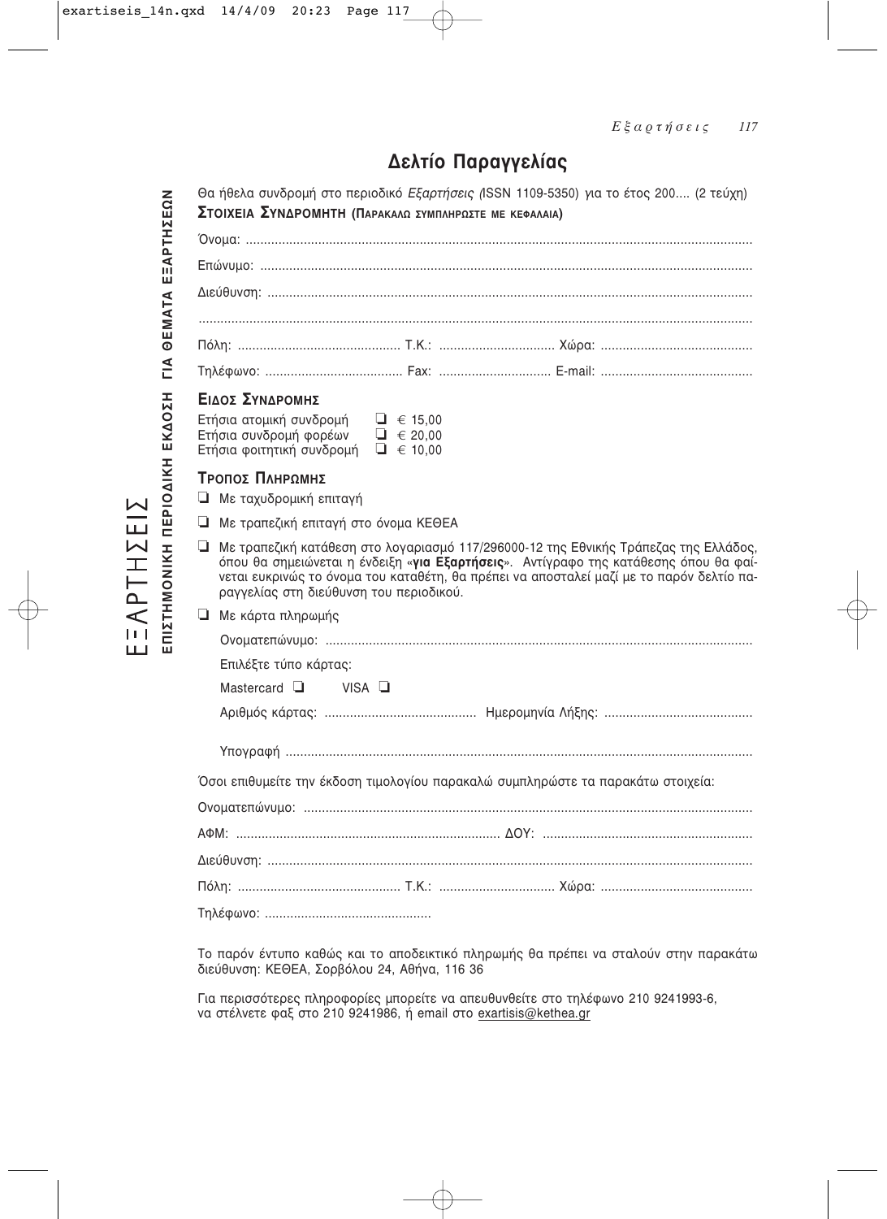# Δελτίο Παραγγελίας

Θα ήθελα συνδρομή στο περιοδικό *Εξαρτήσεις (*ISSN 1109-5350) για το έτος 200.... (2 τεύχη)

**ΣΤΟΙΧΕΙΑ ΣΥΝΔΡΟΜΗΤΗ (ΠΑΡΑΚΑΛΩ ΣΥΜΠΛΗΡΩΣΤΕ ΜΕ ΚΕΦΑΛΑΙΑ)**

Όνομα: ..........................................................................................................................................

Επώνυμο: .......................................................................................................................................

Διεύθυνση: .....................................................................................................................................

.......................................................................................................................................................

Πόλη: ............................................. Τ.Κ.: ................................ Χώρα: ..........................................

Τηλέφωνο: ...................................... Fax: ............................... E-mail: ..........................................

**ΕΙΔΟΣ ΣΥΝΔΡΟΜΗΣ**

| | |
|---|---|
| Ετήσια ατομική συνδρομή | ❑ € 15,00 |
| Ετήσια συνδρομή φορέων | ❑ € 20,00 |
| Ετήσια φοιτητική συνδρομή | ❑ € 10,00 |

**ΤΡΟΠΟΣ ΠΛΗΡΩΜΗΣ**

❑ Με ταχυδρομική επιταγή

❑ Με τραπεζική επιταγή στο όνομα ΚΕΘΕΑ

❑ Με τραπεζική κατάθεση στο λογαριασμό 117/296000-12 της Εθνικής Τράπεζας της Ελλάδος, όπου θα σημειώνεται η ένδειξη «**για Εξαρτήσεις**». Αντίγραφο της κατάθεσης όπου θα φαίνεται ευκρινώς το όνομα του καταθέτη, θα πρέπει να αποσταλεί μαζί με το παρόν δελτίο παραγγελίας στη διεύθυνση του περιοδικού.

❑ Με κάρτα πληρωμής

Ονοματεπώνυμο: ......................................................................................................................

Επιλέξτε τύπο κάρτας:

Mastercard ❑ VISA ❑

Αριθμός κάρτας: .......................................... Ημερομηνία Λήξης: .........................................

Υπογραφή .................................................................................................................................

Όσοι επιθυμείτε την έκδοση τιμολογίου παρακαλώ συμπληρώστε τα παρακάτω στοιχεία:

Ονοματεπώνυμο: ...........................................................................................................................

ΑΦΜ: ......................................................................... ΔΟΥ: ..........................................................

Διεύθυνση: .....................................................................................................................................

Πόλη: ............................................. Τ.Κ.: ................................ Χώρα: ..........................................

Τηλέφωνο: ..............................................

Το παρόν έντυπο καθώς και το αποδεικτικό πληρωμής θα πρέπει να σταλούν στην παρακάτω διεύθυνση: ΚΕΘΕΑ, Σορβόλου 24, Αθήνα, 116 36

Για περισσότερες πληροφορίες μπορείτε να απευθυνθείτε στο τηλέφωνο 210 9241993-6, να στέλνετε φαξ στο 210 9241986, ή email στο exartisis@kethea.gr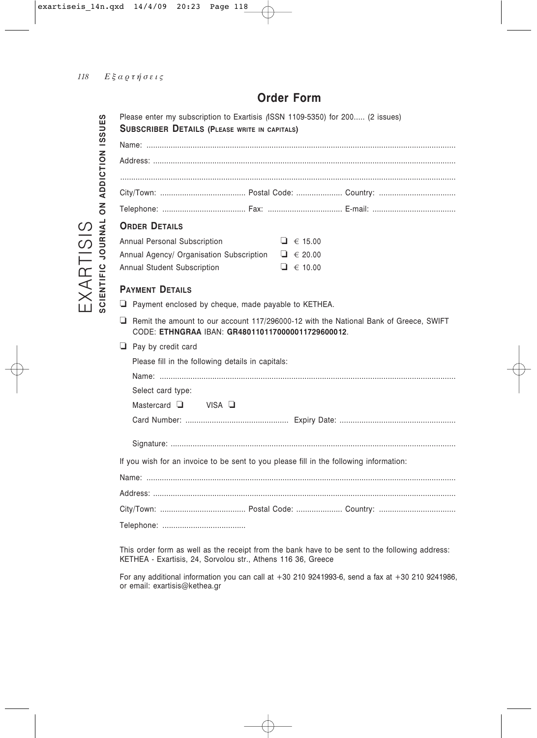## Order Form

EXARTISIS
**SCIENTIFIC JOURNAL ON ADDICTION ISSUES**

Please enter my subscription to Exartisis (ISSN 1109-5350) for 200..... (2 issues)

**SUBSCRIBER DETAILS (PLEASE WRITE IN CAPITALS)**

Name: ..........................................................................................................................................

Address: ......................................................................................................................................

......................................................................................................................................................

City/Town: ...................................... Postal Code: .................... Country: ..................................

Telephone: ..................................... Fax: ................................. E-mail: .....................................

**ORDER DETAILS**

| | |
|---|---|
| Annual Personal Subscription | ❑ € 15.00 |
| Annual Agency/ Organisation Subscription | ❑ € 20.00 |
| Annual Student Subscription | ❑ € 10.00 |

**PAYMENT DETAILS**

❑ Payment enclosed by cheque, made payable to KETHEA.

❑ Remit the amount to our account 117/296000-12 with the National Bank of Greece, SWIFT CODE: **ETHNGRAA** IBAN: **GR4801101170000011729600012**.

❑ Pay by credit card

Please fill in the following details in capitals:

Name: ..................................................................................................................................

Select card type:

Mastercard ❑ VISA ❑

Card Number: .............................................. Expiry Date: ....................................................

Signature: .............................................................................................................................

If you wish for an invoice to be sent to you please fill in the following information:

Name: ..........................................................................................................................................

Address: ......................................................................................................................................

City/Town: ...................................... Postal Code: .................... Country: ..................................

Telephone: .....................................

This order form as well as the receipt from the bank have to be sent to the following address: KETHEA - Exartisis, 24, Sorvolou str., Athens 116 36, Greece

For any additional information you can call at +30 210 9241993-6, send a fax at +30 210 9241986, or email: exartisis@kethea.gr